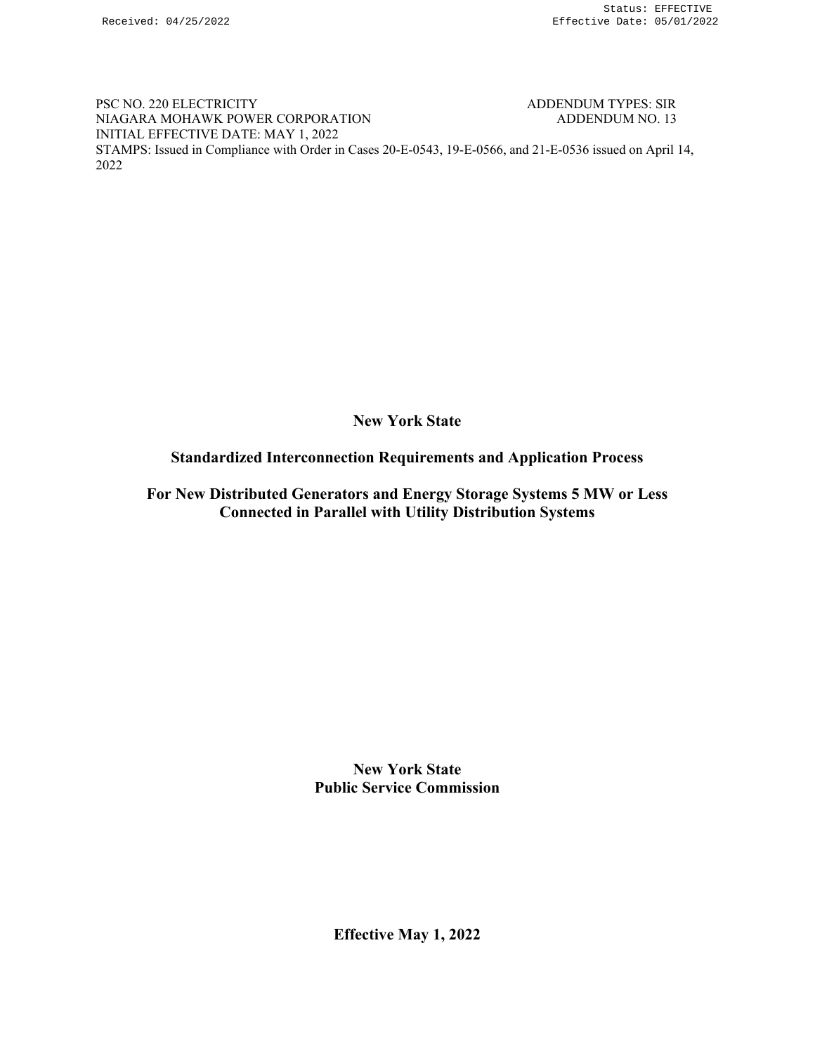PSC NO. 220 ELECTRICITY ADDENDUM TYPES: SIR
NIAGARA MOHAWK POWER CORPORATION ADDENDUM NO. 13
INITIAL EFFECTIVE DATE: MAY 1, 2022
STAMPS: Issued in Compliance with Order in Cases 20-E-0543, 19-E-0566, and 21-E-0536 issued on April 14, 2022

# New York State

# Standardized Interconnection Requirements and Application Process

## For New Distributed Generators and Energy Storage Systems 5 MW or Less Connected in Parallel with Utility Distribution Systems

**New York State**
**Public Service Commission**

**Effective May 1, 2022**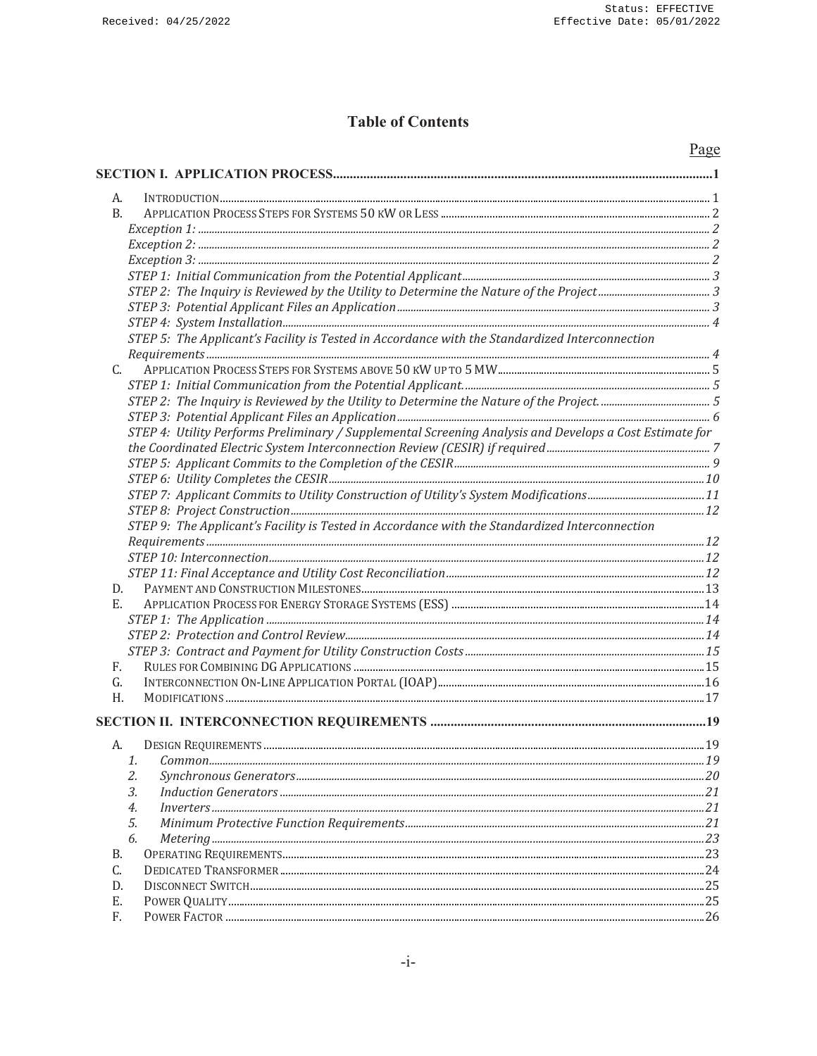# Table of Contents

Page

**SECTION I. APPLICATION PROCESS** .......... 1

A. INTRODUCTION .......... 1

B. APPLICATION PROCESS STEPS FOR SYSTEMS 50 KW OR LESS .......... 2

*Exception 1:* .......... 2

*Exception 2:* .......... 2

*Exception 3:* .......... 2

*STEP 1: Initial Communication from the Potential Applicant* .......... 3

*STEP 2: The Inquiry is Reviewed by the Utility to Determine the Nature of the Project* .......... 3

*STEP 3: Potential Applicant Files an Application* .......... 3

*STEP 4: System Installation* .......... 4

*STEP 5: The Applicant's Facility is Tested in Accordance with the Standardized Interconnection Requirements* .......... 4

C. APPLICATION PROCESS STEPS FOR SYSTEMS ABOVE 50 KW UP TO 5 MW .......... 5

*STEP 1: Initial Communication from the Potential Applicant.* .......... 5

*STEP 2: The Inquiry is Reviewed by the Utility to Determine the Nature of the Project.* .......... 5

*STEP 3: Potential Applicant Files an Application* .......... 6

*STEP 4: Utility Performs Preliminary / Supplemental Screening Analysis and Develops a Cost Estimate for the Coordinated Electric System Interconnection Review (CESIR) if required* .......... 7

*STEP 5: Applicant Commits to the Completion of the CESIR* .......... 9

*STEP 6: Utility Completes the CESIR* .......... 10

*STEP 7: Applicant Commits to Utility Construction of Utility's System Modifications* .......... 11

*STEP 8: Project Construction* .......... 12

*STEP 9: The Applicant's Facility is Tested in Accordance with the Standardized Interconnection Requirements* .......... 12

*STEP 10: Interconnection* .......... 12

*STEP 11: Final Acceptance and Utility Cost Reconciliation* .......... 12

D. PAYMENT AND CONSTRUCTION MILESTONES .......... 13

E. APPLICATION PROCESS FOR ENERGY STORAGE SYSTEMS (ESS) .......... 14

*STEP 1: The Application* .......... 14

*STEP 2: Protection and Control Review* .......... 14

*STEP 3: Contract and Payment for Utility Construction Costs* .......... 15

F. RULES FOR COMBINING DG APPLICATIONS .......... 15

G. INTERCONNECTION ON-LINE APPLICATION PORTAL (IOAP) .......... 16

H. MODIFICATIONS .......... 17

**SECTION II. INTERCONNECTION REQUIREMENTS** .......... 19

A. DESIGN REQUIREMENTS .......... 19

1. *Common* .......... 19
2. *Synchronous Generators* .......... 20
3. *Induction Generators* .......... 21
4. *Inverters* .......... 21
5. *Minimum Protective Function Requirements* .......... 21
6. *Metering* .......... 23

B. OPERATING REQUIREMENTS .......... 23

C. DEDICATED TRANSFORMER .......... 24

D. DISCONNECT SWITCH .......... 25

E. POWER QUALITY .......... 25

F. POWER FACTOR .......... 26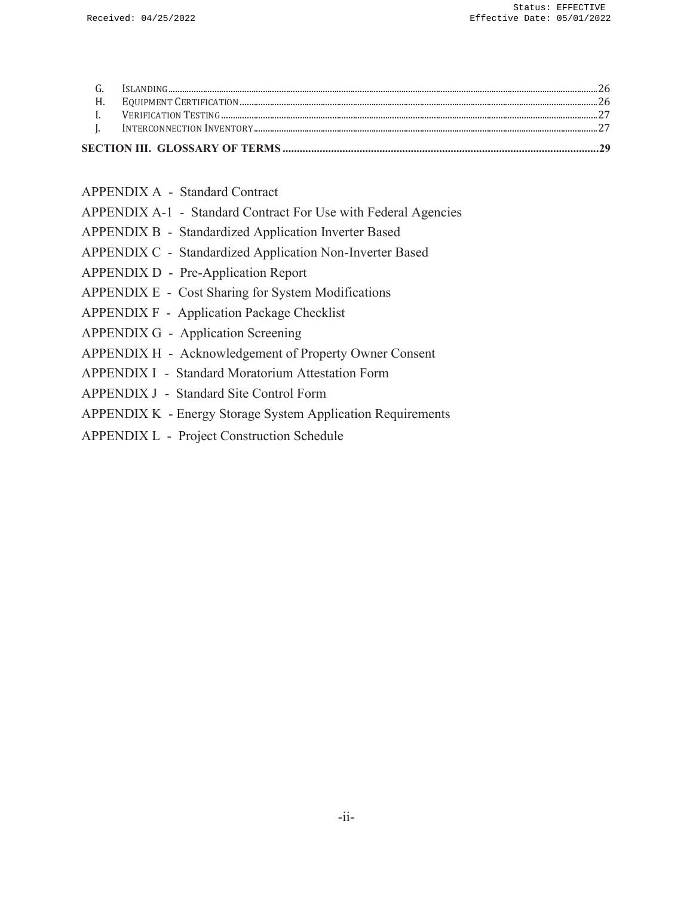G. Islanding ........ 26
H. Equipment Certification ........ 26
I. Verification Testing ........ 27
J. Interconnection Inventory ........ 27

**SECTION III. GLOSSARY OF TERMS ........ 29**

APPENDIX A - Standard Contract

APPENDIX A-1 - Standard Contract For Use with Federal Agencies

APPENDIX B - Standardized Application Inverter Based

APPENDIX C - Standardized Application Non-Inverter Based

APPENDIX D - Pre-Application Report

APPENDIX E - Cost Sharing for System Modifications

APPENDIX F - Application Package Checklist

APPENDIX G - Application Screening

APPENDIX H - Acknowledgement of Property Owner Consent

APPENDIX I - Standard Moratorium Attestation Form

APPENDIX J - Standard Site Control Form

APPENDIX K - Energy Storage System Application Requirements

APPENDIX L - Project Construction Schedule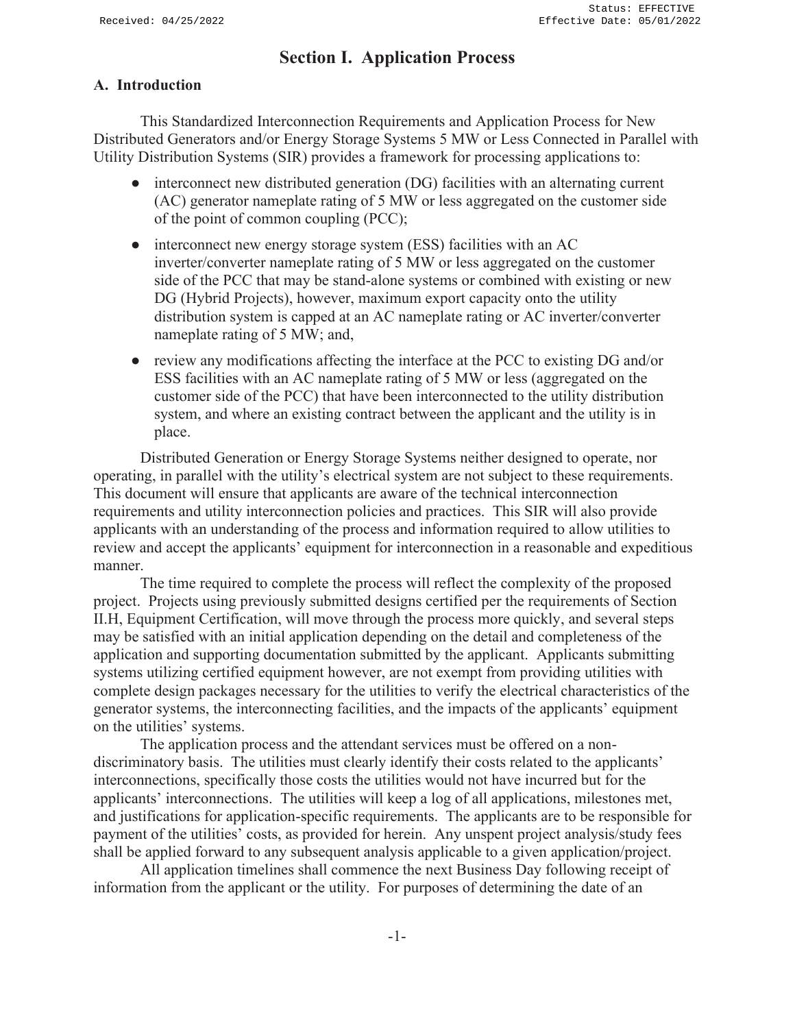# Section I. Application Process

## A. Introduction

This Standardized Interconnection Requirements and Application Process for New Distributed Generators and/or Energy Storage Systems 5 MW or Less Connected in Parallel with Utility Distribution Systems (SIR) provides a framework for processing applications to:

- interconnect new distributed generation (DG) facilities with an alternating current (AC) generator nameplate rating of 5 MW or less aggregated on the customer side of the point of common coupling (PCC);
- interconnect new energy storage system (ESS) facilities with an AC inverter/converter nameplate rating of 5 MW or less aggregated on the customer side of the PCC that may be stand-alone systems or combined with existing or new DG (Hybrid Projects), however, maximum export capacity onto the utility distribution system is capped at an AC nameplate rating or AC inverter/converter nameplate rating of 5 MW; and,
- review any modifications affecting the interface at the PCC to existing DG and/or ESS facilities with an AC nameplate rating of 5 MW or less (aggregated on the customer side of the PCC) that have been interconnected to the utility distribution system, and where an existing contract between the applicant and the utility is in place.

Distributed Generation or Energy Storage Systems neither designed to operate, nor operating, in parallel with the utility's electrical system are not subject to these requirements. This document will ensure that applicants are aware of the technical interconnection requirements and utility interconnection policies and practices. This SIR will also provide applicants with an understanding of the process and information required to allow utilities to review and accept the applicants' equipment for interconnection in a reasonable and expeditious manner.

The time required to complete the process will reflect the complexity of the proposed project. Projects using previously submitted designs certified per the requirements of Section II.H, Equipment Certification, will move through the process more quickly, and several steps may be satisfied with an initial application depending on the detail and completeness of the application and supporting documentation submitted by the applicant. Applicants submitting systems utilizing certified equipment however, are not exempt from providing utilities with complete design packages necessary for the utilities to verify the electrical characteristics of the generator systems, the interconnecting facilities, and the impacts of the applicants' equipment on the utilities' systems.

The application process and the attendant services must be offered on a non-discriminatory basis. The utilities must clearly identify their costs related to the applicants' interconnections, specifically those costs the utilities would not have incurred but for the applicants' interconnections. The utilities will keep a log of all applications, milestones met, and justifications for application-specific requirements. The applicants are to be responsible for payment of the utilities' costs, as provided for herein. Any unspent project analysis/study fees shall be applied forward to any subsequent analysis applicable to a given application/project.

All application timelines shall commence the next Business Day following receipt of information from the applicant or the utility. For purposes of determining the date of an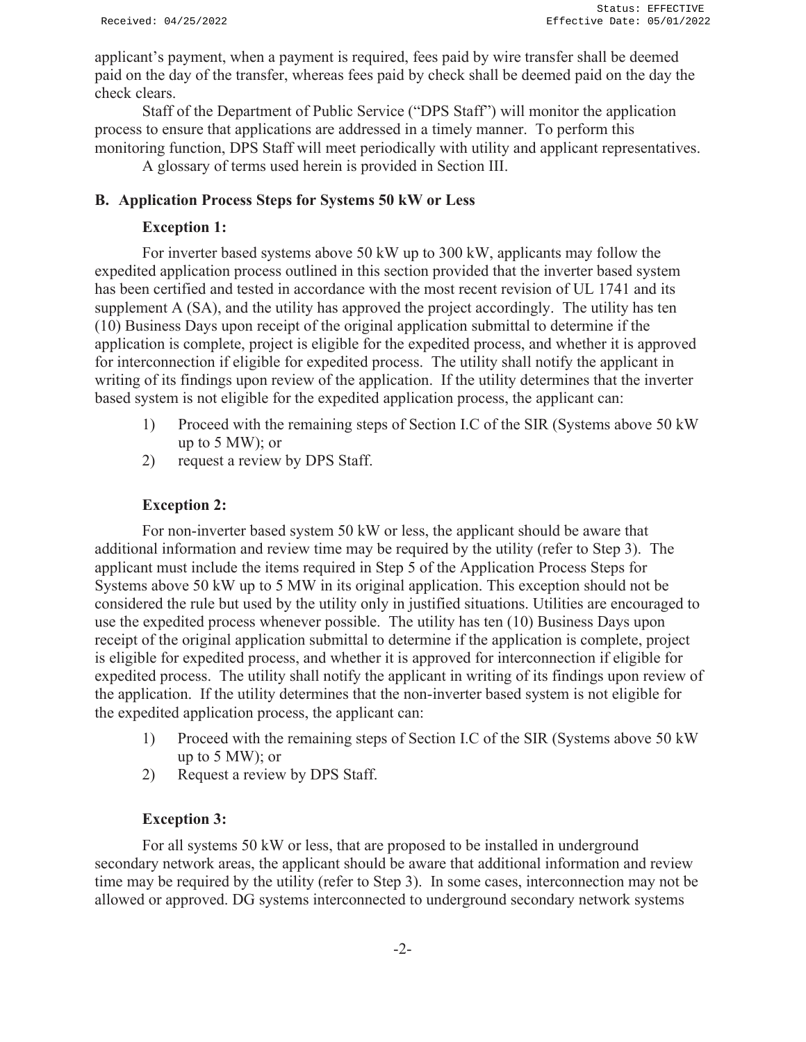applicant's payment, when a payment is required, fees paid by wire transfer shall be deemed paid on the day of the transfer, whereas fees paid by check shall be deemed paid on the day the check clears.

Staff of the Department of Public Service ("DPS Staff") will monitor the application process to ensure that applications are addressed in a timely manner. To perform this monitoring function, DPS Staff will meet periodically with utility and applicant representatives.

A glossary of terms used herein is provided in Section III.

## B. Application Process Steps for Systems 50 kW or Less

**Exception 1:**

For inverter based systems above 50 kW up to 300 kW, applicants may follow the expedited application process outlined in this section provided that the inverter based system has been certified and tested in accordance with the most recent revision of UL 1741 and its supplement A (SA), and the utility has approved the project accordingly. The utility has ten (10) Business Days upon receipt of the original application submittal to determine if the application is complete, project is eligible for the expedited process, and whether it is approved for interconnection if eligible for expedited process. The utility shall notify the applicant in writing of its findings upon review of the application. If the utility determines that the inverter based system is not eligible for the expedited application process, the applicant can:

1) Proceed with the remaining steps of Section I.C of the SIR (Systems above 50 kW up to 5 MW); or
2) request a review by DPS Staff.

**Exception 2:**

For non-inverter based system 50 kW or less, the applicant should be aware that additional information and review time may be required by the utility (refer to Step 3). The applicant must include the items required in Step 5 of the Application Process Steps for Systems above 50 kW up to 5 MW in its original application. This exception should not be considered the rule but used by the utility only in justified situations. Utilities are encouraged to use the expedited process whenever possible. The utility has ten (10) Business Days upon receipt of the original application submittal to determine if the application is complete, project is eligible for expedited process, and whether it is approved for interconnection if eligible for expedited process. The utility shall notify the applicant in writing of its findings upon review of the application. If the utility determines that the non-inverter based system is not eligible for the expedited application process, the applicant can:

1) Proceed with the remaining steps of Section I.C of the SIR (Systems above 50 kW up to 5 MW); or
2) Request a review by DPS Staff.

**Exception 3:**

For all systems 50 kW or less, that are proposed to be installed in underground secondary network areas, the applicant should be aware that additional information and review time may be required by the utility (refer to Step 3). In some cases, interconnection may not be allowed or approved. DG systems interconnected to underground secondary network systems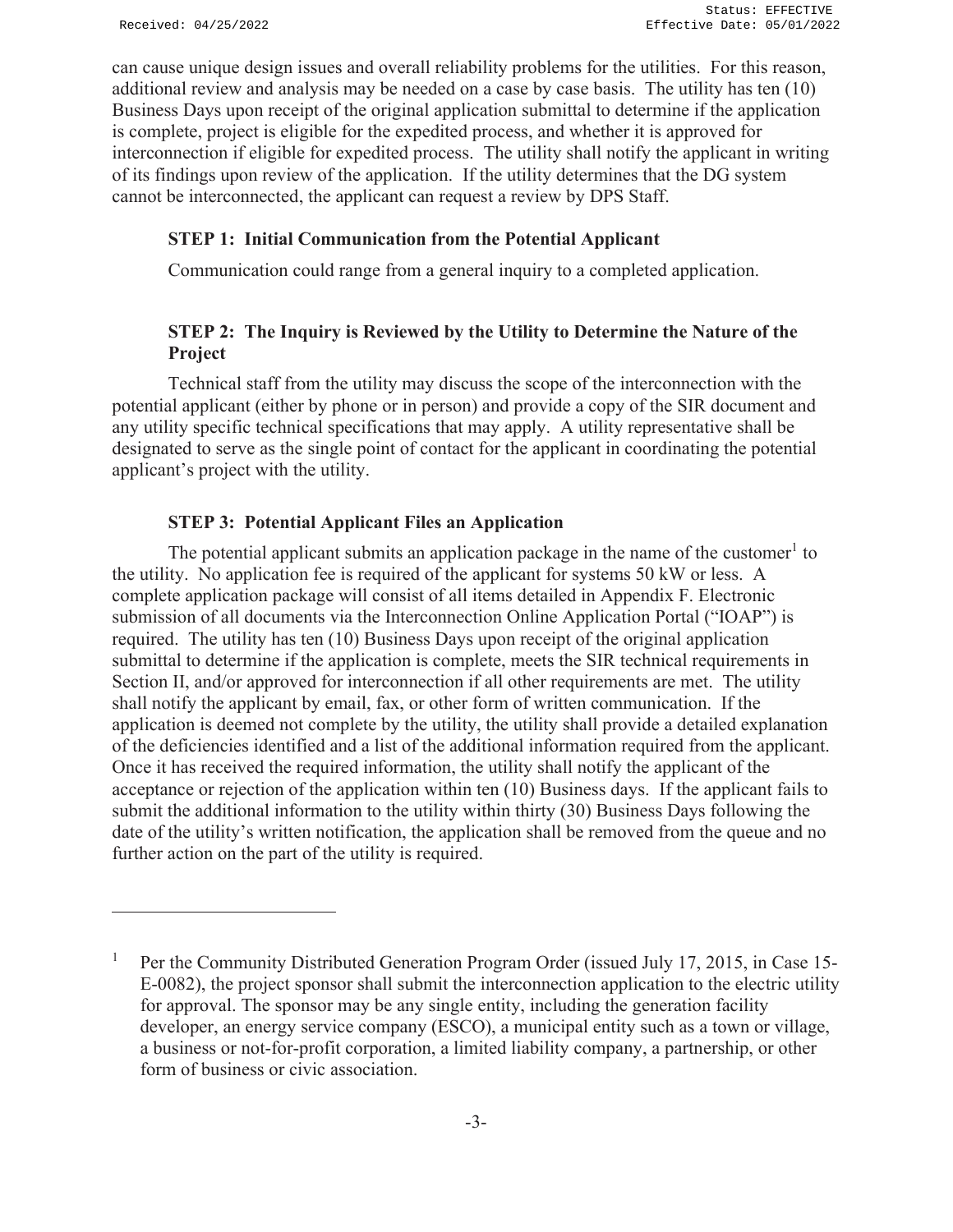can cause unique design issues and overall reliability problems for the utilities. For this reason, additional review and analysis may be needed on a case by case basis. The utility has ten (10) Business Days upon receipt of the original application submittal to determine if the application is complete, project is eligible for the expedited process, and whether it is approved for interconnection if eligible for expedited process. The utility shall notify the applicant in writing of its findings upon review of the application. If the utility determines that the DG system cannot be interconnected, the applicant can request a review by DPS Staff.

### STEP 1: Initial Communication from the Potential Applicant

Communication could range from a general inquiry to a completed application.

### STEP 2: The Inquiry is Reviewed by the Utility to Determine the Nature of the Project

Technical staff from the utility may discuss the scope of the interconnection with the potential applicant (either by phone or in person) and provide a copy of the SIR document and any utility specific technical specifications that may apply. A utility representative shall be designated to serve as the single point of contact for the applicant in coordinating the potential applicant's project with the utility.

### STEP 3: Potential Applicant Files an Application

The potential applicant submits an application package in the name of the customer[1] to the utility. No application fee is required of the applicant for systems 50 kW or less. A complete application package will consist of all items detailed in Appendix F. Electronic submission of all documents via the Interconnection Online Application Portal ("IOAP") is required. The utility has ten (10) Business Days upon receipt of the original application submittal to determine if the application is complete, meets the SIR technical requirements in Section II, and/or approved for interconnection if all other requirements are met. The utility shall notify the applicant by email, fax, or other form of written communication. If the application is deemed not complete by the utility, the utility shall provide a detailed explanation of the deficiencies identified and a list of the additional information required from the applicant. Once it has received the required information, the utility shall notify the applicant of the acceptance or rejection of the application within ten (10) Business days. If the applicant fails to submit the additional information to the utility within thirty (30) Business Days following the date of the utility's written notification, the application shall be removed from the queue and no further action on the part of the utility is required.

---

[1] Per the Community Distributed Generation Program Order (issued July 17, 2015, in Case 15-E-0082), the project sponsor shall submit the interconnection application to the electric utility for approval. The sponsor may be any single entity, including the generation facility developer, an energy service company (ESCO), a municipal entity such as a town or village, a business or not-for-profit corporation, a limited liability company, a partnership, or other form of business or civic association.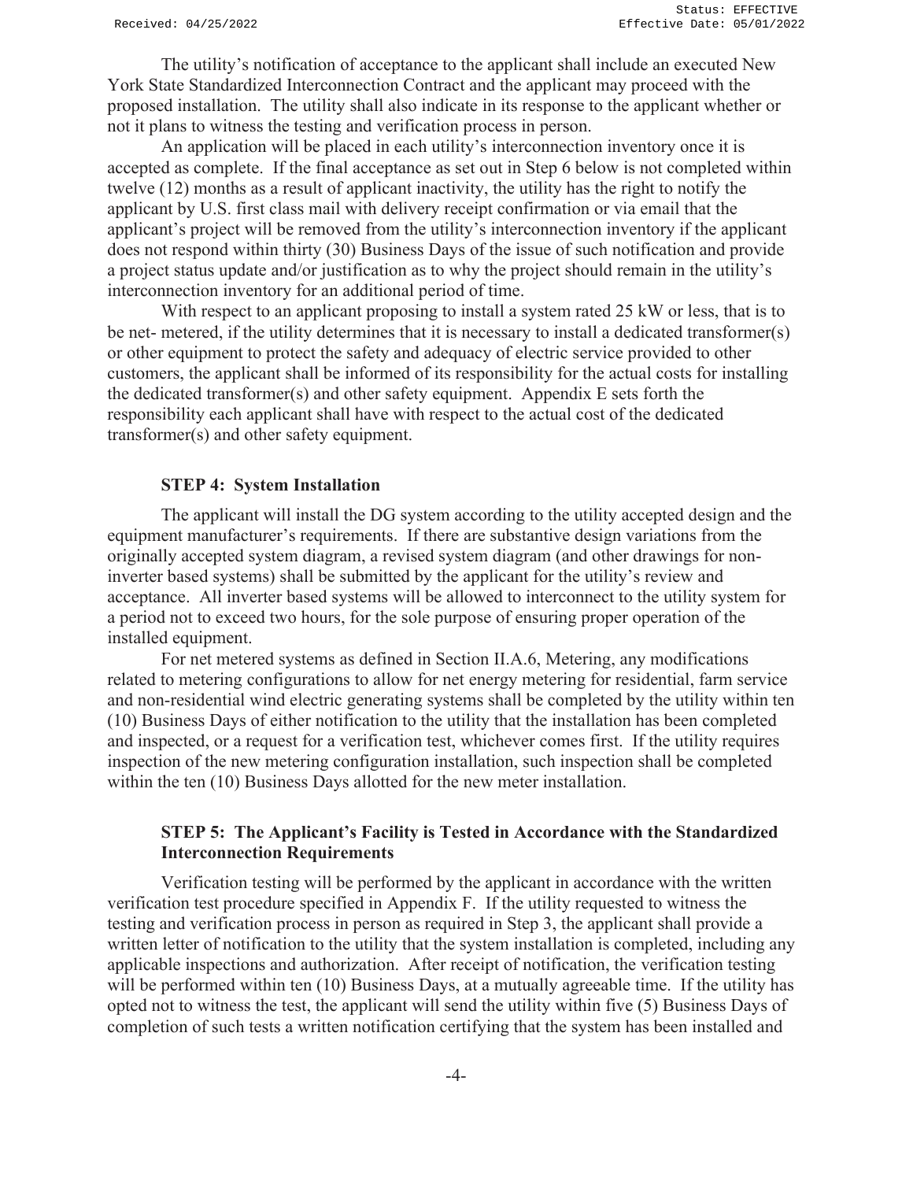The utility's notification of acceptance to the applicant shall include an executed New York State Standardized Interconnection Contract and the applicant may proceed with the proposed installation. The utility shall also indicate in its response to the applicant whether or not it plans to witness the testing and verification process in person.

An application will be placed in each utility's interconnection inventory once it is accepted as complete. If the final acceptance as set out in Step 6 below is not completed within twelve (12) months as a result of applicant inactivity, the utility has the right to notify the applicant by U.S. first class mail with delivery receipt confirmation or via email that the applicant's project will be removed from the utility's interconnection inventory if the applicant does not respond within thirty (30) Business Days of the issue of such notification and provide a project status update and/or justification as to why the project should remain in the utility's interconnection inventory for an additional period of time.

With respect to an applicant proposing to install a system rated 25 kW or less, that is to be net- metered, if the utility determines that it is necessary to install a dedicated transformer(s) or other equipment to protect the safety and adequacy of electric service provided to other customers, the applicant shall be informed of its responsibility for the actual costs for installing the dedicated transformer(s) and other safety equipment. Appendix E sets forth the responsibility each applicant shall have with respect to the actual cost of the dedicated transformer(s) and other safety equipment.

### STEP 4: System Installation

The applicant will install the DG system according to the utility accepted design and the equipment manufacturer's requirements. If there are substantive design variations from the originally accepted system diagram, a revised system diagram (and other drawings for non-inverter based systems) shall be submitted by the applicant for the utility's review and acceptance. All inverter based systems will be allowed to interconnect to the utility system for a period not to exceed two hours, for the sole purpose of ensuring proper operation of the installed equipment.

For net metered systems as defined in Section II.A.6, Metering, any modifications related to metering configurations to allow for net energy metering for residential, farm service and non-residential wind electric generating systems shall be completed by the utility within ten (10) Business Days of either notification to the utility that the installation has been completed and inspected, or a request for a verification test, whichever comes first. If the utility requires inspection of the new metering configuration installation, such inspection shall be completed within the ten (10) Business Days allotted for the new meter installation.

### STEP 5: The Applicant's Facility is Tested in Accordance with the Standardized Interconnection Requirements

Verification testing will be performed by the applicant in accordance with the written verification test procedure specified in Appendix F. If the utility requested to witness the testing and verification process in person as required in Step 3, the applicant shall provide a written letter of notification to the utility that the system installation is completed, including any applicable inspections and authorization. After receipt of notification, the verification testing will be performed within ten (10) Business Days, at a mutually agreeable time. If the utility has opted not to witness the test, the applicant will send the utility within five (5) Business Days of completion of such tests a written notification certifying that the system has been installed and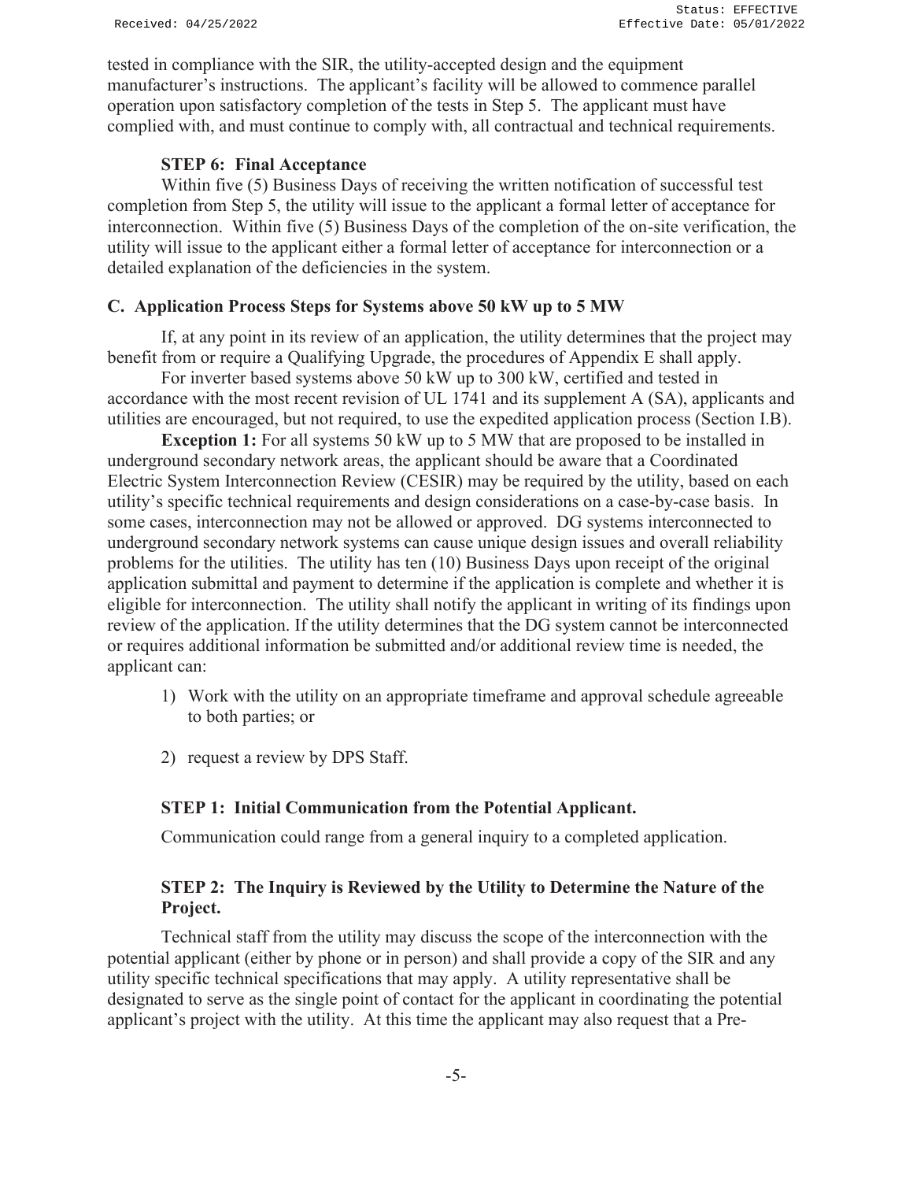tested in compliance with the SIR, the utility-accepted design and the equipment manufacturer's instructions. The applicant's facility will be allowed to commence parallel operation upon satisfactory completion of the tests in Step 5. The applicant must have complied with, and must continue to comply with, all contractual and technical requirements.

**STEP 6: Final Acceptance**

Within five (5) Business Days of receiving the written notification of successful test completion from Step 5, the utility will issue to the applicant a formal letter of acceptance for interconnection. Within five (5) Business Days of the completion of the on-site verification, the utility will issue to the applicant either a formal letter of acceptance for interconnection or a detailed explanation of the deficiencies in the system.

### C. Application Process Steps for Systems above 50 kW up to 5 MW

If, at any point in its review of an application, the utility determines that the project may benefit from or require a Qualifying Upgrade, the procedures of Appendix E shall apply.

For inverter based systems above 50 kW up to 300 kW, certified and tested in accordance with the most recent revision of UL 1741 and its supplement A (SA), applicants and utilities are encouraged, but not required, to use the expedited application process (Section I.B).

**Exception 1:** For all systems 50 kW up to 5 MW that are proposed to be installed in underground secondary network areas, the applicant should be aware that a Coordinated Electric System Interconnection Review (CESIR) may be required by the utility, based on each utility's specific technical requirements and design considerations on a case-by-case basis. In some cases, interconnection may not be allowed or approved. DG systems interconnected to underground secondary network systems can cause unique design issues and overall reliability problems for the utilities. The utility has ten (10) Business Days upon receipt of the original application submittal and payment to determine if the application is complete and whether it is eligible for interconnection. The utility shall notify the applicant in writing of its findings upon review of the application. If the utility determines that the DG system cannot be interconnected or requires additional information be submitted and/or additional review time is needed, the applicant can:

1) Work with the utility on an appropriate timeframe and approval schedule agreeable to both parties; or

2) request a review by DPS Staff.

**STEP 1: Initial Communication from the Potential Applicant.**

Communication could range from a general inquiry to a completed application.

**STEP 2: The Inquiry is Reviewed by the Utility to Determine the Nature of the Project.**

Technical staff from the utility may discuss the scope of the interconnection with the potential applicant (either by phone or in person) and shall provide a copy of the SIR and any utility specific technical specifications that may apply. A utility representative shall be designated to serve as the single point of contact for the applicant in coordinating the potential applicant's project with the utility. At this time the applicant may also request that a Pre-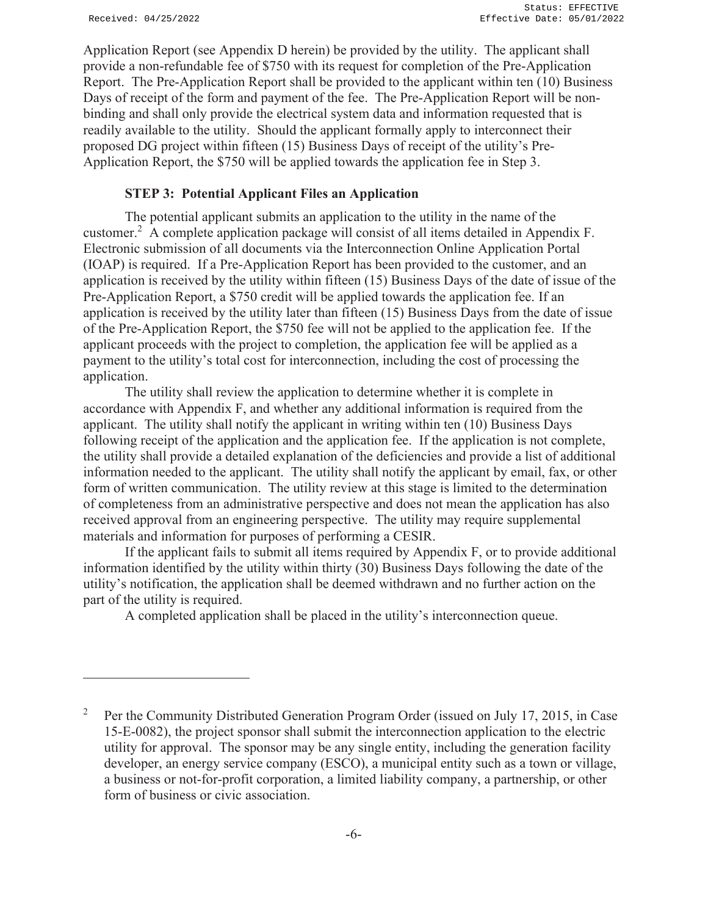Application Report (see Appendix D herein) be provided by the utility. The applicant shall provide a non-refundable fee of $750 with its request for completion of the Pre-Application Report. The Pre-Application Report shall be provided to the applicant within ten (10) Business Days of receipt of the form and payment of the fee. The Pre-Application Report will be non-binding and shall only provide the electrical system data and information requested that is readily available to the utility. Should the applicant formally apply to interconnect their proposed DG project within fifteen (15) Business Days of receipt of the utility's Pre-Application Report, the $750 will be applied towards the application fee in Step 3.

### STEP 3: Potential Applicant Files an Application

The potential applicant submits an application to the utility in the name of the customer.[2] A complete application package will consist of all items detailed in Appendix F. Electronic submission of all documents via the Interconnection Online Application Portal (IOAP) is required. If a Pre-Application Report has been provided to the customer, and an application is received by the utility within fifteen (15) Business Days of the date of issue of the Pre-Application Report, a $750 credit will be applied towards the application fee. If an application is received by the utility later than fifteen (15) Business Days from the date of issue of the Pre-Application Report, the $750 fee will not be applied to the application fee. If the applicant proceeds with the project to completion, the application fee will be applied as a payment to the utility's total cost for interconnection, including the cost of processing the application.

The utility shall review the application to determine whether it is complete in accordance with Appendix F, and whether any additional information is required from the applicant. The utility shall notify the applicant in writing within ten (10) Business Days following receipt of the application and the application fee. If the application is not complete, the utility shall provide a detailed explanation of the deficiencies and provide a list of additional information needed to the applicant. The utility shall notify the applicant by email, fax, or other form of written communication. The utility review at this stage is limited to the determination of completeness from an administrative perspective and does not mean the application has also received approval from an engineering perspective. The utility may require supplemental materials and information for purposes of performing a CESIR.

If the applicant fails to submit all items required by Appendix F, or to provide additional information identified by the utility within thirty (30) Business Days following the date of the utility's notification, the application shall be deemed withdrawn and no further action on the part of the utility is required.

A completed application shall be placed in the utility's interconnection queue.

---

[2] Per the Community Distributed Generation Program Order (issued on July 17, 2015, in Case 15-E-0082), the project sponsor shall submit the interconnection application to the electric utility for approval. The sponsor may be any single entity, including the generation facility developer, an energy service company (ESCO), a municipal entity such as a town or village, a business or not-for-profit corporation, a limited liability company, a partnership, or other form of business or civic association.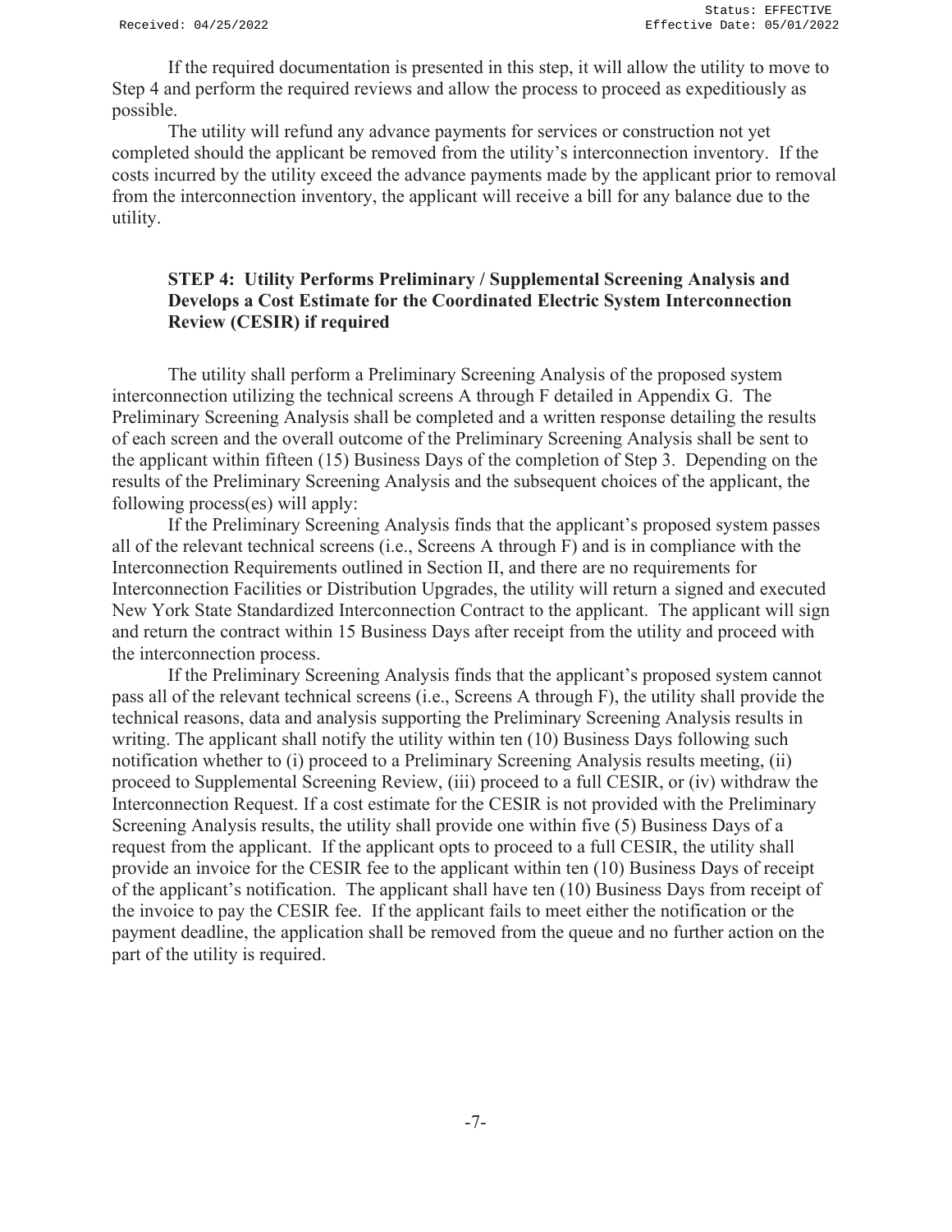If the required documentation is presented in this step, it will allow the utility to move to Step 4 and perform the required reviews and allow the process to proceed as expeditiously as possible.

The utility will refund any advance payments for services or construction not yet completed should the applicant be removed from the utility's interconnection inventory. If the costs incurred by the utility exceed the advance payments made by the applicant prior to removal from the interconnection inventory, the applicant will receive a bill for any balance due to the utility.

### STEP 4: Utility Performs Preliminary / Supplemental Screening Analysis and Develops a Cost Estimate for the Coordinated Electric System Interconnection Review (CESIR) if required

The utility shall perform a Preliminary Screening Analysis of the proposed system interconnection utilizing the technical screens A through F detailed in Appendix G. The Preliminary Screening Analysis shall be completed and a written response detailing the results of each screen and the overall outcome of the Preliminary Screening Analysis shall be sent to the applicant within fifteen (15) Business Days of the completion of Step 3. Depending on the results of the Preliminary Screening Analysis and the subsequent choices of the applicant, the following process(es) will apply:

If the Preliminary Screening Analysis finds that the applicant's proposed system passes all of the relevant technical screens (i.e., Screens A through F) and is in compliance with the Interconnection Requirements outlined in Section II, and there are no requirements for Interconnection Facilities or Distribution Upgrades, the utility will return a signed and executed New York State Standardized Interconnection Contract to the applicant. The applicant will sign and return the contract within 15 Business Days after receipt from the utility and proceed with the interconnection process.

If the Preliminary Screening Analysis finds that the applicant's proposed system cannot pass all of the relevant technical screens (i.e., Screens A through F), the utility shall provide the technical reasons, data and analysis supporting the Preliminary Screening Analysis results in writing. The applicant shall notify the utility within ten (10) Business Days following such notification whether to (i) proceed to a Preliminary Screening Analysis results meeting, (ii) proceed to Supplemental Screening Review, (iii) proceed to a full CESIR, or (iv) withdraw the Interconnection Request. If a cost estimate for the CESIR is not provided with the Preliminary Screening Analysis results, the utility shall provide one within five (5) Business Days of a request from the applicant. If the applicant opts to proceed to a full CESIR, the utility shall provide an invoice for the CESIR fee to the applicant within ten (10) Business Days of receipt of the applicant's notification. The applicant shall have ten (10) Business Days from receipt of the invoice to pay the CESIR fee. If the applicant fails to meet either the notification or the payment deadline, the application shall be removed from the queue and no further action on the part of the utility is required.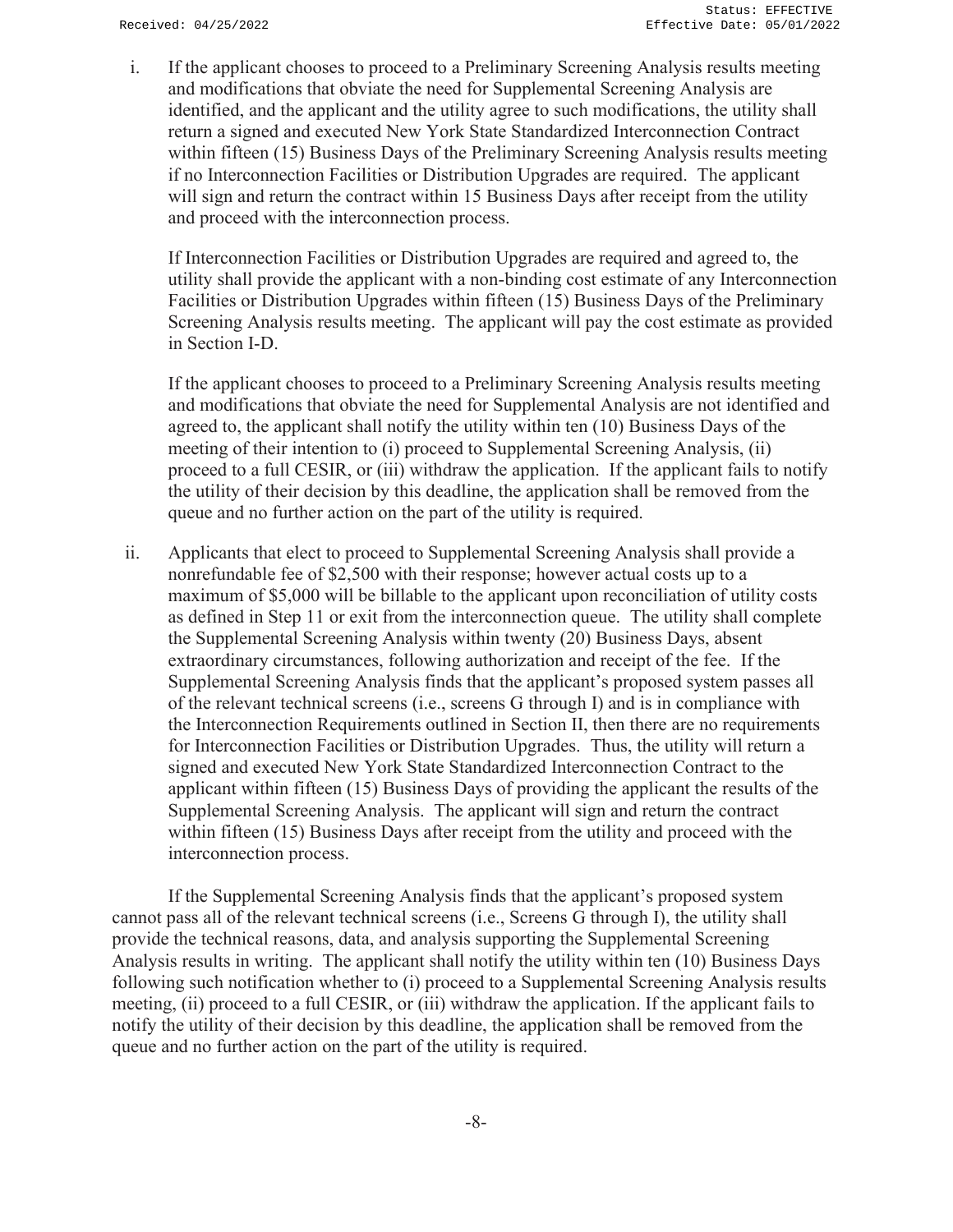i. If the applicant chooses to proceed to a Preliminary Screening Analysis results meeting and modifications that obviate the need for Supplemental Screening Analysis are identified, and the applicant and the utility agree to such modifications, the utility shall return a signed and executed New York State Standardized Interconnection Contract within fifteen (15) Business Days of the Preliminary Screening Analysis results meeting if no Interconnection Facilities or Distribution Upgrades are required. The applicant will sign and return the contract within 15 Business Days after receipt from the utility and proceed with the interconnection process.

   If Interconnection Facilities or Distribution Upgrades are required and agreed to, the utility shall provide the applicant with a non-binding cost estimate of any Interconnection Facilities or Distribution Upgrades within fifteen (15) Business Days of the Preliminary Screening Analysis results meeting. The applicant will pay the cost estimate as provided in Section I-D.

   If the applicant chooses to proceed to a Preliminary Screening Analysis results meeting and modifications that obviate the need for Supplemental Analysis are not identified and agreed to, the applicant shall notify the utility within ten (10) Business Days of the meeting of their intention to (i) proceed to Supplemental Screening Analysis, (ii) proceed to a full CESIR, or (iii) withdraw the application. If the applicant fails to notify the utility of their decision by this deadline, the application shall be removed from the queue and no further action on the part of the utility is required.

ii. Applicants that elect to proceed to Supplemental Screening Analysis shall provide a nonrefundable fee of $2,500 with their response; however actual costs up to a maximum of $5,000 will be billable to the applicant upon reconciliation of utility costs as defined in Step 11 or exit from the interconnection queue. The utility shall complete the Supplemental Screening Analysis within twenty (20) Business Days, absent extraordinary circumstances, following authorization and receipt of the fee. If the Supplemental Screening Analysis finds that the applicant's proposed system passes all of the relevant technical screens (i.e., screens G through I) and is in compliance with the Interconnection Requirements outlined in Section II, then there are no requirements for Interconnection Facilities or Distribution Upgrades. Thus, the utility will return a signed and executed New York State Standardized Interconnection Contract to the applicant within fifteen (15) Business Days of providing the applicant the results of the Supplemental Screening Analysis. The applicant will sign and return the contract within fifteen (15) Business Days after receipt from the utility and proceed with the interconnection process.

If the Supplemental Screening Analysis finds that the applicant's proposed system cannot pass all of the relevant technical screens (i.e., Screens G through I), the utility shall provide the technical reasons, data, and analysis supporting the Supplemental Screening Analysis results in writing. The applicant shall notify the utility within ten (10) Business Days following such notification whether to (i) proceed to a Supplemental Screening Analysis results meeting, (ii) proceed to a full CESIR, or (iii) withdraw the application. If the applicant fails to notify the utility of their decision by this deadline, the application shall be removed from the queue and no further action on the part of the utility is required.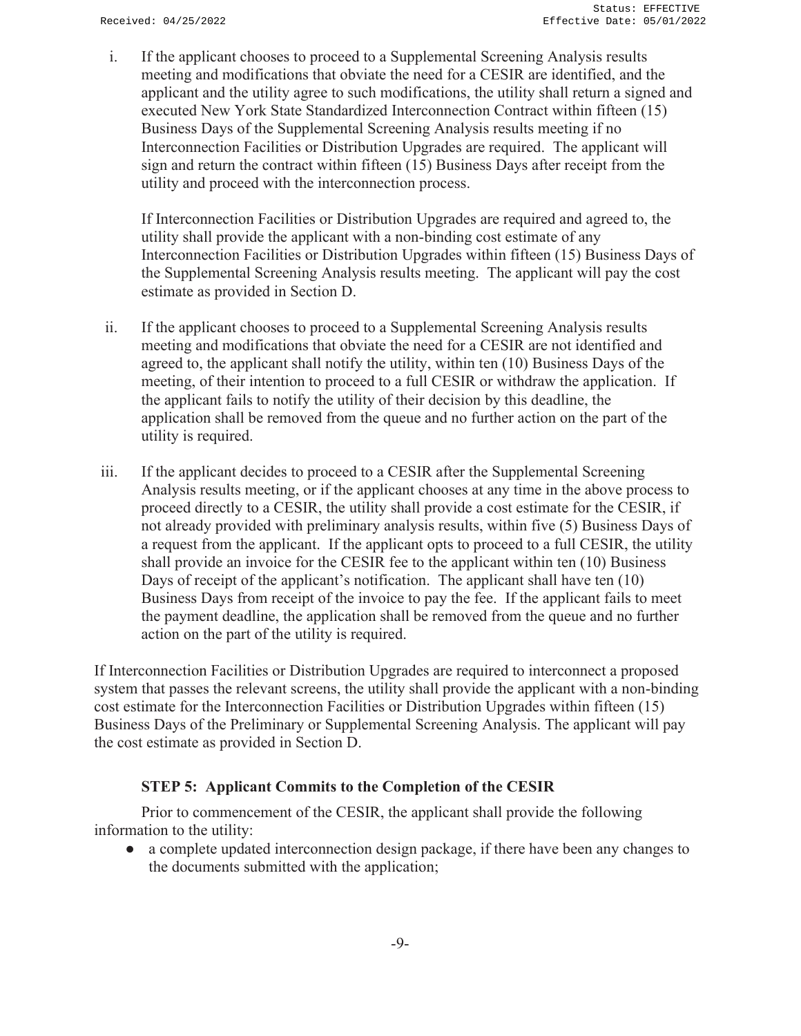i. If the applicant chooses to proceed to a Supplemental Screening Analysis results meeting and modifications that obviate the need for a CESIR are identified, and the applicant and the utility agree to such modifications, the utility shall return a signed and executed New York State Standardized Interconnection Contract within fifteen (15) Business Days of the Supplemental Screening Analysis results meeting if no Interconnection Facilities or Distribution Upgrades are required. The applicant will sign and return the contract within fifteen (15) Business Days after receipt from the utility and proceed with the interconnection process.

   If Interconnection Facilities or Distribution Upgrades are required and agreed to, the utility shall provide the applicant with a non-binding cost estimate of any Interconnection Facilities or Distribution Upgrades within fifteen (15) Business Days of the Supplemental Screening Analysis results meeting. The applicant will pay the cost estimate as provided in Section D.

ii. If the applicant chooses to proceed to a Supplemental Screening Analysis results meeting and modifications that obviate the need for a CESIR are not identified and agreed to, the applicant shall notify the utility, within ten (10) Business Days of the meeting, of their intention to proceed to a full CESIR or withdraw the application. If the applicant fails to notify the utility of their decision by this deadline, the application shall be removed from the queue and no further action on the part of the utility is required.

iii. If the applicant decides to proceed to a CESIR after the Supplemental Screening Analysis results meeting, or if the applicant chooses at any time in the above process to proceed directly to a CESIR, the utility shall provide a cost estimate for the CESIR, if not already provided with preliminary analysis results, within five (5) Business Days of a request from the applicant. If the applicant opts to proceed to a full CESIR, the utility shall provide an invoice for the CESIR fee to the applicant within ten (10) Business Days of receipt of the applicant's notification. The applicant shall have ten (10) Business Days from receipt of the invoice to pay the fee. If the applicant fails to meet the payment deadline, the application shall be removed from the queue and no further action on the part of the utility is required.

If Interconnection Facilities or Distribution Upgrades are required to interconnect a proposed system that passes the relevant screens, the utility shall provide the applicant with a non-binding cost estimate for the Interconnection Facilities or Distribution Upgrades within fifteen (15) Business Days of the Preliminary or Supplemental Screening Analysis. The applicant will pay the cost estimate as provided in Section D.

**STEP 5: Applicant Commits to the Completion of the CESIR**

Prior to commencement of the CESIR, the applicant shall provide the following information to the utility:

- a complete updated interconnection design package, if there have been any changes to the documents submitted with the application;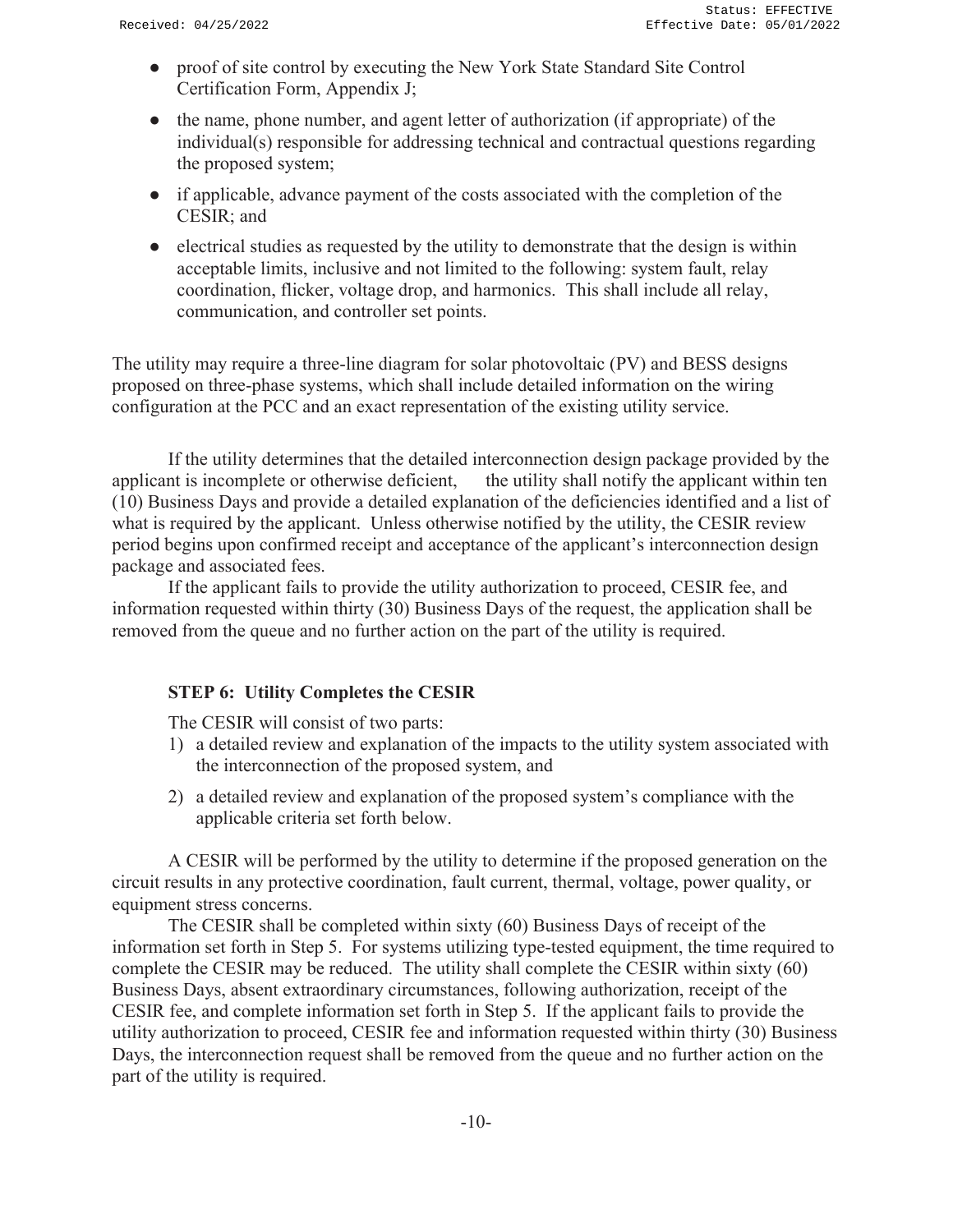- proof of site control by executing the New York State Standard Site Control Certification Form, Appendix J;
- the name, phone number, and agent letter of authorization (if appropriate) of the individual(s) responsible for addressing technical and contractual questions regarding the proposed system;
- if applicable, advance payment of the costs associated with the completion of the CESIR; and
- electrical studies as requested by the utility to demonstrate that the design is within acceptable limits, inclusive and not limited to the following: system fault, relay coordination, flicker, voltage drop, and harmonics. This shall include all relay, communication, and controller set points.

The utility may require a three-line diagram for solar photovoltaic (PV) and BESS designs proposed on three-phase systems, which shall include detailed information on the wiring configuration at the PCC and an exact representation of the existing utility service.

If the utility determines that the detailed interconnection design package provided by the applicant is incomplete or otherwise deficient, the utility shall notify the applicant within ten (10) Business Days and provide a detailed explanation of the deficiencies identified and a list of what is required by the applicant. Unless otherwise notified by the utility, the CESIR review period begins upon confirmed receipt and acceptance of the applicant's interconnection design package and associated fees.

If the applicant fails to provide the utility authorization to proceed, CESIR fee, and information requested within thirty (30) Business Days of the request, the application shall be removed from the queue and no further action on the part of the utility is required.

### STEP 6: Utility Completes the CESIR

The CESIR will consist of two parts:

1) a detailed review and explanation of the impacts to the utility system associated with the interconnection of the proposed system, and
2) a detailed review and explanation of the proposed system's compliance with the applicable criteria set forth below.

A CESIR will be performed by the utility to determine if the proposed generation on the circuit results in any protective coordination, fault current, thermal, voltage, power quality, or equipment stress concerns.

The CESIR shall be completed within sixty (60) Business Days of receipt of the information set forth in Step 5. For systems utilizing type-tested equipment, the time required to complete the CESIR may be reduced. The utility shall complete the CESIR within sixty (60) Business Days, absent extraordinary circumstances, following authorization, receipt of the CESIR fee, and complete information set forth in Step 5. If the applicant fails to provide the utility authorization to proceed, CESIR fee and information requested within thirty (30) Business Days, the interconnection request shall be removed from the queue and no further action on the part of the utility is required.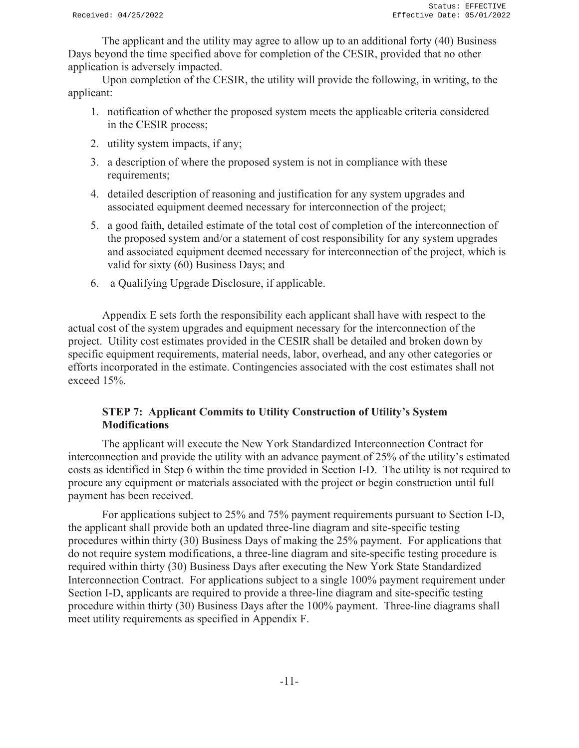The applicant and the utility may agree to allow up to an additional forty (40) Business Days beyond the time specified above for completion of the CESIR, provided that no other application is adversely impacted.

Upon completion of the CESIR, the utility will provide the following, in writing, to the applicant:

1. notification of whether the proposed system meets the applicable criteria considered in the CESIR process;
2. utility system impacts, if any;
3. a description of where the proposed system is not in compliance with these requirements;
4. detailed description of reasoning and justification for any system upgrades and associated equipment deemed necessary for interconnection of the project;
5. a good faith, detailed estimate of the total cost of completion of the interconnection of the proposed system and/or a statement of cost responsibility for any system upgrades and associated equipment deemed necessary for interconnection of the project, which is valid for sixty (60) Business Days; and
6. a Qualifying Upgrade Disclosure, if applicable.

Appendix E sets forth the responsibility each applicant shall have with respect to the actual cost of the system upgrades and equipment necessary for the interconnection of the project. Utility cost estimates provided in the CESIR shall be detailed and broken down by specific equipment requirements, material needs, labor, overhead, and any other categories or efforts incorporated in the estimate. Contingencies associated with the cost estimates shall not exceed 15%.

### STEP 7: Applicant Commits to Utility Construction of Utility's System Modifications

The applicant will execute the New York Standardized Interconnection Contract for interconnection and provide the utility with an advance payment of 25% of the utility's estimated costs as identified in Step 6 within the time provided in Section I-D. The utility is not required to procure any equipment or materials associated with the project or begin construction until full payment has been received.

For applications subject to 25% and 75% payment requirements pursuant to Section I-D, the applicant shall provide both an updated three-line diagram and site-specific testing procedures within thirty (30) Business Days of making the 25% payment. For applications that do not require system modifications, a three-line diagram and site-specific testing procedure is required within thirty (30) Business Days after executing the New York State Standardized Interconnection Contract. For applications subject to a single 100% payment requirement under Section I-D, applicants are required to provide a three-line diagram and site-specific testing procedure within thirty (30) Business Days after the 100% payment. Three-line diagrams shall meet utility requirements as specified in Appendix F.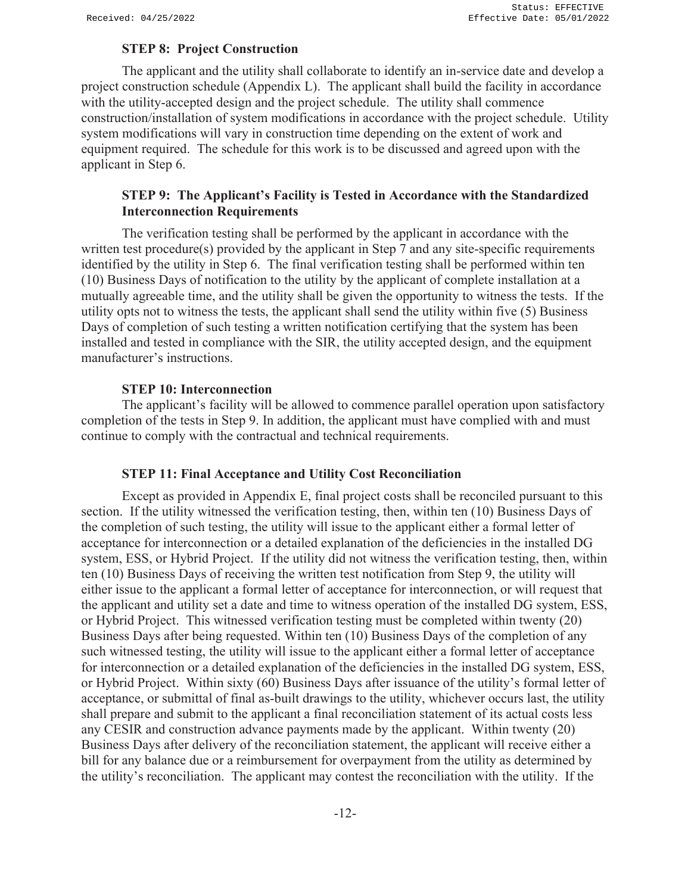### STEP 8: Project Construction

The applicant and the utility shall collaborate to identify an in-service date and develop a project construction schedule (Appendix L). The applicant shall build the facility in accordance with the utility-accepted design and the project schedule. The utility shall commence construction/installation of system modifications in accordance with the project schedule. Utility system modifications will vary in construction time depending on the extent of work and equipment required. The schedule for this work is to be discussed and agreed upon with the applicant in Step 6.

### STEP 9: The Applicant's Facility is Tested in Accordance with the Standardized Interconnection Requirements

The verification testing shall be performed by the applicant in accordance with the written test procedure(s) provided by the applicant in Step 7 and any site-specific requirements identified by the utility in Step 6. The final verification testing shall be performed within ten (10) Business Days of notification to the utility by the applicant of complete installation at a mutually agreeable time, and the utility shall be given the opportunity to witness the tests. If the utility opts not to witness the tests, the applicant shall send the utility within five (5) Business Days of completion of such testing a written notification certifying that the system has been installed and tested in compliance with the SIR, the utility accepted design, and the equipment manufacturer's instructions.

### STEP 10: Interconnection

The applicant's facility will be allowed to commence parallel operation upon satisfactory completion of the tests in Step 9. In addition, the applicant must have complied with and must continue to comply with the contractual and technical requirements.

### STEP 11: Final Acceptance and Utility Cost Reconciliation

Except as provided in Appendix E, final project costs shall be reconciled pursuant to this section. If the utility witnessed the verification testing, then, within ten (10) Business Days of the completion of such testing, the utility will issue to the applicant either a formal letter of acceptance for interconnection or a detailed explanation of the deficiencies in the installed DG system, ESS, or Hybrid Project. If the utility did not witness the verification testing, then, within ten (10) Business Days of receiving the written test notification from Step 9, the utility will either issue to the applicant a formal letter of acceptance for interconnection, or will request that the applicant and utility set a date and time to witness operation of the installed DG system, ESS, or Hybrid Project. This witnessed verification testing must be completed within twenty (20) Business Days after being requested. Within ten (10) Business Days of the completion of any such witnessed testing, the utility will issue to the applicant either a formal letter of acceptance for interconnection or a detailed explanation of the deficiencies in the installed DG system, ESS, or Hybrid Project. Within sixty (60) Business Days after issuance of the utility's formal letter of acceptance, or submittal of final as-built drawings to the utility, whichever occurs last, the utility shall prepare and submit to the applicant a final reconciliation statement of its actual costs less any CESIR and construction advance payments made by the applicant. Within twenty (20) Business Days after delivery of the reconciliation statement, the applicant will receive either a bill for any balance due or a reimbursement for overpayment from the utility as determined by the utility's reconciliation. The applicant may contest the reconciliation with the utility. If the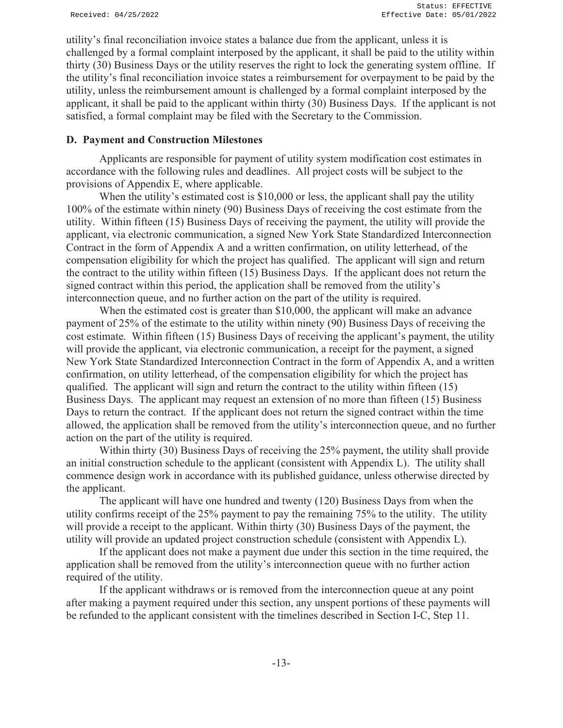utility's final reconciliation invoice states a balance due from the applicant, unless it is challenged by a formal complaint interposed by the applicant, it shall be paid to the utility within thirty (30) Business Days or the utility reserves the right to lock the generating system offline. If the utility's final reconciliation invoice states a reimbursement for overpayment to be paid by the utility, unless the reimbursement amount is challenged by a formal complaint interposed by the applicant, it shall be paid to the applicant within thirty (30) Business Days. If the applicant is not satisfied, a formal complaint may be filed with the Secretary to the Commission.

**D. Payment and Construction Milestones**

Applicants are responsible for payment of utility system modification cost estimates in accordance with the following rules and deadlines. All project costs will be subject to the provisions of Appendix E, where applicable.

When the utility's estimated cost is $10,000 or less, the applicant shall pay the utility 100% of the estimate within ninety (90) Business Days of receiving the cost estimate from the utility. Within fifteen (15) Business Days of receiving the payment, the utility will provide the applicant, via electronic communication, a signed New York State Standardized Interconnection Contract in the form of Appendix A and a written confirmation, on utility letterhead, of the compensation eligibility for which the project has qualified. The applicant will sign and return the contract to the utility within fifteen (15) Business Days. If the applicant does not return the signed contract within this period, the application shall be removed from the utility's interconnection queue, and no further action on the part of the utility is required.

When the estimated cost is greater than $10,000, the applicant will make an advance payment of 25% of the estimate to the utility within ninety (90) Business Days of receiving the cost estimate. Within fifteen (15) Business Days of receiving the applicant's payment, the utility will provide the applicant, via electronic communication, a receipt for the payment, a signed New York State Standardized Interconnection Contract in the form of Appendix A, and a written confirmation, on utility letterhead, of the compensation eligibility for which the project has qualified. The applicant will sign and return the contract to the utility within fifteen (15) Business Days. The applicant may request an extension of no more than fifteen (15) Business Days to return the contract. If the applicant does not return the signed contract within the time allowed, the application shall be removed from the utility's interconnection queue, and no further action on the part of the utility is required.

Within thirty (30) Business Days of receiving the 25% payment, the utility shall provide an initial construction schedule to the applicant (consistent with Appendix L). The utility shall commence design work in accordance with its published guidance, unless otherwise directed by the applicant.

The applicant will have one hundred and twenty (120) Business Days from when the utility confirms receipt of the 25% payment to pay the remaining 75% to the utility. The utility will provide a receipt to the applicant. Within thirty (30) Business Days of the payment, the utility will provide an updated project construction schedule (consistent with Appendix L).

If the applicant does not make a payment due under this section in the time required, the application shall be removed from the utility's interconnection queue with no further action required of the utility.

If the applicant withdraws or is removed from the interconnection queue at any point after making a payment required under this section, any unspent portions of these payments will be refunded to the applicant consistent with the timelines described in Section I-C, Step 11.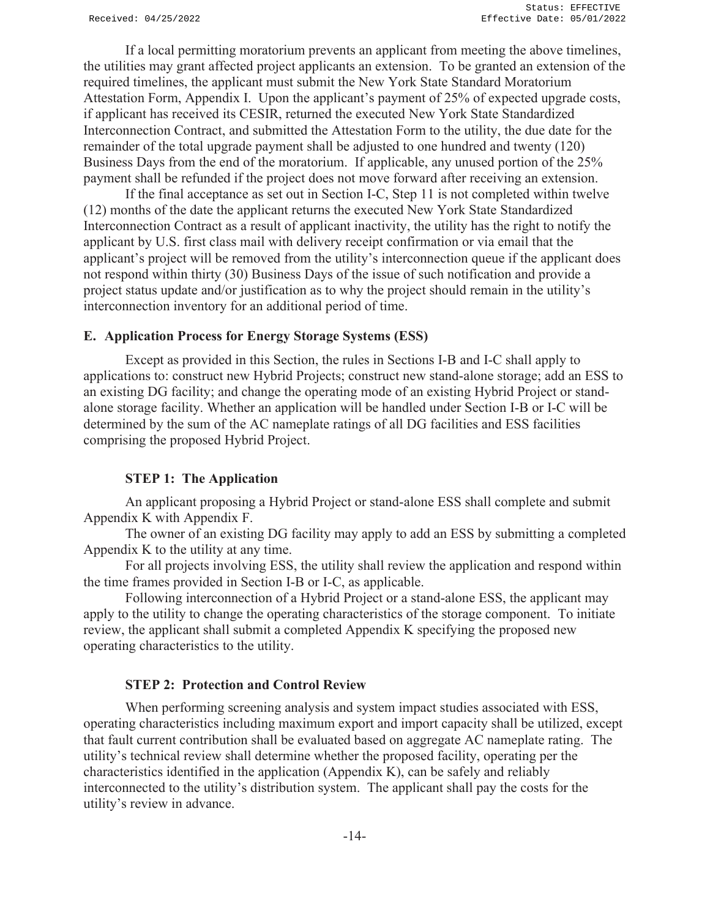If a local permitting moratorium prevents an applicant from meeting the above timelines, the utilities may grant affected project applicants an extension. To be granted an extension of the required timelines, the applicant must submit the New York State Standard Moratorium Attestation Form, Appendix I. Upon the applicant's payment of 25% of expected upgrade costs, if applicant has received its CESIR, returned the executed New York State Standardized Interconnection Contract, and submitted the Attestation Form to the utility, the due date for the remainder of the total upgrade payment shall be adjusted to one hundred and twenty (120) Business Days from the end of the moratorium. If applicable, any unused portion of the 25% payment shall be refunded if the project does not move forward after receiving an extension.

If the final acceptance as set out in Section I-C, Step 11 is not completed within twelve (12) months of the date the applicant returns the executed New York State Standardized Interconnection Contract as a result of applicant inactivity, the utility has the right to notify the applicant by U.S. first class mail with delivery receipt confirmation or via email that the applicant's project will be removed from the utility's interconnection queue if the applicant does not respond within thirty (30) Business Days of the issue of such notification and provide a project status update and/or justification as to why the project should remain in the utility's interconnection inventory for an additional period of time.

## E. Application Process for Energy Storage Systems (ESS)

Except as provided in this Section, the rules in Sections I-B and I-C shall apply to applications to: construct new Hybrid Projects; construct new stand-alone storage; add an ESS to an existing DG facility; and change the operating mode of an existing Hybrid Project or stand-alone storage facility. Whether an application will be handled under Section I-B or I-C will be determined by the sum of the AC nameplate ratings of all DG facilities and ESS facilities comprising the proposed Hybrid Project.

### STEP 1: The Application

An applicant proposing a Hybrid Project or stand-alone ESS shall complete and submit Appendix K with Appendix F.

The owner of an existing DG facility may apply to add an ESS by submitting a completed Appendix K to the utility at any time.

For all projects involving ESS, the utility shall review the application and respond within the time frames provided in Section I-B or I-C, as applicable.

Following interconnection of a Hybrid Project or a stand-alone ESS, the applicant may apply to the utility to change the operating characteristics of the storage component. To initiate review, the applicant shall submit a completed Appendix K specifying the proposed new operating characteristics to the utility.

### STEP 2: Protection and Control Review

When performing screening analysis and system impact studies associated with ESS, operating characteristics including maximum export and import capacity shall be utilized, except that fault current contribution shall be evaluated based on aggregate AC nameplate rating. The utility's technical review shall determine whether the proposed facility, operating per the characteristics identified in the application (Appendix K), can be safely and reliably interconnected to the utility's distribution system. The applicant shall pay the costs for the utility's review in advance.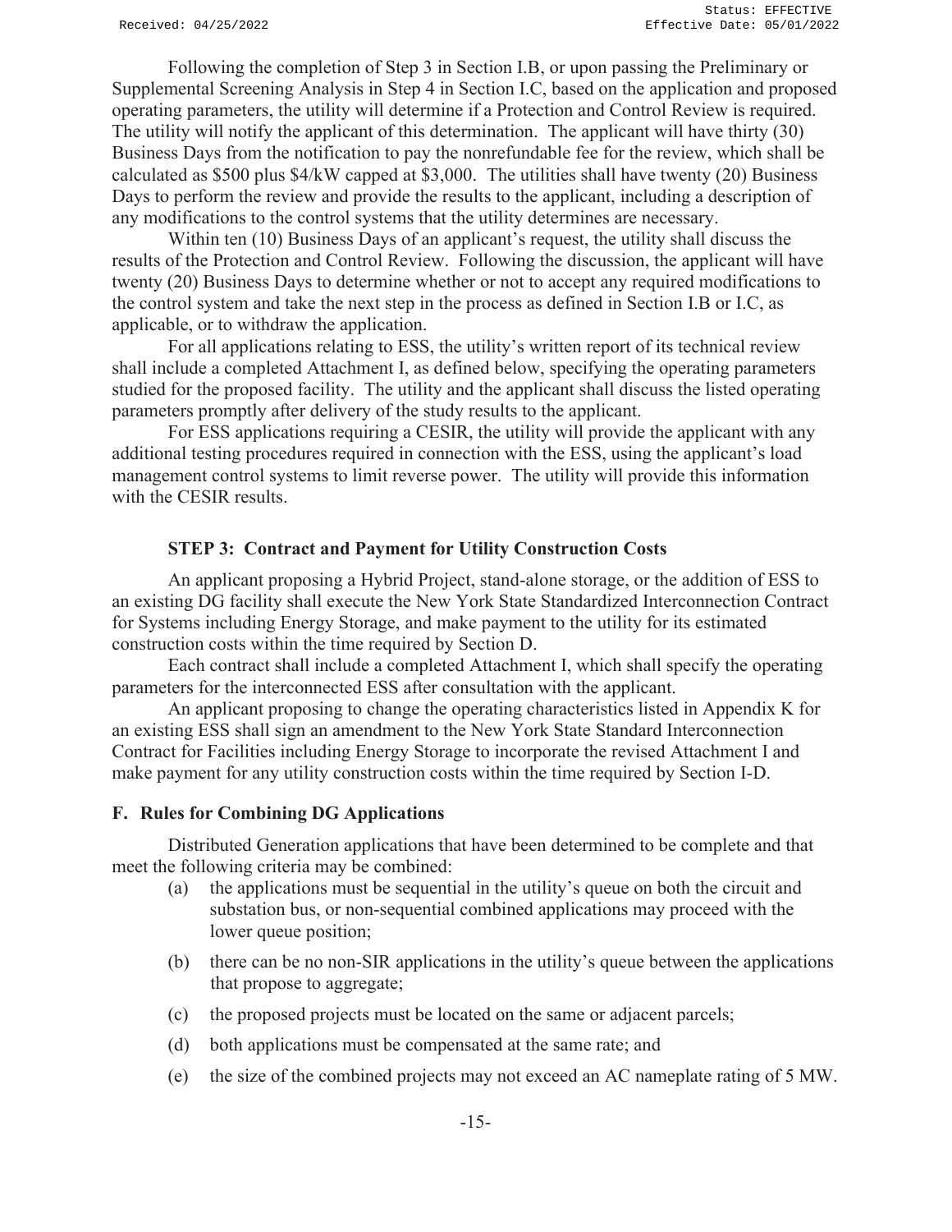Following the completion of Step 3 in Section I.B, or upon passing the Preliminary or Supplemental Screening Analysis in Step 4 in Section I.C, based on the application and proposed operating parameters, the utility will determine if a Protection and Control Review is required. The utility will notify the applicant of this determination. The applicant will have thirty (30) Business Days from the notification to pay the nonrefundable fee for the review, which shall be calculated as $500 plus $4/kW capped at $3,000. The utilities shall have twenty (20) Business Days to perform the review and provide the results to the applicant, including a description of any modifications to the control systems that the utility determines are necessary.

Within ten (10) Business Days of an applicant's request, the utility shall discuss the results of the Protection and Control Review. Following the discussion, the applicant will have twenty (20) Business Days to determine whether or not to accept any required modifications to the control system and take the next step in the process as defined in Section I.B or I.C, as applicable, or to withdraw the application.

For all applications relating to ESS, the utility's written report of its technical review shall include a completed Attachment I, as defined below, specifying the operating parameters studied for the proposed facility. The utility and the applicant shall discuss the listed operating parameters promptly after delivery of the study results to the applicant.

For ESS applications requiring a CESIR, the utility will provide the applicant with any additional testing procedures required in connection with the ESS, using the applicant's load management control systems to limit reverse power. The utility will provide this information with the CESIR results.

### STEP 3: Contract and Payment for Utility Construction Costs

An applicant proposing a Hybrid Project, stand-alone storage, or the addition of ESS to an existing DG facility shall execute the New York State Standardized Interconnection Contract for Systems including Energy Storage, and make payment to the utility for its estimated construction costs within the time required by Section D.

Each contract shall include a completed Attachment I, which shall specify the operating parameters for the interconnected ESS after consultation with the applicant.

An applicant proposing to change the operating characteristics listed in Appendix K for an existing ESS shall sign an amendment to the New York State Standard Interconnection Contract for Facilities including Energy Storage to incorporate the revised Attachment I and make payment for any utility construction costs within the time required by Section I-D.

## F. Rules for Combining DG Applications

Distributed Generation applications that have been determined to be complete and that meet the following criteria may be combined:

(a) the applications must be sequential in the utility's queue on both the circuit and substation bus, or non-sequential combined applications may proceed with the lower queue position;

(b) there can be no non-SIR applications in the utility's queue between the applications that propose to aggregate;

(c) the proposed projects must be located on the same or adjacent parcels;

(d) both applications must be compensated at the same rate; and

(e) the size of the combined projects may not exceed an AC nameplate rating of 5 MW.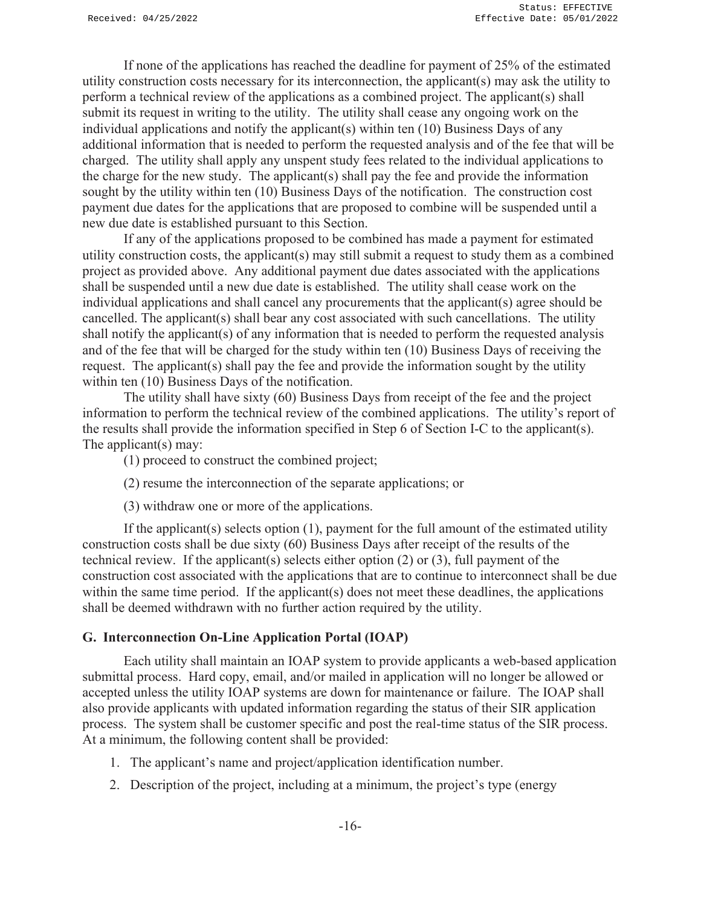If none of the applications has reached the deadline for payment of 25% of the estimated utility construction costs necessary for its interconnection, the applicant(s) may ask the utility to perform a technical review of the applications as a combined project. The applicant(s) shall submit its request in writing to the utility. The utility shall cease any ongoing work on the individual applications and notify the applicant(s) within ten (10) Business Days of any additional information that is needed to perform the requested analysis and of the fee that will be charged. The utility shall apply any unspent study fees related to the individual applications to the charge for the new study. The applicant(s) shall pay the fee and provide the information sought by the utility within ten (10) Business Days of the notification. The construction cost payment due dates for the applications that are proposed to combine will be suspended until a new due date is established pursuant to this Section.

If any of the applications proposed to be combined has made a payment for estimated utility construction costs, the applicant(s) may still submit a request to study them as a combined project as provided above. Any additional payment due dates associated with the applications shall be suspended until a new due date is established. The utility shall cease work on the individual applications and shall cancel any procurements that the applicant(s) agree should be cancelled. The applicant(s) shall bear any cost associated with such cancellations. The utility shall notify the applicant(s) of any information that is needed to perform the requested analysis and of the fee that will be charged for the study within ten (10) Business Days of receiving the request. The applicant(s) shall pay the fee and provide the information sought by the utility within ten (10) Business Days of the notification.

The utility shall have sixty (60) Business Days from receipt of the fee and the project information to perform the technical review of the combined applications. The utility's report of the results shall provide the information specified in Step 6 of Section I-C to the applicant(s). The applicant(s) may:

(1) proceed to construct the combined project;

(2) resume the interconnection of the separate applications; or

(3) withdraw one or more of the applications.

If the applicant(s) selects option (1), payment for the full amount of the estimated utility construction costs shall be due sixty (60) Business Days after receipt of the results of the technical review. If the applicant(s) selects either option (2) or (3), full payment of the construction cost associated with the applications that are to continue to interconnect shall be due within the same time period. If the applicant(s) does not meet these deadlines, the applications shall be deemed withdrawn with no further action required by the utility.

## G. Interconnection On-Line Application Portal (IOAP)

Each utility shall maintain an IOAP system to provide applicants a web-based application submittal process. Hard copy, email, and/or mailed in application will no longer be allowed or accepted unless the utility IOAP systems are down for maintenance or failure. The IOAP shall also provide applicants with updated information regarding the status of their SIR application process. The system shall be customer specific and post the real-time status of the SIR process. At a minimum, the following content shall be provided:

1. The applicant's name and project/application identification number.
2. Description of the project, including at a minimum, the project's type (energy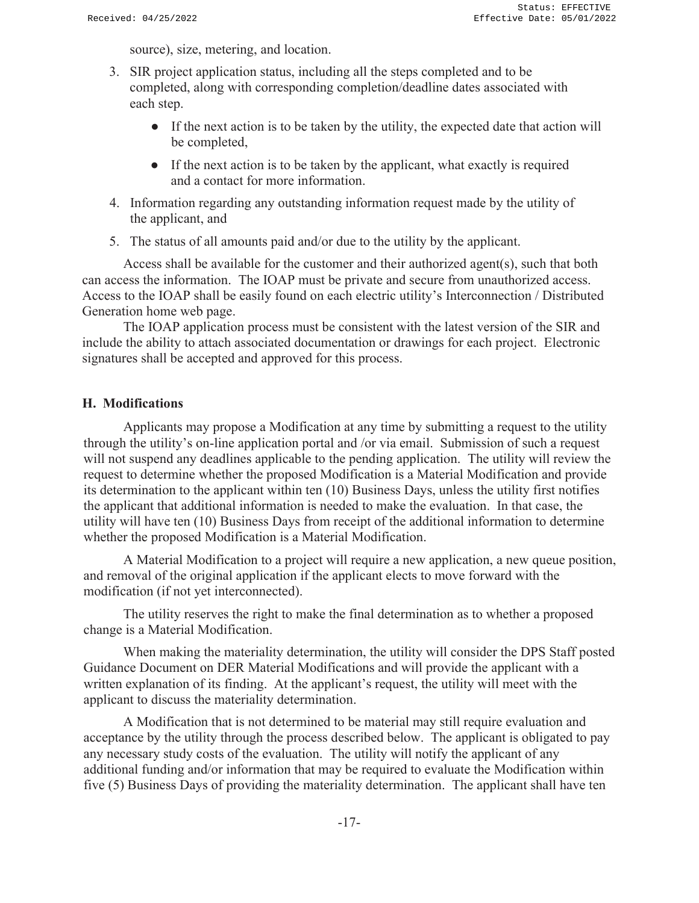source), size, metering, and location.

3. SIR project application status, including all the steps completed and to be completed, along with corresponding completion/deadline dates associated with each step.
   - If the next action is to be taken by the utility, the expected date that action will be completed,
   - If the next action is to be taken by the applicant, what exactly is required and a contact for more information.
4. Information regarding any outstanding information request made by the utility of the applicant, and
5. The status of all amounts paid and/or due to the utility by the applicant.

Access shall be available for the customer and their authorized agent(s), such that both can access the information. The IOAP must be private and secure from unauthorized access. Access to the IOAP shall be easily found on each electric utility's Interconnection / Distributed Generation home web page.

The IOAP application process must be consistent with the latest version of the SIR and include the ability to attach associated documentation or drawings for each project. Electronic signatures shall be accepted and approved for this process.

## H. Modifications

Applicants may propose a Modification at any time by submitting a request to the utility through the utility's on-line application portal and /or via email. Submission of such a request will not suspend any deadlines applicable to the pending application. The utility will review the request to determine whether the proposed Modification is a Material Modification and provide its determination to the applicant within ten (10) Business Days, unless the utility first notifies the applicant that additional information is needed to make the evaluation. In that case, the utility will have ten (10) Business Days from receipt of the additional information to determine whether the proposed Modification is a Material Modification.

A Material Modification to a project will require a new application, a new queue position, and removal of the original application if the applicant elects to move forward with the modification (if not yet interconnected).

The utility reserves the right to make the final determination as to whether a proposed change is a Material Modification.

When making the materiality determination, the utility will consider the DPS Staff posted Guidance Document on DER Material Modifications and will provide the applicant with a written explanation of its finding. At the applicant's request, the utility will meet with the applicant to discuss the materiality determination.

A Modification that is not determined to be material may still require evaluation and acceptance by the utility through the process described below. The applicant is obligated to pay any necessary study costs of the evaluation. The utility will notify the applicant of any additional funding and/or information that may be required to evaluate the Modification within five (5) Business Days of providing the materiality determination. The applicant shall have ten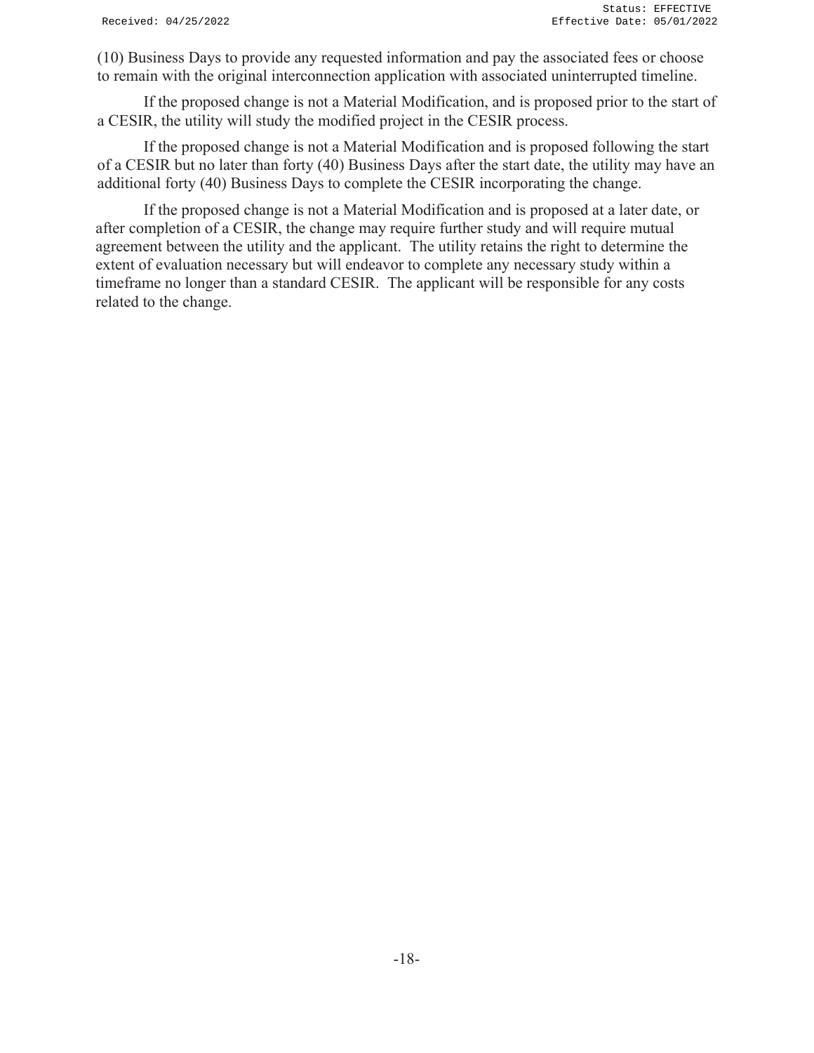(10) Business Days to provide any requested information and pay the associated fees or choose to remain with the original interconnection application with associated uninterrupted timeline.

If the proposed change is not a Material Modification, and is proposed prior to the start of a CESIR, the utility will study the modified project in the CESIR process.

If the proposed change is not a Material Modification and is proposed following the start of a CESIR but no later than forty (40) Business Days after the start date, the utility may have an additional forty (40) Business Days to complete the CESIR incorporating the change.

If the proposed change is not a Material Modification and is proposed at a later date, or after completion of a CESIR, the change may require further study and will require mutual agreement between the utility and the applicant. The utility retains the right to determine the extent of evaluation necessary but will endeavor to complete any necessary study within a timeframe no longer than a standard CESIR. The applicant will be responsible for any costs related to the change.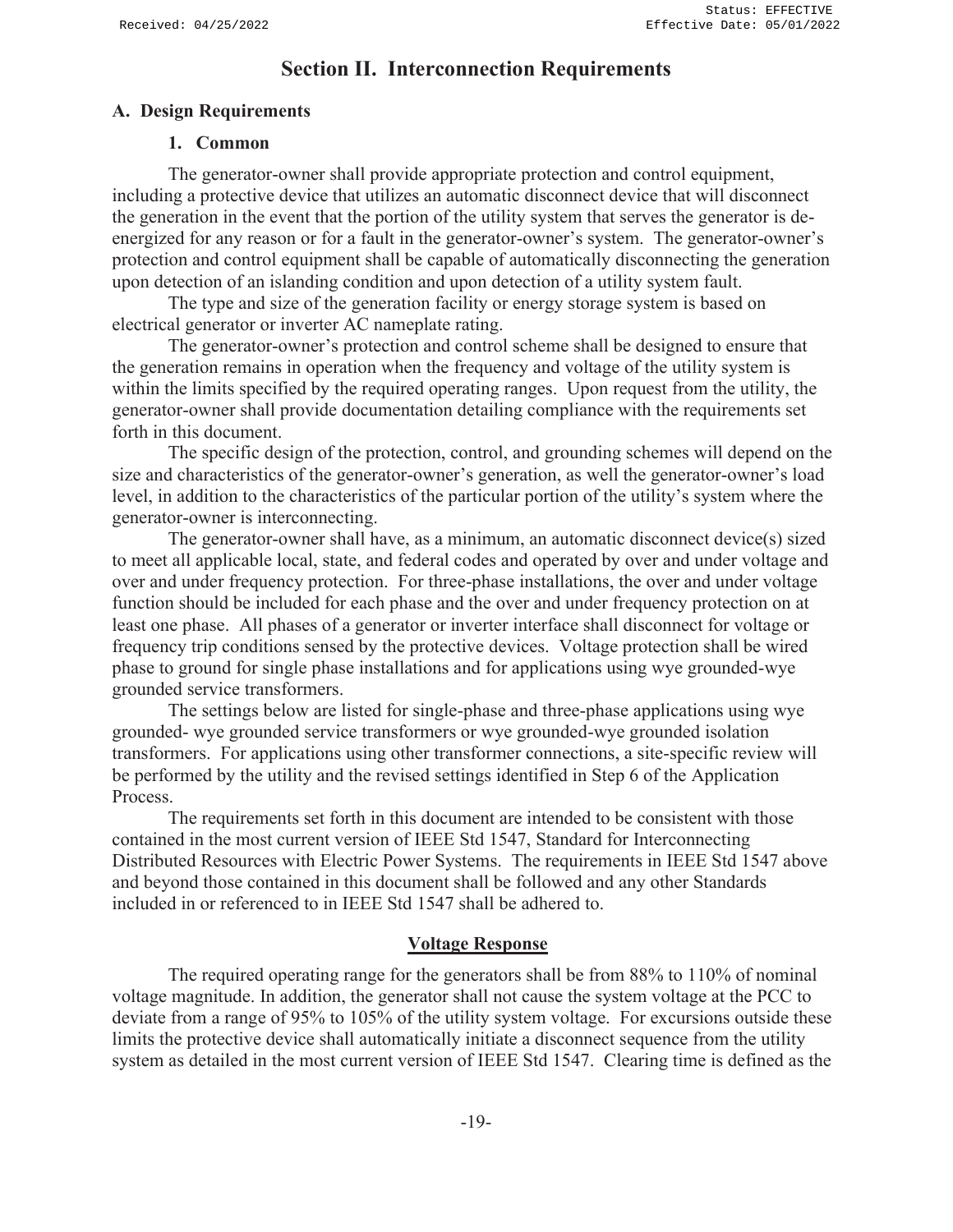# Section II. Interconnection Requirements

## A. Design Requirements

### 1. Common

The generator-owner shall provide appropriate protection and control equipment, including a protective device that utilizes an automatic disconnect device that will disconnect the generation in the event that the portion of the utility system that serves the generator is de-energized for any reason or for a fault in the generator-owner's system. The generator-owner's protection and control equipment shall be capable of automatically disconnecting the generation upon detection of an islanding condition and upon detection of a utility system fault.

The type and size of the generation facility or energy storage system is based on electrical generator or inverter AC nameplate rating.

The generator-owner's protection and control scheme shall be designed to ensure that the generation remains in operation when the frequency and voltage of the utility system is within the limits specified by the required operating ranges. Upon request from the utility, the generator-owner shall provide documentation detailing compliance with the requirements set forth in this document.

The specific design of the protection, control, and grounding schemes will depend on the size and characteristics of the generator-owner's generation, as well the generator-owner's load level, in addition to the characteristics of the particular portion of the utility's system where the generator-owner is interconnecting.

The generator-owner shall have, as a minimum, an automatic disconnect device(s) sized to meet all applicable local, state, and federal codes and operated by over and under voltage and over and under frequency protection. For three-phase installations, the over and under voltage function should be included for each phase and the over and under frequency protection on at least one phase. All phases of a generator or inverter interface shall disconnect for voltage or frequency trip conditions sensed by the protective devices. Voltage protection shall be wired phase to ground for single phase installations and for applications using wye grounded-wye grounded service transformers.

The settings below are listed for single-phase and three-phase applications using wye grounded- wye grounded service transformers or wye grounded-wye grounded isolation transformers. For applications using other transformer connections, a site-specific review will be performed by the utility and the revised settings identified in Step 6 of the Application Process.

The requirements set forth in this document are intended to be consistent with those contained in the most current version of IEEE Std 1547, Standard for Interconnecting Distributed Resources with Electric Power Systems. The requirements in IEEE Std 1547 above and beyond those contained in this document shall be followed and any other Standards included in or referenced to in IEEE Std 1547 shall be adhered to.

**Voltage Response**

The required operating range for the generators shall be from 88% to 110% of nominal voltage magnitude. In addition, the generator shall not cause the system voltage at the PCC to deviate from a range of 95% to 105% of the utility system voltage. For excursions outside these limits the protective device shall automatically initiate a disconnect sequence from the utility system as detailed in the most current version of IEEE Std 1547. Clearing time is defined as the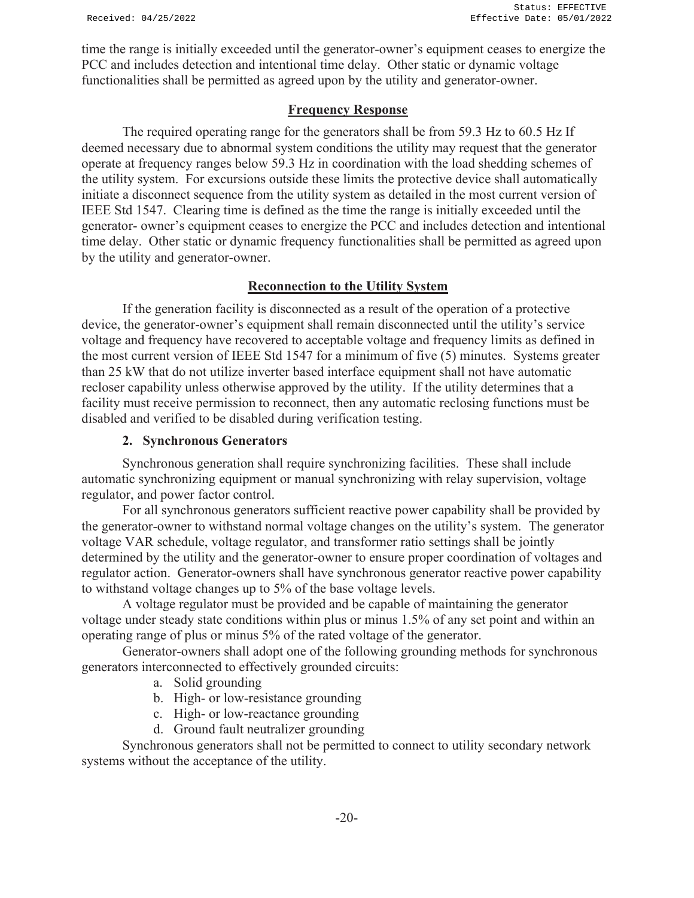time the range is initially exceeded until the generator-owner's equipment ceases to energize the PCC and includes detection and intentional time delay. Other static or dynamic voltage functionalities shall be permitted as agreed upon by the utility and generator-owner.

**Frequency Response**

The required operating range for the generators shall be from 59.3 Hz to 60.5 Hz If deemed necessary due to abnormal system conditions the utility may request that the generator operate at frequency ranges below 59.3 Hz in coordination with the load shedding schemes of the utility system. For excursions outside these limits the protective device shall automatically initiate a disconnect sequence from the utility system as detailed in the most current version of IEEE Std 1547. Clearing time is defined as the time the range is initially exceeded until the generator- owner's equipment ceases to energize the PCC and includes detection and intentional time delay. Other static or dynamic frequency functionalities shall be permitted as agreed upon by the utility and generator-owner.

**Reconnection to the Utility System**

If the generation facility is disconnected as a result of the operation of a protective device, the generator-owner's equipment shall remain disconnected until the utility's service voltage and frequency have recovered to acceptable voltage and frequency limits as defined in the most current version of IEEE Std 1547 for a minimum of five (5) minutes. Systems greater than 25 kW that do not utilize inverter based interface equipment shall not have automatic recloser capability unless otherwise approved by the utility. If the utility determines that a facility must receive permission to reconnect, then any automatic reclosing functions must be disabled and verified to be disabled during verification testing.

**2. Synchronous Generators**

Synchronous generation shall require synchronizing facilities. These shall include automatic synchronizing equipment or manual synchronizing with relay supervision, voltage regulator, and power factor control.

For all synchronous generators sufficient reactive power capability shall be provided by the generator-owner to withstand normal voltage changes on the utility's system. The generator voltage VAR schedule, voltage regulator, and transformer ratio settings shall be jointly determined by the utility and the generator-owner to ensure proper coordination of voltages and regulator action. Generator-owners shall have synchronous generator reactive power capability to withstand voltage changes up to 5% of the base voltage levels.

A voltage regulator must be provided and be capable of maintaining the generator voltage under steady state conditions within plus or minus 1.5% of any set point and within an operating range of plus or minus 5% of the rated voltage of the generator.

Generator-owners shall adopt one of the following grounding methods for synchronous generators interconnected to effectively grounded circuits:

a. Solid grounding
b. High- or low-resistance grounding
c. High- or low-reactance grounding
d. Ground fault neutralizer grounding

Synchronous generators shall not be permitted to connect to utility secondary network systems without the acceptance of the utility.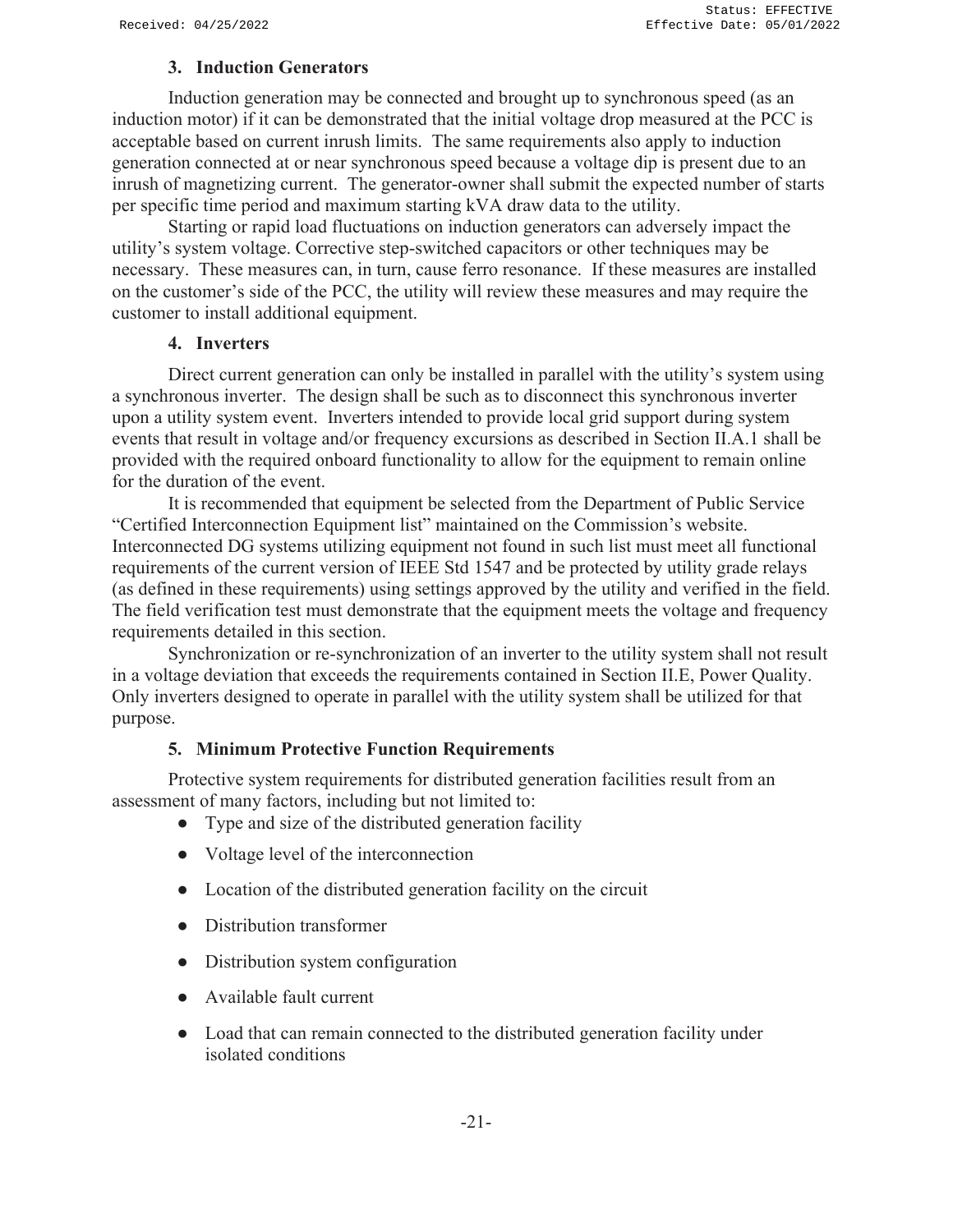### 3. Induction Generators

Induction generation may be connected and brought up to synchronous speed (as an induction motor) if it can be demonstrated that the initial voltage drop measured at the PCC is acceptable based on current inrush limits. The same requirements also apply to induction generation connected at or near synchronous speed because a voltage dip is present due to an inrush of magnetizing current. The generator-owner shall submit the expected number of starts per specific time period and maximum starting kVA draw data to the utility.

Starting or rapid load fluctuations on induction generators can adversely impact the utility's system voltage. Corrective step-switched capacitors or other techniques may be necessary. These measures can, in turn, cause ferro resonance. If these measures are installed on the customer's side of the PCC, the utility will review these measures and may require the customer to install additional equipment.

### 4. Inverters

Direct current generation can only be installed in parallel with the utility's system using a synchronous inverter. The design shall be such as to disconnect this synchronous inverter upon a utility system event. Inverters intended to provide local grid support during system events that result in voltage and/or frequency excursions as described in Section II.A.1 shall be provided with the required onboard functionality to allow for the equipment to remain online for the duration of the event.

It is recommended that equipment be selected from the Department of Public Service "Certified Interconnection Equipment list" maintained on the Commission's website. Interconnected DG systems utilizing equipment not found in such list must meet all functional requirements of the current version of IEEE Std 1547 and be protected by utility grade relays (as defined in these requirements) using settings approved by the utility and verified in the field. The field verification test must demonstrate that the equipment meets the voltage and frequency requirements detailed in this section.

Synchronization or re-synchronization of an inverter to the utility system shall not result in a voltage deviation that exceeds the requirements contained in Section II.E, Power Quality. Only inverters designed to operate in parallel with the utility system shall be utilized for that purpose.

### 5. Minimum Protective Function Requirements

Protective system requirements for distributed generation facilities result from an assessment of many factors, including but not limited to:

- Type and size of the distributed generation facility
- Voltage level of the interconnection
- Location of the distributed generation facility on the circuit
- Distribution transformer
- Distribution system configuration
- Available fault current
- Load that can remain connected to the distributed generation facility under isolated conditions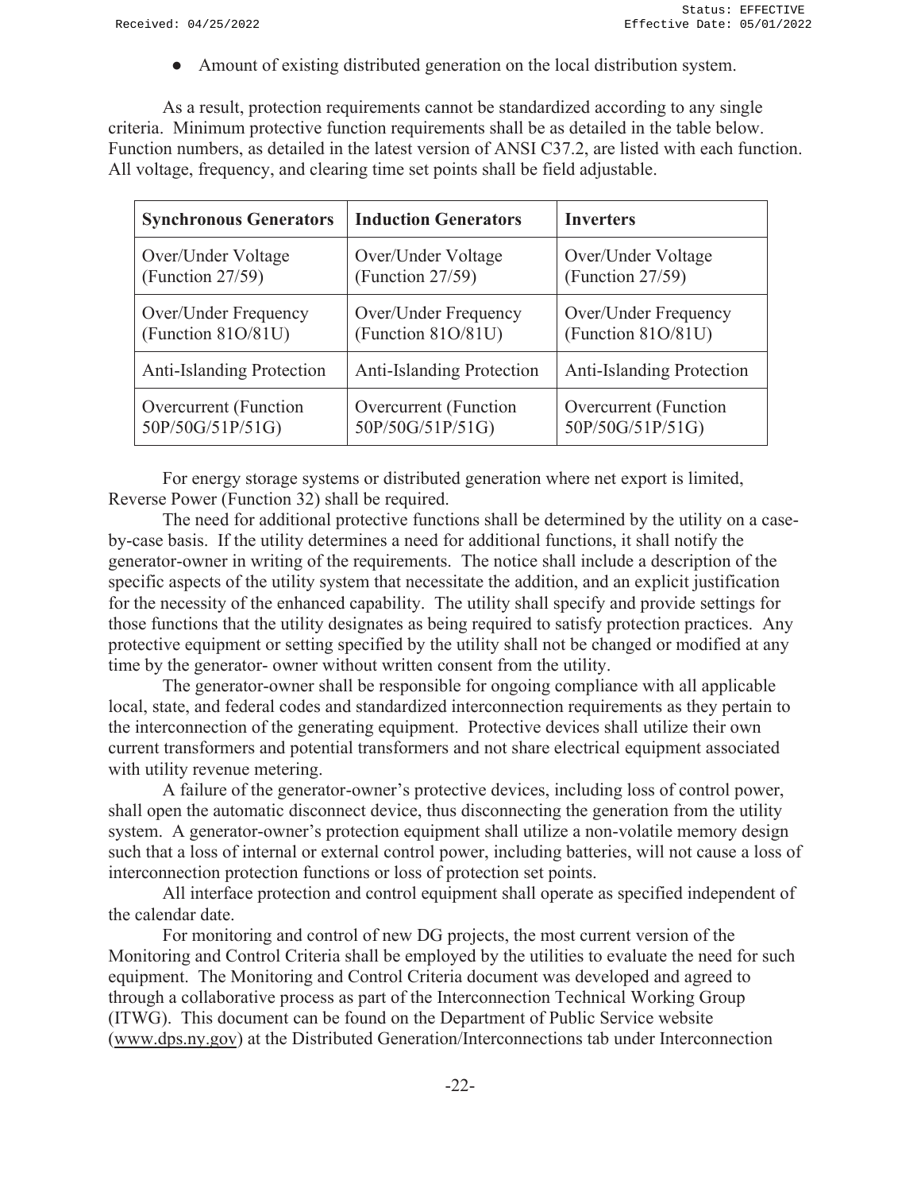- Amount of existing distributed generation on the local distribution system.

As a result, protection requirements cannot be standardized according to any single criteria. Minimum protective function requirements shall be as detailed in the table below. Function numbers, as detailed in the latest version of ANSI C37.2, are listed with each function. All voltage, frequency, and clearing time set points shall be field adjustable.

| Synchronous Generators | Induction Generators | Inverters |
|---|---|---|
| Over/Under Voltage (Function 27/59) | Over/Under Voltage (Function 27/59) | Over/Under Voltage (Function 27/59) |
| Over/Under Frequency (Function 81O/81U) | Over/Under Frequency (Function 81O/81U) | Over/Under Frequency (Function 81O/81U) |
| Anti-Islanding Protection | Anti-Islanding Protection | Anti-Islanding Protection |
| Overcurrent (Function 50P/50G/51P/51G) | Overcurrent (Function 50P/50G/51P/51G) | Overcurrent (Function 50P/50G/51P/51G) |

For energy storage systems or distributed generation where net export is limited, Reverse Power (Function 32) shall be required.

The need for additional protective functions shall be determined by the utility on a case-by-case basis. If the utility determines a need for additional functions, it shall notify the generator-owner in writing of the requirements. The notice shall include a description of the specific aspects of the utility system that necessitate the addition, and an explicit justification for the necessity of the enhanced capability. The utility shall specify and provide settings for those functions that the utility designates as being required to satisfy protection practices. Any protective equipment or setting specified by the utility shall not be changed or modified at any time by the generator- owner without written consent from the utility.

The generator-owner shall be responsible for ongoing compliance with all applicable local, state, and federal codes and standardized interconnection requirements as they pertain to the interconnection of the generating equipment. Protective devices shall utilize their own current transformers and potential transformers and not share electrical equipment associated with utility revenue metering.

A failure of the generator-owner's protective devices, including loss of control power, shall open the automatic disconnect device, thus disconnecting the generation from the utility system. A generator-owner's protection equipment shall utilize a non-volatile memory design such that a loss of internal or external control power, including batteries, will not cause a loss of interconnection protection functions or loss of protection set points.

All interface protection and control equipment shall operate as specified independent of the calendar date.

For monitoring and control of new DG projects, the most current version of the Monitoring and Control Criteria shall be employed by the utilities to evaluate the need for such equipment. The Monitoring and Control Criteria document was developed and agreed to through a collaborative process as part of the Interconnection Technical Working Group (ITWG). This document can be found on the Department of Public Service website (www.dps.ny.gov) at the Distributed Generation/Interconnections tab under Interconnection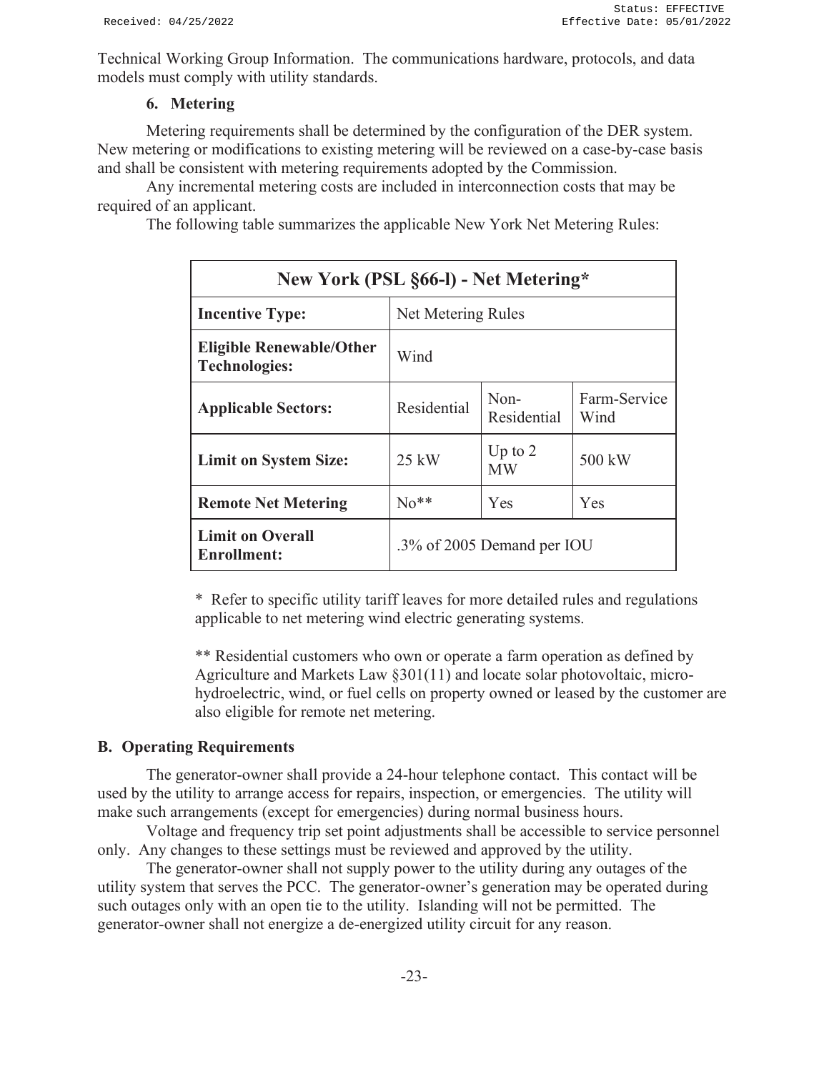Technical Working Group Information. The communications hardware, protocols, and data models must comply with utility standards.

### 6. Metering

Metering requirements shall be determined by the configuration of the DER system. New metering or modifications to existing metering will be reviewed on a case-by-case basis and shall be consistent with metering requirements adopted by the Commission.

Any incremental metering costs are included in interconnection costs that may be required of an applicant.

The following table summarizes the applicable New York Net Metering Rules:

| New York (PSL §66-l) - Net Metering* | | | |
|---|---|---|---|
| **Incentive Type:** | Net Metering Rules | | |
| **Eligible Renewable/Other Technologies:** | Wind | | |
| **Applicable Sectors:** | Residential | Non-Residential | Farm-Service Wind |
| **Limit on System Size:** | 25 kW | Up to 2 MW | 500 kW |
| **Remote Net Metering** | No** | Yes | Yes |
| **Limit on Overall Enrollment:** | .3% of 2005 Demand per IOU | | |

\* Refer to specific utility tariff leaves for more detailed rules and regulations applicable to net metering wind electric generating systems.

** Residential customers who own or operate a farm operation as defined by Agriculture and Markets Law §301(11) and locate solar photovoltaic, micro-hydroelectric, wind, or fuel cells on property owned or leased by the customer are also eligible for remote net metering.

## B. Operating Requirements

The generator-owner shall provide a 24-hour telephone contact. This contact will be used by the utility to arrange access for repairs, inspection, or emergencies. The utility will make such arrangements (except for emergencies) during normal business hours.

Voltage and frequency trip set point adjustments shall be accessible to service personnel only. Any changes to these settings must be reviewed and approved by the utility.

The generator-owner shall not supply power to the utility during any outages of the utility system that serves the PCC. The generator-owner's generation may be operated during such outages only with an open tie to the utility. Islanding will not be permitted. The generator-owner shall not energize a de-energized utility circuit for any reason.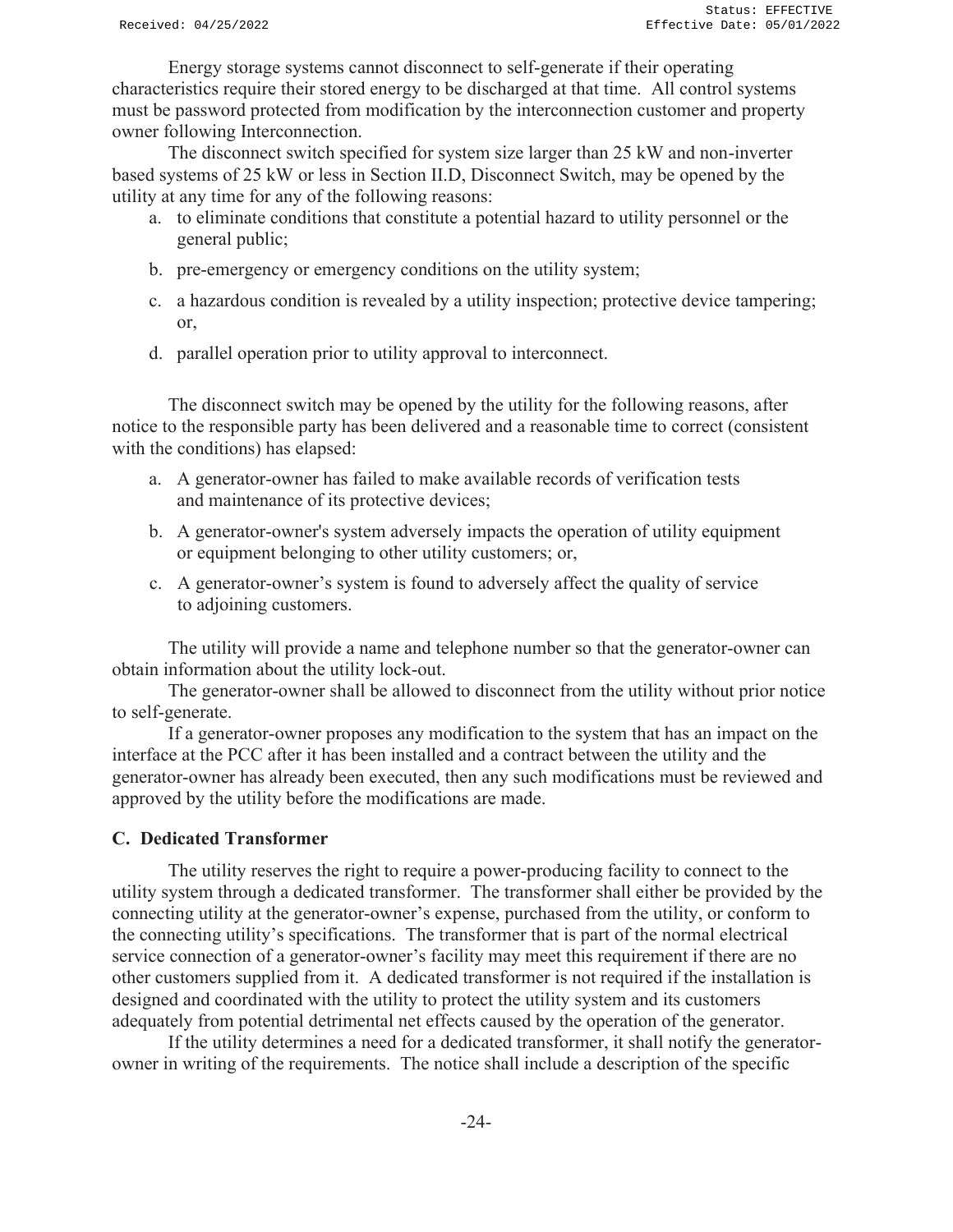Energy storage systems cannot disconnect to self-generate if their operating characteristics require their stored energy to be discharged at that time. All control systems must be password protected from modification by the interconnection customer and property owner following Interconnection.

The disconnect switch specified for system size larger than 25 kW and non-inverter based systems of 25 kW or less in Section II.D, Disconnect Switch, may be opened by the utility at any time for any of the following reasons:

a. to eliminate conditions that constitute a potential hazard to utility personnel or the general public;
b. pre-emergency or emergency conditions on the utility system;
c. a hazardous condition is revealed by a utility inspection; protective device tampering; or,
d. parallel operation prior to utility approval to interconnect.

The disconnect switch may be opened by the utility for the following reasons, after notice to the responsible party has been delivered and a reasonable time to correct (consistent with the conditions) has elapsed:

a. A generator-owner has failed to make available records of verification tests and maintenance of its protective devices;
b. A generator-owner's system adversely impacts the operation of utility equipment or equipment belonging to other utility customers; or,
c. A generator-owner's system is found to adversely affect the quality of service to adjoining customers.

The utility will provide a name and telephone number so that the generator-owner can obtain information about the utility lock-out.

The generator-owner shall be allowed to disconnect from the utility without prior notice to self-generate.

If a generator-owner proposes any modification to the system that has an impact on the interface at the PCC after it has been installed and a contract between the utility and the generator-owner has already been executed, then any such modifications must be reviewed and approved by the utility before the modifications are made.

## C. Dedicated Transformer

The utility reserves the right to require a power-producing facility to connect to the utility system through a dedicated transformer. The transformer shall either be provided by the connecting utility at the generator-owner's expense, purchased from the utility, or conform to the connecting utility's specifications. The transformer that is part of the normal electrical service connection of a generator-owner's facility may meet this requirement if there are no other customers supplied from it. A dedicated transformer is not required if the installation is designed and coordinated with the utility to protect the utility system and its customers adequately from potential detrimental net effects caused by the operation of the generator.

If the utility determines a need for a dedicated transformer, it shall notify the generator-owner in writing of the requirements. The notice shall include a description of the specific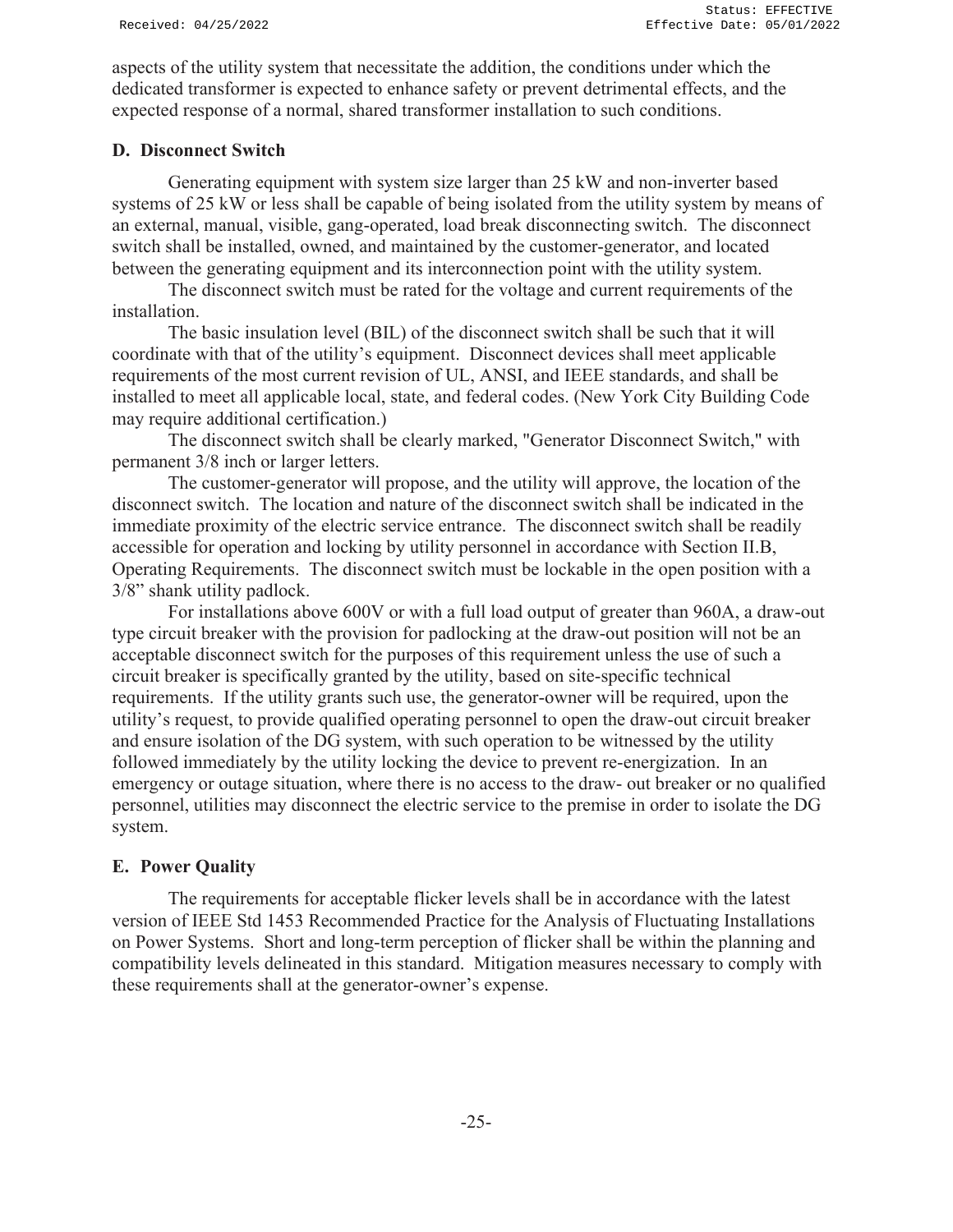aspects of the utility system that necessitate the addition, the conditions under which the dedicated transformer is expected to enhance safety or prevent detrimental effects, and the expected response of a normal, shared transformer installation to such conditions.

### D. Disconnect Switch

Generating equipment with system size larger than 25 kW and non-inverter based systems of 25 kW or less shall be capable of being isolated from the utility system by means of an external, manual, visible, gang-operated, load break disconnecting switch. The disconnect switch shall be installed, owned, and maintained by the customer-generator, and located between the generating equipment and its interconnection point with the utility system.

The disconnect switch must be rated for the voltage and current requirements of the installation.

The basic insulation level (BIL) of the disconnect switch shall be such that it will coordinate with that of the utility's equipment. Disconnect devices shall meet applicable requirements of the most current revision of UL, ANSI, and IEEE standards, and shall be installed to meet all applicable local, state, and federal codes. (New York City Building Code may require additional certification.)

The disconnect switch shall be clearly marked, "Generator Disconnect Switch," with permanent 3/8 inch or larger letters.

The customer-generator will propose, and the utility will approve, the location of the disconnect switch. The location and nature of the disconnect switch shall be indicated in the immediate proximity of the electric service entrance. The disconnect switch shall be readily accessible for operation and locking by utility personnel in accordance with Section II.B, Operating Requirements. The disconnect switch must be lockable in the open position with a 3/8" shank utility padlock.

For installations above 600V or with a full load output of greater than 960A, a draw-out type circuit breaker with the provision for padlocking at the draw-out position will not be an acceptable disconnect switch for the purposes of this requirement unless the use of such a circuit breaker is specifically granted by the utility, based on site-specific technical requirements. If the utility grants such use, the generator-owner will be required, upon the utility's request, to provide qualified operating personnel to open the draw-out circuit breaker and ensure isolation of the DG system, with such operation to be witnessed by the utility followed immediately by the utility locking the device to prevent re-energization. In an emergency or outage situation, where there is no access to the draw- out breaker or no qualified personnel, utilities may disconnect the electric service to the premise in order to isolate the DG system.

### E. Power Quality

The requirements for acceptable flicker levels shall be in accordance with the latest version of IEEE Std 1453 Recommended Practice for the Analysis of Fluctuating Installations on Power Systems. Short and long-term perception of flicker shall be within the planning and compatibility levels delineated in this standard. Mitigation measures necessary to comply with these requirements shall at the generator-owner's expense.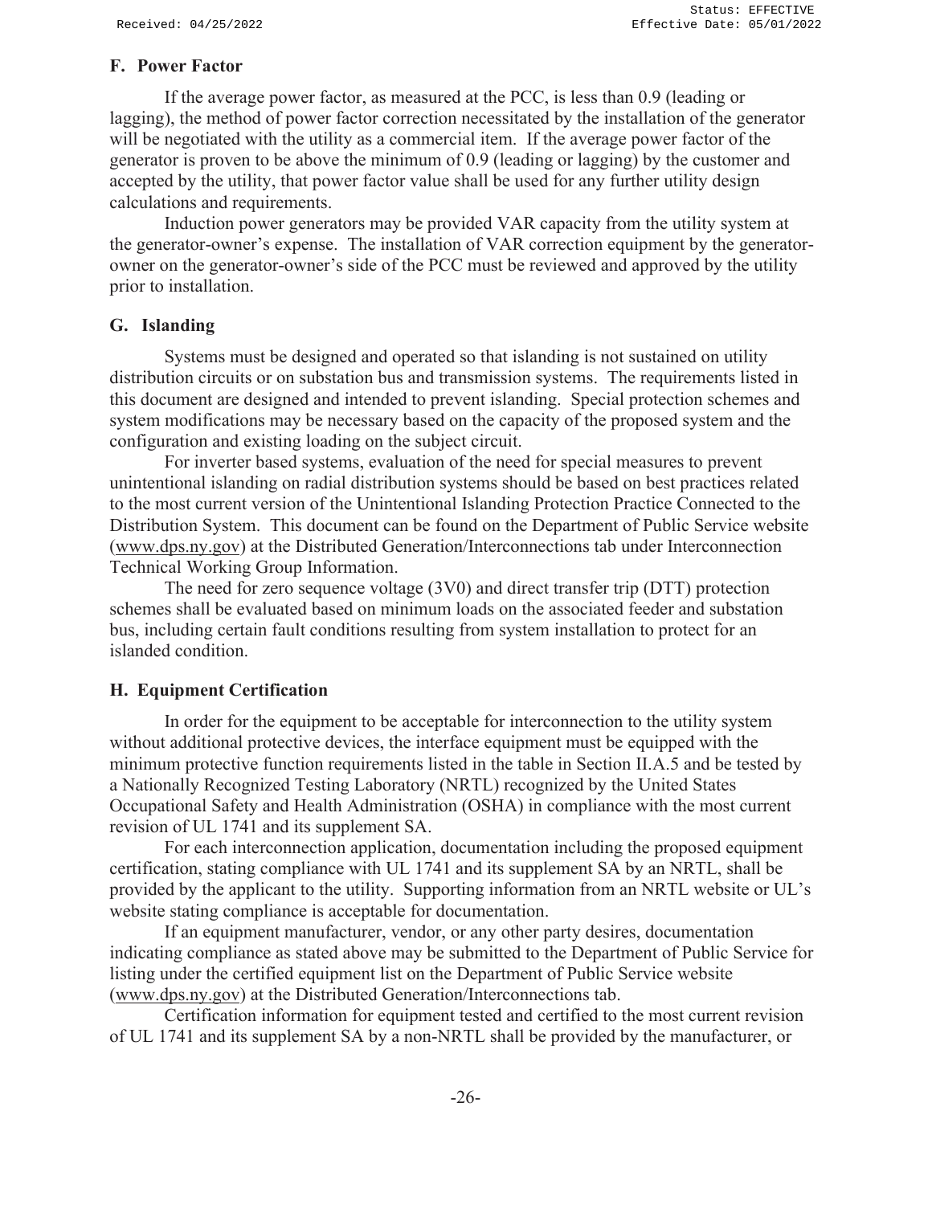### F. Power Factor

If the average power factor, as measured at the PCC, is less than 0.9 (leading or lagging), the method of power factor correction necessitated by the installation of the generator will be negotiated with the utility as a commercial item. If the average power factor of the generator is proven to be above the minimum of 0.9 (leading or lagging) by the customer and accepted by the utility, that power factor value shall be used for any further utility design calculations and requirements.

Induction power generators may be provided VAR capacity from the utility system at the generator-owner's expense. The installation of VAR correction equipment by the generator-owner on the generator-owner's side of the PCC must be reviewed and approved by the utility prior to installation.

### G. Islanding

Systems must be designed and operated so that islanding is not sustained on utility distribution circuits or on substation bus and transmission systems. The requirements listed in this document are designed and intended to prevent islanding. Special protection schemes and system modifications may be necessary based on the capacity of the proposed system and the configuration and existing loading on the subject circuit.

For inverter based systems, evaluation of the need for special measures to prevent unintentional islanding on radial distribution systems should be based on best practices related to the most current version of the Unintentional Islanding Protection Practice Connected to the Distribution System. This document can be found on the Department of Public Service website (www.dps.ny.gov) at the Distributed Generation/Interconnections tab under Interconnection Technical Working Group Information.

The need for zero sequence voltage (3V0) and direct transfer trip (DTT) protection schemes shall be evaluated based on minimum loads on the associated feeder and substation bus, including certain fault conditions resulting from system installation to protect for an islanded condition.

### H. Equipment Certification

In order for the equipment to be acceptable for interconnection to the utility system without additional protective devices, the interface equipment must be equipped with the minimum protective function requirements listed in the table in Section II.A.5 and be tested by a Nationally Recognized Testing Laboratory (NRTL) recognized by the United States Occupational Safety and Health Administration (OSHA) in compliance with the most current revision of UL 1741 and its supplement SA.

For each interconnection application, documentation including the proposed equipment certification, stating compliance with UL 1741 and its supplement SA by an NRTL, shall be provided by the applicant to the utility. Supporting information from an NRTL website or UL's website stating compliance is acceptable for documentation.

If an equipment manufacturer, vendor, or any other party desires, documentation indicating compliance as stated above may be submitted to the Department of Public Service for listing under the certified equipment list on the Department of Public Service website (www.dps.ny.gov) at the Distributed Generation/Interconnections tab.

Certification information for equipment tested and certified to the most current revision of UL 1741 and its supplement SA by a non-NRTL shall be provided by the manufacturer, or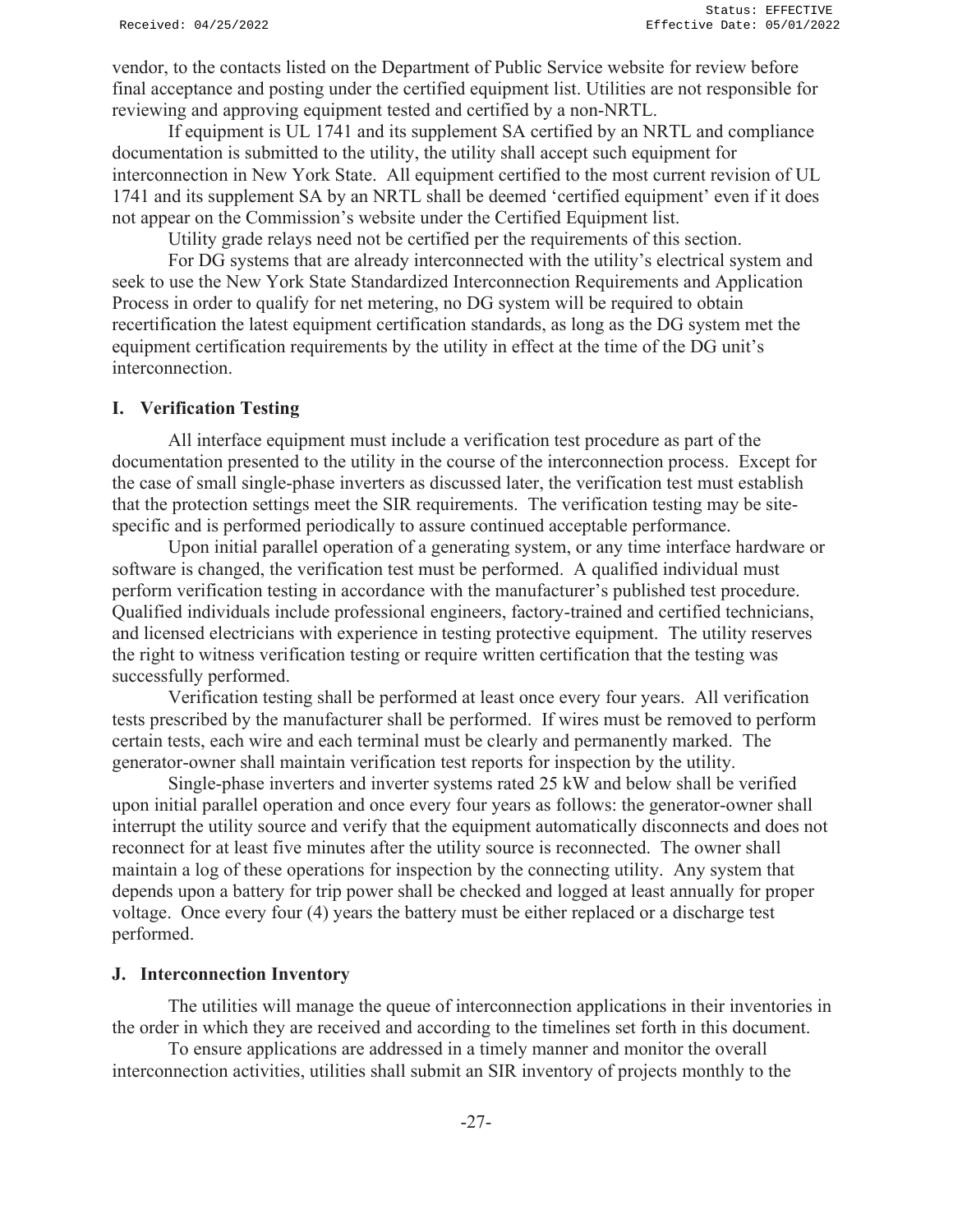vendor, to the contacts listed on the Department of Public Service website for review before final acceptance and posting under the certified equipment list. Utilities are not responsible for reviewing and approving equipment tested and certified by a non-NRTL.

If equipment is UL 1741 and its supplement SA certified by an NRTL and compliance documentation is submitted to the utility, the utility shall accept such equipment for interconnection in New York State. All equipment certified to the most current revision of UL 1741 and its supplement SA by an NRTL shall be deemed 'certified equipment' even if it does not appear on the Commission's website under the Certified Equipment list.

Utility grade relays need not be certified per the requirements of this section.

For DG systems that are already interconnected with the utility's electrical system and seek to use the New York State Standardized Interconnection Requirements and Application Process in order to qualify for net metering, no DG system will be required to obtain recertification the latest equipment certification standards, as long as the DG system met the equipment certification requirements by the utility in effect at the time of the DG unit's interconnection.

## I. Verification Testing

All interface equipment must include a verification test procedure as part of the documentation presented to the utility in the course of the interconnection process. Except for the case of small single-phase inverters as discussed later, the verification test must establish that the protection settings meet the SIR requirements. The verification testing may be site-specific and is performed periodically to assure continued acceptable performance.

Upon initial parallel operation of a generating system, or any time interface hardware or software is changed, the verification test must be performed. A qualified individual must perform verification testing in accordance with the manufacturer's published test procedure. Qualified individuals include professional engineers, factory-trained and certified technicians, and licensed electricians with experience in testing protective equipment. The utility reserves the right to witness verification testing or require written certification that the testing was successfully performed.

Verification testing shall be performed at least once every four years. All verification tests prescribed by the manufacturer shall be performed. If wires must be removed to perform certain tests, each wire and each terminal must be clearly and permanently marked. The generator-owner shall maintain verification test reports for inspection by the utility.

Single-phase inverters and inverter systems rated 25 kW and below shall be verified upon initial parallel operation and once every four years as follows: the generator-owner shall interrupt the utility source and verify that the equipment automatically disconnects and does not reconnect for at least five minutes after the utility source is reconnected. The owner shall maintain a log of these operations for inspection by the connecting utility. Any system that depends upon a battery for trip power shall be checked and logged at least annually for proper voltage. Once every four (4) years the battery must be either replaced or a discharge test performed.

## J. Interconnection Inventory

The utilities will manage the queue of interconnection applications in their inventories in the order in which they are received and according to the timelines set forth in this document.

To ensure applications are addressed in a timely manner and monitor the overall interconnection activities, utilities shall submit an SIR inventory of projects monthly to the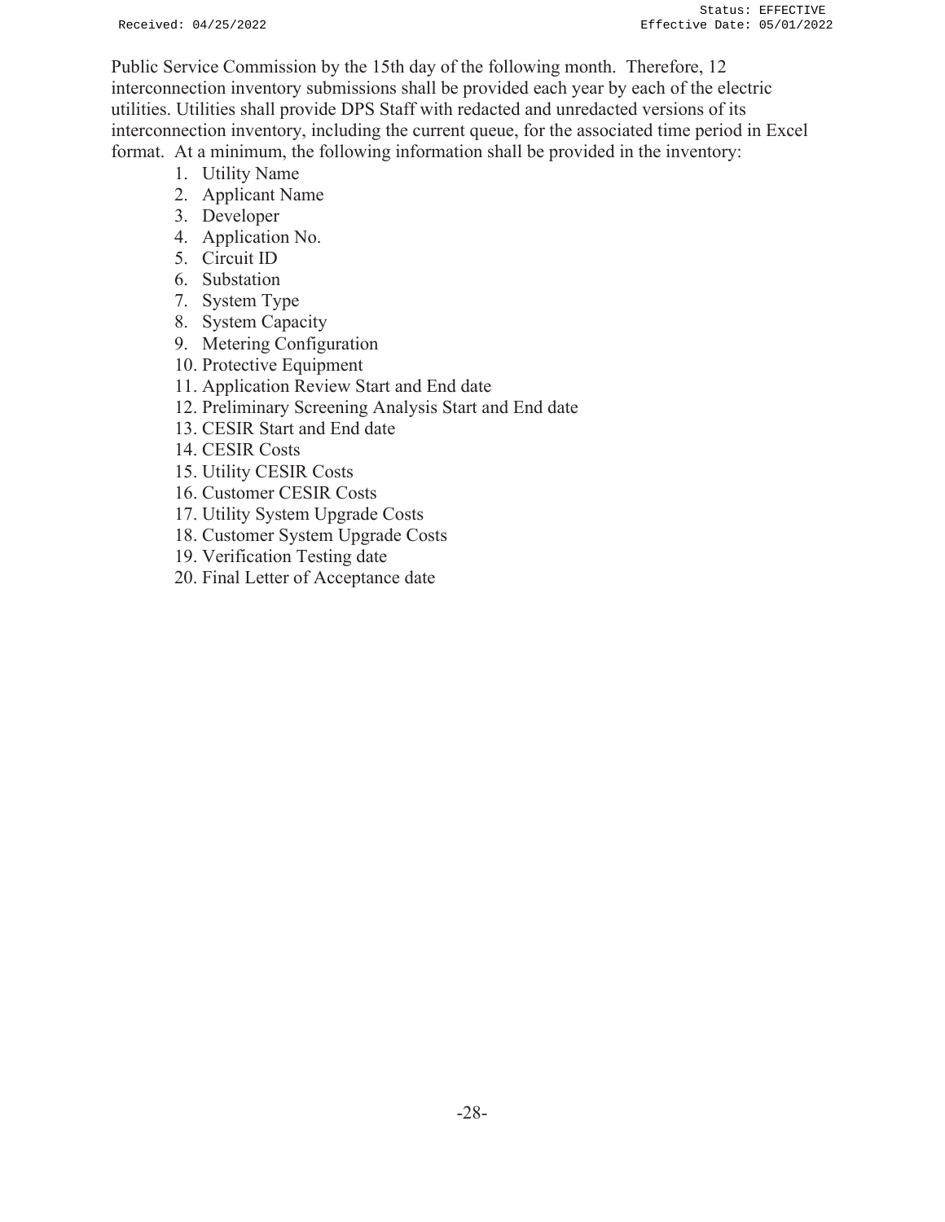Public Service Commission by the 15th day of the following month. Therefore, 12 interconnection inventory submissions shall be provided each year by each of the electric utilities. Utilities shall provide DPS Staff with redacted and unredacted versions of its interconnection inventory, including the current queue, for the associated time period in Excel format. At a minimum, the following information shall be provided in the inventory:

1. Utility Name
2. Applicant Name
3. Developer
4. Application No.
5. Circuit ID
6. Substation
7. System Type
8. System Capacity
9. Metering Configuration
10. Protective Equipment
11. Application Review Start and End date
12. Preliminary Screening Analysis Start and End date
13. CESIR Start and End date
14. CESIR Costs
15. Utility CESIR Costs
16. Customer CESIR Costs
17. Utility System Upgrade Costs
18. Customer System Upgrade Costs
19. Verification Testing date
20. Final Letter of Acceptance date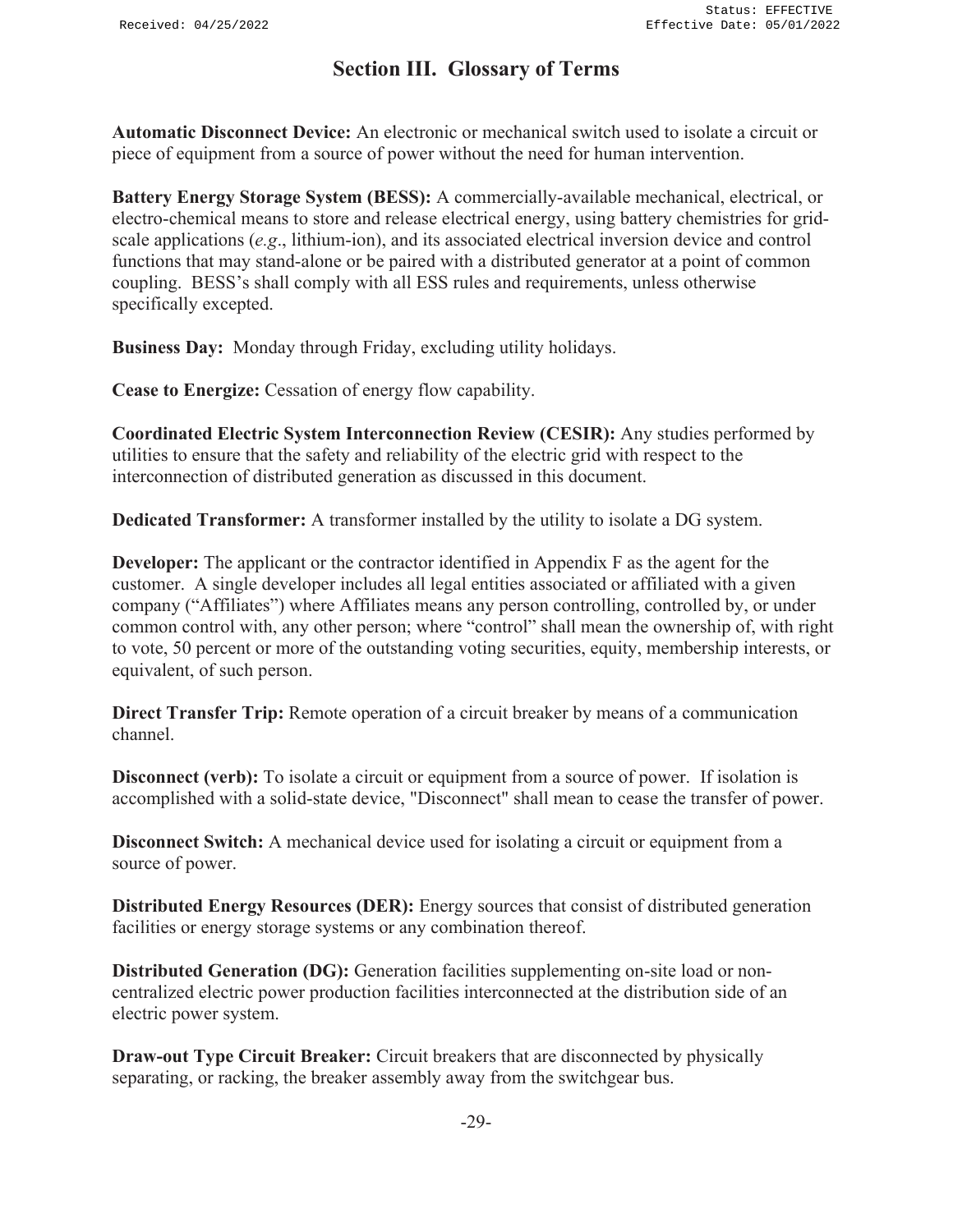# Section III. Glossary of Terms

**Automatic Disconnect Device:** An electronic or mechanical switch used to isolate a circuit or piece of equipment from a source of power without the need for human intervention.

**Battery Energy Storage System (BESS):** A commercially-available mechanical, electrical, or electro-chemical means to store and release electrical energy, using battery chemistries for grid-scale applications (*e.g*., lithium-ion), and its associated electrical inversion device and control functions that may stand-alone or be paired with a distributed generator at a point of common coupling. BESS's shall comply with all ESS rules and requirements, unless otherwise specifically excepted.

**Business Day:** Monday through Friday, excluding utility holidays.

**Cease to Energize:** Cessation of energy flow capability.

**Coordinated Electric System Interconnection Review (CESIR):** Any studies performed by utilities to ensure that the safety and reliability of the electric grid with respect to the interconnection of distributed generation as discussed in this document.

**Dedicated Transformer:** A transformer installed by the utility to isolate a DG system.

**Developer:** The applicant or the contractor identified in Appendix F as the agent for the customer. A single developer includes all legal entities associated or affiliated with a given company ("Affiliates") where Affiliates means any person controlling, controlled by, or under common control with, any other person; where "control" shall mean the ownership of, with right to vote, 50 percent or more of the outstanding voting securities, equity, membership interests, or equivalent, of such person.

**Direct Transfer Trip:** Remote operation of a circuit breaker by means of a communication channel.

**Disconnect (verb):** To isolate a circuit or equipment from a source of power. If isolation is accomplished with a solid-state device, "Disconnect" shall mean to cease the transfer of power.

**Disconnect Switch:** A mechanical device used for isolating a circuit or equipment from a source of power.

**Distributed Energy Resources (DER):** Energy sources that consist of distributed generation facilities or energy storage systems or any combination thereof.

**Distributed Generation (DG):** Generation facilities supplementing on-site load or non-centralized electric power production facilities interconnected at the distribution side of an electric power system.

**Draw-out Type Circuit Breaker:** Circuit breakers that are disconnected by physically separating, or racking, the breaker assembly away from the switchgear bus.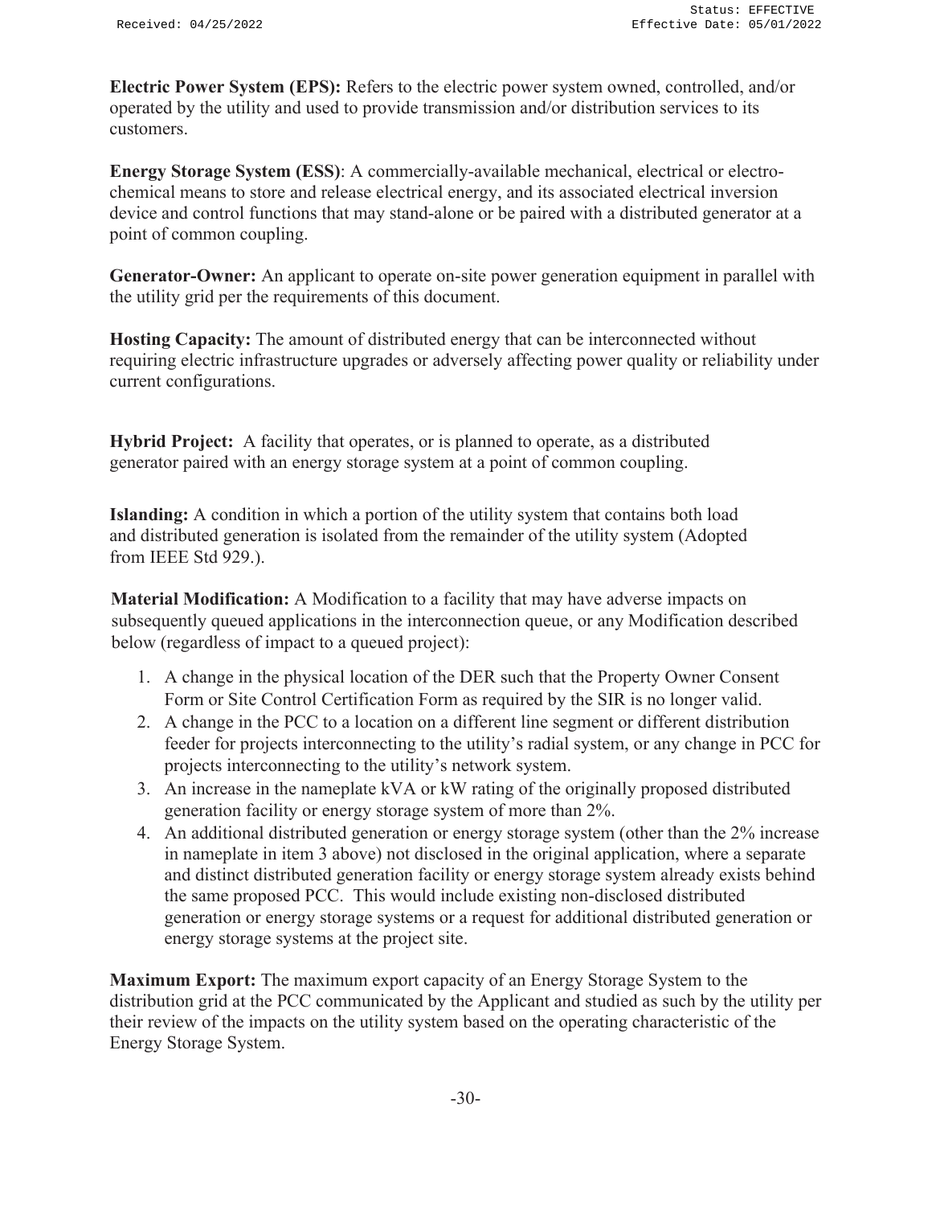**Electric Power System (EPS):** Refers to the electric power system owned, controlled, and/or operated by the utility and used to provide transmission and/or distribution services to its customers.

**Energy Storage System (ESS)**: A commercially-available mechanical, electrical or electro-chemical means to store and release electrical energy, and its associated electrical inversion device and control functions that may stand-alone or be paired with a distributed generator at a point of common coupling.

**Generator-Owner:** An applicant to operate on-site power generation equipment in parallel with the utility grid per the requirements of this document.

**Hosting Capacity:** The amount of distributed energy that can be interconnected without requiring electric infrastructure upgrades or adversely affecting power quality or reliability under current configurations.

**Hybrid Project:** A facility that operates, or is planned to operate, as a distributed generator paired with an energy storage system at a point of common coupling.

**Islanding:** A condition in which a portion of the utility system that contains both load and distributed generation is isolated from the remainder of the utility system (Adopted from IEEE Std 929.).

**Material Modification:** A Modification to a facility that may have adverse impacts on subsequently queued applications in the interconnection queue, or any Modification described below (regardless of impact to a queued project):

1. A change in the physical location of the DER such that the Property Owner Consent Form or Site Control Certification Form as required by the SIR is no longer valid.
2. A change in the PCC to a location on a different line segment or different distribution feeder for projects interconnecting to the utility's radial system, or any change in PCC for projects interconnecting to the utility's network system.
3. An increase in the nameplate kVA or kW rating of the originally proposed distributed generation facility or energy storage system of more than 2%.
4. An additional distributed generation or energy storage system (other than the 2% increase in nameplate in item 3 above) not disclosed in the original application, where a separate and distinct distributed generation facility or energy storage system already exists behind the same proposed PCC. This would include existing non-disclosed distributed generation or energy storage systems or a request for additional distributed generation or energy storage systems at the project site.

**Maximum Export:** The maximum export capacity of an Energy Storage System to the distribution grid at the PCC communicated by the Applicant and studied as such by the utility per their review of the impacts on the utility system based on the operating characteristic of the Energy Storage System.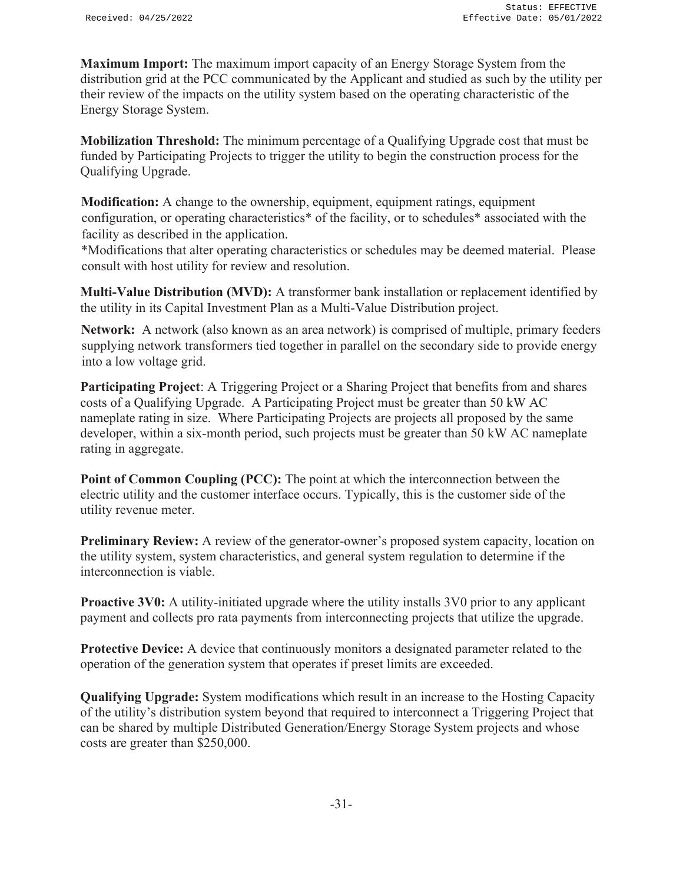**Maximum Import:** The maximum import capacity of an Energy Storage System from the distribution grid at the PCC communicated by the Applicant and studied as such by the utility per their review of the impacts on the utility system based on the operating characteristic of the Energy Storage System.

**Mobilization Threshold:** The minimum percentage of a Qualifying Upgrade cost that must be funded by Participating Projects to trigger the utility to begin the construction process for the Qualifying Upgrade.

**Modification:** A change to the ownership, equipment, equipment ratings, equipment configuration, or operating characteristics* of the facility, or to schedules* associated with the facility as described in the application.
*Modifications that alter operating characteristics or schedules may be deemed material. Please consult with host utility for review and resolution.

**Multi-Value Distribution (MVD):** A transformer bank installation or replacement identified by the utility in its Capital Investment Plan as a Multi-Value Distribution project.

**Network:** A network (also known as an area network) is comprised of multiple, primary feeders supplying network transformers tied together in parallel on the secondary side to provide energy into a low voltage grid.

**Participating Project**: A Triggering Project or a Sharing Project that benefits from and shares costs of a Qualifying Upgrade. A Participating Project must be greater than 50 kW AC nameplate rating in size. Where Participating Projects are projects all proposed by the same developer, within a six-month period, such projects must be greater than 50 kW AC nameplate rating in aggregate.

**Point of Common Coupling (PCC):** The point at which the interconnection between the electric utility and the customer interface occurs. Typically, this is the customer side of the utility revenue meter.

**Preliminary Review:** A review of the generator-owner's proposed system capacity, location on the utility system, system characteristics, and general system regulation to determine if the interconnection is viable.

**Proactive 3V0:** A utility-initiated upgrade where the utility installs 3V0 prior to any applicant payment and collects pro rata payments from interconnecting projects that utilize the upgrade.

**Protective Device:** A device that continuously monitors a designated parameter related to the operation of the generation system that operates if preset limits are exceeded.

**Qualifying Upgrade:** System modifications which result in an increase to the Hosting Capacity of the utility's distribution system beyond that required to interconnect a Triggering Project that can be shared by multiple Distributed Generation/Energy Storage System projects and whose costs are greater than $250,000.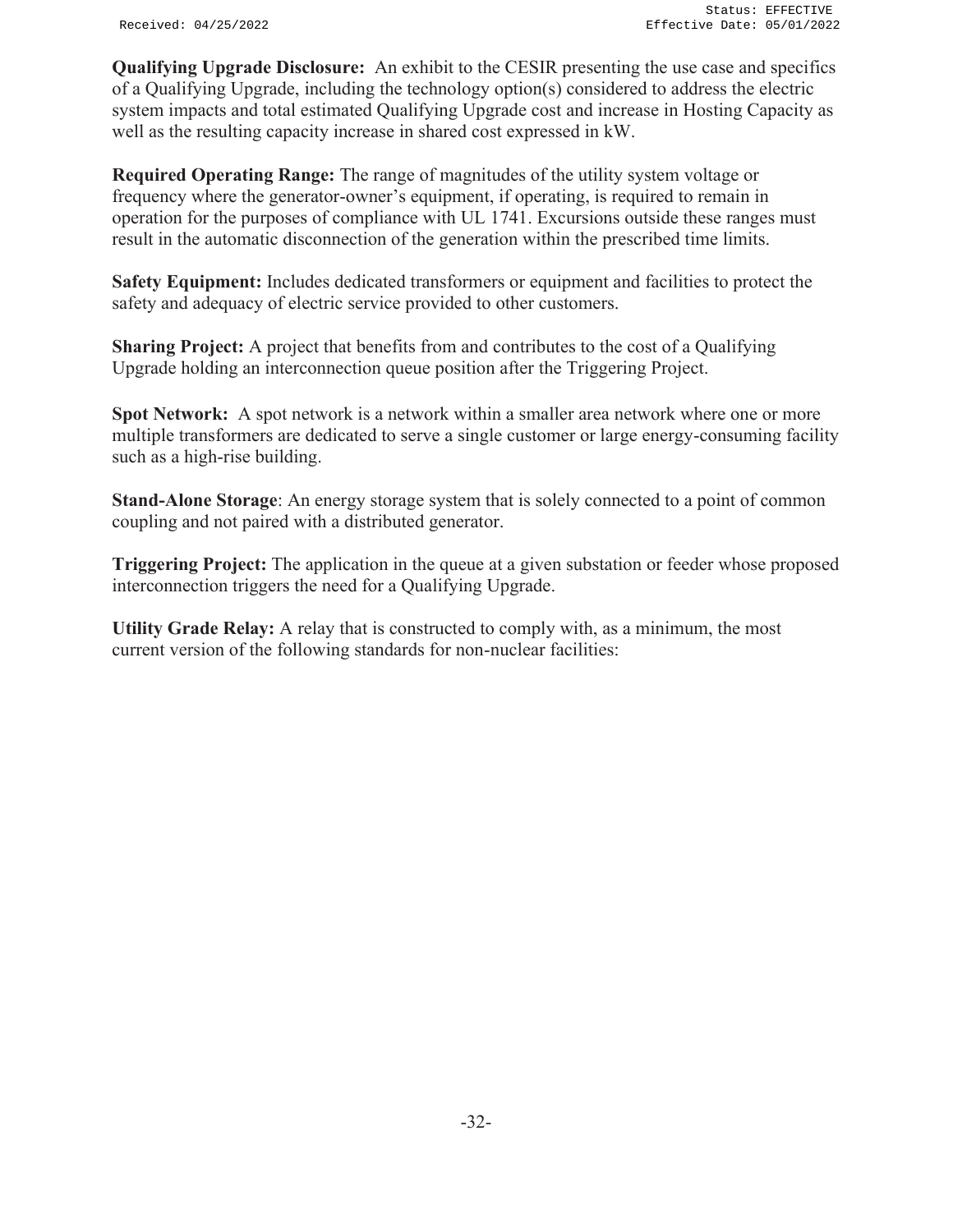**Qualifying Upgrade Disclosure:** An exhibit to the CESIR presenting the use case and specifics of a Qualifying Upgrade, including the technology option(s) considered to address the electric system impacts and total estimated Qualifying Upgrade cost and increase in Hosting Capacity as well as the resulting capacity increase in shared cost expressed in kW.

**Required Operating Range:** The range of magnitudes of the utility system voltage or frequency where the generator-owner's equipment, if operating, is required to remain in operation for the purposes of compliance with UL 1741. Excursions outside these ranges must result in the automatic disconnection of the generation within the prescribed time limits.

**Safety Equipment:** Includes dedicated transformers or equipment and facilities to protect the safety and adequacy of electric service provided to other customers.

**Sharing Project:** A project that benefits from and contributes to the cost of a Qualifying Upgrade holding an interconnection queue position after the Triggering Project.

**Spot Network:** A spot network is a network within a smaller area network where one or more multiple transformers are dedicated to serve a single customer or large energy-consuming facility such as a high-rise building.

**Stand-Alone Storage**: An energy storage system that is solely connected to a point of common coupling and not paired with a distributed generator.

**Triggering Project:** The application in the queue at a given substation or feeder whose proposed interconnection triggers the need for a Qualifying Upgrade.

**Utility Grade Relay:** A relay that is constructed to comply with, as a minimum, the most current version of the following standards for non-nuclear facilities: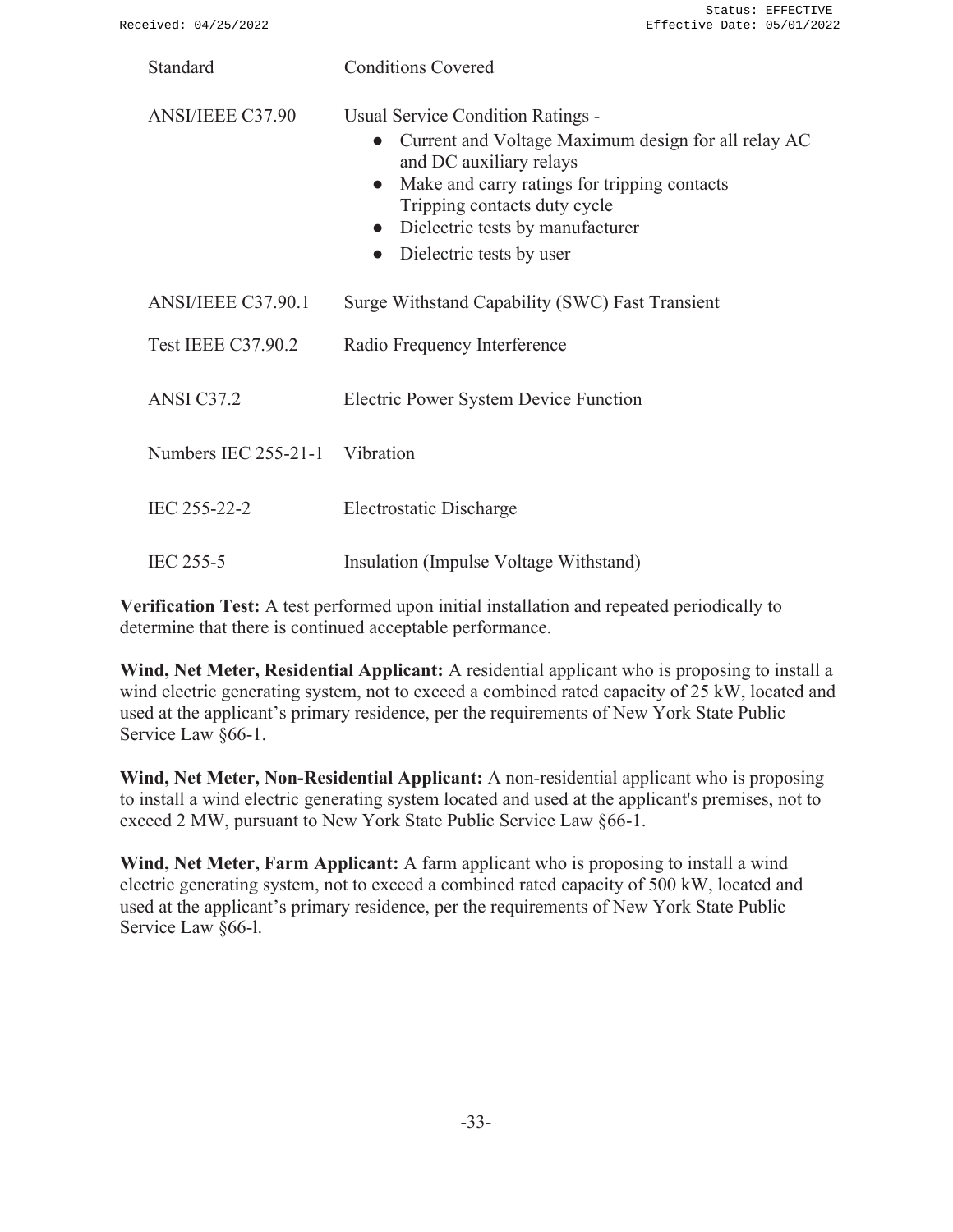| Standard | Conditions Covered |
|---|---|
| ANSI/IEEE C37.90 | Usual Service Condition Ratings - <br>• Current and Voltage Maximum design for all relay AC and DC auxiliary relays <br>• Make and carry ratings for tripping contacts Tripping contacts duty cycle <br>• Dielectric tests by manufacturer <br>• Dielectric tests by user |
| ANSI/IEEE C37.90.1 | Surge Withstand Capability (SWC) Fast Transient |
| Test IEEE C37.90.2 | Radio Frequency Interference |
| ANSI C37.2 | Electric Power System Device Function |
| Numbers IEC 255-21-1 | Vibration |
| IEC 255-22-2 | Electrostatic Discharge |
| IEC 255-5 | Insulation (Impulse Voltage Withstand) |

**Verification Test:** A test performed upon initial installation and repeated periodically to determine that there is continued acceptable performance.

**Wind, Net Meter, Residential Applicant:** A residential applicant who is proposing to install a wind electric generating system, not to exceed a combined rated capacity of 25 kW, located and used at the applicant's primary residence, per the requirements of New York State Public Service Law §66-1.

**Wind, Net Meter, Non-Residential Applicant:** A non-residential applicant who is proposing to install a wind electric generating system located and used at the applicant's premises, not to exceed 2 MW, pursuant to New York State Public Service Law §66-1.

**Wind, Net Meter, Farm Applicant:** A farm applicant who is proposing to install a wind electric generating system, not to exceed a combined rated capacity of 500 kW, located and used at the applicant's primary residence, per the requirements of New York State Public Service Law §66-l.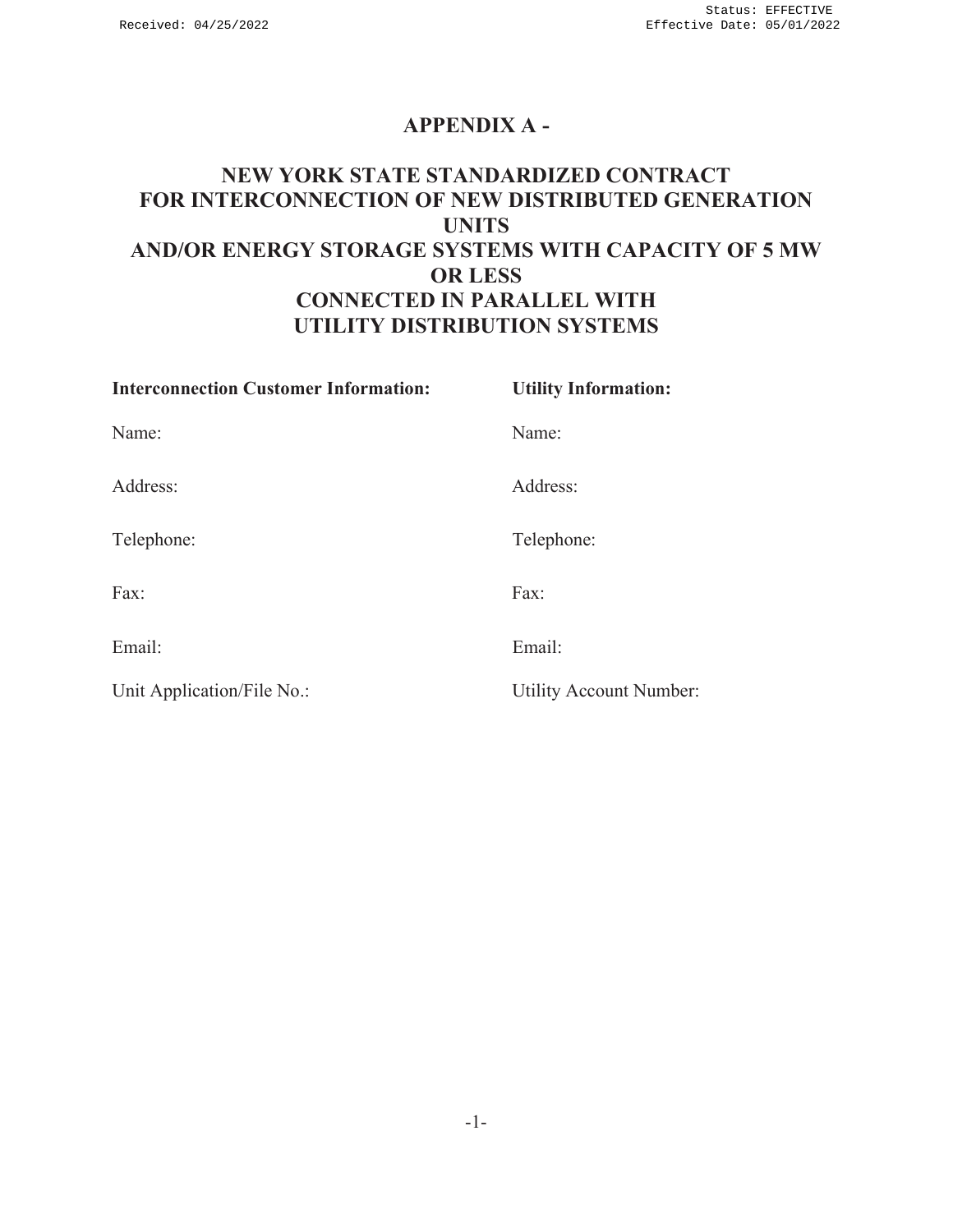# APPENDIX A -

# NEW YORK STATE STANDARDIZED CONTRACT FOR INTERCONNECTION OF NEW DISTRIBUTED GENERATION UNITS AND/OR ENERGY STORAGE SYSTEMS WITH CAPACITY OF 5 MW OR LESS CONNECTED IN PARALLEL WITH UTILITY DISTRIBUTION SYSTEMS

| **Interconnection Customer Information:** | **Utility Information:** |
|---|---|
| Name: | Name: |
| Address: | Address: |
| Telephone: | Telephone: |
| Fax: | Fax: |
| Email: | Email: |
| Unit Application/File No.: | Utility Account Number: |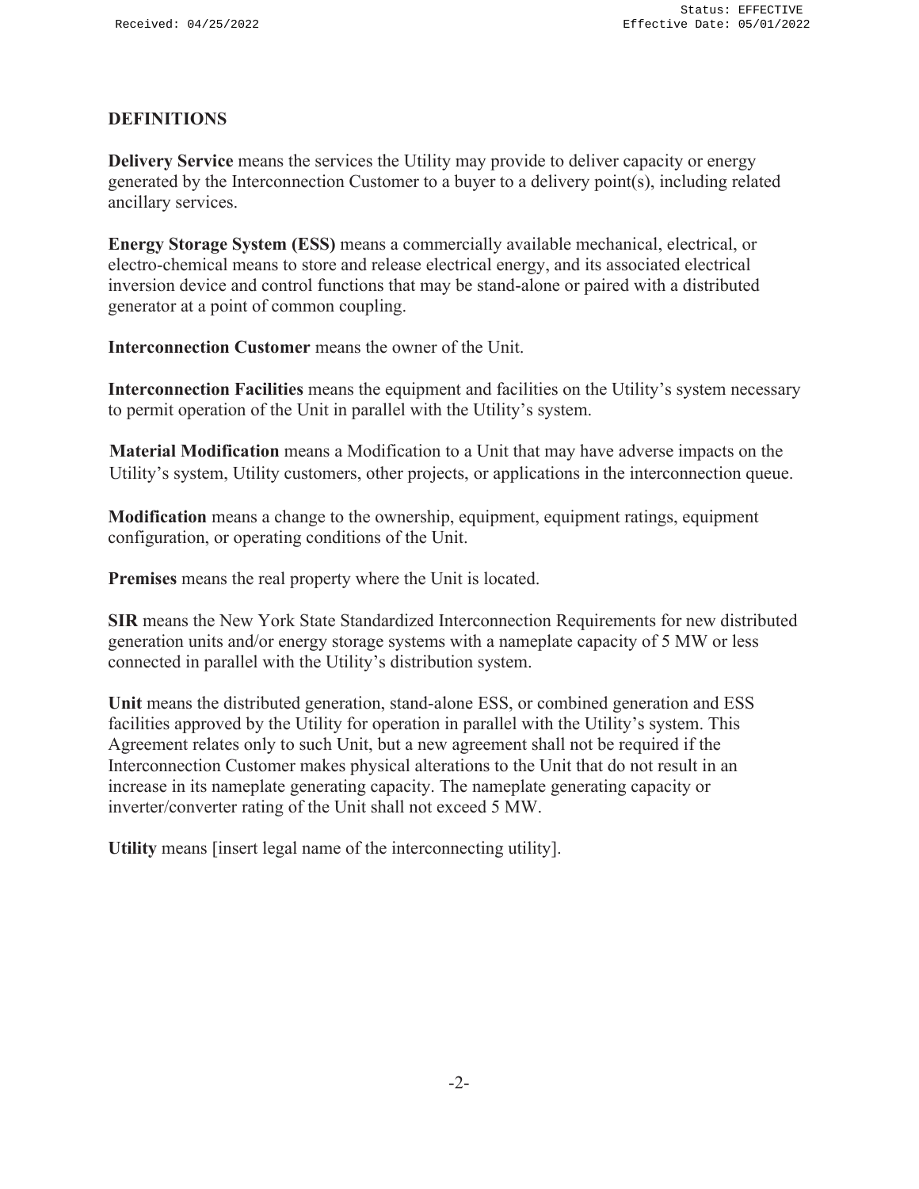## DEFINITIONS

**Delivery Service** means the services the Utility may provide to deliver capacity or energy generated by the Interconnection Customer to a buyer to a delivery point(s), including related ancillary services.

**Energy Storage System (ESS)** means a commercially available mechanical, electrical, or electro-chemical means to store and release electrical energy, and its associated electrical inversion device and control functions that may be stand-alone or paired with a distributed generator at a point of common coupling.

**Interconnection Customer** means the owner of the Unit.

**Interconnection Facilities** means the equipment and facilities on the Utility's system necessary to permit operation of the Unit in parallel with the Utility's system.

**Material Modification** means a Modification to a Unit that may have adverse impacts on the Utility's system, Utility customers, other projects, or applications in the interconnection queue.

**Modification** means a change to the ownership, equipment, equipment ratings, equipment configuration, or operating conditions of the Unit.

**Premises** means the real property where the Unit is located.

**SIR** means the New York State Standardized Interconnection Requirements for new distributed generation units and/or energy storage systems with a nameplate capacity of 5 MW or less connected in parallel with the Utility's distribution system.

**Unit** means the distributed generation, stand-alone ESS, or combined generation and ESS facilities approved by the Utility for operation in parallel with the Utility's system. This Agreement relates only to such Unit, but a new agreement shall not be required if the Interconnection Customer makes physical alterations to the Unit that do not result in an increase in its nameplate generating capacity. The nameplate generating capacity or inverter/converter rating of the Unit shall not exceed 5 MW.

**Utility** means [insert legal name of the interconnecting utility].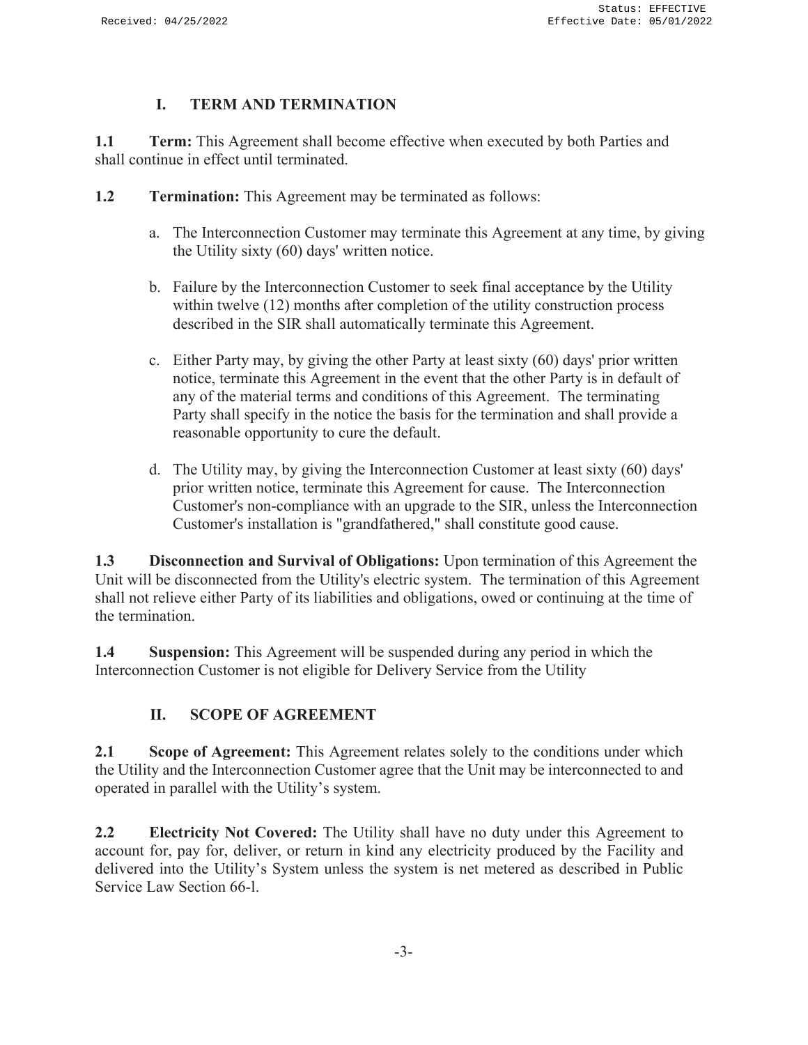## I. TERM AND TERMINATION

**1.1 Term:** This Agreement shall become effective when executed by both Parties and shall continue in effect until terminated.

**1.2 Termination:** This Agreement may be terminated as follows:

a. The Interconnection Customer may terminate this Agreement at any time, by giving the Utility sixty (60) days' written notice.

b. Failure by the Interconnection Customer to seek final acceptance by the Utility within twelve (12) months after completion of the utility construction process described in the SIR shall automatically terminate this Agreement.

c. Either Party may, by giving the other Party at least sixty (60) days' prior written notice, terminate this Agreement in the event that the other Party is in default of any of the material terms and conditions of this Agreement. The terminating Party shall specify in the notice the basis for the termination and shall provide a reasonable opportunity to cure the default.

d. The Utility may, by giving the Interconnection Customer at least sixty (60) days' prior written notice, terminate this Agreement for cause. The Interconnection Customer's non-compliance with an upgrade to the SIR, unless the Interconnection Customer's installation is "grandfathered," shall constitute good cause.

**1.3 Disconnection and Survival of Obligations:** Upon termination of this Agreement the Unit will be disconnected from the Utility's electric system. The termination of this Agreement shall not relieve either Party of its liabilities and obligations, owed or continuing at the time of the termination.

**1.4 Suspension:** This Agreement will be suspended during any period in which the Interconnection Customer is not eligible for Delivery Service from the Utility

## II. SCOPE OF AGREEMENT

**2.1 Scope of Agreement:** This Agreement relates solely to the conditions under which the Utility and the Interconnection Customer agree that the Unit may be interconnected to and operated in parallel with the Utility's system.

**2.2 Electricity Not Covered:** The Utility shall have no duty under this Agreement to account for, pay for, deliver, or return in kind any electricity produced by the Facility and delivered into the Utility's System unless the system is net metered as described in Public Service Law Section 66-l.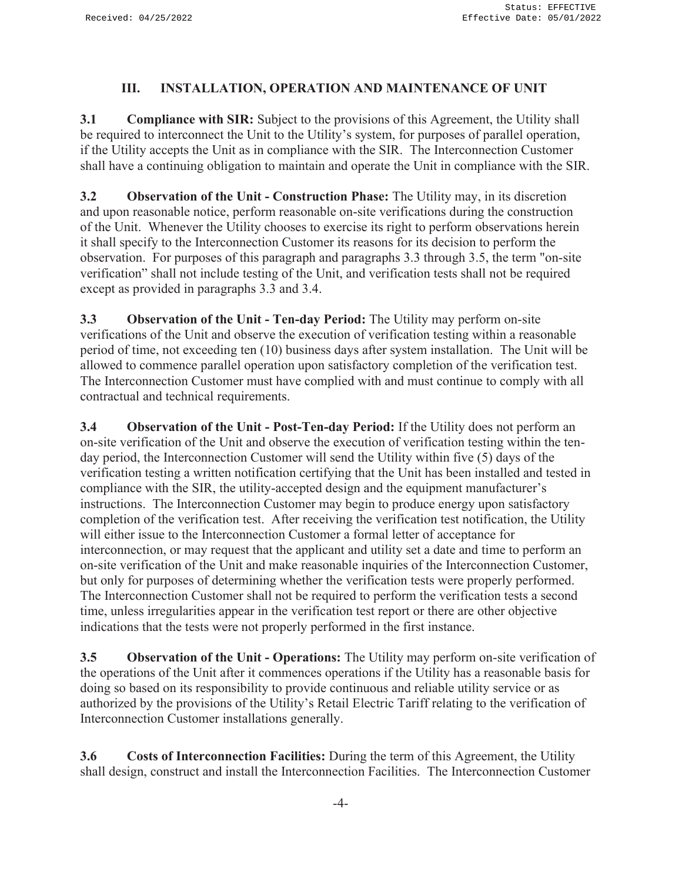## III. INSTALLATION, OPERATION AND MAINTENANCE OF UNIT

**3.1 Compliance with SIR:** Subject to the provisions of this Agreement, the Utility shall be required to interconnect the Unit to the Utility's system, for purposes of parallel operation, if the Utility accepts the Unit as in compliance with the SIR. The Interconnection Customer shall have a continuing obligation to maintain and operate the Unit in compliance with the SIR.

**3.2 Observation of the Unit - Construction Phase:** The Utility may, in its discretion and upon reasonable notice, perform reasonable on-site verifications during the construction of the Unit. Whenever the Utility chooses to exercise its right to perform observations herein it shall specify to the Interconnection Customer its reasons for its decision to perform the observation. For purposes of this paragraph and paragraphs 3.3 through 3.5, the term "on-site verification" shall not include testing of the Unit, and verification tests shall not be required except as provided in paragraphs 3.3 and 3.4.

**3.3 Observation of the Unit - Ten-day Period:** The Utility may perform on-site verifications of the Unit and observe the execution of verification testing within a reasonable period of time, not exceeding ten (10) business days after system installation. The Unit will be allowed to commence parallel operation upon satisfactory completion of the verification test. The Interconnection Customer must have complied with and must continue to comply with all contractual and technical requirements.

**3.4 Observation of the Unit - Post-Ten-day Period:** If the Utility does not perform an on-site verification of the Unit and observe the execution of verification testing within the ten-day period, the Interconnection Customer will send the Utility within five (5) days of the verification testing a written notification certifying that the Unit has been installed and tested in compliance with the SIR, the utility-accepted design and the equipment manufacturer's instructions. The Interconnection Customer may begin to produce energy upon satisfactory completion of the verification test. After receiving the verification test notification, the Utility will either issue to the Interconnection Customer a formal letter of acceptance for interconnection, or may request that the applicant and utility set a date and time to perform an on-site verification of the Unit and make reasonable inquiries of the Interconnection Customer, but only for purposes of determining whether the verification tests were properly performed. The Interconnection Customer shall not be required to perform the verification tests a second time, unless irregularities appear in the verification test report or there are other objective indications that the tests were not properly performed in the first instance.

**3.5 Observation of the Unit - Operations:** The Utility may perform on-site verification of the operations of the Unit after it commences operations if the Utility has a reasonable basis for doing so based on its responsibility to provide continuous and reliable utility service or as authorized by the provisions of the Utility's Retail Electric Tariff relating to the verification of Interconnection Customer installations generally.

**3.6 Costs of Interconnection Facilities:** During the term of this Agreement, the Utility shall design, construct and install the Interconnection Facilities. The Interconnection Customer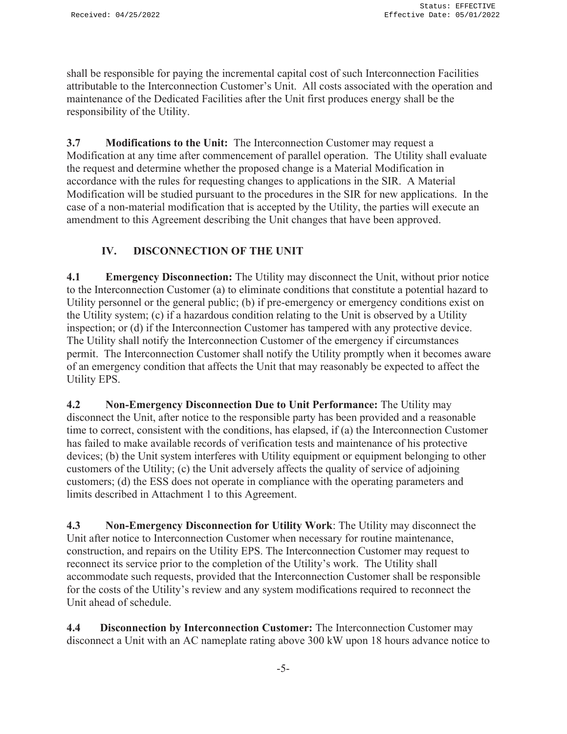shall be responsible for paying the incremental capital cost of such Interconnection Facilities attributable to the Interconnection Customer's Unit. All costs associated with the operation and maintenance of the Dedicated Facilities after the Unit first produces energy shall be the responsibility of the Utility.

**3.7 Modifications to the Unit:** The Interconnection Customer may request a Modification at any time after commencement of parallel operation. The Utility shall evaluate the request and determine whether the proposed change is a Material Modification in accordance with the rules for requesting changes to applications in the SIR. A Material Modification will be studied pursuant to the procedures in the SIR for new applications. In the case of a non-material modification that is accepted by the Utility, the parties will execute an amendment to this Agreement describing the Unit changes that have been approved.

## IV. DISCONNECTION OF THE UNIT

**4.1 Emergency Disconnection:** The Utility may disconnect the Unit, without prior notice to the Interconnection Customer (a) to eliminate conditions that constitute a potential hazard to Utility personnel or the general public; (b) if pre-emergency or emergency conditions exist on the Utility system; (c) if a hazardous condition relating to the Unit is observed by a Utility inspection; or (d) if the Interconnection Customer has tampered with any protective device. The Utility shall notify the Interconnection Customer of the emergency if circumstances permit. The Interconnection Customer shall notify the Utility promptly when it becomes aware of an emergency condition that affects the Unit that may reasonably be expected to affect the Utility EPS.

**4.2 Non-Emergency Disconnection Due to Unit Performance:** The Utility may disconnect the Unit, after notice to the responsible party has been provided and a reasonable time to correct, consistent with the conditions, has elapsed, if (a) the Interconnection Customer has failed to make available records of verification tests and maintenance of his protective devices; (b) the Unit system interferes with Utility equipment or equipment belonging to other customers of the Utility; (c) the Unit adversely affects the quality of service of adjoining customers; (d) the ESS does not operate in compliance with the operating parameters and limits described in Attachment 1 to this Agreement.

**4.3 Non-Emergency Disconnection for Utility Work**: The Utility may disconnect the Unit after notice to Interconnection Customer when necessary for routine maintenance, construction, and repairs on the Utility EPS. The Interconnection Customer may request to reconnect its service prior to the completion of the Utility's work. The Utility shall accommodate such requests, provided that the Interconnection Customer shall be responsible for the costs of the Utility's review and any system modifications required to reconnect the Unit ahead of schedule.

**4.4 Disconnection by Interconnection Customer:** The Interconnection Customer may disconnect a Unit with an AC nameplate rating above 300 kW upon 18 hours advance notice to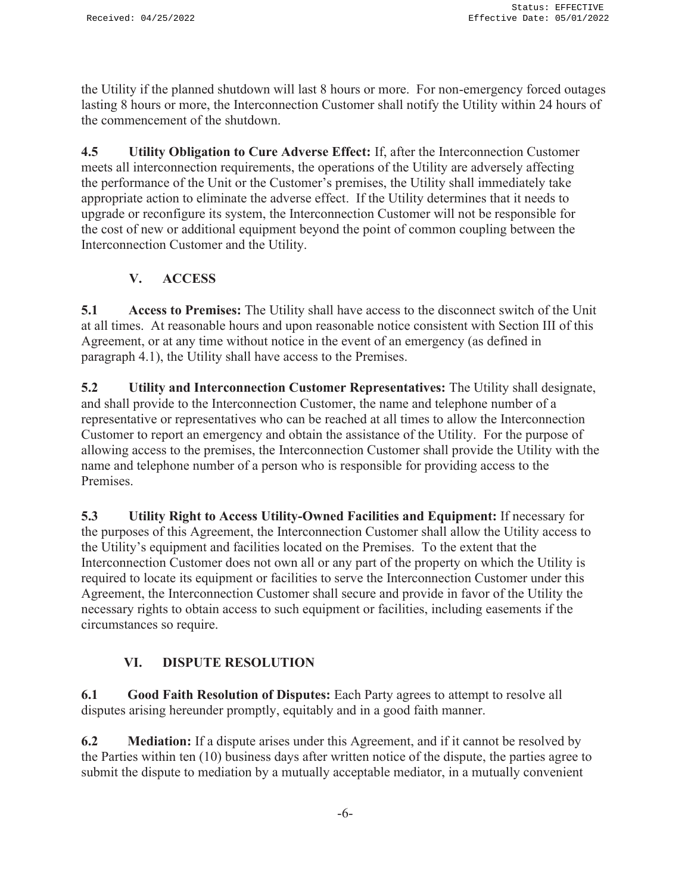the Utility if the planned shutdown will last 8 hours or more. For non-emergency forced outages lasting 8 hours or more, the Interconnection Customer shall notify the Utility within 24 hours of the commencement of the shutdown.

**4.5 Utility Obligation to Cure Adverse Effect:** If, after the Interconnection Customer meets all interconnection requirements, the operations of the Utility are adversely affecting the performance of the Unit or the Customer's premises, the Utility shall immediately take appropriate action to eliminate the adverse effect. If the Utility determines that it needs to upgrade or reconfigure its system, the Interconnection Customer will not be responsible for the cost of new or additional equipment beyond the point of common coupling between the Interconnection Customer and the Utility.

## V. ACCESS

**5.1 Access to Premises:** The Utility shall have access to the disconnect switch of the Unit at all times. At reasonable hours and upon reasonable notice consistent with Section III of this Agreement, or at any time without notice in the event of an emergency (as defined in paragraph 4.1), the Utility shall have access to the Premises.

**5.2 Utility and Interconnection Customer Representatives:** The Utility shall designate, and shall provide to the Interconnection Customer, the name and telephone number of a representative or representatives who can be reached at all times to allow the Interconnection Customer to report an emergency and obtain the assistance of the Utility. For the purpose of allowing access to the premises, the Interconnection Customer shall provide the Utility with the name and telephone number of a person who is responsible for providing access to the Premises.

**5.3 Utility Right to Access Utility-Owned Facilities and Equipment:** If necessary for the purposes of this Agreement, the Interconnection Customer shall allow the Utility access to the Utility's equipment and facilities located on the Premises. To the extent that the Interconnection Customer does not own all or any part of the property on which the Utility is required to locate its equipment or facilities to serve the Interconnection Customer under this Agreement, the Interconnection Customer shall secure and provide in favor of the Utility the necessary rights to obtain access to such equipment or facilities, including easements if the circumstances so require.

## VI. DISPUTE RESOLUTION

**6.1 Good Faith Resolution of Disputes:** Each Party agrees to attempt to resolve all disputes arising hereunder promptly, equitably and in a good faith manner.

**6.2 Mediation:** If a dispute arises under this Agreement, and if it cannot be resolved by the Parties within ten (10) business days after written notice of the dispute, the parties agree to submit the dispute to mediation by a mutually acceptable mediator, in a mutually convenient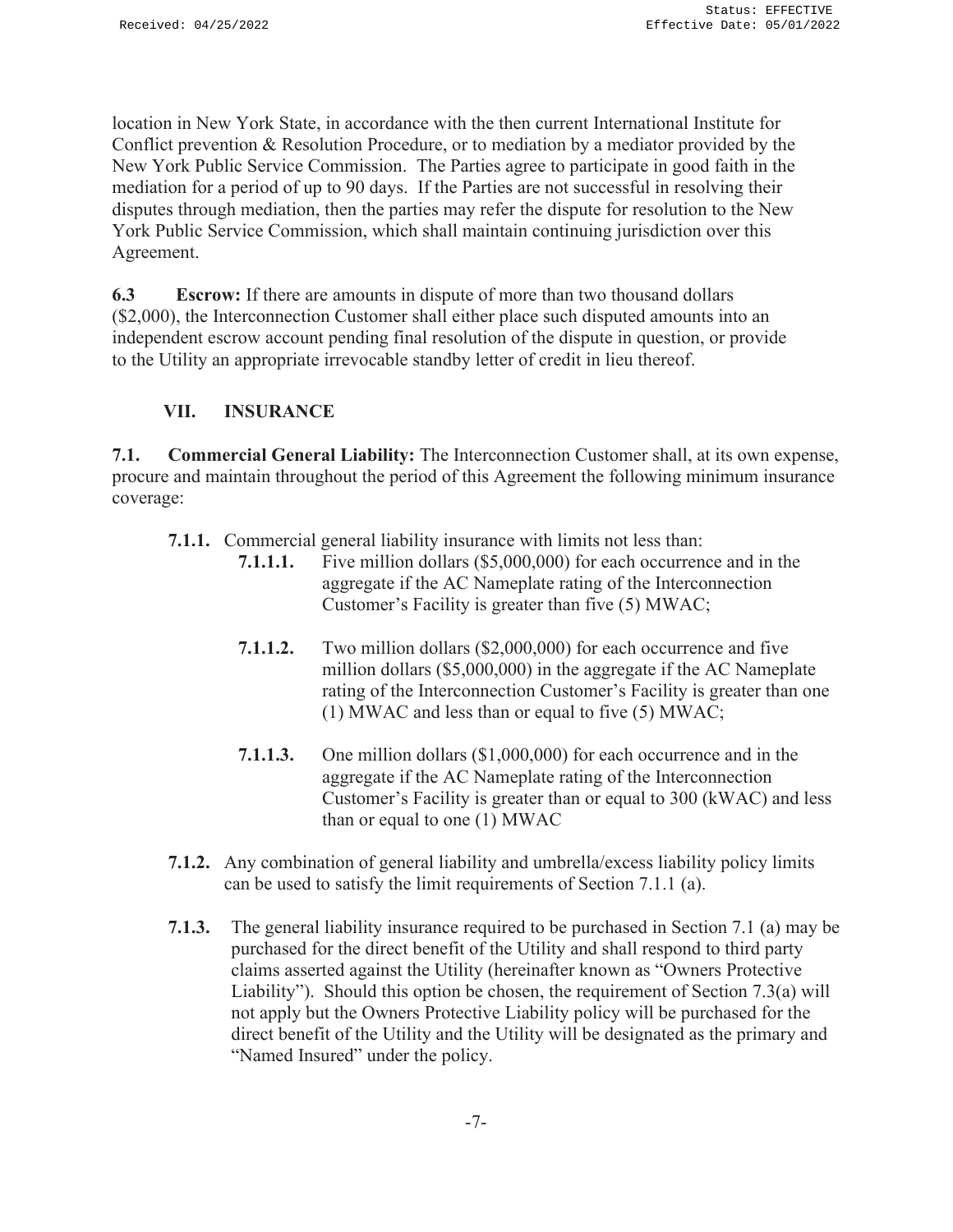location in New York State, in accordance with the then current International Institute for Conflict prevention & Resolution Procedure, or to mediation by a mediator provided by the New York Public Service Commission. The Parties agree to participate in good faith in the mediation for a period of up to 90 days. If the Parties are not successful in resolving their disputes through mediation, then the parties may refer the dispute for resolution to the New York Public Service Commission, which shall maintain continuing jurisdiction over this Agreement.

**6.3 Escrow:** If there are amounts in dispute of more than two thousand dollars ($2,000), the Interconnection Customer shall either place such disputed amounts into an independent escrow account pending final resolution of the dispute in question, or provide to the Utility an appropriate irrevocable standby letter of credit in lieu thereof.

## VII. INSURANCE

**7.1. Commercial General Liability:** The Interconnection Customer shall, at its own expense, procure and maintain throughout the period of this Agreement the following minimum insurance coverage:

**7.1.1.** Commercial general liability insurance with limits not less than:

**7.1.1.1.** Five million dollars ($5,000,000) for each occurrence and in the aggregate if the AC Nameplate rating of the Interconnection Customer's Facility is greater than five (5) MWAC;

**7.1.1.2.** Two million dollars ($2,000,000) for each occurrence and five million dollars ($5,000,000) in the aggregate if the AC Nameplate rating of the Interconnection Customer's Facility is greater than one (1) MWAC and less than or equal to five (5) MWAC;

**7.1.1.3.** One million dollars ($1,000,000) for each occurrence and in the aggregate if the AC Nameplate rating of the Interconnection Customer's Facility is greater than or equal to 300 (kWAC) and less than or equal to one (1) MWAC

**7.1.2.** Any combination of general liability and umbrella/excess liability policy limits can be used to satisfy the limit requirements of Section 7.1.1 (a).

**7.1.3.** The general liability insurance required to be purchased in Section 7.1 (a) may be purchased for the direct benefit of the Utility and shall respond to third party claims asserted against the Utility (hereinafter known as "Owners Protective Liability"). Should this option be chosen, the requirement of Section 7.3(a) will not apply but the Owners Protective Liability policy will be purchased for the direct benefit of the Utility and the Utility will be designated as the primary and "Named Insured" under the policy.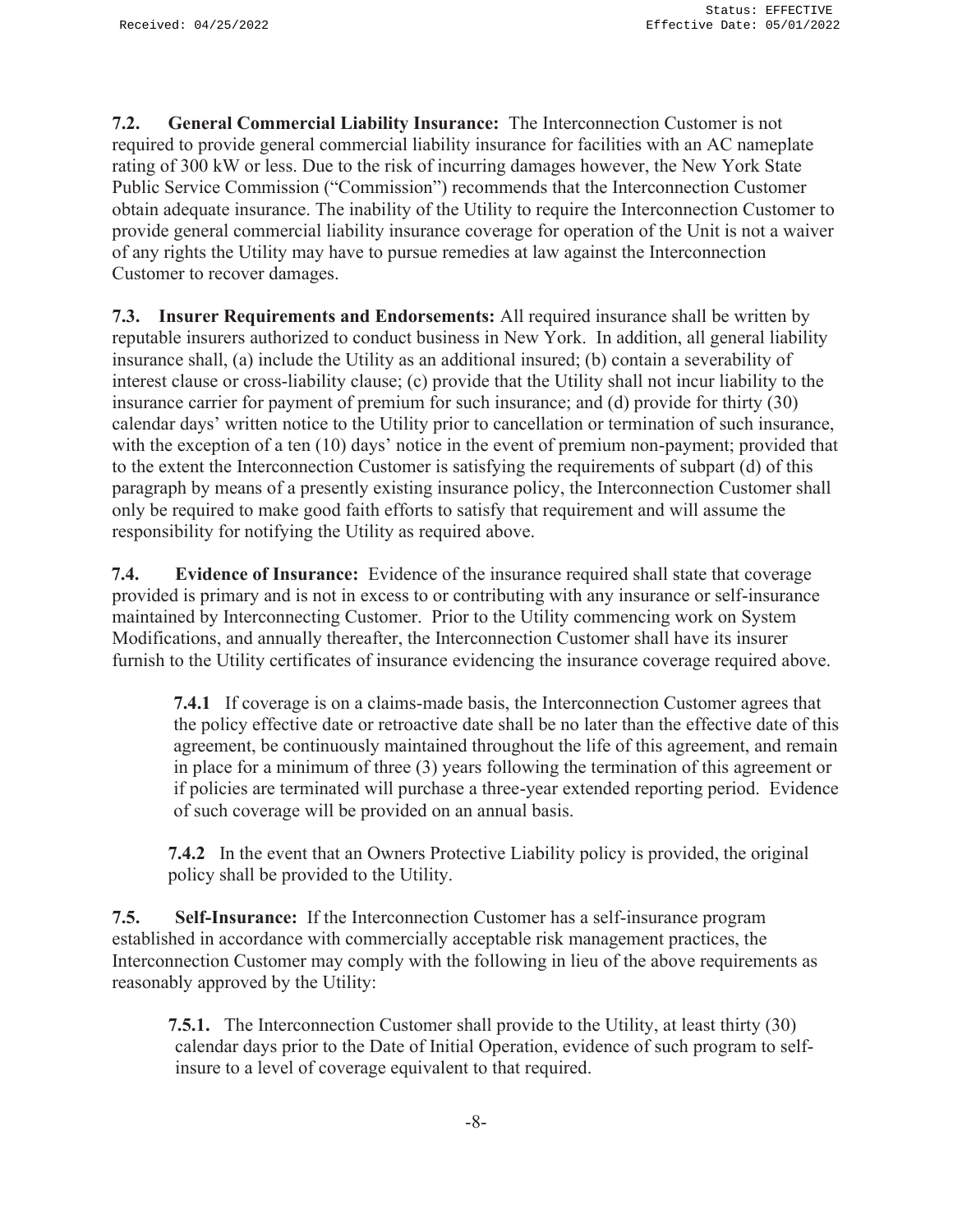**7.2. General Commercial Liability Insurance:** The Interconnection Customer is not required to provide general commercial liability insurance for facilities with an AC nameplate rating of 300 kW or less. Due to the risk of incurring damages however, the New York State Public Service Commission ("Commission") recommends that the Interconnection Customer obtain adequate insurance. The inability of the Utility to require the Interconnection Customer to provide general commercial liability insurance coverage for operation of the Unit is not a waiver of any rights the Utility may have to pursue remedies at law against the Interconnection Customer to recover damages.

**7.3. Insurer Requirements and Endorsements:** All required insurance shall be written by reputable insurers authorized to conduct business in New York. In addition, all general liability insurance shall, (a) include the Utility as an additional insured; (b) contain a severability of interest clause or cross-liability clause; (c) provide that the Utility shall not incur liability to the insurance carrier for payment of premium for such insurance; and (d) provide for thirty (30) calendar days' written notice to the Utility prior to cancellation or termination of such insurance, with the exception of a ten (10) days' notice in the event of premium non-payment; provided that to the extent the Interconnection Customer is satisfying the requirements of subpart (d) of this paragraph by means of a presently existing insurance policy, the Interconnection Customer shall only be required to make good faith efforts to satisfy that requirement and will assume the responsibility for notifying the Utility as required above.

**7.4. Evidence of Insurance:** Evidence of the insurance required shall state that coverage provided is primary and is not in excess to or contributing with any insurance or self-insurance maintained by Interconnecting Customer. Prior to the Utility commencing work on System Modifications, and annually thereafter, the Interconnection Customer shall have its insurer furnish to the Utility certificates of insurance evidencing the insurance coverage required above.

**7.4.1** If coverage is on a claims-made basis, the Interconnection Customer agrees that the policy effective date or retroactive date shall be no later than the effective date of this agreement, be continuously maintained throughout the life of this agreement, and remain in place for a minimum of three (3) years following the termination of this agreement or if policies are terminated will purchase a three-year extended reporting period. Evidence of such coverage will be provided on an annual basis.

**7.4.2** In the event that an Owners Protective Liability policy is provided, the original policy shall be provided to the Utility.

**7.5. Self-Insurance:** If the Interconnection Customer has a self-insurance program established in accordance with commercially acceptable risk management practices, the Interconnection Customer may comply with the following in lieu of the above requirements as reasonably approved by the Utility:

**7.5.1.** The Interconnection Customer shall provide to the Utility, at least thirty (30) calendar days prior to the Date of Initial Operation, evidence of such program to self-insure to a level of coverage equivalent to that required.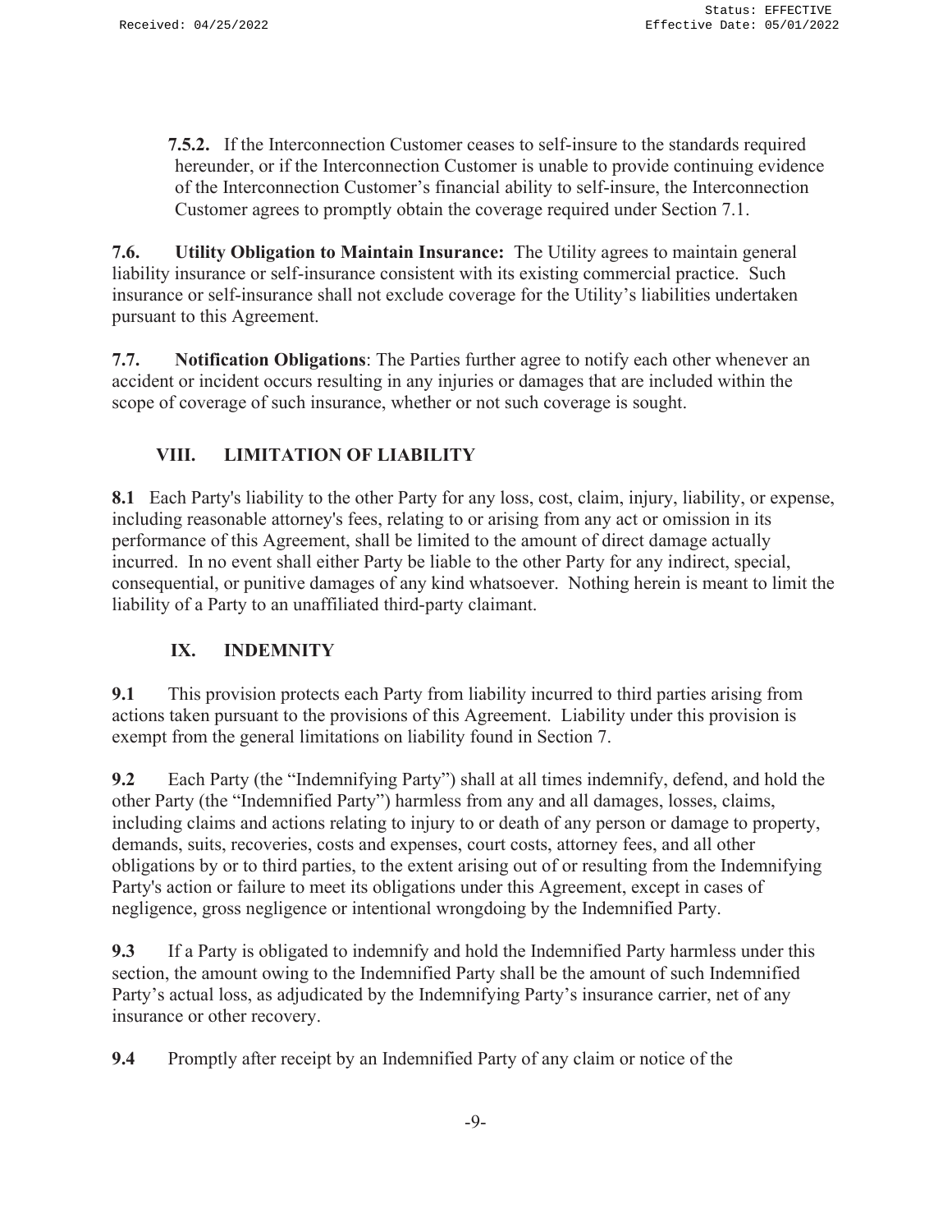**7.5.2.** If the Interconnection Customer ceases to self-insure to the standards required hereunder, or if the Interconnection Customer is unable to provide continuing evidence of the Interconnection Customer's financial ability to self-insure, the Interconnection Customer agrees to promptly obtain the coverage required under Section 7.1.

**7.6. Utility Obligation to Maintain Insurance:** The Utility agrees to maintain general liability insurance or self-insurance consistent with its existing commercial practice. Such insurance or self-insurance shall not exclude coverage for the Utility's liabilities undertaken pursuant to this Agreement.

**7.7. Notification Obligations**: The Parties further agree to notify each other whenever an accident or incident occurs resulting in any injuries or damages that are included within the scope of coverage of such insurance, whether or not such coverage is sought.

## VIII. LIMITATION OF LIABILITY

**8.1** Each Party's liability to the other Party for any loss, cost, claim, injury, liability, or expense, including reasonable attorney's fees, relating to or arising from any act or omission in its performance of this Agreement, shall be limited to the amount of direct damage actually incurred. In no event shall either Party be liable to the other Party for any indirect, special, consequential, or punitive damages of any kind whatsoever. Nothing herein is meant to limit the liability of a Party to an unaffiliated third-party claimant.

## IX. INDEMNITY

**9.1** This provision protects each Party from liability incurred to third parties arising from actions taken pursuant to the provisions of this Agreement. Liability under this provision is exempt from the general limitations on liability found in Section 7.

**9.2** Each Party (the "Indemnifying Party") shall at all times indemnify, defend, and hold the other Party (the "Indemnified Party") harmless from any and all damages, losses, claims, including claims and actions relating to injury to or death of any person or damage to property, demands, suits, recoveries, costs and expenses, court costs, attorney fees, and all other obligations by or to third parties, to the extent arising out of or resulting from the Indemnifying Party's action or failure to meet its obligations under this Agreement, except in cases of negligence, gross negligence or intentional wrongdoing by the Indemnified Party.

**9.3** If a Party is obligated to indemnify and hold the Indemnified Party harmless under this section, the amount owing to the Indemnified Party shall be the amount of such Indemnified Party's actual loss, as adjudicated by the Indemnifying Party's insurance carrier, net of any insurance or other recovery.

**9.4** Promptly after receipt by an Indemnified Party of any claim or notice of the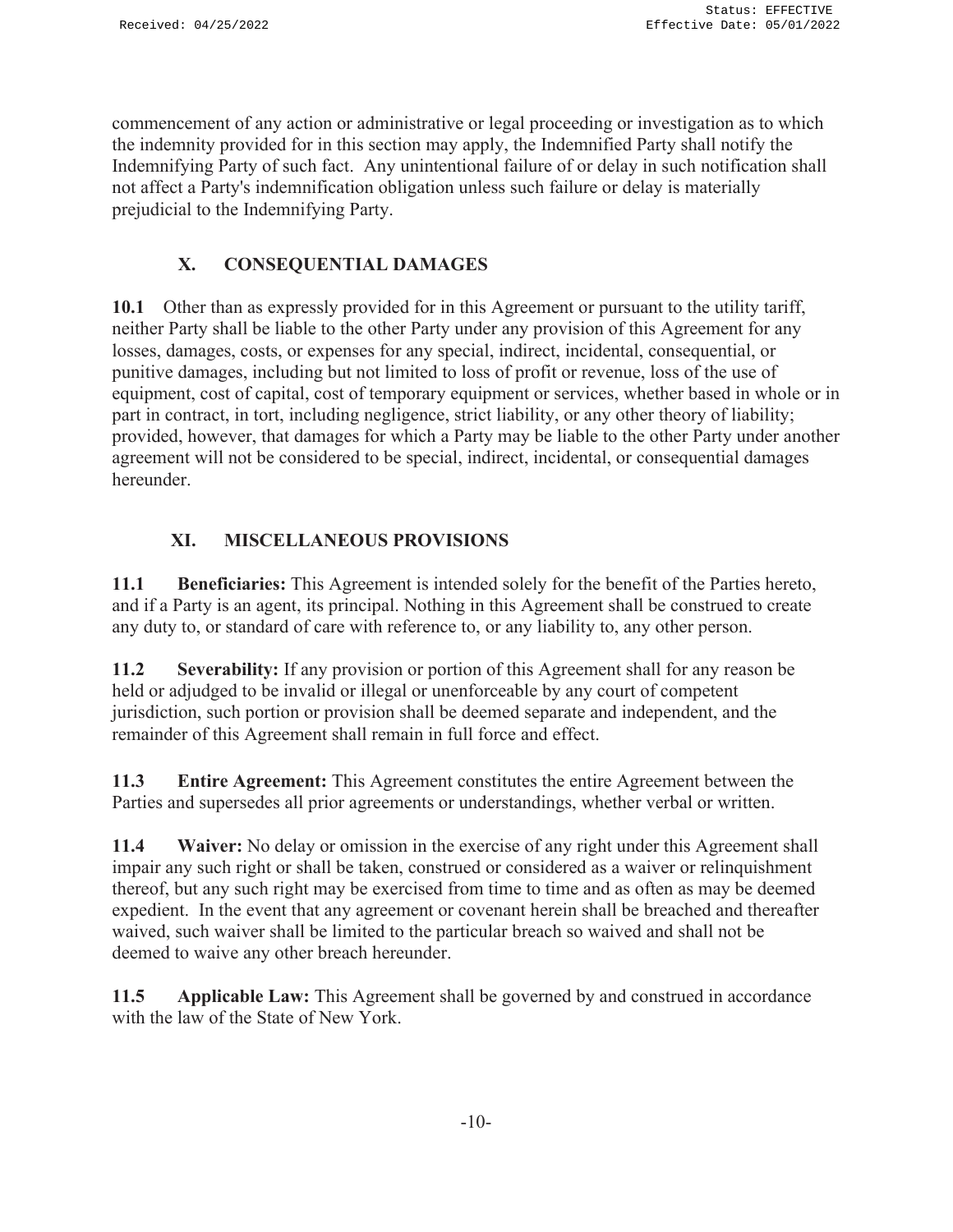commencement of any action or administrative or legal proceeding or investigation as to which the indemnity provided for in this section may apply, the Indemnified Party shall notify the Indemnifying Party of such fact. Any unintentional failure of or delay in such notification shall not affect a Party's indemnification obligation unless such failure or delay is materially prejudicial to the Indemnifying Party.

## X. CONSEQUENTIAL DAMAGES

**10.1** Other than as expressly provided for in this Agreement or pursuant to the utility tariff, neither Party shall be liable to the other Party under any provision of this Agreement for any losses, damages, costs, or expenses for any special, indirect, incidental, consequential, or punitive damages, including but not limited to loss of profit or revenue, loss of the use of equipment, cost of capital, cost of temporary equipment or services, whether based in whole or in part in contract, in tort, including negligence, strict liability, or any other theory of liability; provided, however, that damages for which a Party may be liable to the other Party under another agreement will not be considered to be special, indirect, incidental, or consequential damages hereunder.

## XI. MISCELLANEOUS PROVISIONS

**11.1 Beneficiaries:** This Agreement is intended solely for the benefit of the Parties hereto, and if a Party is an agent, its principal. Nothing in this Agreement shall be construed to create any duty to, or standard of care with reference to, or any liability to, any other person.

**11.2 Severability:** If any provision or portion of this Agreement shall for any reason be held or adjudged to be invalid or illegal or unenforceable by any court of competent jurisdiction, such portion or provision shall be deemed separate and independent, and the remainder of this Agreement shall remain in full force and effect.

**11.3 Entire Agreement:** This Agreement constitutes the entire Agreement between the Parties and supersedes all prior agreements or understandings, whether verbal or written.

**11.4 Waiver:** No delay or omission in the exercise of any right under this Agreement shall impair any such right or shall be taken, construed or considered as a waiver or relinquishment thereof, but any such right may be exercised from time to time and as often as may be deemed expedient. In the event that any agreement or covenant herein shall be breached and thereafter waived, such waiver shall be limited to the particular breach so waived and shall not be deemed to waive any other breach hereunder.

**11.5 Applicable Law:** This Agreement shall be governed by and construed in accordance with the law of the State of New York.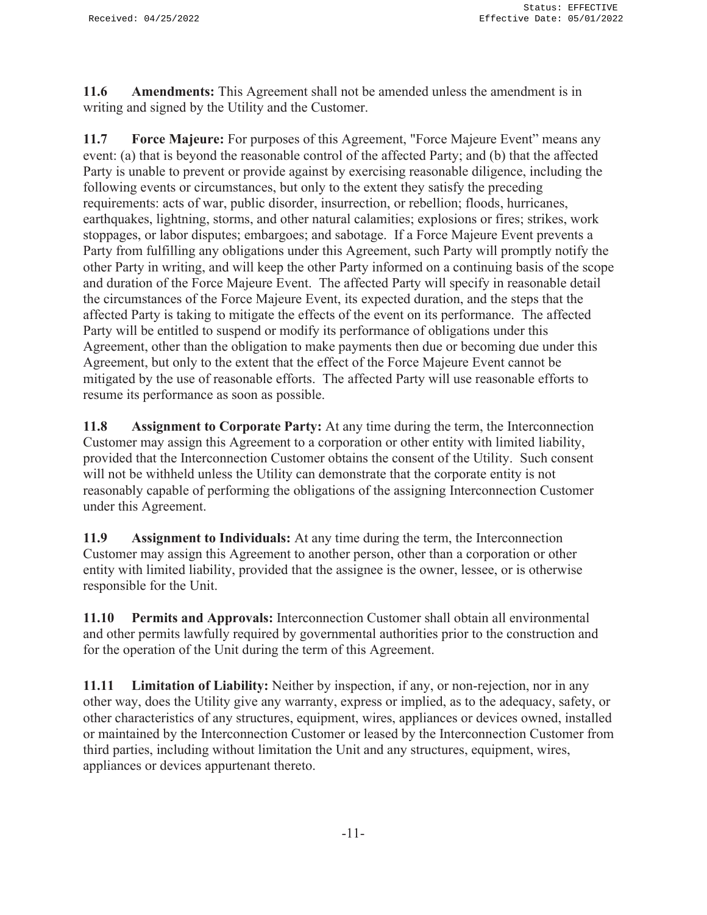**11.6 Amendments:** This Agreement shall not be amended unless the amendment is in writing and signed by the Utility and the Customer.

**11.7 Force Majeure:** For purposes of this Agreement, "Force Majeure Event" means any event: (a) that is beyond the reasonable control of the affected Party; and (b) that the affected Party is unable to prevent or provide against by exercising reasonable diligence, including the following events or circumstances, but only to the extent they satisfy the preceding requirements: acts of war, public disorder, insurrection, or rebellion; floods, hurricanes, earthquakes, lightning, storms, and other natural calamities; explosions or fires; strikes, work stoppages, or labor disputes; embargoes; and sabotage. If a Force Majeure Event prevents a Party from fulfilling any obligations under this Agreement, such Party will promptly notify the other Party in writing, and will keep the other Party informed on a continuing basis of the scope and duration of the Force Majeure Event. The affected Party will specify in reasonable detail the circumstances of the Force Majeure Event, its expected duration, and the steps that the affected Party is taking to mitigate the effects of the event on its performance. The affected Party will be entitled to suspend or modify its performance of obligations under this Agreement, other than the obligation to make payments then due or becoming due under this Agreement, but only to the extent that the effect of the Force Majeure Event cannot be mitigated by the use of reasonable efforts. The affected Party will use reasonable efforts to resume its performance as soon as possible.

**11.8 Assignment to Corporate Party:** At any time during the term, the Interconnection Customer may assign this Agreement to a corporation or other entity with limited liability, provided that the Interconnection Customer obtains the consent of the Utility. Such consent will not be withheld unless the Utility can demonstrate that the corporate entity is not reasonably capable of performing the obligations of the assigning Interconnection Customer under this Agreement.

**11.9 Assignment to Individuals:** At any time during the term, the Interconnection Customer may assign this Agreement to another person, other than a corporation or other entity with limited liability, provided that the assignee is the owner, lessee, or is otherwise responsible for the Unit.

**11.10 Permits and Approvals:** Interconnection Customer shall obtain all environmental and other permits lawfully required by governmental authorities prior to the construction and for the operation of the Unit during the term of this Agreement.

**11.11 Limitation of Liability:** Neither by inspection, if any, or non-rejection, nor in any other way, does the Utility give any warranty, express or implied, as to the adequacy, safety, or other characteristics of any structures, equipment, wires, appliances or devices owned, installed or maintained by the Interconnection Customer or leased by the Interconnection Customer from third parties, including without limitation the Unit and any structures, equipment, wires, appliances or devices appurtenant thereto.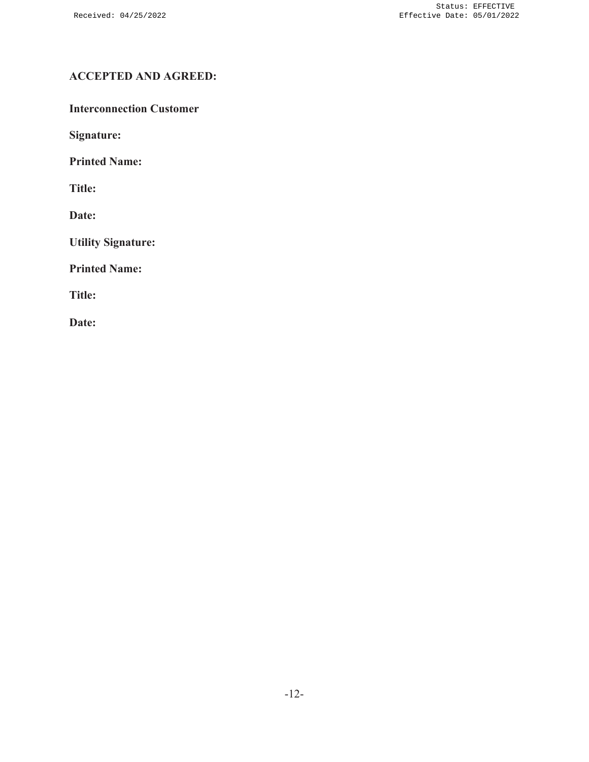**ACCEPTED AND AGREED:**

**Interconnection Customer**

**Signature:**

**Printed Name:**

**Title:**

**Date:**

**Utility Signature:**

**Printed Name:**

**Title:**

**Date:**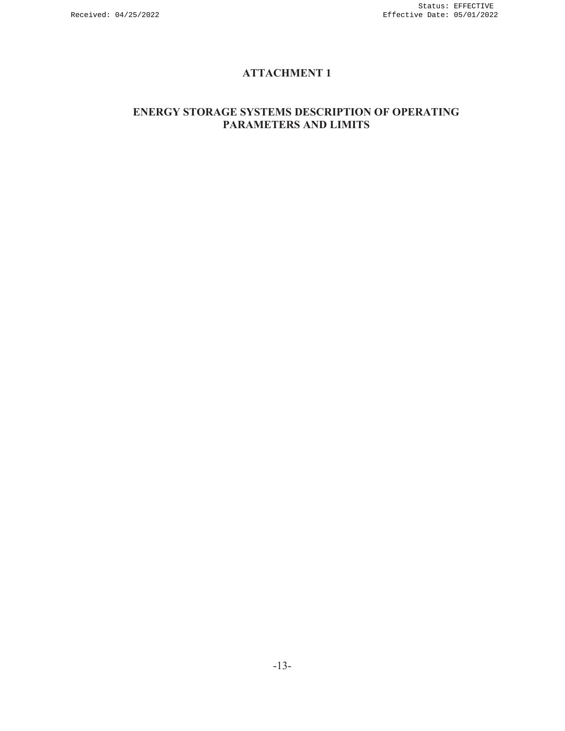# ATTACHMENT 1

## ENERGY STORAGE SYSTEMS DESCRIPTION OF OPERATING PARAMETERS AND LIMITS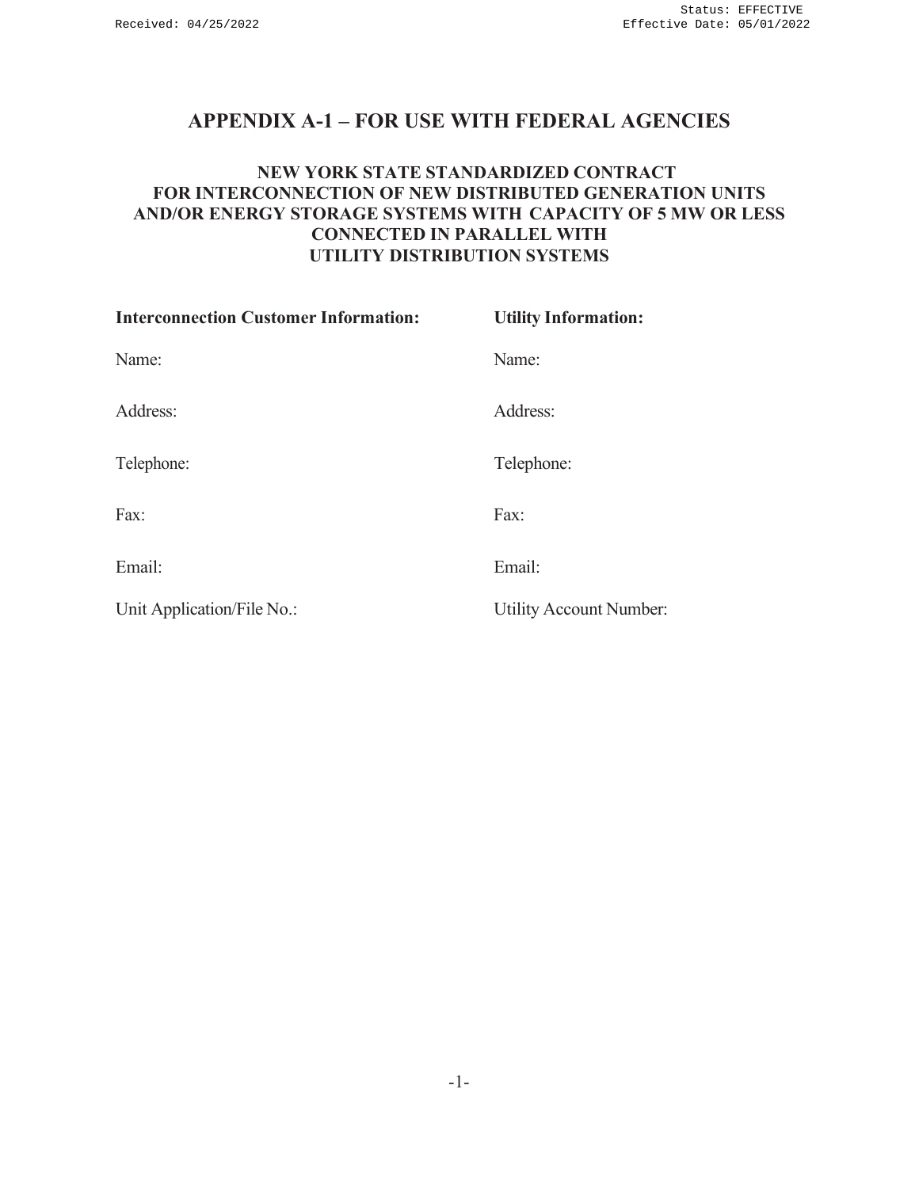# APPENDIX A-1 – FOR USE WITH FEDERAL AGENCIES

## NEW YORK STATE STANDARDIZED CONTRACT FOR INTERCONNECTION OF NEW DISTRIBUTED GENERATION UNITS AND/OR ENERGY STORAGE SYSTEMS WITH CAPACITY OF 5 MW OR LESS CONNECTED IN PARALLEL WITH UTILITY DISTRIBUTION SYSTEMS

| **Interconnection Customer Information:** | **Utility Information:** |
| --- | --- |
| Name: | Name: |
| Address: | Address: |
| Telephone: | Telephone: |
| Fax: | Fax: |
| Email: | Email: |
| Unit Application/File No.: | Utility Account Number: |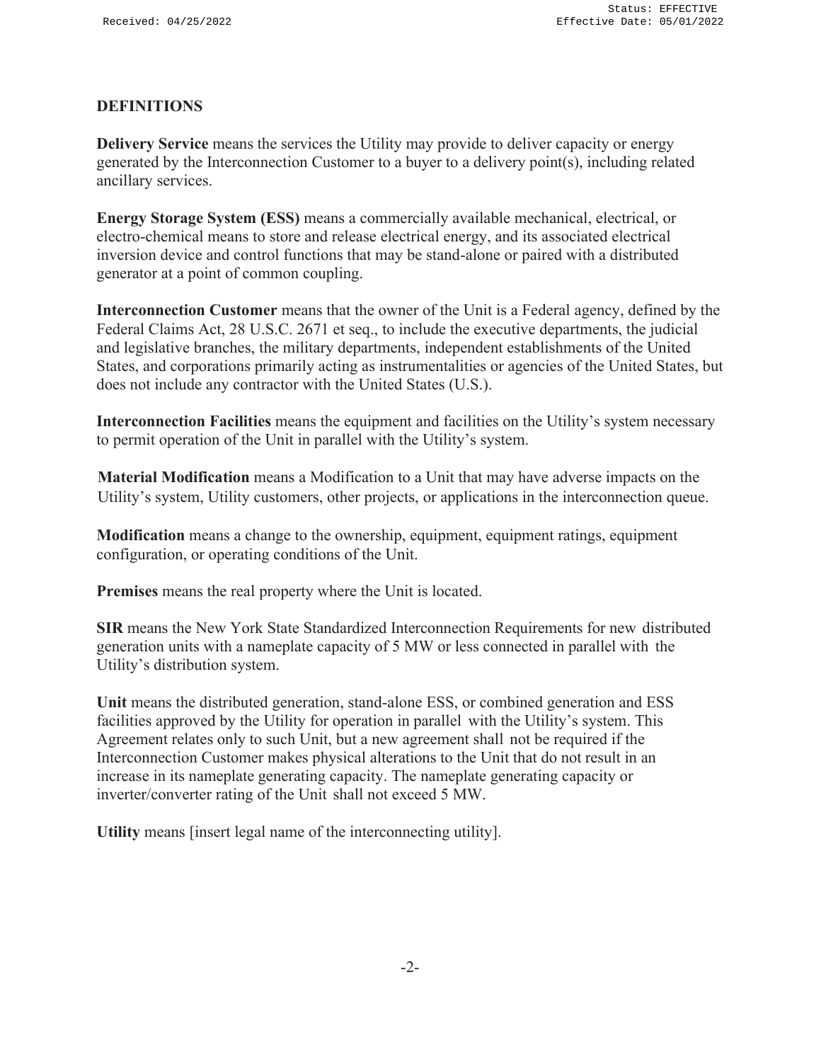## DEFINITIONS

**Delivery Service** means the services the Utility may provide to deliver capacity or energy generated by the Interconnection Customer to a buyer to a delivery point(s), including related ancillary services.

**Energy Storage System (ESS)** means a commercially available mechanical, electrical, or electro-chemical means to store and release electrical energy, and its associated electrical inversion device and control functions that may be stand-alone or paired with a distributed generator at a point of common coupling.

**Interconnection Customer** means that the owner of the Unit is a Federal agency, defined by the Federal Claims Act, 28 U.S.C. 2671 et seq., to include the executive departments, the judicial and legislative branches, the military departments, independent establishments of the United States, and corporations primarily acting as instrumentalities or agencies of the United States, but does not include any contractor with the United States (U.S.).

**Interconnection Facilities** means the equipment and facilities on the Utility's system necessary to permit operation of the Unit in parallel with the Utility's system.

**Material Modification** means a Modification to a Unit that may have adverse impacts on the Utility's system, Utility customers, other projects, or applications in the interconnection queue.

**Modification** means a change to the ownership, equipment, equipment ratings, equipment configuration, or operating conditions of the Unit.

**Premises** means the real property where the Unit is located.

**SIR** means the New York State Standardized Interconnection Requirements for new distributed generation units with a nameplate capacity of 5 MW or less connected in parallel with the Utility's distribution system.

**Unit** means the distributed generation, stand-alone ESS, or combined generation and ESS facilities approved by the Utility for operation in parallel with the Utility's system. This Agreement relates only to such Unit, but a new agreement shall not be required if the Interconnection Customer makes physical alterations to the Unit that do not result in an increase in its nameplate generating capacity. The nameplate generating capacity or inverter/converter rating of the Unit shall not exceed 5 MW.

**Utility** means [insert legal name of the interconnecting utility].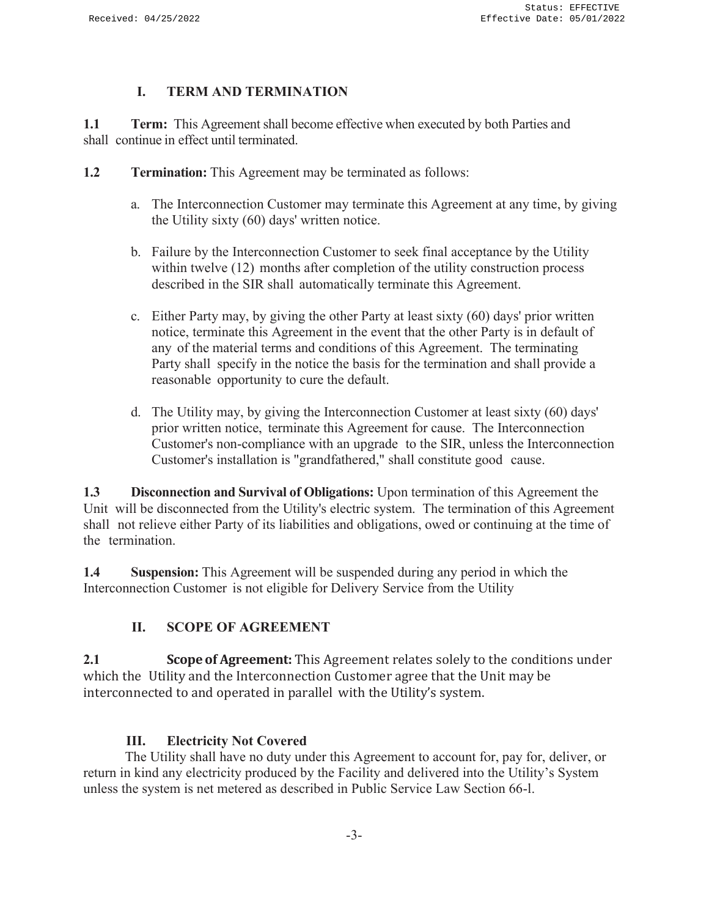## I. TERM AND TERMINATION

**1.1 Term:** This Agreement shall become effective when executed by both Parties and shall continue in effect until terminated.

**1.2 Termination:** This Agreement may be terminated as follows:

a. The Interconnection Customer may terminate this Agreement at any time, by giving the Utility sixty (60) days' written notice.

b. Failure by the Interconnection Customer to seek final acceptance by the Utility within twelve (12) months after completion of the utility construction process described in the SIR shall automatically terminate this Agreement.

c. Either Party may, by giving the other Party at least sixty (60) days' prior written notice, terminate this Agreement in the event that the other Party is in default of any of the material terms and conditions of this Agreement. The terminating Party shall specify in the notice the basis for the termination and shall provide a reasonable opportunity to cure the default.

d. The Utility may, by giving the Interconnection Customer at least sixty (60) days' prior written notice, terminate this Agreement for cause. The Interconnection Customer's non-compliance with an upgrade to the SIR, unless the Interconnection Customer's installation is "grandfathered," shall constitute good cause.

**1.3 Disconnection and Survival of Obligations:** Upon termination of this Agreement the Unit will be disconnected from the Utility's electric system. The termination of this Agreement shall not relieve either Party of its liabilities and obligations, owed or continuing at the time of the termination.

**1.4 Suspension:** This Agreement will be suspended during any period in which the Interconnection Customer is not eligible for Delivery Service from the Utility

## II. SCOPE OF AGREEMENT

**2.1 Scope of Agreement:** This Agreement relates solely to the conditions under which the Utility and the Interconnection Customer agree that the Unit may be interconnected to and operated in parallel with the Utility's system.

## III. Electricity Not Covered

The Utility shall have no duty under this Agreement to account for, pay for, deliver, or return in kind any electricity produced by the Facility and delivered into the Utility's System unless the system is net metered as described in Public Service Law Section 66-l.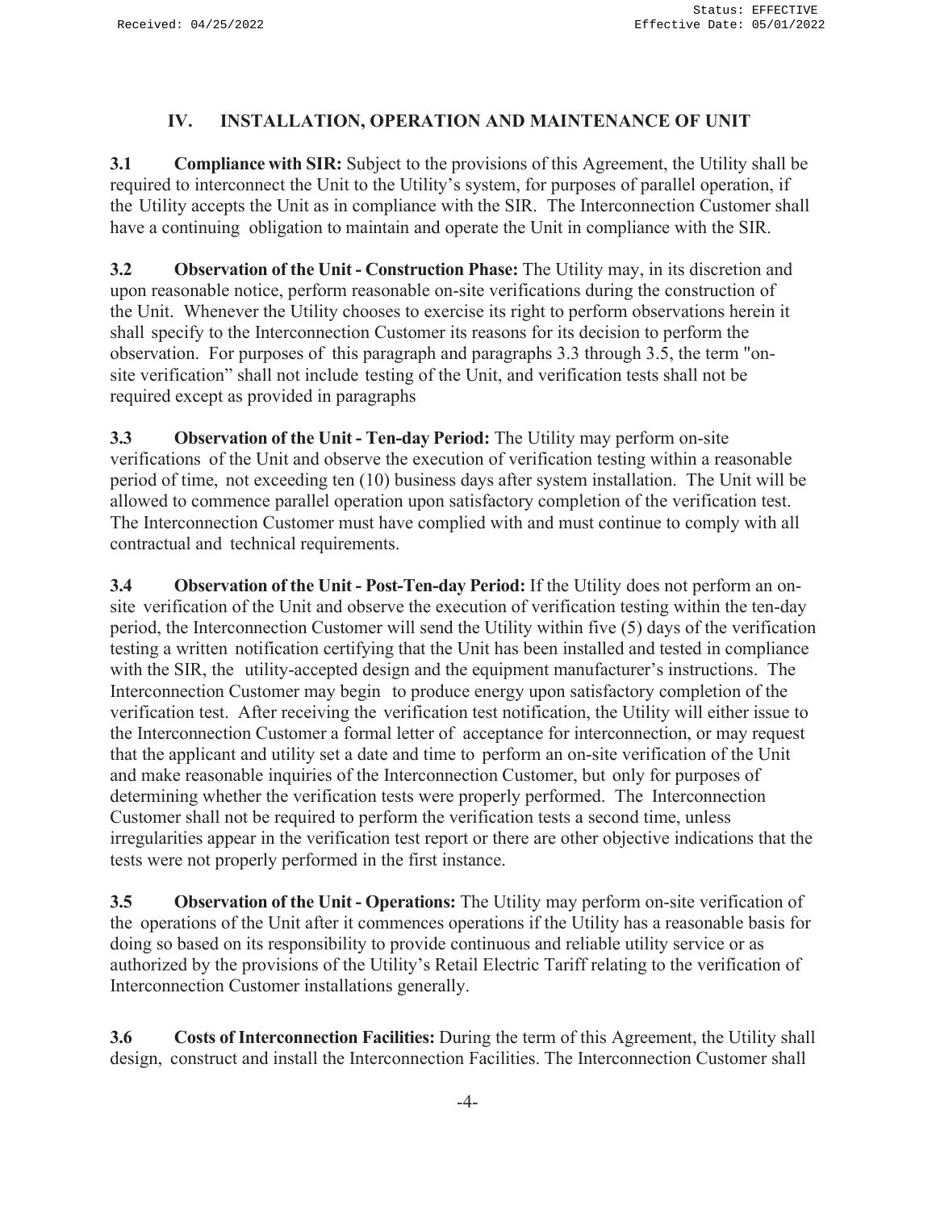## IV. INSTALLATION, OPERATION AND MAINTENANCE OF UNIT

**3.1 Compliance with SIR:** Subject to the provisions of this Agreement, the Utility shall be required to interconnect the Unit to the Utility's system, for purposes of parallel operation, if the Utility accepts the Unit as in compliance with the SIR. The Interconnection Customer shall have a continuing obligation to maintain and operate the Unit in compliance with the SIR.

**3.2 Observation of the Unit - Construction Phase:** The Utility may, in its discretion and upon reasonable notice, perform reasonable on-site verifications during the construction of the Unit. Whenever the Utility chooses to exercise its right to perform observations herein it shall specify to the Interconnection Customer its reasons for its decision to perform the observation. For purposes of this paragraph and paragraphs 3.3 through 3.5, the term "on-site verification" shall not include testing of the Unit, and verification tests shall not be required except as provided in paragraphs

**3.3 Observation of the Unit - Ten-day Period:** The Utility may perform on-site verifications of the Unit and observe the execution of verification testing within a reasonable period of time, not exceeding ten (10) business days after system installation. The Unit will be allowed to commence parallel operation upon satisfactory completion of the verification test. The Interconnection Customer must have complied with and must continue to comply with all contractual and technical requirements.

**3.4 Observation of the Unit - Post-Ten-day Period:** If the Utility does not perform an on-site verification of the Unit and observe the execution of verification testing within the ten-day period, the Interconnection Customer will send the Utility within five (5) days of the verification testing a written notification certifying that the Unit has been installed and tested in compliance with the SIR, the utility-accepted design and the equipment manufacturer's instructions. The Interconnection Customer may begin to produce energy upon satisfactory completion of the verification test. After receiving the verification test notification, the Utility will either issue to the Interconnection Customer a formal letter of acceptance for interconnection, or may request that the applicant and utility set a date and time to perform an on-site verification of the Unit and make reasonable inquiries of the Interconnection Customer, but only for purposes of determining whether the verification tests were properly performed. The Interconnection Customer shall not be required to perform the verification tests a second time, unless irregularities appear in the verification test report or there are other objective indications that the tests were not properly performed in the first instance.

**3.5 Observation of the Unit - Operations:** The Utility may perform on-site verification of the operations of the Unit after it commences operations if the Utility has a reasonable basis for doing so based on its responsibility to provide continuous and reliable utility service or as authorized by the provisions of the Utility's Retail Electric Tariff relating to the verification of Interconnection Customer installations generally.

**3.6 Costs of Interconnection Facilities:** During the term of this Agreement, the Utility shall design, construct and install the Interconnection Facilities. The Interconnection Customer shall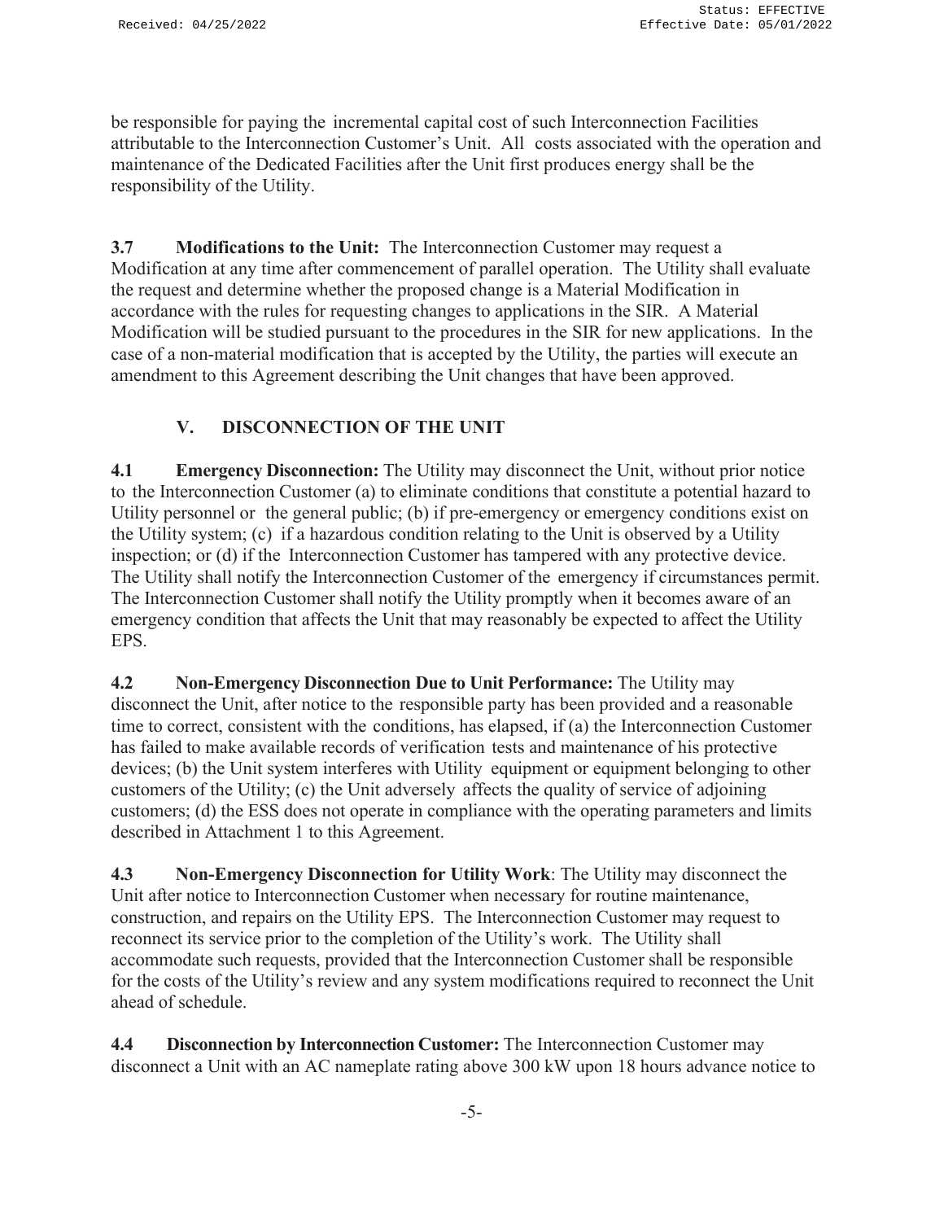be responsible for paying the incremental capital cost of such Interconnection Facilities attributable to the Interconnection Customer's Unit. All costs associated with the operation and maintenance of the Dedicated Facilities after the Unit first produces energy shall be the responsibility of the Utility.

**3.7 Modifications to the Unit:** The Interconnection Customer may request a Modification at any time after commencement of parallel operation. The Utility shall evaluate the request and determine whether the proposed change is a Material Modification in accordance with the rules for requesting changes to applications in the SIR. A Material Modification will be studied pursuant to the procedures in the SIR for new applications. In the case of a non-material modification that is accepted by the Utility, the parties will execute an amendment to this Agreement describing the Unit changes that have been approved.

## V. DISCONNECTION OF THE UNIT

**4.1 Emergency Disconnection:** The Utility may disconnect the Unit, without prior notice to the Interconnection Customer (a) to eliminate conditions that constitute a potential hazard to Utility personnel or the general public; (b) if pre-emergency or emergency conditions exist on the Utility system; (c) if a hazardous condition relating to the Unit is observed by a Utility inspection; or (d) if the Interconnection Customer has tampered with any protective device. The Utility shall notify the Interconnection Customer of the emergency if circumstances permit. The Interconnection Customer shall notify the Utility promptly when it becomes aware of an emergency condition that affects the Unit that may reasonably be expected to affect the Utility EPS.

**4.2 Non-Emergency Disconnection Due to Unit Performance:** The Utility may disconnect the Unit, after notice to the responsible party has been provided and a reasonable time to correct, consistent with the conditions, has elapsed, if (a) the Interconnection Customer has failed to make available records of verification tests and maintenance of his protective devices; (b) the Unit system interferes with Utility equipment or equipment belonging to other customers of the Utility; (c) the Unit adversely affects the quality of service of adjoining customers; (d) the ESS does not operate in compliance with the operating parameters and limits described in Attachment 1 to this Agreement.

**4.3 Non-Emergency Disconnection for Utility Work**: The Utility may disconnect the Unit after notice to Interconnection Customer when necessary for routine maintenance, construction, and repairs on the Utility EPS. The Interconnection Customer may request to reconnect its service prior to the completion of the Utility's work. The Utility shall accommodate such requests, provided that the Interconnection Customer shall be responsible for the costs of the Utility's review and any system modifications required to reconnect the Unit ahead of schedule.

**4.4 Disconnection by Interconnection Customer:** The Interconnection Customer may disconnect a Unit with an AC nameplate rating above 300 kW upon 18 hours advance notice to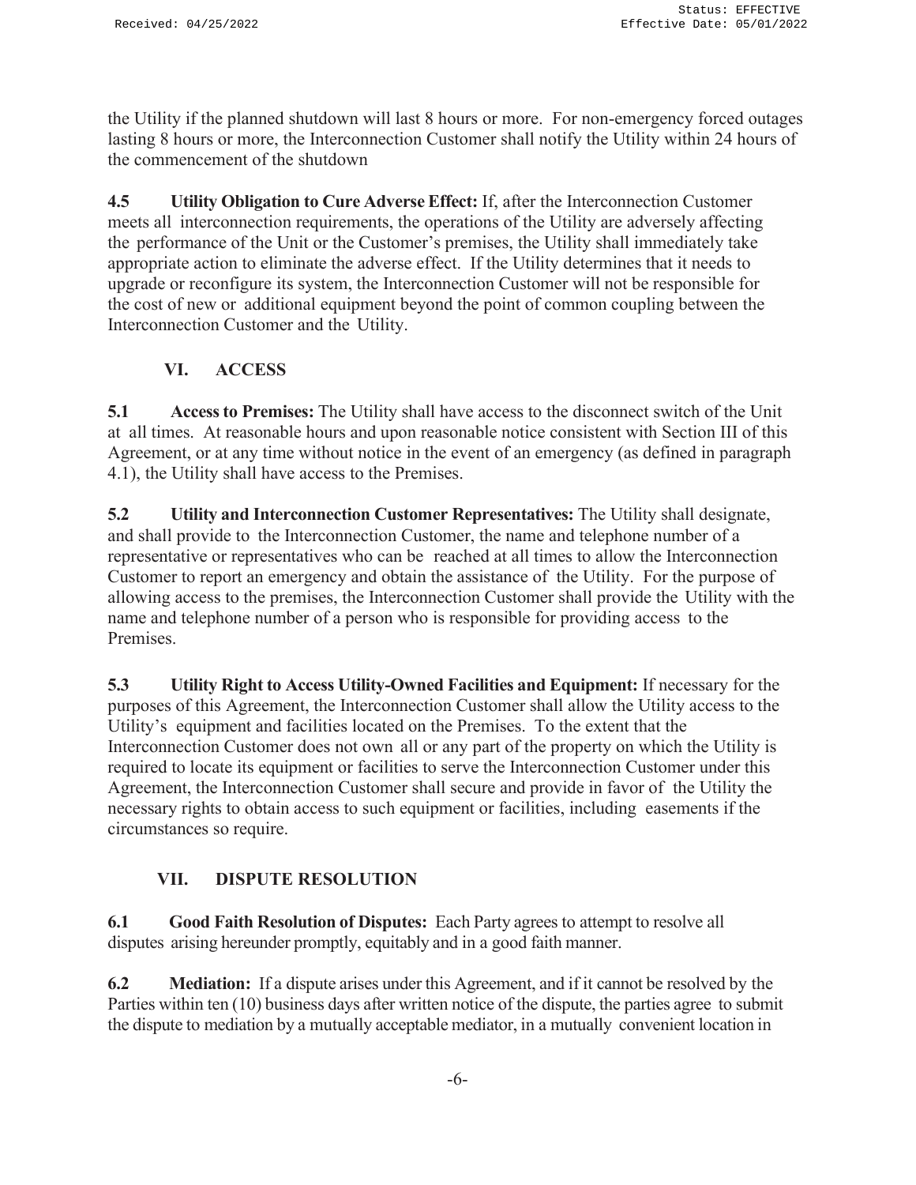the Utility if the planned shutdown will last 8 hours or more. For non-emergency forced outages lasting 8 hours or more, the Interconnection Customer shall notify the Utility within 24 hours of the commencement of the shutdown

**4.5 Utility Obligation to Cure Adverse Effect:** If, after the Interconnection Customer meets all interconnection requirements, the operations of the Utility are adversely affecting the performance of the Unit or the Customer's premises, the Utility shall immediately take appropriate action to eliminate the adverse effect. If the Utility determines that it needs to upgrade or reconfigure its system, the Interconnection Customer will not be responsible for the cost of new or additional equipment beyond the point of common coupling between the Interconnection Customer and the Utility.

## VI. ACCESS

**5.1 Access to Premises:** The Utility shall have access to the disconnect switch of the Unit at all times. At reasonable hours and upon reasonable notice consistent with Section III of this Agreement, or at any time without notice in the event of an emergency (as defined in paragraph 4.1), the Utility shall have access to the Premises.

**5.2 Utility and Interconnection Customer Representatives:** The Utility shall designate, and shall provide to the Interconnection Customer, the name and telephone number of a representative or representatives who can be reached at all times to allow the Interconnection Customer to report an emergency and obtain the assistance of the Utility. For the purpose of allowing access to the premises, the Interconnection Customer shall provide the Utility with the name and telephone number of a person who is responsible for providing access to the Premises.

**5.3 Utility Right to Access Utility-Owned Facilities and Equipment:** If necessary for the purposes of this Agreement, the Interconnection Customer shall allow the Utility access to the Utility's equipment and facilities located on the Premises. To the extent that the Interconnection Customer does not own all or any part of the property on which the Utility is required to locate its equipment or facilities to serve the Interconnection Customer under this Agreement, the Interconnection Customer shall secure and provide in favor of the Utility the necessary rights to obtain access to such equipment or facilities, including easements if the circumstances so require.

## VII. DISPUTE RESOLUTION

**6.1 Good Faith Resolution of Disputes:** Each Party agrees to attempt to resolve all disputes arising hereunder promptly, equitably and in a good faith manner.

**6.2 Mediation:** If a dispute arises under this Agreement, and if it cannot be resolved by the Parties within ten (10) business days after written notice of the dispute, the parties agree to submit the dispute to mediation by a mutually acceptable mediator, in a mutually convenient location in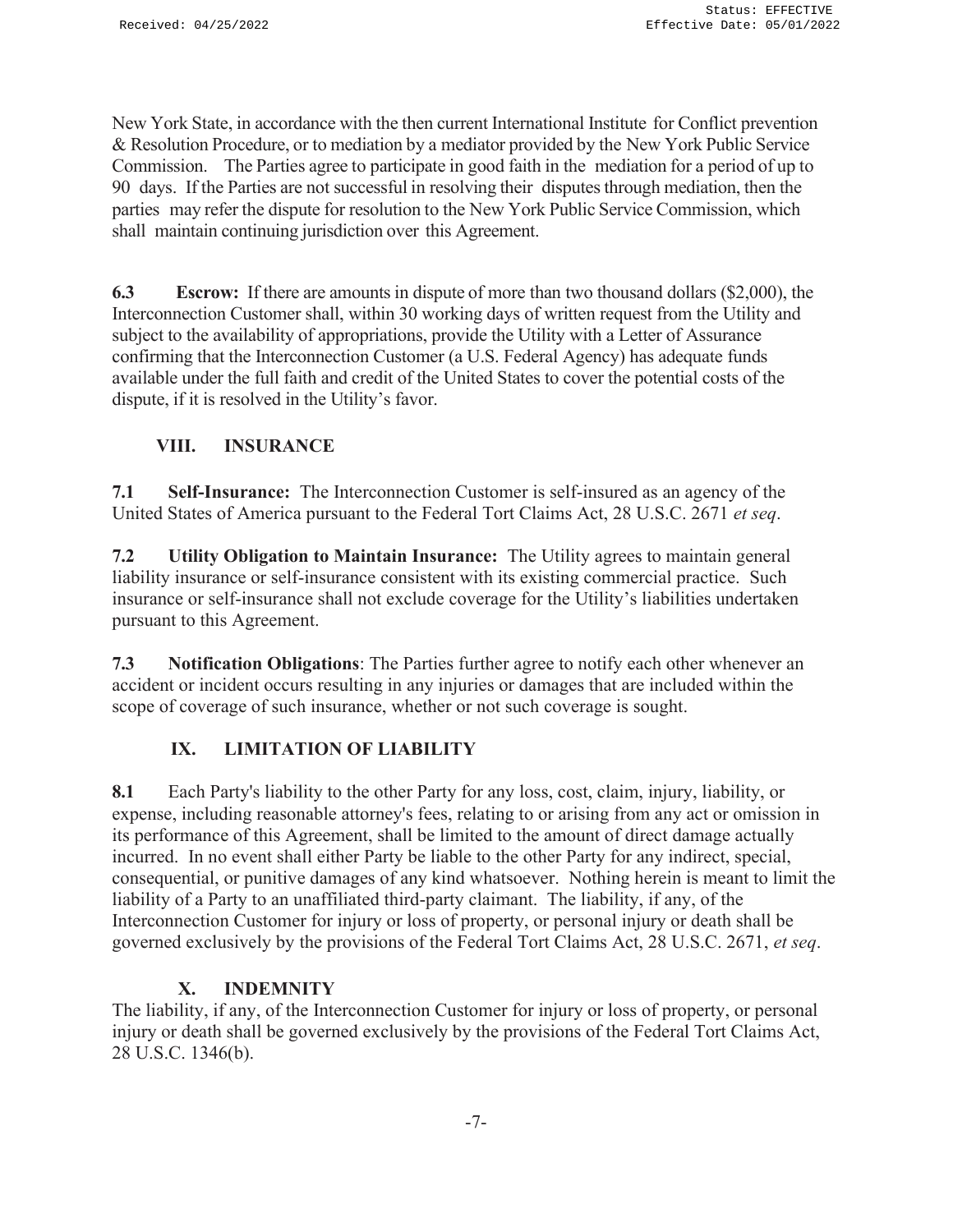New York State, in accordance with the then current International Institute for Conflict prevention & Resolution Procedure, or to mediation by a mediator provided by the New York Public Service Commission. The Parties agree to participate in good faith in the mediation for a period of up to 90 days. If the Parties are not successful in resolving their disputes through mediation, then the parties may refer the dispute for resolution to the New York Public Service Commission, which shall maintain continuing jurisdiction over this Agreement.

**6.3 Escrow:** If there are amounts in dispute of more than two thousand dollars ($2,000), the Interconnection Customer shall, within 30 working days of written request from the Utility and subject to the availability of appropriations, provide the Utility with a Letter of Assurance confirming that the Interconnection Customer (a U.S. Federal Agency) has adequate funds available under the full faith and credit of the United States to cover the potential costs of the dispute, if it is resolved in the Utility's favor.

## VIII. INSURANCE

**7.1 Self-Insurance:** The Interconnection Customer is self-insured as an agency of the United States of America pursuant to the Federal Tort Claims Act, 28 U.S.C. 2671 *et seq*.

**7.2 Utility Obligation to Maintain Insurance:** The Utility agrees to maintain general liability insurance or self-insurance consistent with its existing commercial practice. Such insurance or self-insurance shall not exclude coverage for the Utility's liabilities undertaken pursuant to this Agreement.

**7.3 Notification Obligations**: The Parties further agree to notify each other whenever an accident or incident occurs resulting in any injuries or damages that are included within the scope of coverage of such insurance, whether or not such coverage is sought.

## IX. LIMITATION OF LIABILITY

**8.1** Each Party's liability to the other Party for any loss, cost, claim, injury, liability, or expense, including reasonable attorney's fees, relating to or arising from any act or omission in its performance of this Agreement, shall be limited to the amount of direct damage actually incurred. In no event shall either Party be liable to the other Party for any indirect, special, consequential, or punitive damages of any kind whatsoever. Nothing herein is meant to limit the liability of a Party to an unaffiliated third-party claimant. The liability, if any, of the Interconnection Customer for injury or loss of property, or personal injury or death shall be governed exclusively by the provisions of the Federal Tort Claims Act, 28 U.S.C. 2671, *et seq*.

## X. INDEMNITY

The liability, if any, of the Interconnection Customer for injury or loss of property, or personal injury or death shall be governed exclusively by the provisions of the Federal Tort Claims Act, 28 U.S.C. 1346(b).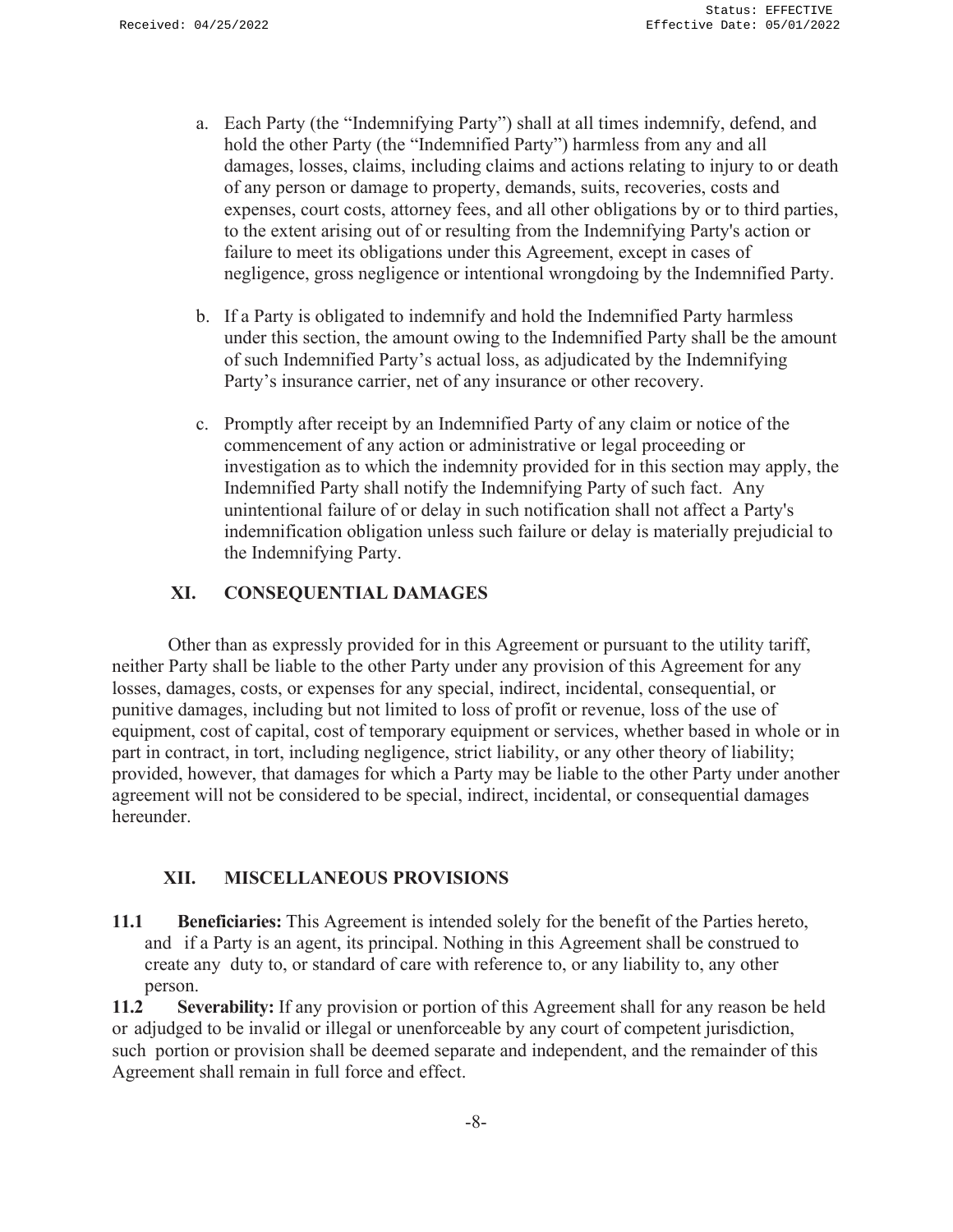a. Each Party (the "Indemnifying Party") shall at all times indemnify, defend, and hold the other Party (the "Indemnified Party") harmless from any and all damages, losses, claims, including claims and actions relating to injury to or death of any person or damage to property, demands, suits, recoveries, costs and expenses, court costs, attorney fees, and all other obligations by or to third parties, to the extent arising out of or resulting from the Indemnifying Party's action or failure to meet its obligations under this Agreement, except in cases of negligence, gross negligence or intentional wrongdoing by the Indemnified Party.

b. If a Party is obligated to indemnify and hold the Indemnified Party harmless under this section, the amount owing to the Indemnified Party shall be the amount of such Indemnified Party's actual loss, as adjudicated by the Indemnifying Party's insurance carrier, net of any insurance or other recovery.

c. Promptly after receipt by an Indemnified Party of any claim or notice of the commencement of any action or administrative or legal proceeding or investigation as to which the indemnity provided for in this section may apply, the Indemnified Party shall notify the Indemnifying Party of such fact. Any unintentional failure of or delay in such notification shall not affect a Party's indemnification obligation unless such failure or delay is materially prejudicial to the Indemnifying Party.

## XI. CONSEQUENTIAL DAMAGES

Other than as expressly provided for in this Agreement or pursuant to the utility tariff, neither Party shall be liable to the other Party under any provision of this Agreement for any losses, damages, costs, or expenses for any special, indirect, incidental, consequential, or punitive damages, including but not limited to loss of profit or revenue, loss of the use of equipment, cost of capital, cost of temporary equipment or services, whether based in whole or in part in contract, in tort, including negligence, strict liability, or any other theory of liability; provided, however, that damages for which a Party may be liable to the other Party under another agreement will not be considered to be special, indirect, incidental, or consequential damages hereunder.

## XII. MISCELLANEOUS PROVISIONS

**11.1 Beneficiaries:** This Agreement is intended solely for the benefit of the Parties hereto, and if a Party is an agent, its principal. Nothing in this Agreement shall be construed to create any duty to, or standard of care with reference to, or any liability to, any other person.

**11.2 Severability:** If any provision or portion of this Agreement shall for any reason be held or adjudged to be invalid or illegal or unenforceable by any court of competent jurisdiction, such portion or provision shall be deemed separate and independent, and the remainder of this Agreement shall remain in full force and effect.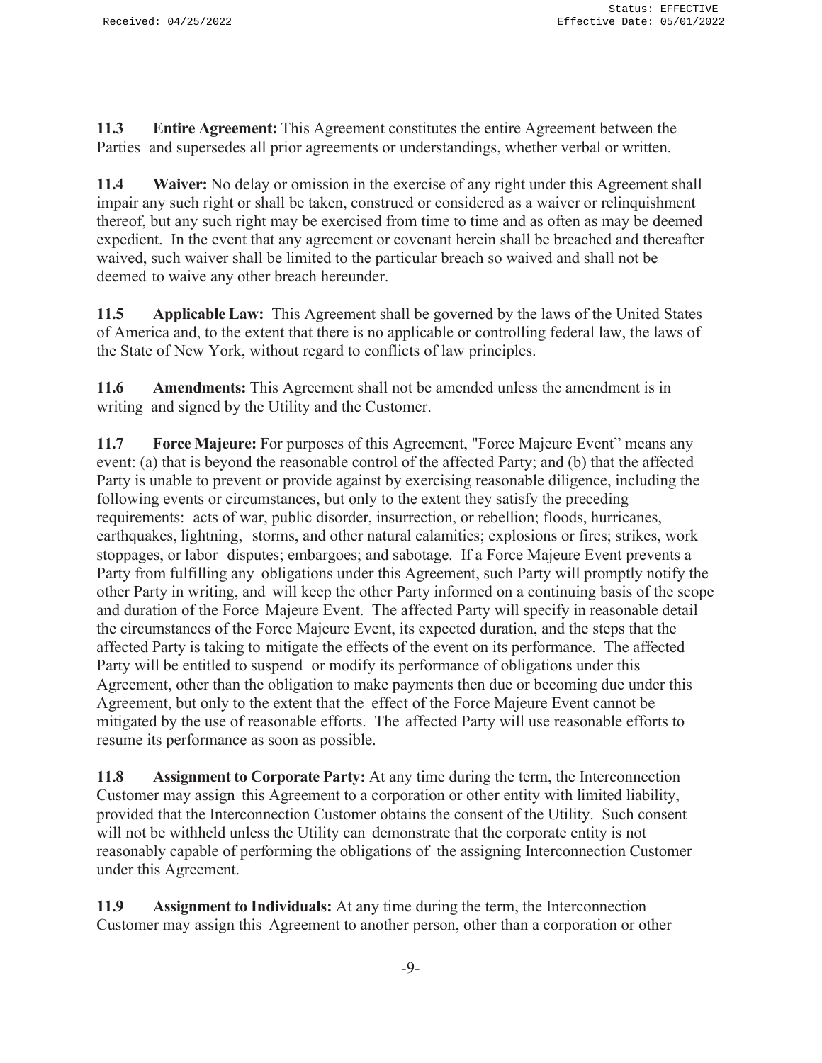**11.3 Entire Agreement:** This Agreement constitutes the entire Agreement between the Parties and supersedes all prior agreements or understandings, whether verbal or written.

**11.4 Waiver:** No delay or omission in the exercise of any right under this Agreement shall impair any such right or shall be taken, construed or considered as a waiver or relinquishment thereof, but any such right may be exercised from time to time and as often as may be deemed expedient. In the event that any agreement or covenant herein shall be breached and thereafter waived, such waiver shall be limited to the particular breach so waived and shall not be deemed to waive any other breach hereunder.

**11.5 Applicable Law:** This Agreement shall be governed by the laws of the United States of America and, to the extent that there is no applicable or controlling federal law, the laws of the State of New York, without regard to conflicts of law principles.

**11.6 Amendments:** This Agreement shall not be amended unless the amendment is in writing and signed by the Utility and the Customer.

**11.7 Force Majeure:** For purposes of this Agreement, "Force Majeure Event" means any event: (a) that is beyond the reasonable control of the affected Party; and (b) that the affected Party is unable to prevent or provide against by exercising reasonable diligence, including the following events or circumstances, but only to the extent they satisfy the preceding requirements: acts of war, public disorder, insurrection, or rebellion; floods, hurricanes, earthquakes, lightning, storms, and other natural calamities; explosions or fires; strikes, work stoppages, or labor disputes; embargoes; and sabotage. If a Force Majeure Event prevents a Party from fulfilling any obligations under this Agreement, such Party will promptly notify the other Party in writing, and will keep the other Party informed on a continuing basis of the scope and duration of the Force Majeure Event. The affected Party will specify in reasonable detail the circumstances of the Force Majeure Event, its expected duration, and the steps that the affected Party is taking to mitigate the effects of the event on its performance. The affected Party will be entitled to suspend or modify its performance of obligations under this Agreement, other than the obligation to make payments then due or becoming due under this Agreement, but only to the extent that the effect of the Force Majeure Event cannot be mitigated by the use of reasonable efforts. The affected Party will use reasonable efforts to resume its performance as soon as possible.

**11.8 Assignment to Corporate Party:** At any time during the term, the Interconnection Customer may assign this Agreement to a corporation or other entity with limited liability, provided that the Interconnection Customer obtains the consent of the Utility. Such consent will not be withheld unless the Utility can demonstrate that the corporate entity is not reasonably capable of performing the obligations of the assigning Interconnection Customer under this Agreement.

**11.9 Assignment to Individuals:** At any time during the term, the Interconnection Customer may assign this Agreement to another person, other than a corporation or other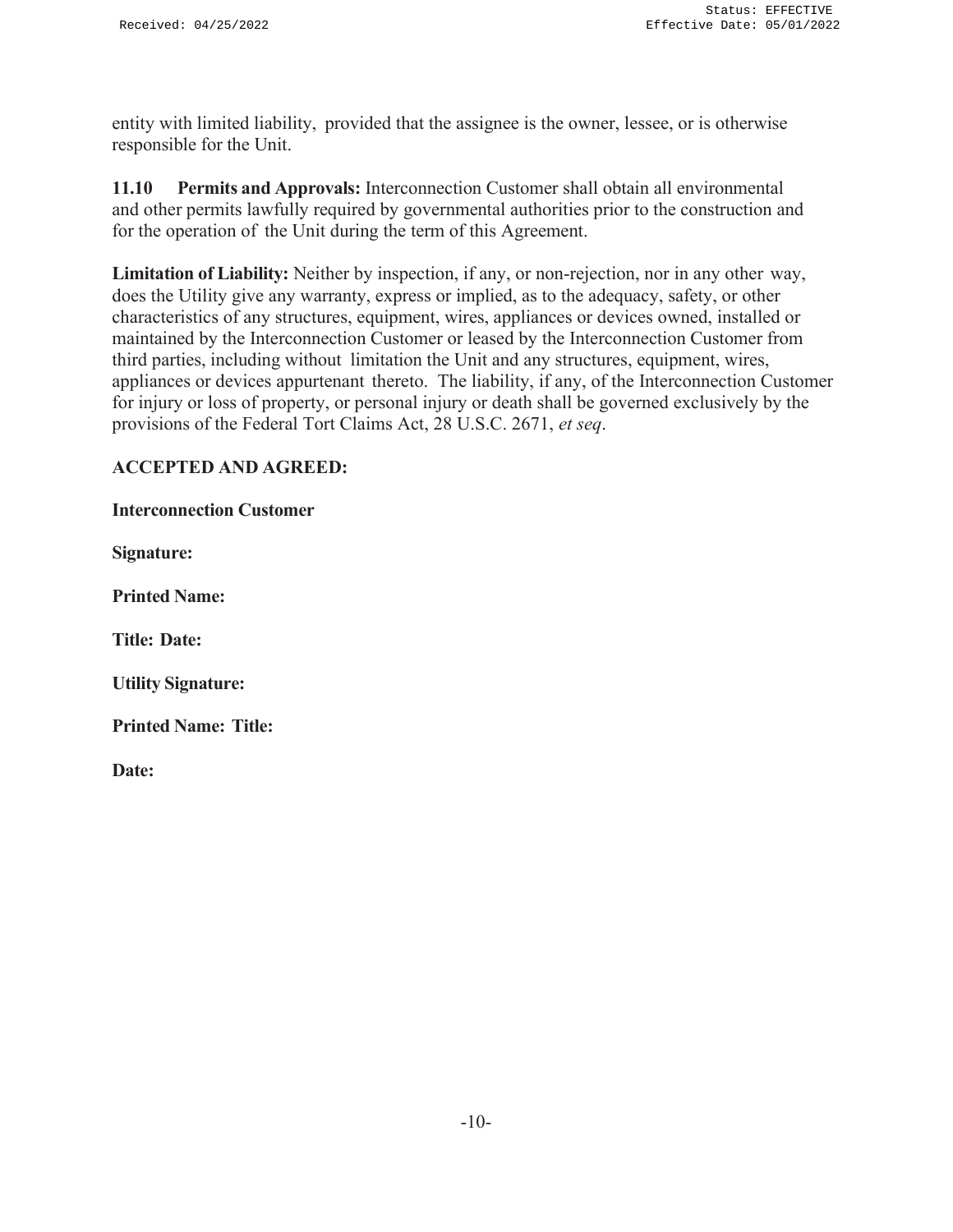entity with limited liability, provided that the assignee is the owner, lessee, or is otherwise responsible for the Unit.

**11.10 Permits and Approvals:** Interconnection Customer shall obtain all environmental and other permits lawfully required by governmental authorities prior to the construction and for the operation of the Unit during the term of this Agreement.

**Limitation of Liability:** Neither by inspection, if any, or non-rejection, nor in any other way, does the Utility give any warranty, express or implied, as to the adequacy, safety, or other characteristics of any structures, equipment, wires, appliances or devices owned, installed or maintained by the Interconnection Customer or leased by the Interconnection Customer from third parties, including without limitation the Unit and any structures, equipment, wires, appliances or devices appurtenant thereto. The liability, if any, of the Interconnection Customer for injury or loss of property, or personal injury or death shall be governed exclusively by the provisions of the Federal Tort Claims Act, 28 U.S.C. 2671, *et seq*.

**ACCEPTED AND AGREED:**

**Interconnection Customer**

**Signature:**

**Printed Name:**

**Title: Date:**

**Utility Signature:**

**Printed Name: Title:**

**Date:**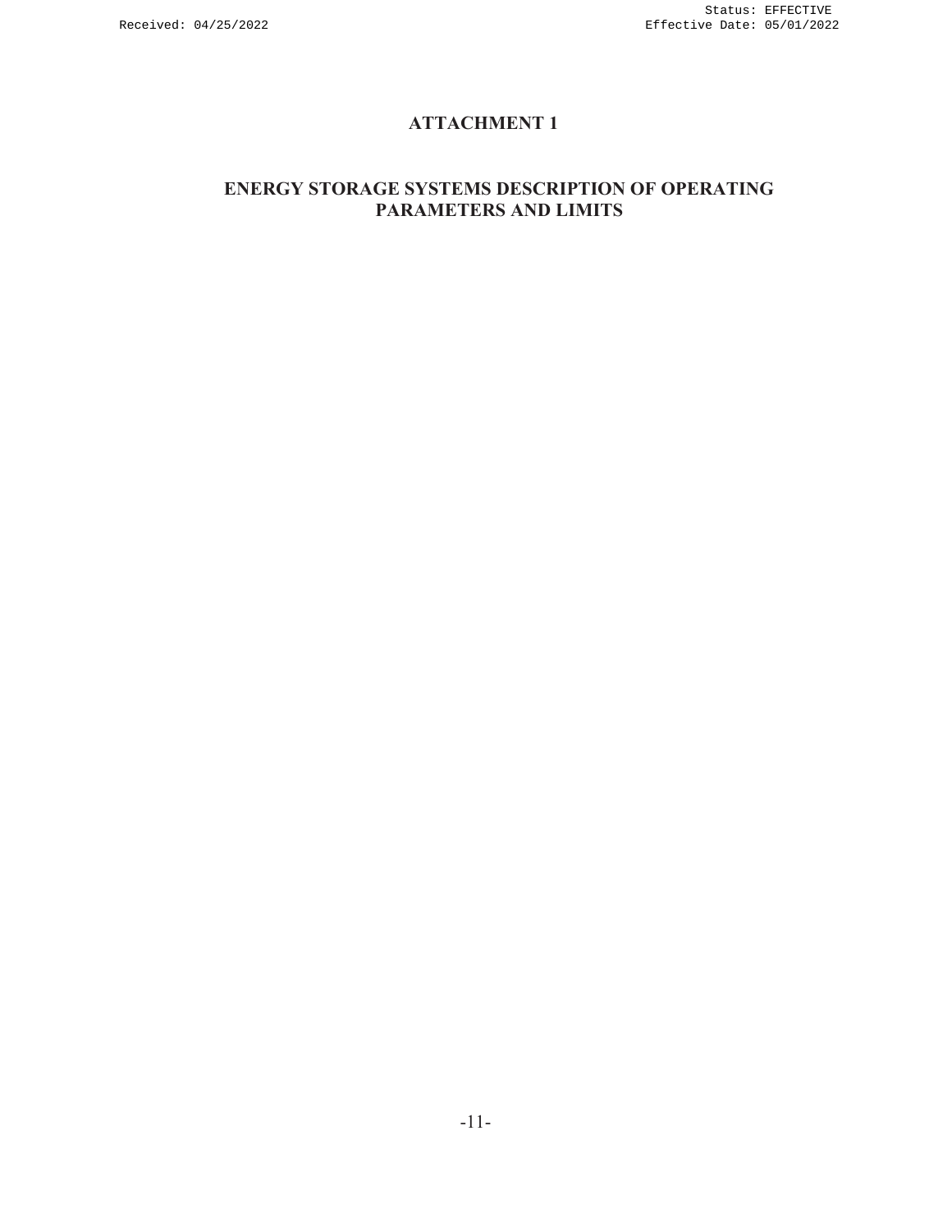# ATTACHMENT 1

## ENERGY STORAGE SYSTEMS DESCRIPTION OF OPERATING PARAMETERS AND LIMITS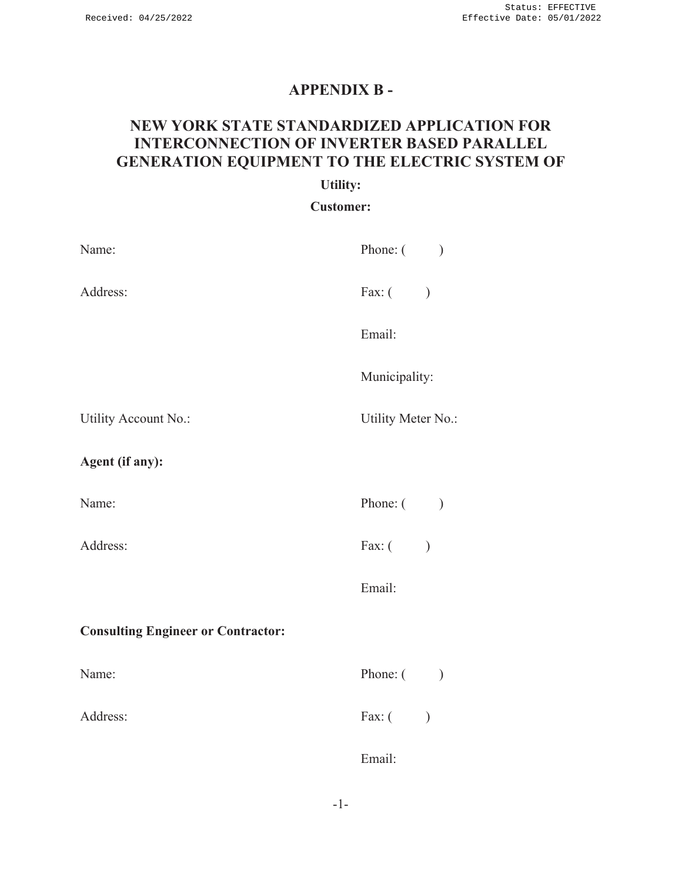## APPENDIX B -

## NEW YORK STATE STANDARDIZED APPLICATION FOR INTERCONNECTION OF INVERTER BASED PARALLEL GENERATION EQUIPMENT TO THE ELECTRIC SYSTEM OF

**Utility:**

**Customer:**

Name: Phone: (  )

Address: Fax: (  )

Email:

Municipality:

Utility Account No.: Utility Meter No.:

**Agent (if any):**

Name: Phone: (  )

Address: Fax: (  )

Email:

**Consulting Engineer or Contractor:**

Name: Phone: (  )

Address: Fax: (  )

Email: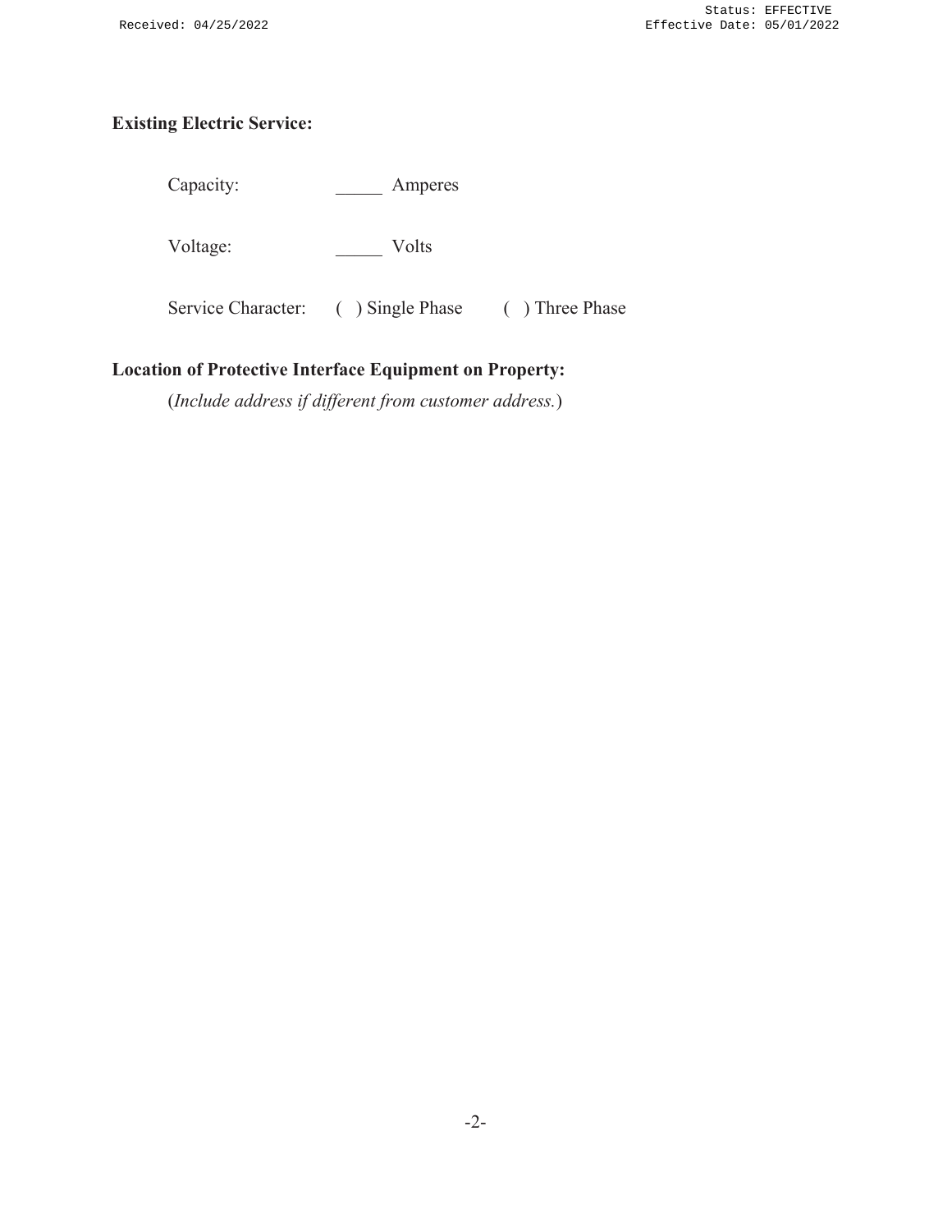**Existing Electric Service:**

Capacity: _____ Amperes

Voltage: _____ Volts

Service Character: ( ) Single Phase ( ) Three Phase

**Location of Protective Interface Equipment on Property:**

(*Include address if different from customer address.*)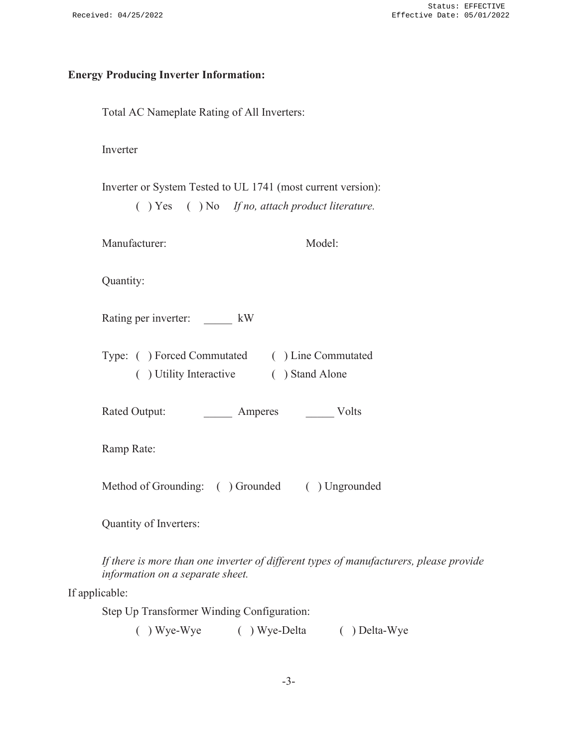**Energy Producing Inverter Information:**

Total AC Nameplate Rating of All Inverters:

Inverter

Inverter or System Tested to UL 1741 (most current version):

( ) Yes ( ) No *If no, attach product literature.*

Manufacturer: Model:

Quantity:

Rating per inverter: _____ kW

Type: ( ) Forced Commutated ( ) Line Commutated

( ) Utility Interactive ( ) Stand Alone

Rated Output: _____ Amperes _____ Volts

Ramp Rate:

Method of Grounding: ( ) Grounded ( ) Ungrounded

Quantity of Inverters:

*If there is more than one inverter of different types of manufacturers, please provide information on a separate sheet.*

If applicable:

Step Up Transformer Winding Configuration:

( ) Wye-Wye ( ) Wye-Delta ( ) Delta-Wye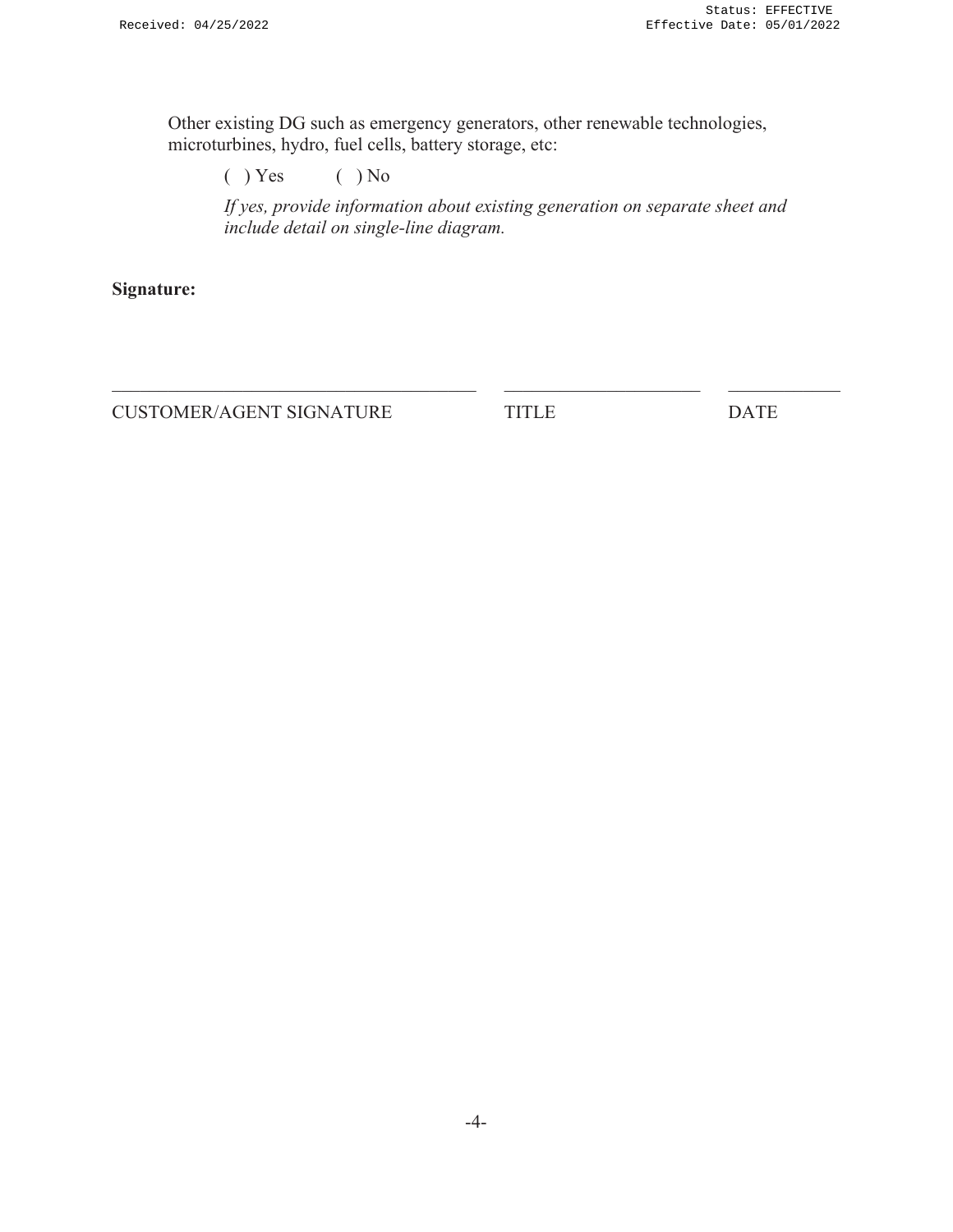Other existing DG such as emergency generators, other renewable technologies, microturbines, hydro, fuel cells, battery storage, etc:

( ) Yes ( ) No

*If yes, provide information about existing generation on separate sheet and include detail on single-line diagram.*

**Signature:**

_______________________________________ _____________________ ____________

CUSTOMER/AGENT SIGNATURE TITLE DATE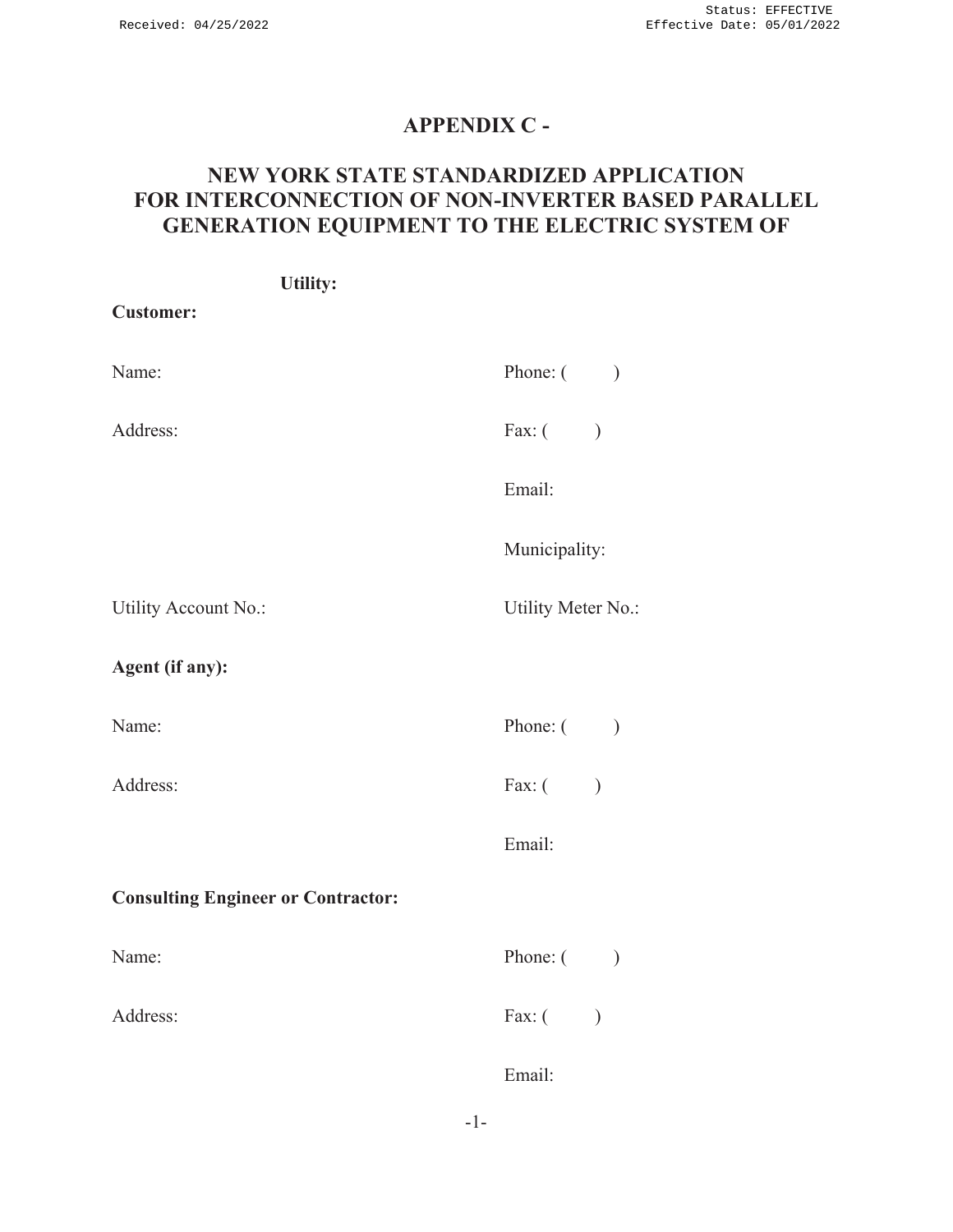# APPENDIX C -

## NEW YORK STATE STANDARDIZED APPLICATION FOR INTERCONNECTION OF NON-INVERTER BASED PARALLEL GENERATION EQUIPMENT TO THE ELECTRIC SYSTEM OF

**Utility:**

**Customer:**

Name:

Phone: (     )

Address:

Fax: (     )

Email:

Municipality:

Utility Account No.:

Utility Meter No.:

**Agent (if any):**

Name:

Phone: (     )

Address:

Fax: (     )

Email:

**Consulting Engineer or Contractor:**

Name:

Phone: (     )

Address:

Fax: (     )

Email: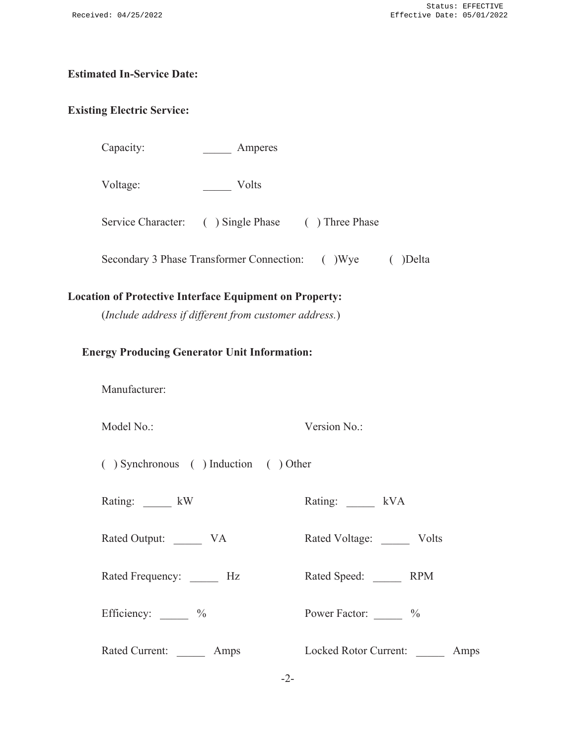**Estimated In-Service Date:**

**Existing Electric Service:**

Capacity: _____ Amperes

Voltage: _____ Volts

Service Character: ( ) Single Phase ( ) Three Phase

Secondary 3 Phase Transformer Connection: ( )Wye ( )Delta

**Location of Protective Interface Equipment on Property:**

(*Include address if different from customer address.*)

**Energy Producing Generator Unit Information:**

Manufacturer:

Model No.: Version No.:

( ) Synchronous ( ) Induction ( ) Other

Rating: _____ kW Rating: _____ kVA

Rated Output: _____ VA Rated Voltage: _____ Volts

Rated Frequency: _____ Hz Rated Speed: _____ RPM

Efficiency: _____ % Power Factor: _____ %

Rated Current: _____ Amps Locked Rotor Current: _____ Amps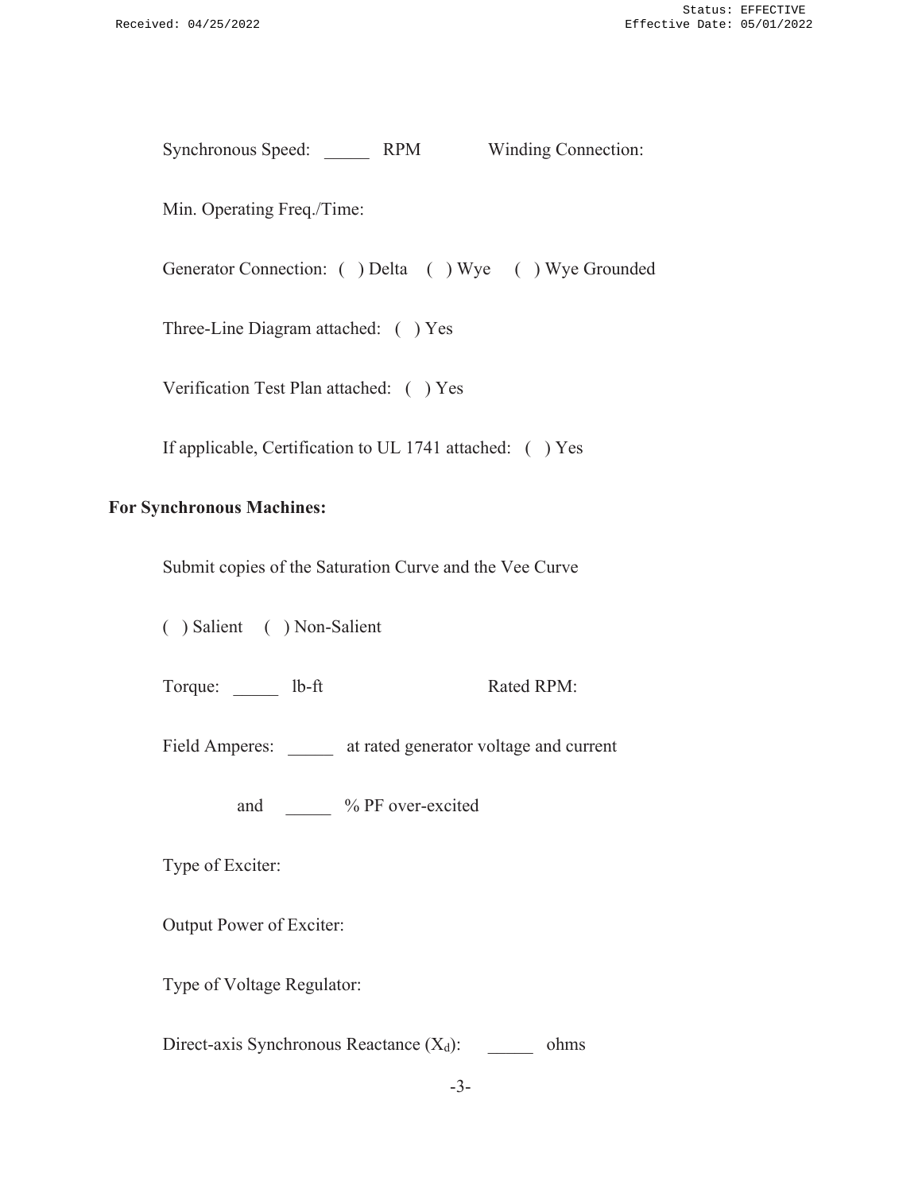Synchronous Speed: _____ RPM Winding Connection:

Min. Operating Freq./Time:

Generator Connection: ( ) Delta ( ) Wye ( ) Wye Grounded

Three-Line Diagram attached: ( ) Yes

Verification Test Plan attached: ( ) Yes

If applicable, Certification to UL 1741 attached: ( ) Yes

**For Synchronous Machines:**

Submit copies of the Saturation Curve and the Vee Curve

( ) Salient ( ) Non-Salient

Torque: _____ lb-ft Rated RPM:

Field Amperes: _____ at rated generator voltage and current

and _____ % PF over-excited

Type of Exciter:

Output Power of Exciter:

Type of Voltage Regulator:

Direct-axis Synchronous Reactance ($X_d$): _____ ohms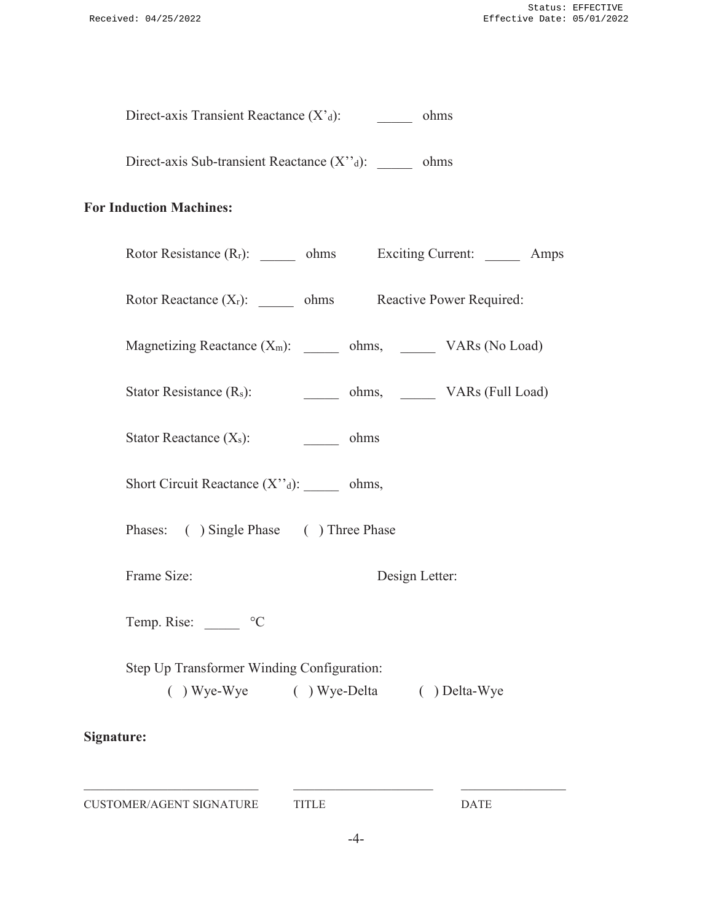Direct-axis Transient Reactance ($X'_d$): _____ ohms

Direct-axis Sub-transient Reactance ($X''_d$): _____ ohms

**For Induction Machines:**

Rotor Resistance ($R_r$): _____ ohms    Exciting Current: _____ Amps

Rotor Reactance ($X_r$): _____ ohms    Reactive Power Required:

Magnetizing Reactance ($X_m$): _____ ohms,    _____ VARs (No Load)

Stator Resistance ($R_s$): _____ ohms,    _____ VARs (Full Load)

Stator Reactance ($X_s$): _____ ohms

Short Circuit Reactance ($X''_d$): _____ ohms,

Phases: ( ) Single Phase    ( ) Three Phase

Frame Size:    Design Letter:

Temp. Rise: _____ °C

Step Up Transformer Winding Configuration:
( ) Wye-Wye    ( ) Wye-Delta    ( ) Delta-Wye

**Signature:**

_____________________________    _____________________________    _____________________

CUSTOMER/AGENT SIGNATURE    TITLE    DATE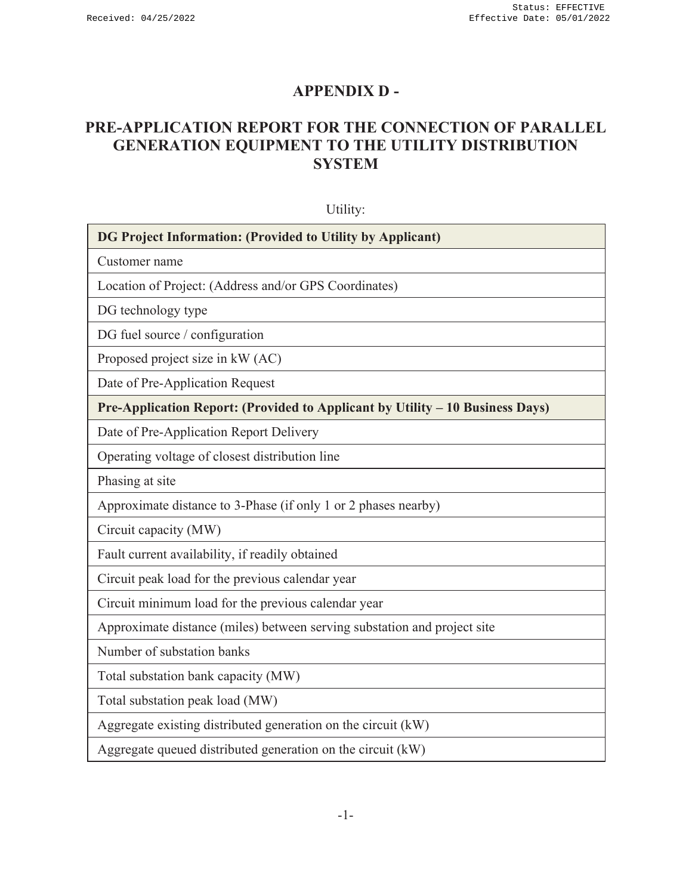# APPENDIX D -

## PRE-APPLICATION REPORT FOR THE CONNECTION OF PARALLEL GENERATION EQUIPMENT TO THE UTILITY DISTRIBUTION SYSTEM

Utility:

| **DG Project Information: (Provided to Utility by Applicant)** |
| --- |
| Customer name |
| Location of Project: (Address and/or GPS Coordinates) |
| DG technology type |
| DG fuel source / configuration |
| Proposed project size in kW (AC) |
| Date of Pre-Application Request |
| **Pre-Application Report: (Provided to Applicant by Utility – 10 Business Days)** |
| Date of Pre-Application Report Delivery |
| Operating voltage of closest distribution line |
| Phasing at site |
| Approximate distance to 3-Phase (if only 1 or 2 phases nearby) |
| Circuit capacity (MW) |
| Fault current availability, if readily obtained |
| Circuit peak load for the previous calendar year |
| Circuit minimum load for the previous calendar year |
| Approximate distance (miles) between serving substation and project site |
| Number of substation banks |
| Total substation bank capacity (MW) |
| Total substation peak load (MW) |
| Aggregate existing distributed generation on the circuit (kW) |
| Aggregate queued distributed generation on the circuit (kW) |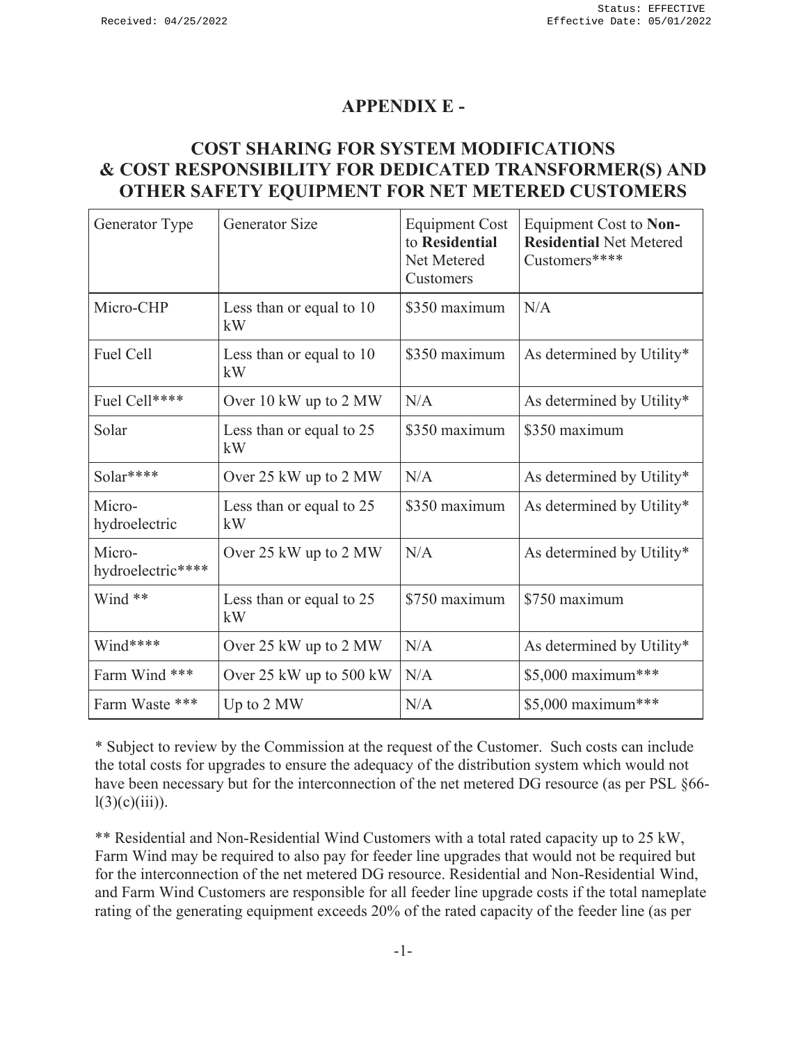# APPENDIX E -

## COST SHARING FOR SYSTEM MODIFICATIONS & COST RESPONSIBILITY FOR DEDICATED TRANSFORMER(S) AND OTHER SAFETY EQUIPMENT FOR NET METERED CUSTOMERS

| Generator Type | Generator Size | Equipment Cost to **Residential** Net Metered Customers | Equipment Cost to **Non-Residential** Net Metered Customers**** |
|---|---|---|---|
| Micro-CHP | Less than or equal to 10 kW | $350 maximum | N/A |
| Fuel Cell | Less than or equal to 10 kW | $350 maximum | As determined by Utility* |
| Fuel Cell**** | Over 10 kW up to 2 MW | N/A | As determined by Utility* |
| Solar | Less than or equal to 25 kW | $350 maximum | $350 maximum |
| Solar**** | Over 25 kW up to 2 MW | N/A | As determined by Utility* |
| Micro-hydroelectric | Less than or equal to 25 kW | $350 maximum | As determined by Utility* |
| Micro-hydroelectric**** | Over 25 kW up to 2 MW | N/A | As determined by Utility* |
| Wind ** | Less than or equal to 25 kW | $750 maximum | $750 maximum |
| Wind**** | Over 25 kW up to 2 MW | N/A | As determined by Utility* |
| Farm Wind *** | Over 25 kW up to 500 kW | N/A | $5,000 maximum*** |
| Farm Waste *** | Up to 2 MW | N/A | $5,000 maximum*** |

* Subject to review by the Commission at the request of the Customer. Such costs can include the total costs for upgrades to ensure the adequacy of the distribution system which would not have been necessary but for the interconnection of the net metered DG resource (as per PSL §66-l(3)(c)(iii)).

** Residential and Non-Residential Wind Customers with a total rated capacity up to 25 kW, Farm Wind may be required to also pay for feeder line upgrades that would not be required but for the interconnection of the net metered DG resource. Residential and Non-Residential Wind, and Farm Wind Customers are responsible for all feeder line upgrade costs if the total nameplate rating of the generating equipment exceeds 20% of the rated capacity of the feeder line (as per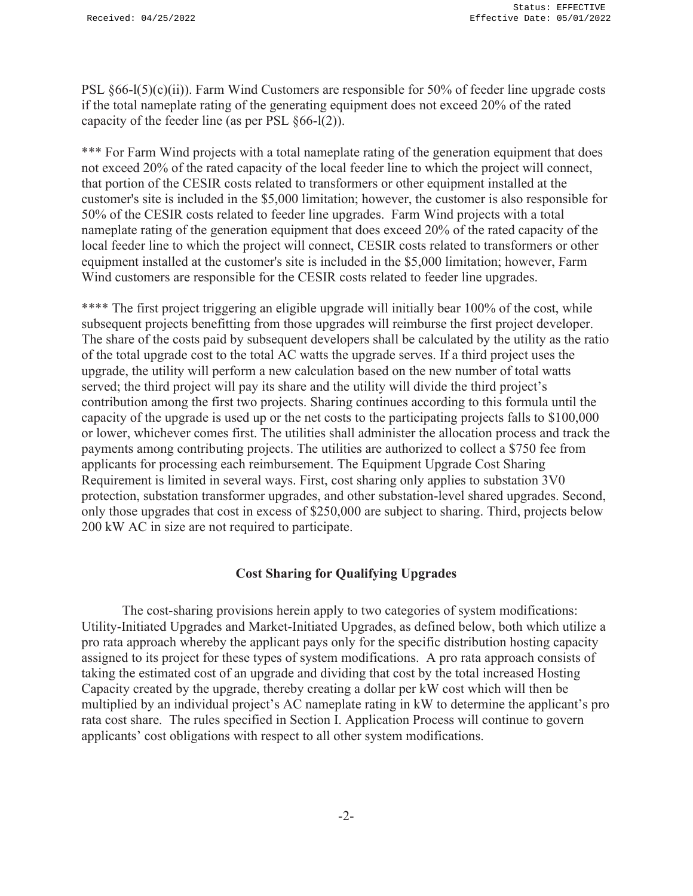PSL §66-l(5)(c)(ii)). Farm Wind Customers are responsible for 50% of feeder line upgrade costs if the total nameplate rating of the generating equipment does not exceed 20% of the rated capacity of the feeder line (as per PSL §66-l(2)).

*** For Farm Wind projects with a total nameplate rating of the generation equipment that does not exceed 20% of the rated capacity of the local feeder line to which the project will connect, that portion of the CESIR costs related to transformers or other equipment installed at the customer's site is included in the $5,000 limitation; however, the customer is also responsible for 50% of the CESIR costs related to feeder line upgrades. Farm Wind projects with a total nameplate rating of the generation equipment that does exceed 20% of the rated capacity of the local feeder line to which the project will connect, CESIR costs related to transformers or other equipment installed at the customer's site is included in the $5,000 limitation; however, Farm Wind customers are responsible for the CESIR costs related to feeder line upgrades.

**** The first project triggering an eligible upgrade will initially bear 100% of the cost, while subsequent projects benefitting from those upgrades will reimburse the first project developer. The share of the costs paid by subsequent developers shall be calculated by the utility as the ratio of the total upgrade cost to the total AC watts the upgrade serves. If a third project uses the upgrade, the utility will perform a new calculation based on the new number of total watts served; the third project will pay its share and the utility will divide the third project's contribution among the first two projects. Sharing continues according to this formula until the capacity of the upgrade is used up or the net costs to the participating projects falls to $100,000 or lower, whichever comes first. The utilities shall administer the allocation process and track the payments among contributing projects. The utilities are authorized to collect a $750 fee from applicants for processing each reimbursement. The Equipment Upgrade Cost Sharing Requirement is limited in several ways. First, cost sharing only applies to substation 3V0 protection, substation transformer upgrades, and other substation-level shared upgrades. Second, only those upgrades that cost in excess of $250,000 are subject to sharing. Third, projects below 200 kW AC in size are not required to participate.

## Cost Sharing for Qualifying Upgrades

The cost-sharing provisions herein apply to two categories of system modifications: Utility-Initiated Upgrades and Market-Initiated Upgrades, as defined below, both which utilize a pro rata approach whereby the applicant pays only for the specific distribution hosting capacity assigned to its project for these types of system modifications. A pro rata approach consists of taking the estimated cost of an upgrade and dividing that cost by the total increased Hosting Capacity created by the upgrade, thereby creating a dollar per kW cost which will then be multiplied by an individual project's AC nameplate rating in kW to determine the applicant's pro rata cost share. The rules specified in Section I. Application Process will continue to govern applicants' cost obligations with respect to all other system modifications.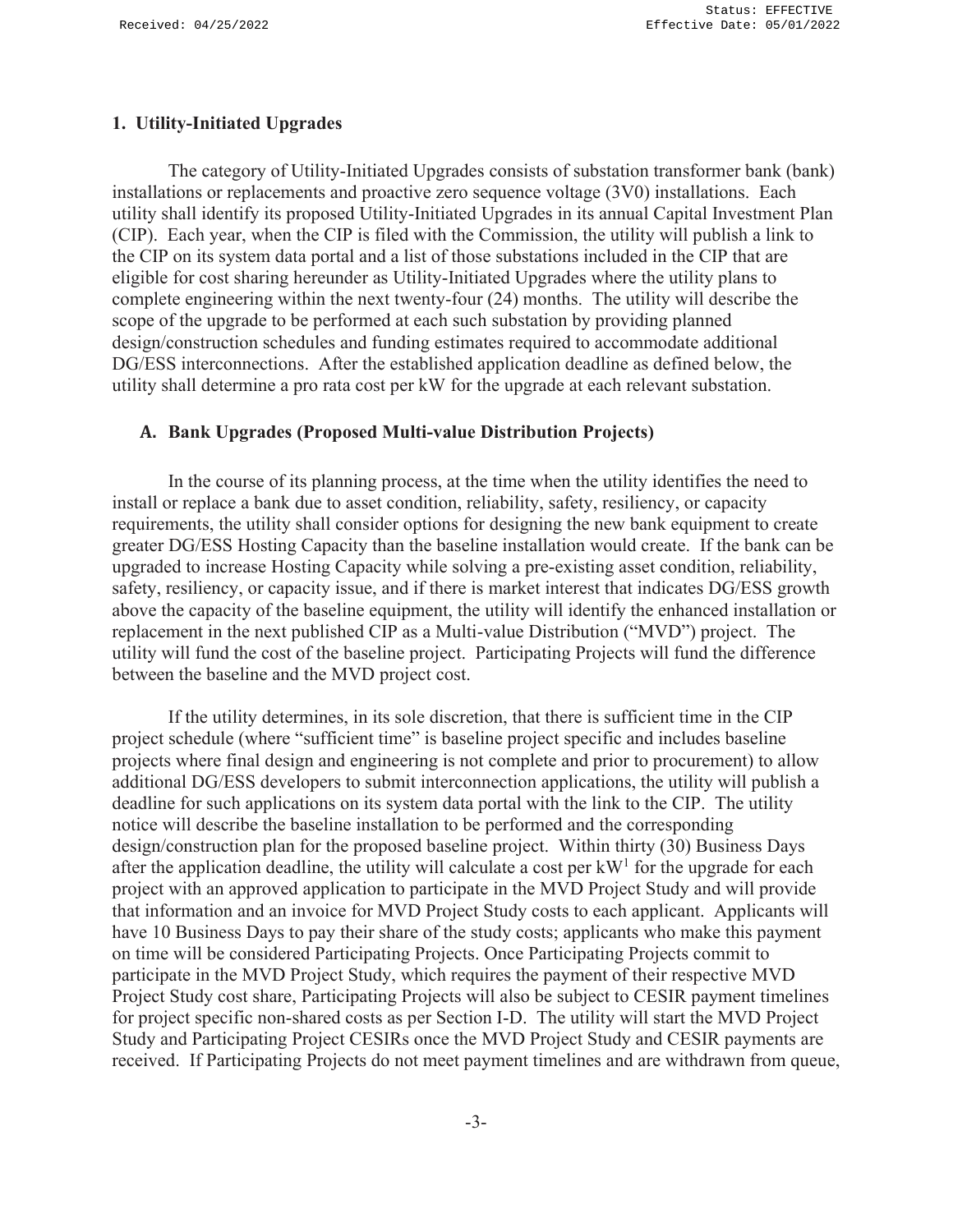## 1. Utility-Initiated Upgrades

The category of Utility-Initiated Upgrades consists of substation transformer bank (bank) installations or replacements and proactive zero sequence voltage (3V0) installations. Each utility shall identify its proposed Utility-Initiated Upgrades in its annual Capital Investment Plan (CIP). Each year, when the CIP is filed with the Commission, the utility will publish a link to the CIP on its system data portal and a list of those substations included in the CIP that are eligible for cost sharing hereunder as Utility-Initiated Upgrades where the utility plans to complete engineering within the next twenty-four (24) months. The utility will describe the scope of the upgrade to be performed at each such substation by providing planned design/construction schedules and funding estimates required to accommodate additional DG/ESS interconnections. After the established application deadline as defined below, the utility shall determine a pro rata cost per kW for the upgrade at each relevant substation.

### A. Bank Upgrades (Proposed Multi-value Distribution Projects)

In the course of its planning process, at the time when the utility identifies the need to install or replace a bank due to asset condition, reliability, safety, resiliency, or capacity requirements, the utility shall consider options for designing the new bank equipment to create greater DG/ESS Hosting Capacity than the baseline installation would create. If the bank can be upgraded to increase Hosting Capacity while solving a pre-existing asset condition, reliability, safety, resiliency, or capacity issue, and if there is market interest that indicates DG/ESS growth above the capacity of the baseline equipment, the utility will identify the enhanced installation or replacement in the next published CIP as a Multi-value Distribution ("MVD") project. The utility will fund the cost of the baseline project. Participating Projects will fund the difference between the baseline and the MVD project cost.

If the utility determines, in its sole discretion, that there is sufficient time in the CIP project schedule (where "sufficient time" is baseline project specific and includes baseline projects where final design and engineering is not complete and prior to procurement) to allow additional DG/ESS developers to submit interconnection applications, the utility will publish a deadline for such applications on its system data portal with the link to the CIP. The utility notice will describe the baseline installation to be performed and the corresponding design/construction plan for the proposed baseline project. Within thirty (30) Business Days after the application deadline, the utility will calculate a cost per kW[1] for the upgrade for each project with an approved application to participate in the MVD Project Study and will provide that information and an invoice for MVD Project Study costs to each applicant. Applicants will have 10 Business Days to pay their share of the study costs; applicants who make this payment on time will be considered Participating Projects. Once Participating Projects commit to participate in the MVD Project Study, which requires the payment of their respective MVD Project Study cost share, Participating Projects will also be subject to CESIR payment timelines for project specific non-shared costs as per Section I-D. The utility will start the MVD Project Study and Participating Project CESIRs once the MVD Project Study and CESIR payments are received. If Participating Projects do not meet payment timelines and are withdrawn from queue,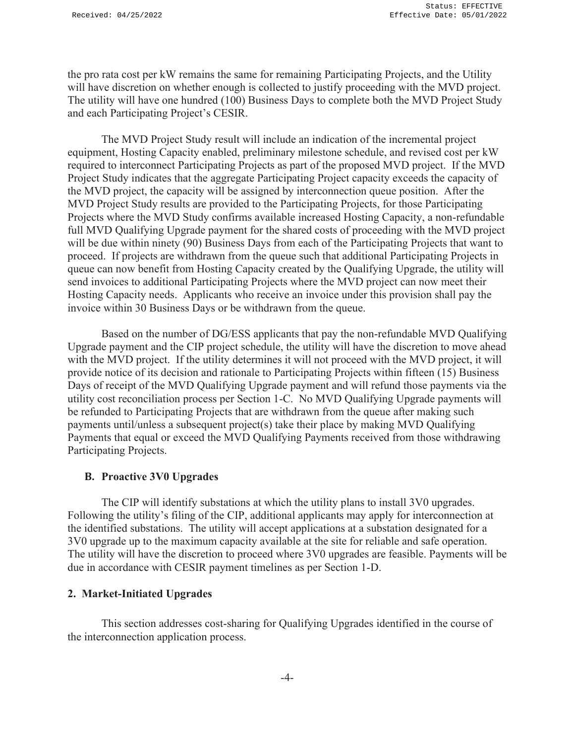the pro rata cost per kW remains the same for remaining Participating Projects, and the Utility will have discretion on whether enough is collected to justify proceeding with the MVD project. The utility will have one hundred (100) Business Days to complete both the MVD Project Study and each Participating Project's CESIR.

The MVD Project Study result will include an indication of the incremental project equipment, Hosting Capacity enabled, preliminary milestone schedule, and revised cost per kW required to interconnect Participating Projects as part of the proposed MVD project. If the MVD Project Study indicates that the aggregate Participating Project capacity exceeds the capacity of the MVD project, the capacity will be assigned by interconnection queue position. After the MVD Project Study results are provided to the Participating Projects, for those Participating Projects where the MVD Study confirms available increased Hosting Capacity, a non-refundable full MVD Qualifying Upgrade payment for the shared costs of proceeding with the MVD project will be due within ninety (90) Business Days from each of the Participating Projects that want to proceed. If projects are withdrawn from the queue such that additional Participating Projects in queue can now benefit from Hosting Capacity created by the Qualifying Upgrade, the utility will send invoices to additional Participating Projects where the MVD project can now meet their Hosting Capacity needs. Applicants who receive an invoice under this provision shall pay the invoice within 30 Business Days or be withdrawn from the queue.

Based on the number of DG/ESS applicants that pay the non-refundable MVD Qualifying Upgrade payment and the CIP project schedule, the utility will have the discretion to move ahead with the MVD project. If the utility determines it will not proceed with the MVD project, it will provide notice of its decision and rationale to Participating Projects within fifteen (15) Business Days of receipt of the MVD Qualifying Upgrade payment and will refund those payments via the utility cost reconciliation process per Section 1-C. No MVD Qualifying Upgrade payments will be refunded to Participating Projects that are withdrawn from the queue after making such payments until/unless a subsequent project(s) take their place by making MVD Qualifying Payments that equal or exceed the MVD Qualifying Payments received from those withdrawing Participating Projects.

### B. Proactive 3V0 Upgrades

The CIP will identify substations at which the utility plans to install 3V0 upgrades. Following the utility's filing of the CIP, additional applicants may apply for interconnection at the identified substations. The utility will accept applications at a substation designated for a 3V0 upgrade up to the maximum capacity available at the site for reliable and safe operation. The utility will have the discretion to proceed where 3V0 upgrades are feasible. Payments will be due in accordance with CESIR payment timelines as per Section 1-D.

## 2. Market-Initiated Upgrades

This section addresses cost-sharing for Qualifying Upgrades identified in the course of the interconnection application process.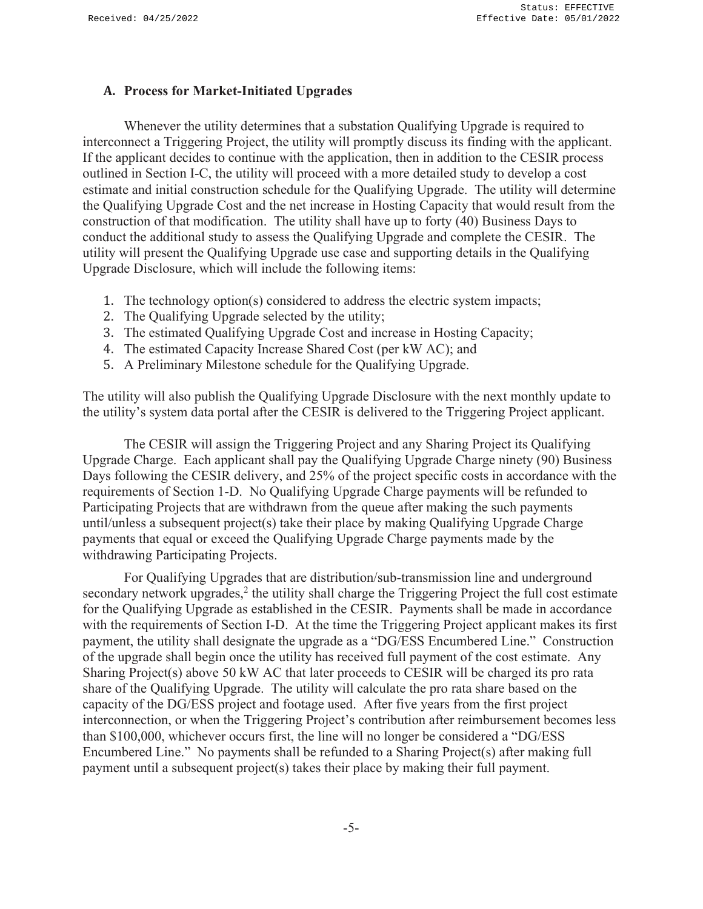### A. Process for Market-Initiated Upgrades

Whenever the utility determines that a substation Qualifying Upgrade is required to interconnect a Triggering Project, the utility will promptly discuss its finding with the applicant. If the applicant decides to continue with the application, then in addition to the CESIR process outlined in Section I-C, the utility will proceed with a more detailed study to develop a cost estimate and initial construction schedule for the Qualifying Upgrade. The utility will determine the Qualifying Upgrade Cost and the net increase in Hosting Capacity that would result from the construction of that modification. The utility shall have up to forty (40) Business Days to conduct the additional study to assess the Qualifying Upgrade and complete the CESIR. The utility will present the Qualifying Upgrade use case and supporting details in the Qualifying Upgrade Disclosure, which will include the following items:

1. The technology option(s) considered to address the electric system impacts;
2. The Qualifying Upgrade selected by the utility;
3. The estimated Qualifying Upgrade Cost and increase in Hosting Capacity;
4. The estimated Capacity Increase Shared Cost (per kW AC); and
5. A Preliminary Milestone schedule for the Qualifying Upgrade.

The utility will also publish the Qualifying Upgrade Disclosure with the next monthly update to the utility's system data portal after the CESIR is delivered to the Triggering Project applicant.

The CESIR will assign the Triggering Project and any Sharing Project its Qualifying Upgrade Charge. Each applicant shall pay the Qualifying Upgrade Charge ninety (90) Business Days following the CESIR delivery, and 25% of the project specific costs in accordance with the requirements of Section 1-D. No Qualifying Upgrade Charge payments will be refunded to Participating Projects that are withdrawn from the queue after making the such payments until/unless a subsequent project(s) take their place by making Qualifying Upgrade Charge payments that equal or exceed the Qualifying Upgrade Charge payments made by the withdrawing Participating Projects.

For Qualifying Upgrades that are distribution/sub-transmission line and underground secondary network upgrades,[2] the utility shall charge the Triggering Project the full cost estimate for the Qualifying Upgrade as established in the CESIR. Payments shall be made in accordance with the requirements of Section I-D. At the time the Triggering Project applicant makes its first payment, the utility shall designate the upgrade as a "DG/ESS Encumbered Line." Construction of the upgrade shall begin once the utility has received full payment of the cost estimate. Any Sharing Project(s) above 50 kW AC that later proceeds to CESIR will be charged its pro rata share of the Qualifying Upgrade. The utility will calculate the pro rata share based on the capacity of the DG/ESS project and footage used. After five years from the first project interconnection, or when the Triggering Project's contribution after reimbursement becomes less than $100,000, whichever occurs first, the line will no longer be considered a "DG/ESS Encumbered Line." No payments shall be refunded to a Sharing Project(s) after making full payment until a subsequent project(s) takes their place by making their full payment.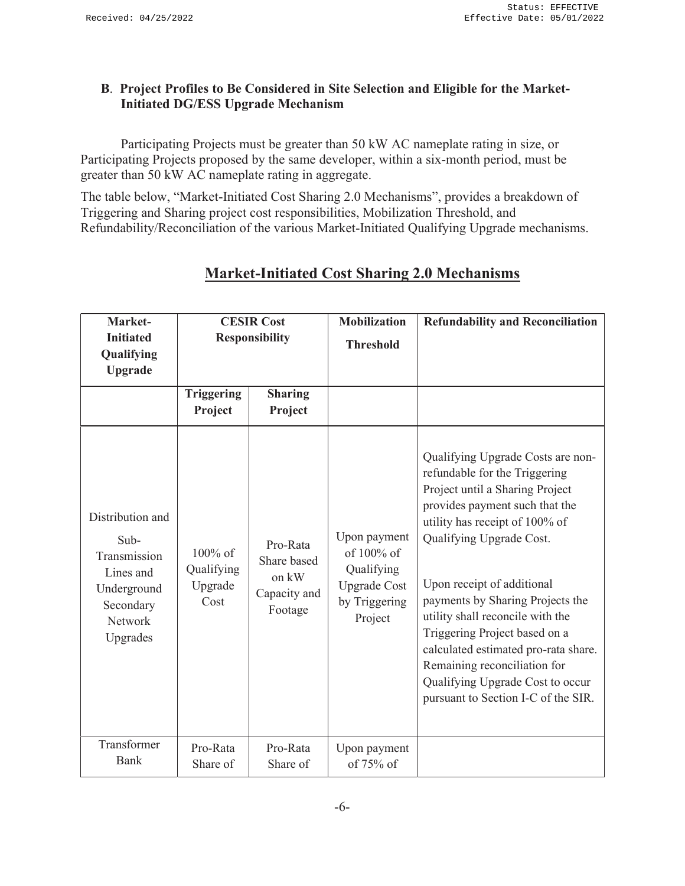### B. Project Profiles to Be Considered in Site Selection and Eligible for the Market-Initiated DG/ESS Upgrade Mechanism

Participating Projects must be greater than 50 kW AC nameplate rating in size, or Participating Projects proposed by the same developer, within a six-month period, must be greater than 50 kW AC nameplate rating in aggregate.

The table below, "Market-Initiated Cost Sharing 2.0 Mechanisms", provides a breakdown of Triggering and Sharing project cost responsibilities, Mobilization Threshold, and Refundability/Reconciliation of the various Market-Initiated Qualifying Upgrade mechanisms.

## Market-Initiated Cost Sharing 2.0 Mechanisms

| Market-Initiated Qualifying Upgrade | CESIR Cost Responsibility | | Mobilization Threshold | Refundability and Reconciliation |
|---|---|---|---|---|
| | **Triggering Project** | **Sharing Project** | | |
| Distribution and Sub-Transmission Lines and Underground Secondary Network Upgrades | 100% of Qualifying Upgrade Cost | Pro-Rata Share based on kW Capacity and Footage | Upon payment of 100% of Qualifying Upgrade Cost by Triggering Project | Qualifying Upgrade Costs are non-refundable for the Triggering Project until a Sharing Project provides payment such that the utility has receipt of 100% of Qualifying Upgrade Cost.<br><br>Upon receipt of additional payments by Sharing Projects the utility shall reconcile with the Triggering Project based on a calculated estimated pro-rata share. Remaining reconciliation for Qualifying Upgrade Cost to occur pursuant to Section I-C of the SIR. |
| Transformer Bank | Pro-Rata Share of | Pro-Rata Share of | Upon payment of 75% of | |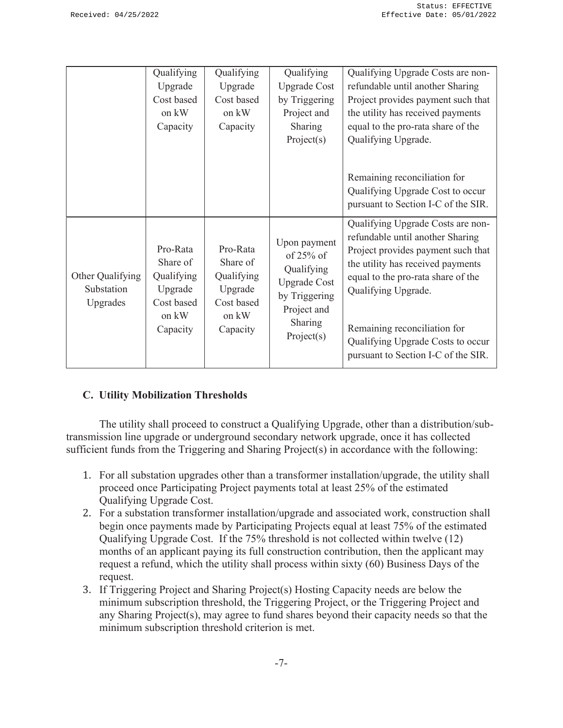| | | | | |
|---|---|---|---|---|
| | Qualifying Upgrade Cost based on kW Capacity | Qualifying Upgrade Cost based on kW Capacity | Qualifying Upgrade Cost by Triggering Project and Sharing Project(s) | Qualifying Upgrade Costs are non-refundable until another Sharing Project provides payment such that the utility has received payments equal to the pro-rata share of the Qualifying Upgrade.<br><br>Remaining reconciliation for Qualifying Upgrade Cost to occur pursuant to Section I-C of the SIR. |
| Other Qualifying Substation Upgrades | Pro-Rata Share of Qualifying Upgrade Cost based on kW Capacity | Pro-Rata Share of Qualifying Upgrade Cost based on kW Capacity | Upon payment of 25% of Qualifying Upgrade Cost by Triggering Project and Sharing Project(s) | Qualifying Upgrade Costs are non-refundable until another Sharing Project provides payment such that the utility has received payments equal to the pro-rata share of the Qualifying Upgrade.<br><br>Remaining reconciliation for Qualifying Upgrade Costs to occur pursuant to Section I-C of the SIR. |

## C. Utility Mobilization Thresholds

The utility shall proceed to construct a Qualifying Upgrade, other than a distribution/sub-transmission line upgrade or underground secondary network upgrade, once it has collected sufficient funds from the Triggering and Sharing Project(s) in accordance with the following:

1. For all substation upgrades other than a transformer installation/upgrade, the utility shall proceed once Participating Project payments total at least 25% of the estimated Qualifying Upgrade Cost.
2. For a substation transformer installation/upgrade and associated work, construction shall begin once payments made by Participating Projects equal at least 75% of the estimated Qualifying Upgrade Cost. If the 75% threshold is not collected within twelve (12) months of an applicant paying its full construction contribution, then the applicant may request a refund, which the utility shall process within sixty (60) Business Days of the request.
3. If Triggering Project and Sharing Project(s) Hosting Capacity needs are below the minimum subscription threshold, the Triggering Project, or the Triggering Project and any Sharing Project(s), may agree to fund shares beyond their capacity needs so that the minimum subscription threshold criterion is met.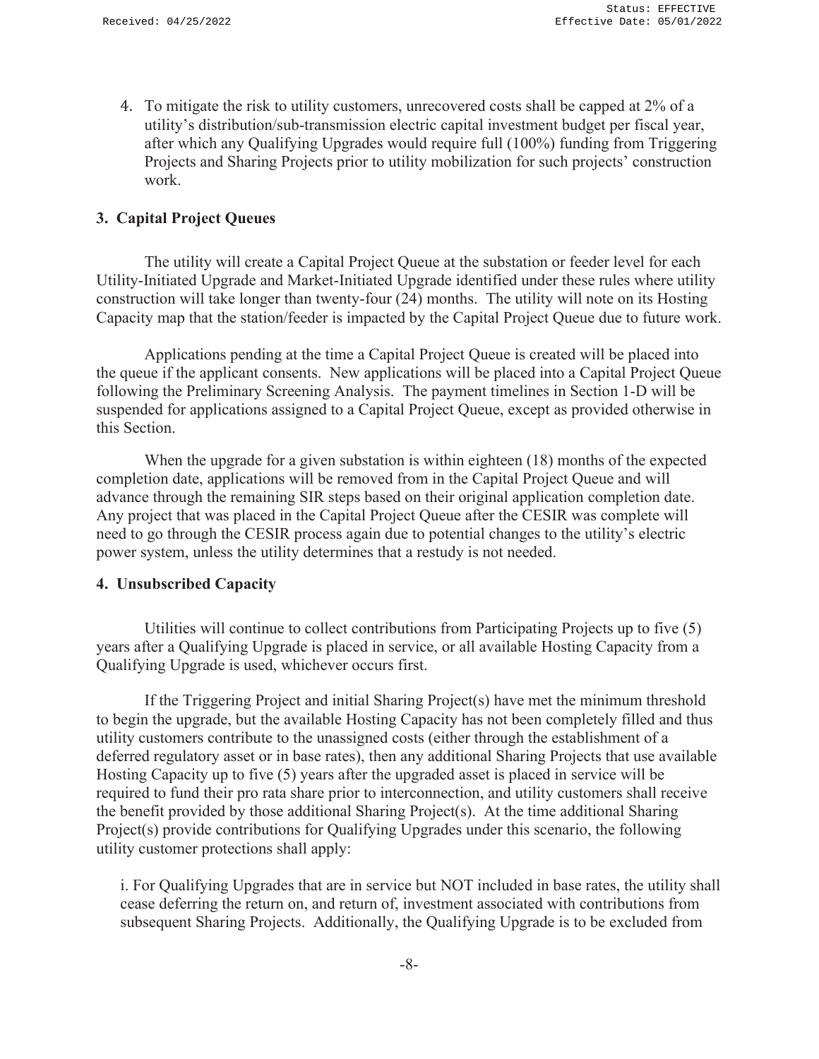4. To mitigate the risk to utility customers, unrecovered costs shall be capped at 2% of a utility's distribution/sub-transmission electric capital investment budget per fiscal year, after which any Qualifying Upgrades would require full (100%) funding from Triggering Projects and Sharing Projects prior to utility mobilization for such projects' construction work.

### 3. Capital Project Queues

The utility will create a Capital Project Queue at the substation or feeder level for each Utility-Initiated Upgrade and Market-Initiated Upgrade identified under these rules where utility construction will take longer than twenty-four (24) months. The utility will note on its Hosting Capacity map that the station/feeder is impacted by the Capital Project Queue due to future work.

Applications pending at the time a Capital Project Queue is created will be placed into the queue if the applicant consents. New applications will be placed into a Capital Project Queue following the Preliminary Screening Analysis. The payment timelines in Section 1-D will be suspended for applications assigned to a Capital Project Queue, except as provided otherwise in this Section.

When the upgrade for a given substation is within eighteen (18) months of the expected completion date, applications will be removed from in the Capital Project Queue and will advance through the remaining SIR steps based on their original application completion date. Any project that was placed in the Capital Project Queue after the CESIR was complete will need to go through the CESIR process again due to potential changes to the utility's electric power system, unless the utility determines that a restudy is not needed.

### 4. Unsubscribed Capacity

Utilities will continue to collect contributions from Participating Projects up to five (5) years after a Qualifying Upgrade is placed in service, or all available Hosting Capacity from a Qualifying Upgrade is used, whichever occurs first.

If the Triggering Project and initial Sharing Project(s) have met the minimum threshold to begin the upgrade, but the available Hosting Capacity has not been completely filled and thus utility customers contribute to the unassigned costs (either through the establishment of a deferred regulatory asset or in base rates), then any additional Sharing Projects that use available Hosting Capacity up to five (5) years after the upgraded asset is placed in service will be required to fund their pro rata share prior to interconnection, and utility customers shall receive the benefit provided by those additional Sharing Project(s). At the time additional Sharing Project(s) provide contributions for Qualifying Upgrades under this scenario, the following utility customer protections shall apply:

i. For Qualifying Upgrades that are in service but NOT included in base rates, the utility shall cease deferring the return on, and return of, investment associated with contributions from subsequent Sharing Projects. Additionally, the Qualifying Upgrade is to be excluded from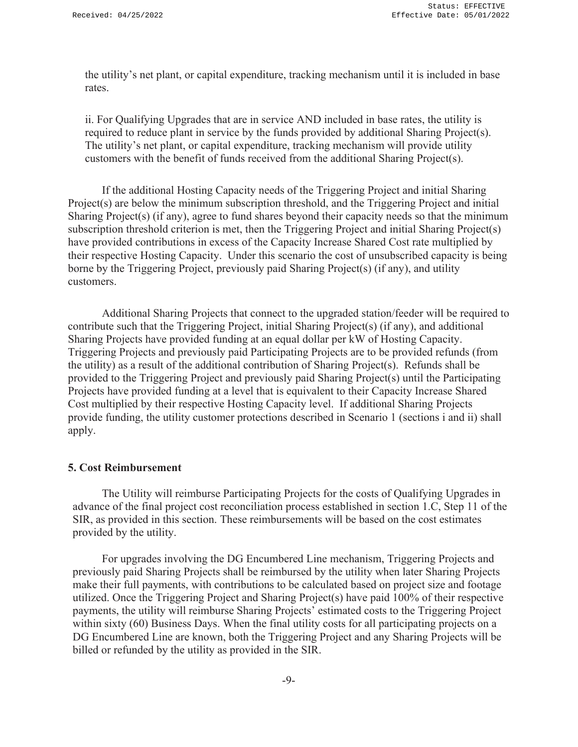the utility's net plant, or capital expenditure, tracking mechanism until it is included in base rates.

ii. For Qualifying Upgrades that are in service AND included in base rates, the utility is required to reduce plant in service by the funds provided by additional Sharing Project(s). The utility's net plant, or capital expenditure, tracking mechanism will provide utility customers with the benefit of funds received from the additional Sharing Project(s).

If the additional Hosting Capacity needs of the Triggering Project and initial Sharing Project(s) are below the minimum subscription threshold, and the Triggering Project and initial Sharing Project(s) (if any), agree to fund shares beyond their capacity needs so that the minimum subscription threshold criterion is met, then the Triggering Project and initial Sharing Project(s) have provided contributions in excess of the Capacity Increase Shared Cost rate multiplied by their respective Hosting Capacity. Under this scenario the cost of unsubscribed capacity is being borne by the Triggering Project, previously paid Sharing Project(s) (if any), and utility customers.

Additional Sharing Projects that connect to the upgraded station/feeder will be required to contribute such that the Triggering Project, initial Sharing Project(s) (if any), and additional Sharing Projects have provided funding at an equal dollar per kW of Hosting Capacity. Triggering Projects and previously paid Participating Projects are to be provided refunds (from the utility) as a result of the additional contribution of Sharing Project(s). Refunds shall be provided to the Triggering Project and previously paid Sharing Project(s) until the Participating Projects have provided funding at a level that is equivalent to their Capacity Increase Shared Cost multiplied by their respective Hosting Capacity level. If additional Sharing Projects provide funding, the utility customer protections described in Scenario 1 (sections i and ii) shall apply.

**5. Cost Reimbursement**

The Utility will reimburse Participating Projects for the costs of Qualifying Upgrades in advance of the final project cost reconciliation process established in section 1.C, Step 11 of the SIR, as provided in this section. These reimbursements will be based on the cost estimates provided by the utility.

For upgrades involving the DG Encumbered Line mechanism, Triggering Projects and previously paid Sharing Projects shall be reimbursed by the utility when later Sharing Projects make their full payments, with contributions to be calculated based on project size and footage utilized. Once the Triggering Project and Sharing Project(s) have paid 100% of their respective payments, the utility will reimburse Sharing Projects' estimated costs to the Triggering Project within sixty (60) Business Days. When the final utility costs for all participating projects on a DG Encumbered Line are known, both the Triggering Project and any Sharing Projects will be billed or refunded by the utility as provided in the SIR.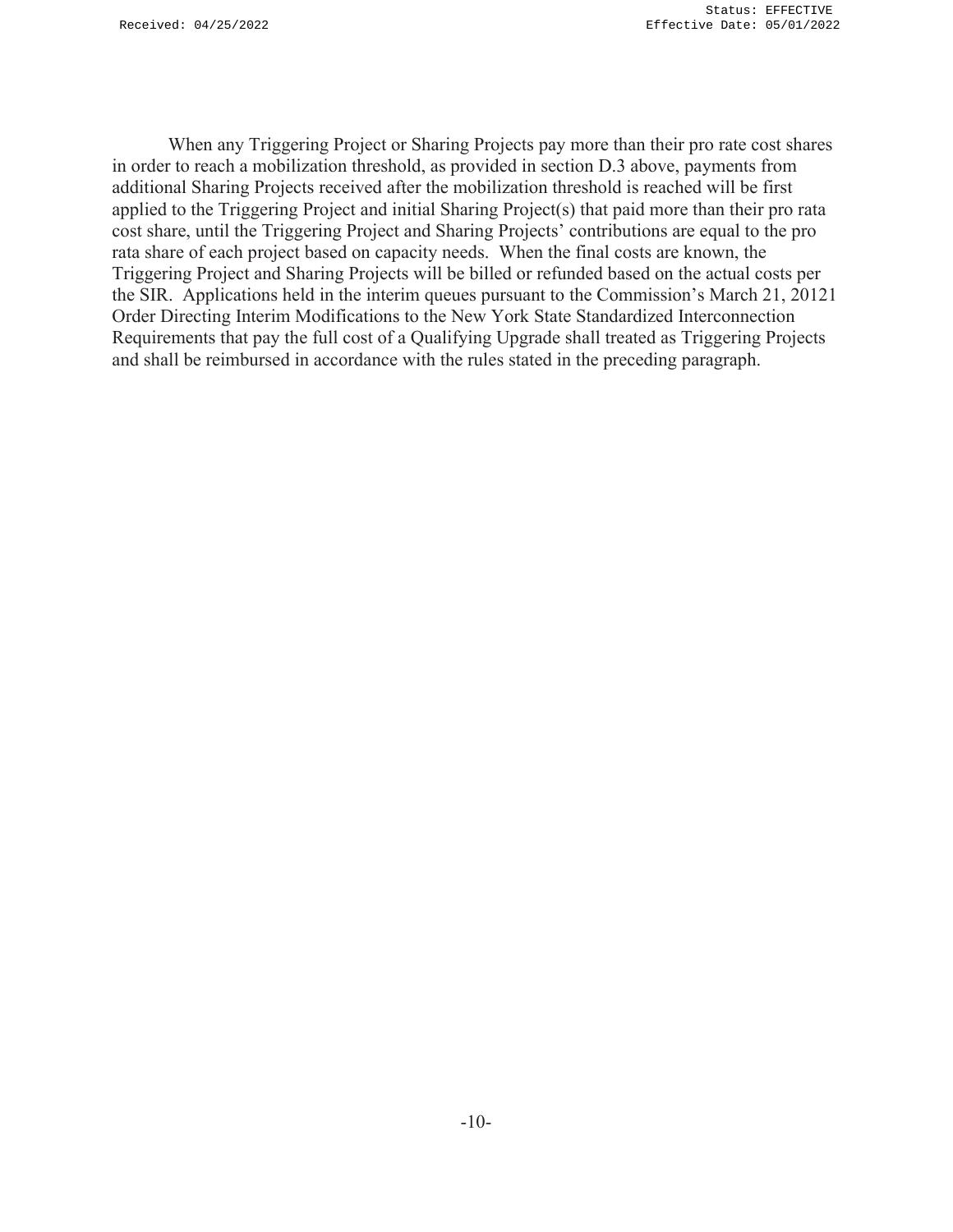When any Triggering Project or Sharing Projects pay more than their pro rate cost shares in order to reach a mobilization threshold, as provided in section D.3 above, payments from additional Sharing Projects received after the mobilization threshold is reached will be first applied to the Triggering Project and initial Sharing Project(s) that paid more than their pro rata cost share, until the Triggering Project and Sharing Projects' contributions are equal to the pro rata share of each project based on capacity needs. When the final costs are known, the Triggering Project and Sharing Projects will be billed or refunded based on the actual costs per the SIR. Applications held in the interim queues pursuant to the Commission's March 21, 20121 Order Directing Interim Modifications to the New York State Standardized Interconnection Requirements that pay the full cost of a Qualifying Upgrade shall treated as Triggering Projects and shall be reimbursed in accordance with the rules stated in the preceding paragraph.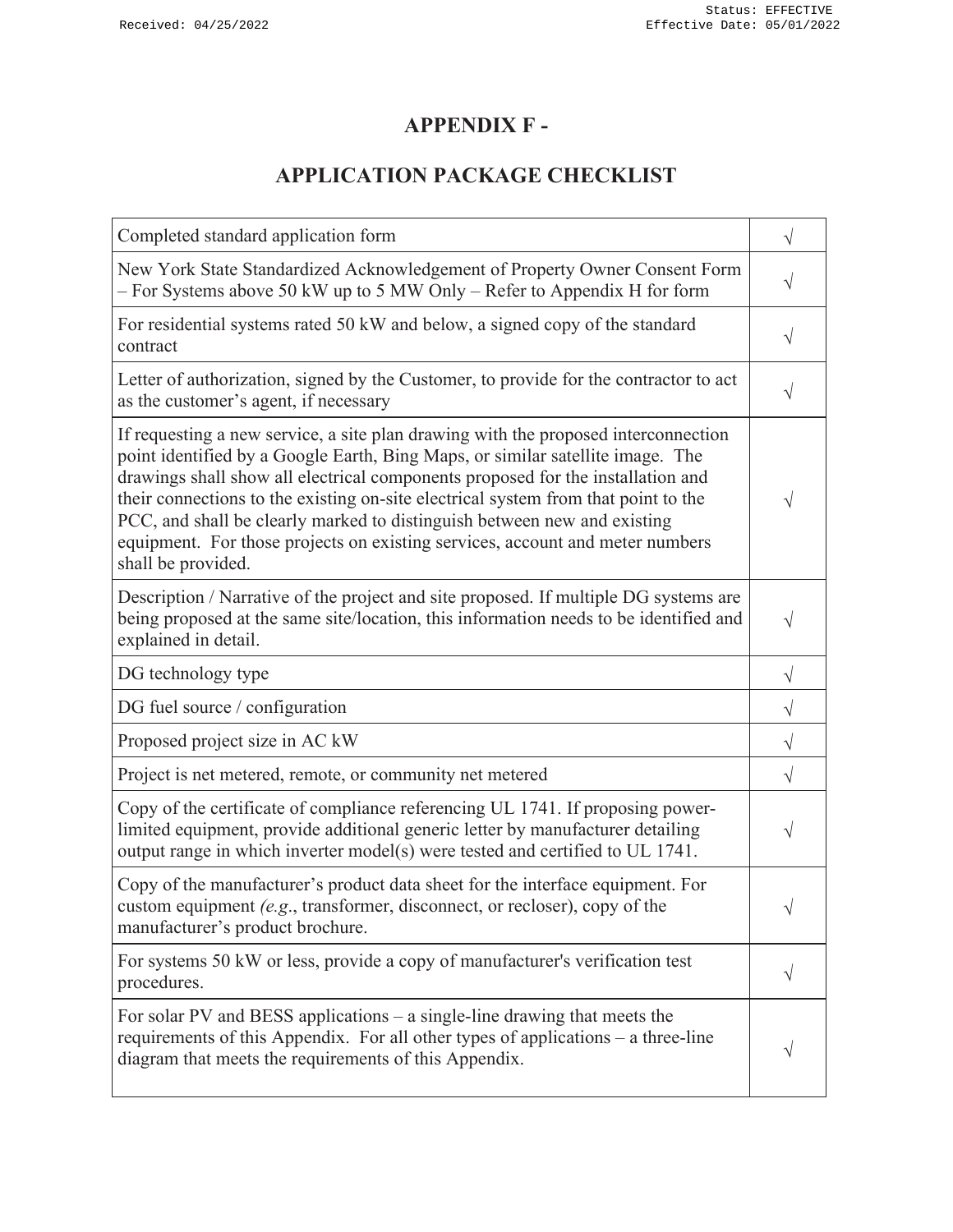# APPENDIX F -

## APPLICATION PACKAGE CHECKLIST

| Item | |
|---|---|
| Completed standard application form | √ |
| New York State Standardized Acknowledgement of Property Owner Consent Form – For Systems above 50 kW up to 5 MW Only – Refer to Appendix H for form | √ |
| For residential systems rated 50 kW and below, a signed copy of the standard contract | √ |
| Letter of authorization, signed by the Customer, to provide for the contractor to act as the customer's agent, if necessary | √ |
| If requesting a new service, a site plan drawing with the proposed interconnection point identified by a Google Earth, Bing Maps, or similar satellite image. The drawings shall show all electrical components proposed for the installation and their connections to the existing on-site electrical system from that point to the PCC, and shall be clearly marked to distinguish between new and existing equipment. For those projects on existing services, account and meter numbers shall be provided. | √ |
| Description / Narrative of the project and site proposed. If multiple DG systems are being proposed at the same site/location, this information needs to be identified and explained in detail. | √ |
| DG technology type | √ |
| DG fuel source / configuration | √ |
| Proposed project size in AC kW | √ |
| Project is net metered, remote, or community net metered | √ |
| Copy of the certificate of compliance referencing UL 1741. If proposing power-limited equipment, provide additional generic letter by manufacturer detailing output range in which inverter model(s) were tested and certified to UL 1741. | √ |
| Copy of the manufacturer's product data sheet for the interface equipment. For custom equipment *(e.g.*, transformer, disconnect, or recloser), copy of the manufacturer's product brochure. | √ |
| For systems 50 kW or less, provide a copy of manufacturer's verification test procedures. | √ |
| For solar PV and BESS applications – a single-line drawing that meets the requirements of this Appendix. For all other types of applications – a three-line diagram that meets the requirements of this Appendix. | √ |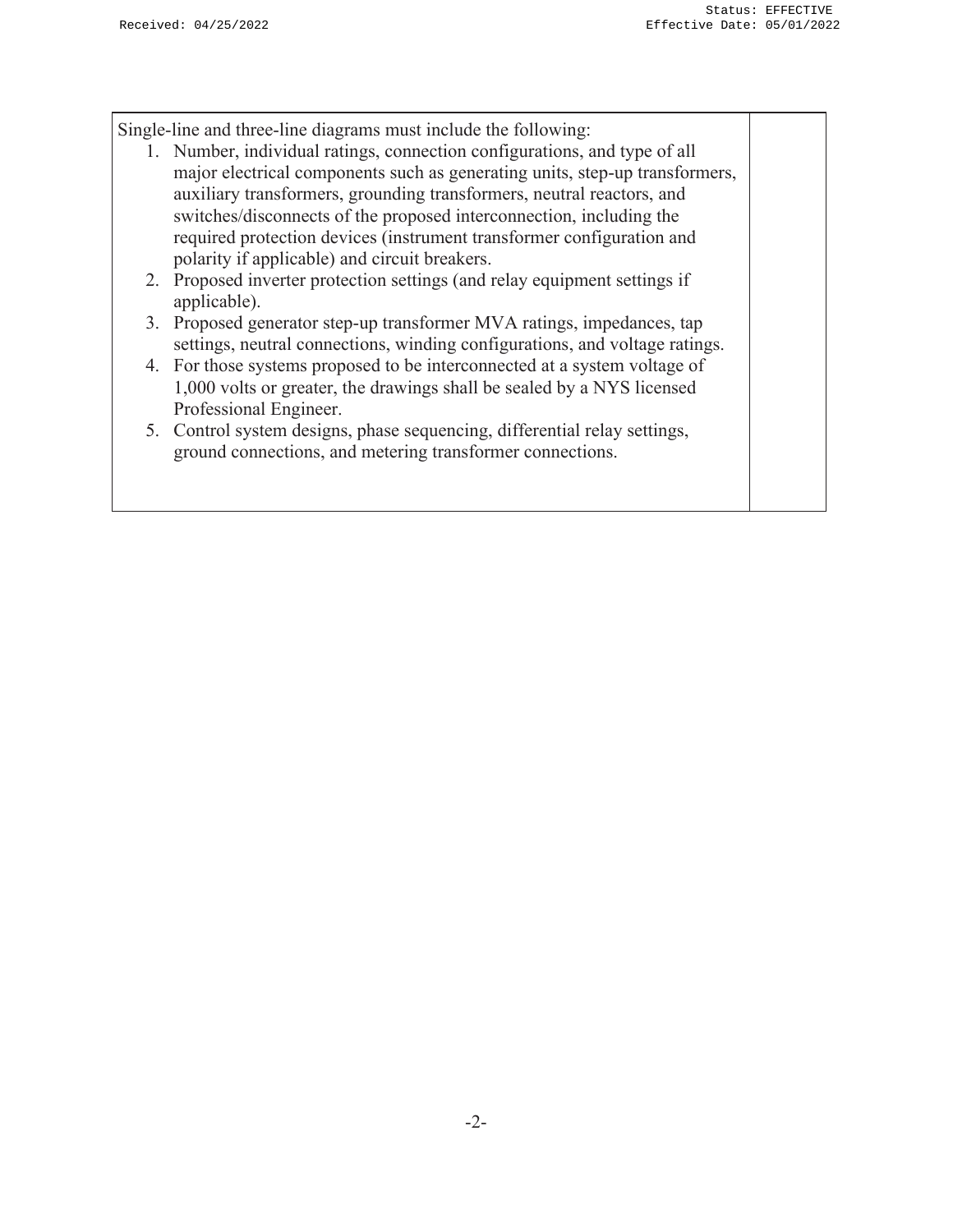| Single-line and three-line diagrams must include the following:<br>1. Number, individual ratings, connection configurations, and type of all major electrical components such as generating units, step-up transformers, auxiliary transformers, grounding transformers, neutral reactors, and switches/disconnects of the proposed interconnection, including the required protection devices (instrument transformer configuration and polarity if applicable) and circuit breakers.<br>2. Proposed inverter protection settings (and relay equipment settings if applicable).<br>3. Proposed generator step-up transformer MVA ratings, impedances, tap settings, neutral connections, winding configurations, and voltage ratings.<br>4. For those systems proposed to be interconnected at a system voltage of 1,000 volts or greater, the drawings shall be sealed by a NYS licensed Professional Engineer.<br>5. Control system designs, phase sequencing, differential relay settings, ground connections, and metering transformer connections. | |
|---|---|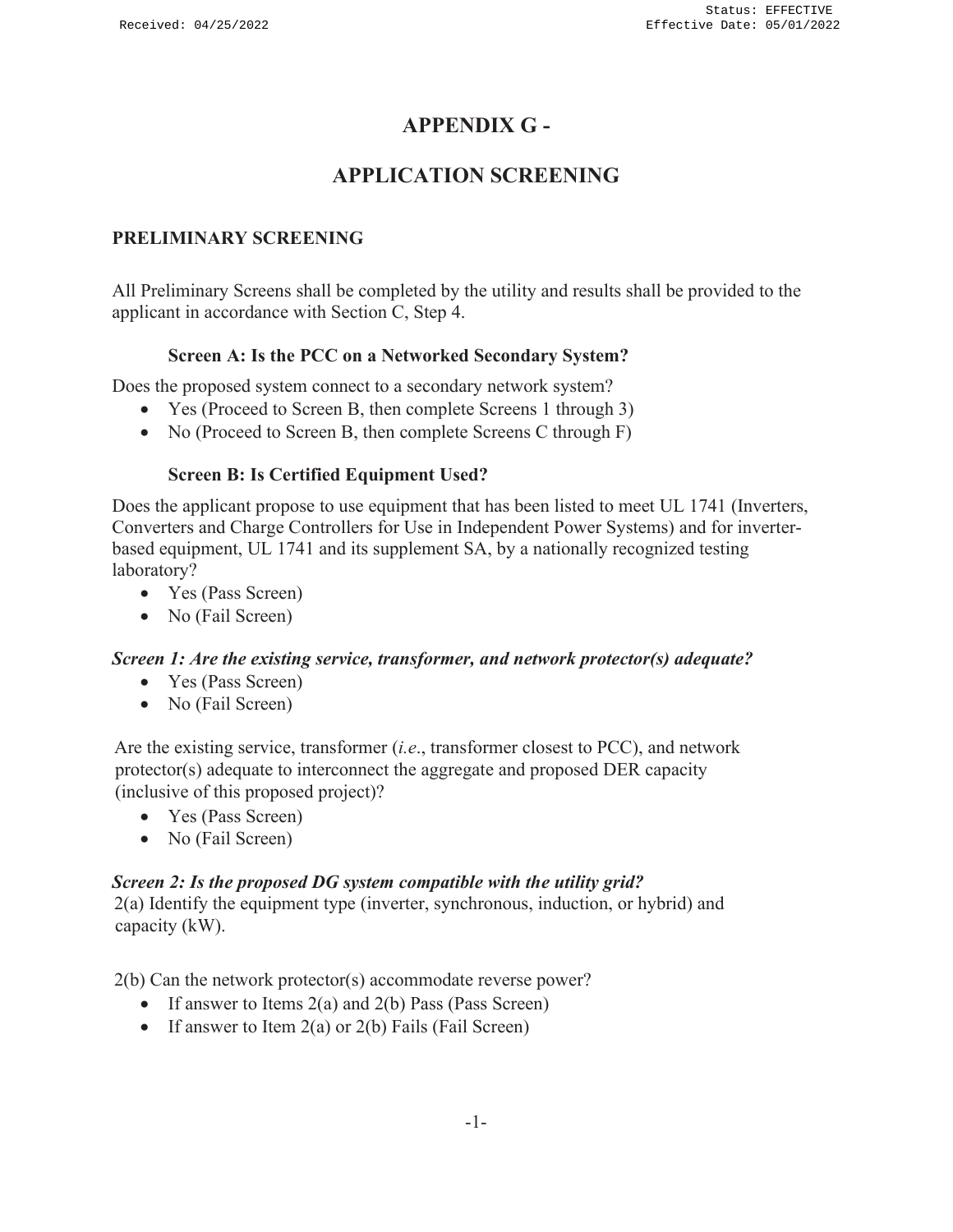# APPENDIX G -

# APPENDIX G - APPLICATION SCREENING

## PRELIMINARY SCREENING

All Preliminary Screens shall be completed by the utility and results shall be provided to the applicant in accordance with Section C, Step 4.

### Screen A: Is the PCC on a Networked Secondary System?

Does the proposed system connect to a secondary network system?

- Yes (Proceed to Screen B, then complete Screens 1 through 3)
- No (Proceed to Screen B, then complete Screens C through F)

### Screen B: Is Certified Equipment Used?

Does the applicant propose to use equipment that has been listed to meet UL 1741 (Inverters, Converters and Charge Controllers for Use in Independent Power Systems) and for inverter-based equipment, UL 1741 and its supplement SA, by a nationally recognized testing laboratory?

- Yes (Pass Screen)
- No (Fail Screen)

***Screen 1: Are the existing service, transformer, and network protector(s) adequate?***

- Yes (Pass Screen)
- No (Fail Screen)

Are the existing service, transformer (*i.e*., transformer closest to PCC), and network protector(s) adequate to interconnect the aggregate and proposed DER capacity (inclusive of this proposed project)?

- Yes (Pass Screen)
- No (Fail Screen)

***Screen 2: Is the proposed DG system compatible with the utility grid?***

2(a) Identify the equipment type (inverter, synchronous, induction, or hybrid) and capacity (kW).

2(b) Can the network protector(s) accommodate reverse power?

- If answer to Items 2(a) and 2(b) Pass (Pass Screen)
- If answer to Item 2(a) or 2(b) Fails (Fail Screen)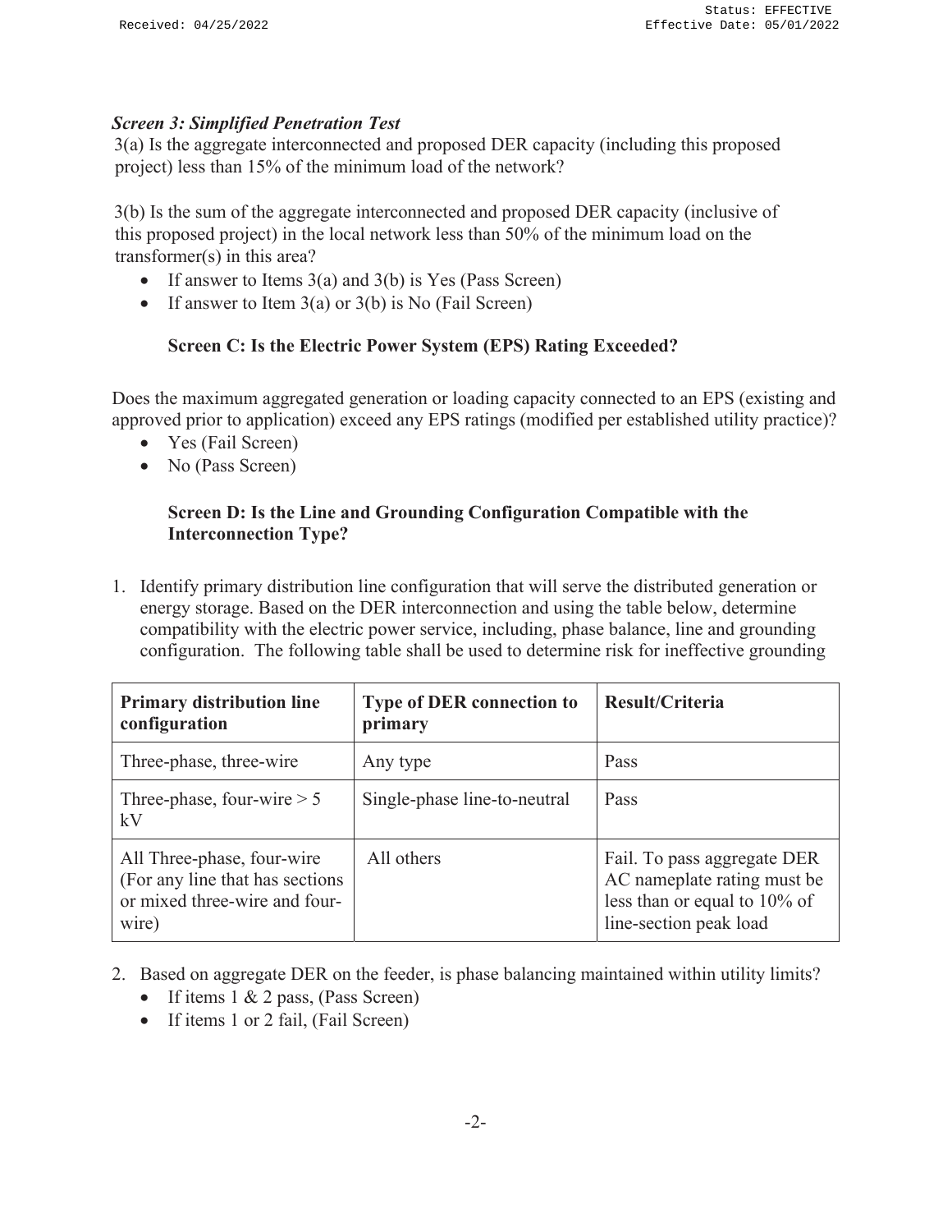***Screen 3: Simplified Penetration Test***

3(a) Is the aggregate interconnected and proposed DER capacity (including this proposed project) less than 15% of the minimum load of the network?

3(b) Is the sum of the aggregate interconnected and proposed DER capacity (inclusive of this proposed project) in the local network less than 50% of the minimum load on the transformer(s) in this area?

- If answer to Items 3(a) and 3(b) is Yes (Pass Screen)
- If answer to Item 3(a) or 3(b) is No (Fail Screen)

### Screen C: Is the Electric Power System (EPS) Rating Exceeded?

Does the maximum aggregated generation or loading capacity connected to an EPS (existing and approved prior to application) exceed any EPS ratings (modified per established utility practice)?

- Yes (Fail Screen)
- No (Pass Screen)

### Screen D: Is the Line and Grounding Configuration Compatible with the Interconnection Type?

1. Identify primary distribution line configuration that will serve the distributed generation or energy storage. Based on the DER interconnection and using the table below, determine compatibility with the electric power service, including, phase balance, line and grounding configuration. The following table shall be used to determine risk for ineffective grounding

| Primary distribution line configuration | Type of DER connection to primary | Result/Criteria |
|---|---|---|
| Three-phase, three-wire | Any type | Pass |
| Three-phase, four-wire > 5 kV | Single-phase line-to-neutral | Pass |
| All Three-phase, four-wire (For any line that has sections or mixed three-wire and four-wire) | All others | Fail. To pass aggregate DER AC nameplate rating must be less than or equal to 10% of line-section peak load |

2. Based on aggregate DER on the feeder, is phase balancing maintained within utility limits?
   - If items 1 & 2 pass, (Pass Screen)
   - If items 1 or 2 fail, (Fail Screen)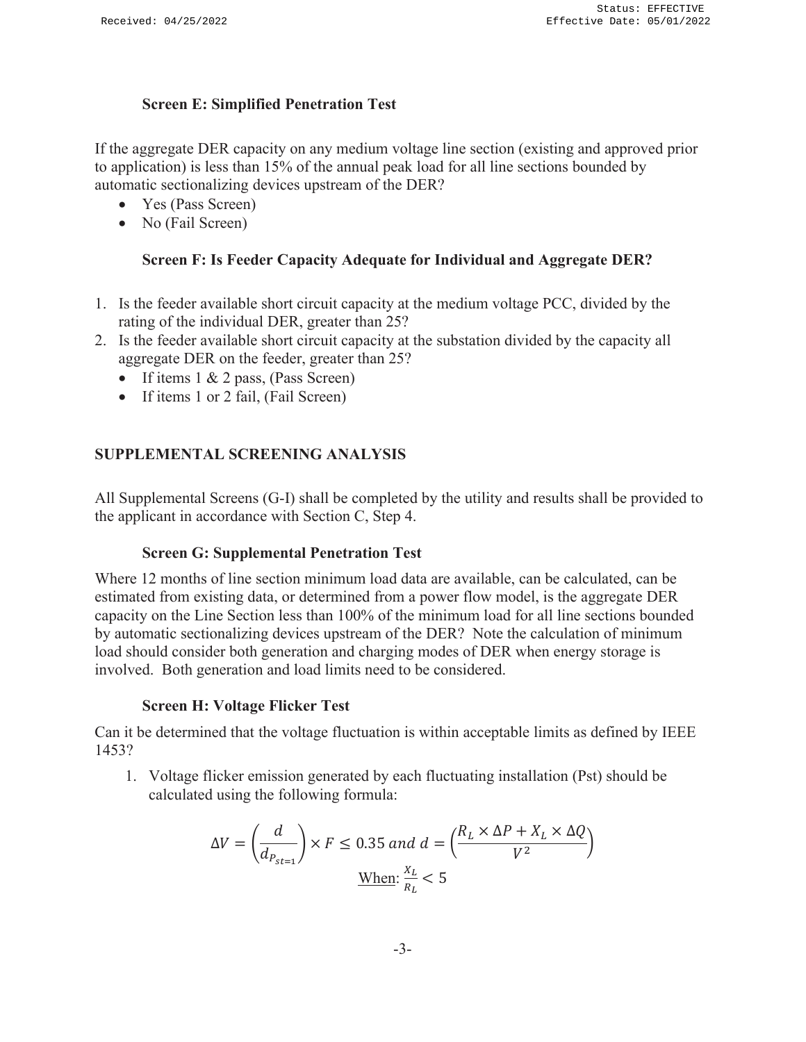### Screen E: Simplified Penetration Test

If the aggregate DER capacity on any medium voltage line section (existing and approved prior to application) is less than 15% of the annual peak load for all line sections bounded by automatic sectionalizing devices upstream of the DER?

- Yes (Pass Screen)
- No (Fail Screen)

### Screen F: Is Feeder Capacity Adequate for Individual and Aggregate DER?

1. Is the feeder available short circuit capacity at the medium voltage PCC, divided by the rating of the individual DER, greater than 25?
2. Is the feeder available short circuit capacity at the substation divided by the capacity all aggregate DER on the feeder, greater than 25?
   - If items 1 & 2 pass, (Pass Screen)
   - If items 1 or 2 fail, (Fail Screen)

## SUPPLEMENTAL SCREENING ANALYSIS

All Supplemental Screens (G-I) shall be completed by the utility and results shall be provided to the applicant in accordance with Section C, Step 4.

### Screen G: Supplemental Penetration Test

Where 12 months of line section minimum load data are available, can be calculated, can be estimated from existing data, or determined from a power flow model, is the aggregate DER capacity on the Line Section less than 100% of the minimum load for all line sections bounded by automatic sectionalizing devices upstream of the DER? Note the calculation of minimum load should consider both generation and charging modes of DER when energy storage is involved. Both generation and load limits need to be considered.

### Screen H: Voltage Flicker Test

Can it be determined that the voltage fluctuation is within acceptable limits as defined by IEEE 1453?

1. Voltage flicker emission generated by each fluctuating installation (Pst) should be calculated using the following formula:

$$\Delta V = \left(\frac{d}{d_{P_{st=1}}}\right) \times F \leq 0.35 \text{ and } d = \left(\frac{R_L \times \Delta P + X_L \times \Delta Q}{V^2}\right)$$

<u>When:</u> $\frac{X_L}{R_L} < 5$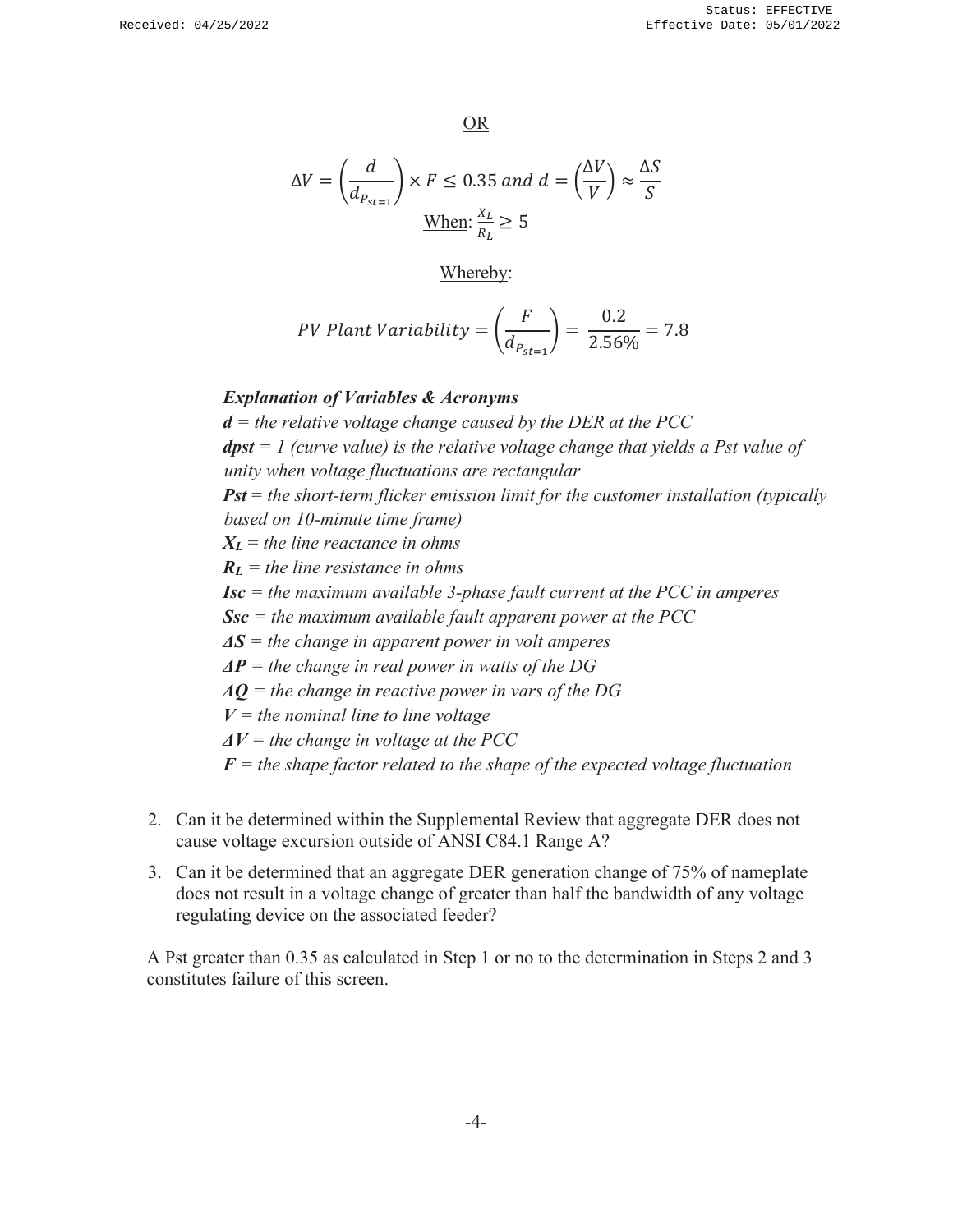OR

$$\Delta V = \left(\frac{d}{d_{P_{st=1}}}\right) \times F \leq 0.35 \; and \; d = \left(\frac{\Delta V}{V}\right) \approx \frac{\Delta S}{S}$$

When: $\frac{X_L}{R_L} \geq 5$

Whereby:

$$PV \; Plant \; Variability = \left(\frac{F}{d_{P_{st=1}}}\right) = \frac{0.2}{2.56\%} = 7.8$$

***Explanation of Variables & Acronyms***

***d*** *= the relative voltage change caused by the DER at the PCC*

***dpst*** *= 1 (curve value) is the relative voltage change that yields a Pst value of unity when voltage fluctuations are rectangular*

***Pst*** *= the short-term flicker emission limit for the customer installation (typically based on 10-minute time frame)*

***$X_L$*** *= the line reactance in ohms*

***$R_L$*** *= the line resistance in ohms*

***Isc*** *= the maximum available 3-phase fault current at the PCC in amperes*

***Ssc*** *= the maximum available fault apparent power at the PCC*

***ΔS*** *= the change in apparent power in volt amperes*

***ΔP*** *= the change in real power in watts of the DG*

***ΔQ*** *= the change in reactive power in vars of the DG*

***V*** *= the nominal line to line voltage*

***ΔV*** *= the change in voltage at the PCC*

***F*** *= the shape factor related to the shape of the expected voltage fluctuation*

2. Can it be determined within the Supplemental Review that aggregate DER does not cause voltage excursion outside of ANSI C84.1 Range A?
3. Can it be determined that an aggregate DER generation change of 75% of nameplate does not result in a voltage change of greater than half the bandwidth of any voltage regulating device on the associated feeder?

A Pst greater than 0.35 as calculated in Step 1 or no to the determination in Steps 2 and 3 constitutes failure of this screen.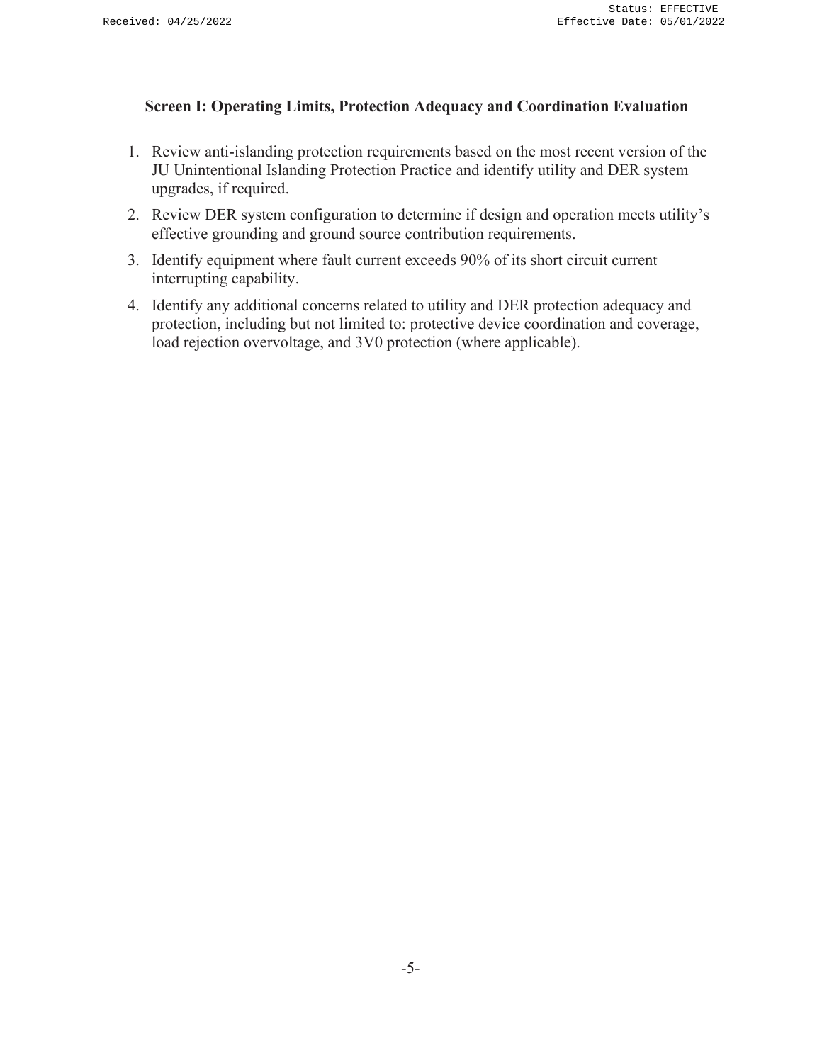### Screen I: Operating Limits, Protection Adequacy and Coordination Evaluation

1. Review anti-islanding protection requirements based on the most recent version of the JU Unintentional Islanding Protection Practice and identify utility and DER system upgrades, if required.
2. Review DER system configuration to determine if design and operation meets utility's effective grounding and ground source contribution requirements.
3. Identify equipment where fault current exceeds 90% of its short circuit current interrupting capability.
4. Identify any additional concerns related to utility and DER protection adequacy and protection, including but not limited to: protective device coordination and coverage, load rejection overvoltage, and 3V0 protection (where applicable).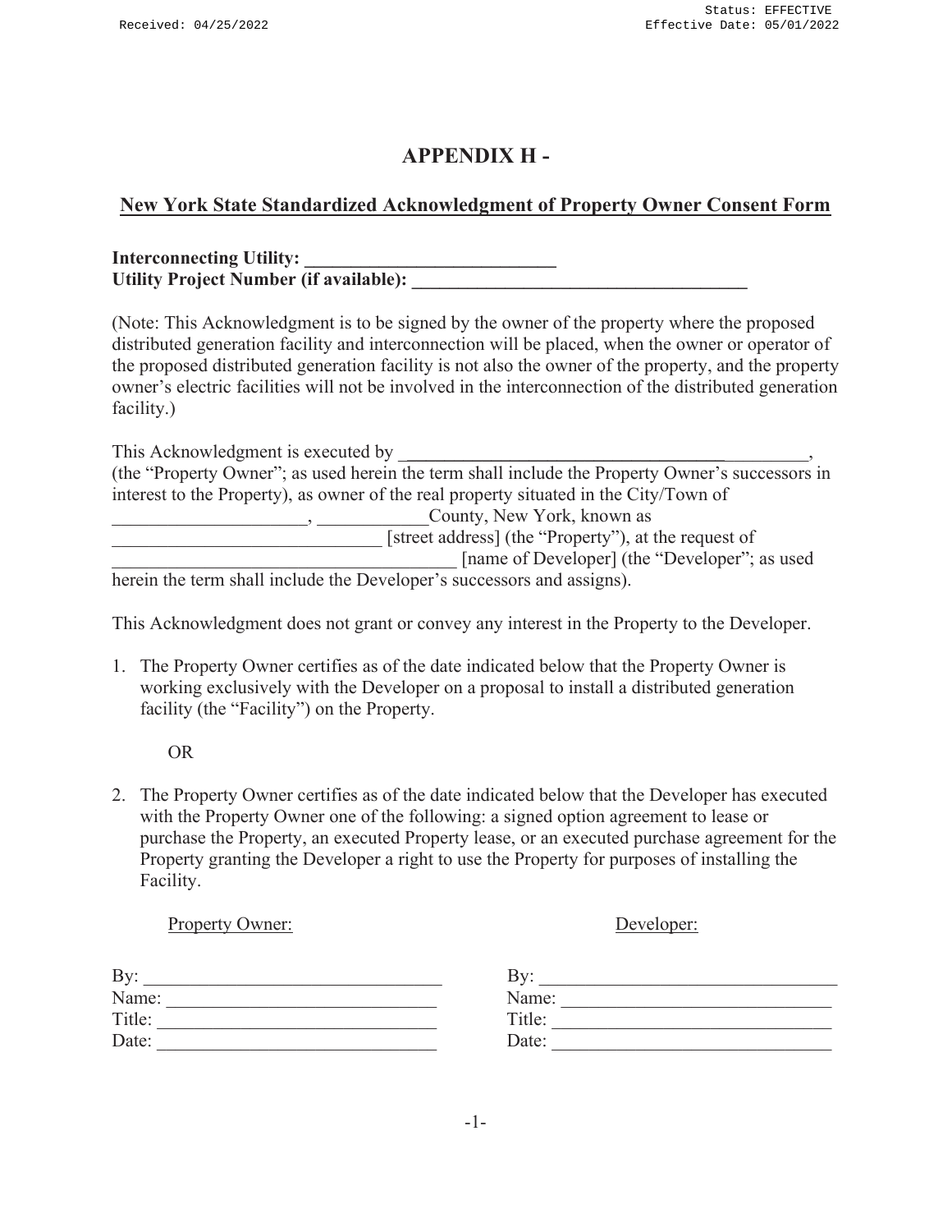# APPENDIX H -

## New York State Standardized Acknowledgment of Property Owner Consent Form

**Interconnecting Utility: ___________________________**
**Utility Project Number (if available): ____________________________________**

(Note: This Acknowledgment is to be signed by the owner of the property where the proposed distributed generation facility and interconnection will be placed, when the owner or operator of the proposed distributed generation facility is not also the owner of the property, and the property owner's electric facilities will not be involved in the interconnection of the distributed generation facility.)

This Acknowledgment is executed by ______________________________________________, (the "Property Owner"; as used herein the term shall include the Property Owner's successors in interest to the Property), as owner of the real property situated in the City/Town of _____________________, ____________County, New York, known as _____________________________ [street address] (the "Property"), at the request of ____________________________________ [name of Developer] (the "Developer"; as used herein the term shall include the Developer's successors and assigns).

This Acknowledgment does not grant or convey any interest in the Property to the Developer.

1. The Property Owner certifies as of the date indicated below that the Property Owner is working exclusively with the Developer on a proposal to install a distributed generation facility (the "Facility") on the Property.

   OR

2. The Property Owner certifies as of the date indicated below that the Developer has executed with the Property Owner one of the following: a signed option agreement to lease or purchase the Property, an executed Property lease, or an executed purchase agreement for the Property granting the Developer a right to use the Property for purposes of installing the Facility.

Property Owner:

By: _________________________________
Name: ______________________________
Title: ______________________________
Date: ______________________________

Developer:

By: _________________________________
Name: ______________________________
Title: ______________________________
Date: ______________________________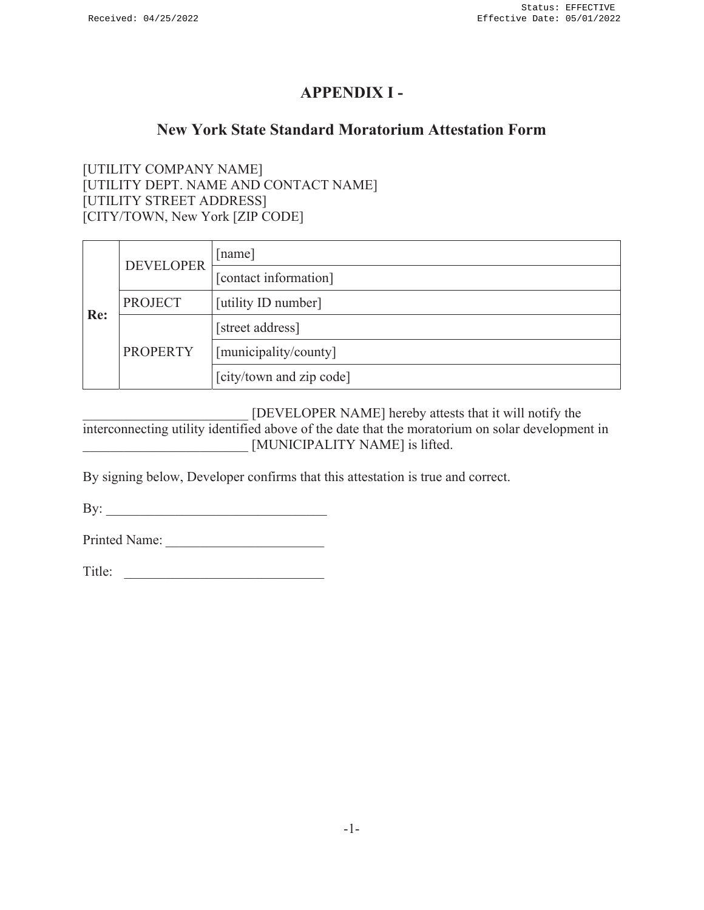# APPENDIX I -

## New York State Standard Moratorium Attestation Form

[UTILITY COMPANY NAME]
[UTILITY DEPT. NAME AND CONTACT NAME]
[UTILITY STREET ADDRESS]
[CITY/TOWN, New York [ZIP CODE]

| Re: | | |
|---|---|---|
| | DEVELOPER | [name] |
| | | [contact information] |
| | PROJECT | [utility ID number] |
| | PROPERTY | [street address] |
| | | [municipality/county] |
| | | [city/town and zip code] |

_______________________ [DEVELOPER NAME] hereby attests that it will notify the interconnecting utility identified above of the date that the moratorium on solar development in _______________________ [MUNICIPALITY NAME] is lifted.

By signing below, Developer confirms that this attestation is true and correct.

By: _______________________________

Printed Name: ______________________

Title: ____________________________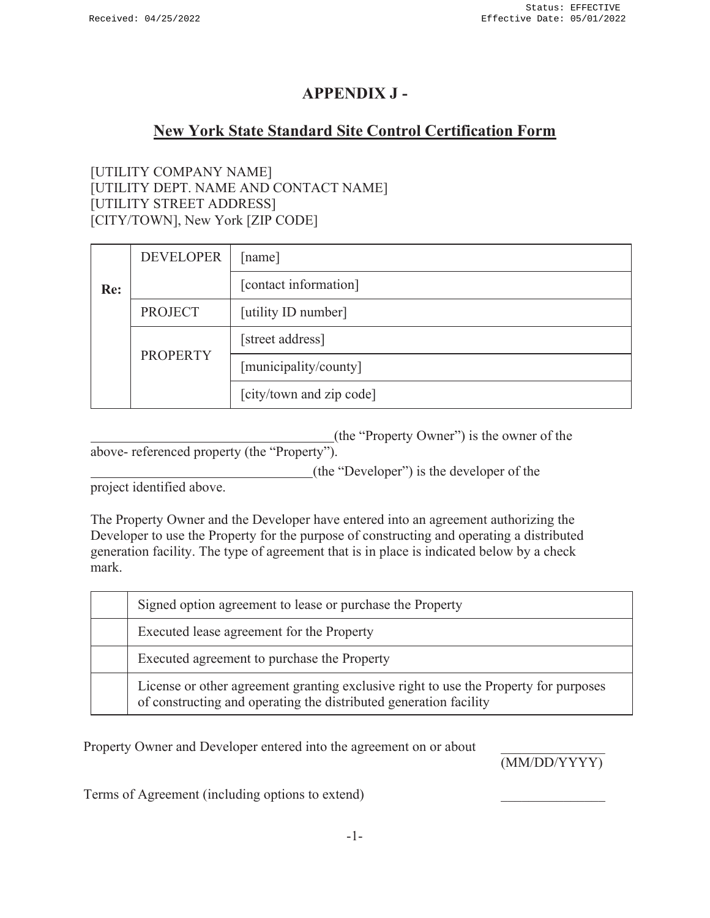# APPENDIX J -

## New York State Standard Site Control Certification Form

[UTILITY COMPANY NAME]
[UTILITY DEPT. NAME AND CONTACT NAME]
[UTILITY STREET ADDRESS]
[CITY/TOWN], New York [ZIP CODE]

| Re: | DEVELOPER | [name] |
|---|---|---|
| | | [contact information] |
| | PROJECT | [utility ID number] |
| | PROPERTY | [street address] |
| | | [municipality/county] |
| | | [city/town and zip code] |

___________________________________(the "Property Owner") is the owner of the above- referenced property (the "Property").

________________________________(the "Developer") is the developer of the project identified above.

The Property Owner and the Developer have entered into an agreement authorizing the Developer to use the Property for the purpose of constructing and operating a distributed generation facility. The type of agreement that is in place is indicated below by a check mark.

| | |
|---|---|
| | Signed option agreement to lease or purchase the Property |
| | Executed lease agreement for the Property |
| | Executed agreement to purchase the Property |
| | License or other agreement granting exclusive right to use the Property for purposes of constructing and operating the distributed generation facility |

Property Owner and Developer entered into the agreement on or about _______________ (MM/DD/YYYY)

Terms of Agreement (including options to extend) _______________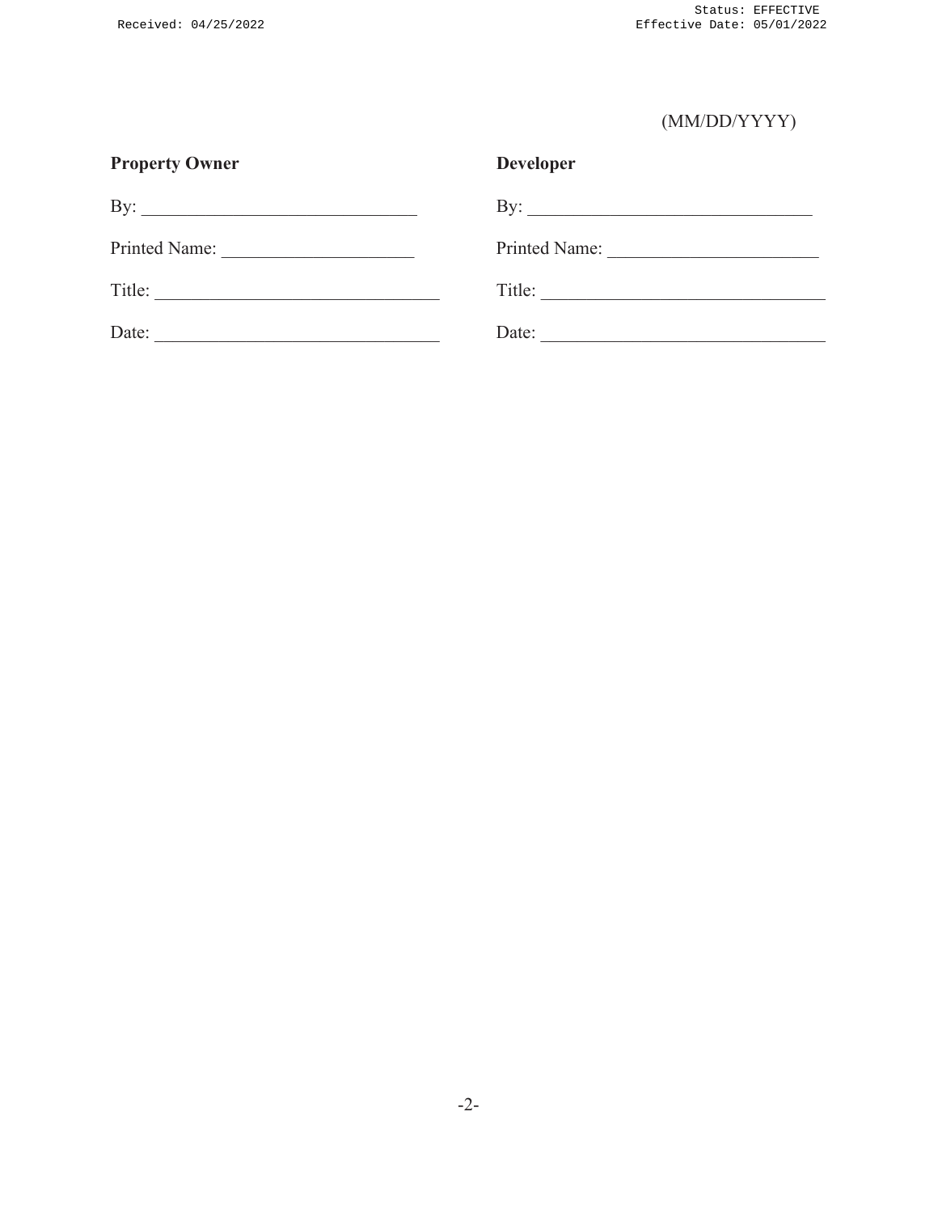(MM/DD/YYYY)

| **Property Owner** | **Developer** |
|---|---|
| By: _______________________________ | By: _______________________________ |
| Printed Name: _____________________ | Printed Name: _____________________ |
| Title: _____________________________ | Title: _____________________________ |
| Date: _____________________________ | Date: _____________________________ |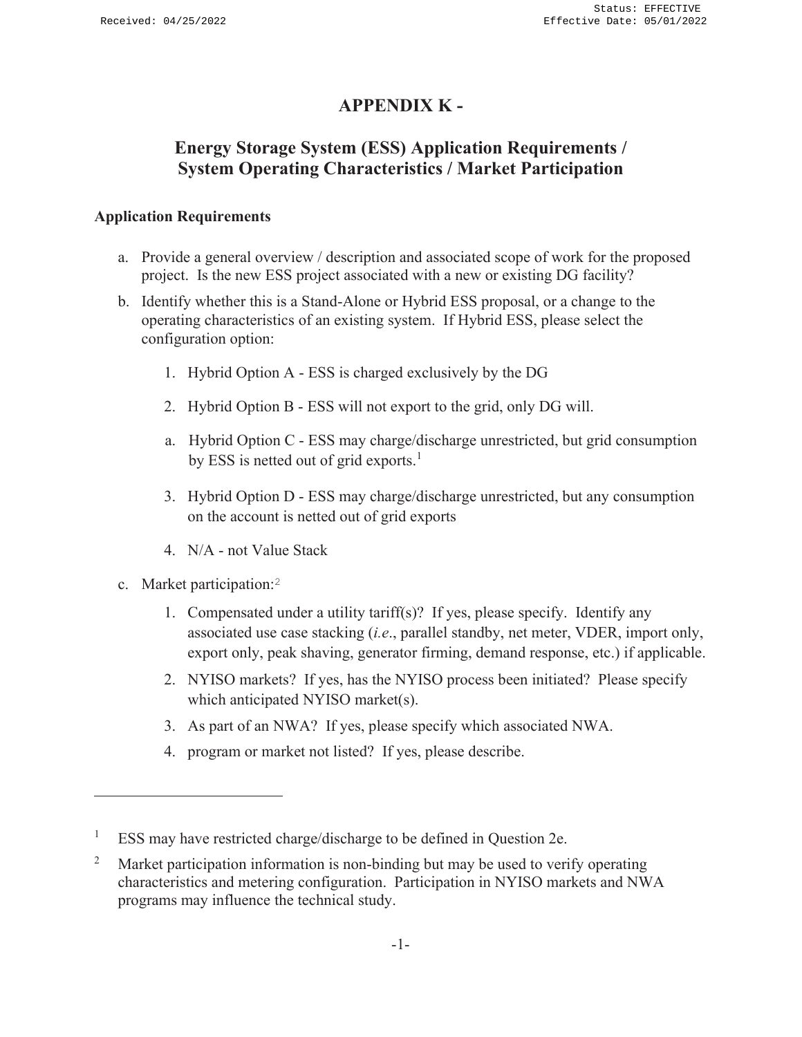# APPENDIX K -

## Energy Storage System (ESS) Application Requirements / System Operating Characteristics / Market Participation

### Application Requirements

a. Provide a general overview / description and associated scope of work for the proposed project. Is the new ESS project associated with a new or existing DG facility?

b. Identify whether this is a Stand-Alone or Hybrid ESS proposal, or a change to the operating characteristics of an existing system. If Hybrid ESS, please select the configuration option:

   1. Hybrid Option A - ESS is charged exclusively by the DG

   2. Hybrid Option B - ESS will not export to the grid, only DG will.

   a. Hybrid Option C - ESS may charge/discharge unrestricted, but grid consumption by ESS is netted out of grid exports.[1]

   3. Hybrid Option D - ESS may charge/discharge unrestricted, but any consumption on the account is netted out of grid exports

   4. N/A - not Value Stack

c. Market participation:[2]

   1. Compensated under a utility tariff(s)? If yes, please specify. Identify any associated use case stacking (*i.e*., parallel standby, net meter, VDER, import only, export only, peak shaving, generator firming, demand response, etc.) if applicable.

   2. NYISO markets? If yes, has the NYISO process been initiated? Please specify which anticipated NYISO market(s).

   3. As part of an NWA? If yes, please specify which associated NWA.

   4. program or market not listed? If yes, please describe.

---

[1] ESS may have restricted charge/discharge to be defined in Question 2e.

[2] Market participation information is non-binding but may be used to verify operating characteristics and metering configuration. Participation in NYISO markets and NWA programs may influence the technical study.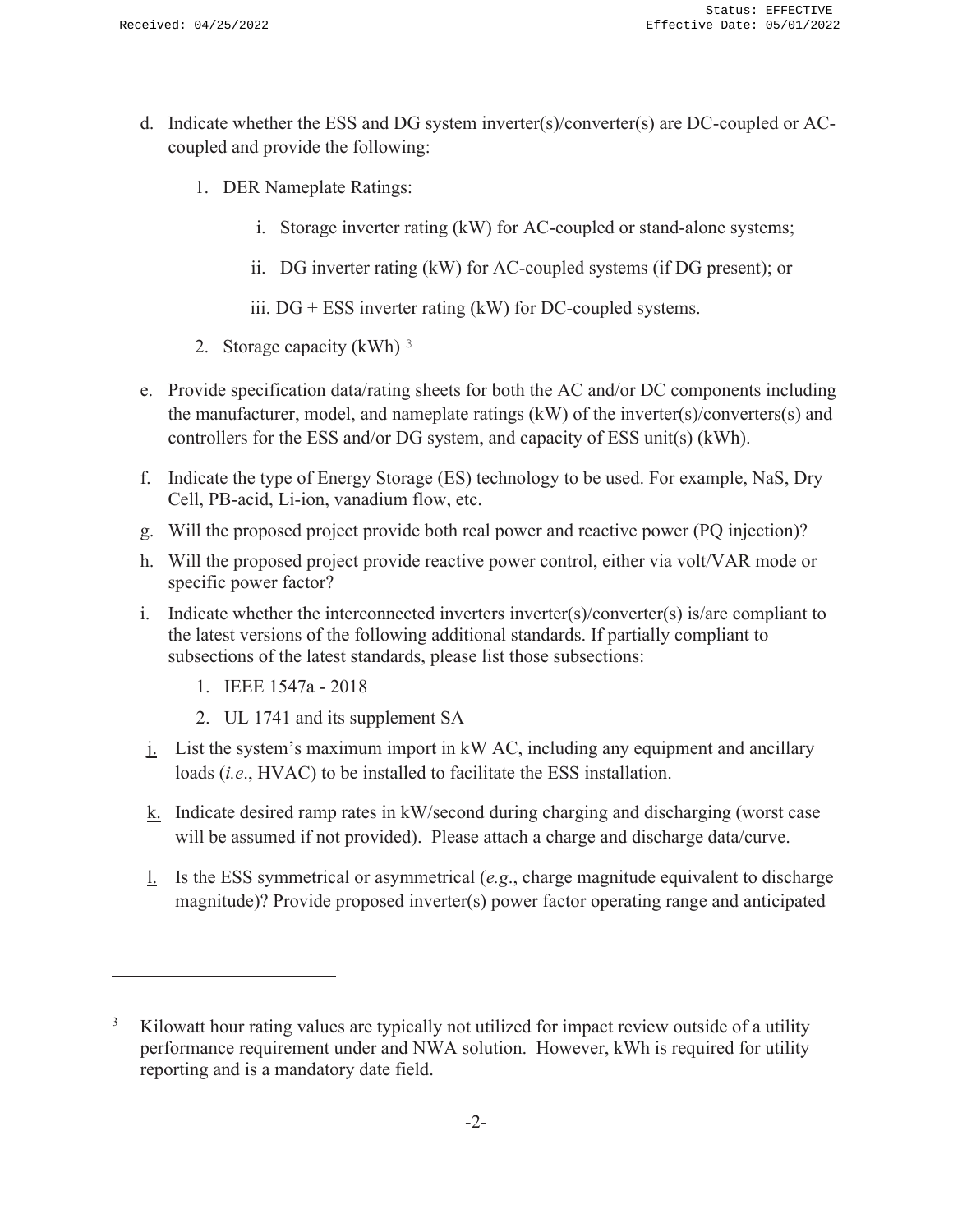d. Indicate whether the ESS and DG system inverter(s)/converter(s) are DC-coupled or AC-coupled and provide the following:

    1. DER Nameplate Ratings:

        i. Storage inverter rating (kW) for AC-coupled or stand-alone systems;

        ii. DG inverter rating (kW) for AC-coupled systems (if DG present); or

        iii. DG + ESS inverter rating (kW) for DC-coupled systems.

    2. Storage capacity (kWh) [3]

e. Provide specification data/rating sheets for both the AC and/or DC components including the manufacturer, model, and nameplate ratings (kW) of the inverter(s)/converters(s) and controllers for the ESS and/or DG system, and capacity of ESS unit(s) (kWh).

f. Indicate the type of Energy Storage (ES) technology to be used. For example, NaS, Dry Cell, PB-acid, Li-ion, vanadium flow, etc.

g. Will the proposed project provide both real power and reactive power (PQ injection)?

h. Will the proposed project provide reactive power control, either via volt/VAR mode or specific power factor?

i. Indicate whether the interconnected inverters inverter(s)/converter(s) is/are compliant to the latest versions of the following additional standards. If partially compliant to subsections of the latest standards, please list those subsections:

    1. IEEE 1547a - 2018
    2. UL 1741 and its supplement SA

j. List the system's maximum import in kW AC, including any equipment and ancillary loads (*i.e.*, HVAC) to be installed to facilitate the ESS installation.

k. Indicate desired ramp rates in kW/second during charging and discharging (worst case will be assumed if not provided). Please attach a charge and discharge data/curve.

l. Is the ESS symmetrical or asymmetrical (*e.g.*, charge magnitude equivalent to discharge magnitude)? Provide proposed inverter(s) power factor operating range and anticipated

---

[3] Kilowatt hour rating values are typically not utilized for impact review outside of a utility performance requirement under and NWA solution. However, kWh is required for utility reporting and is a mandatory date field.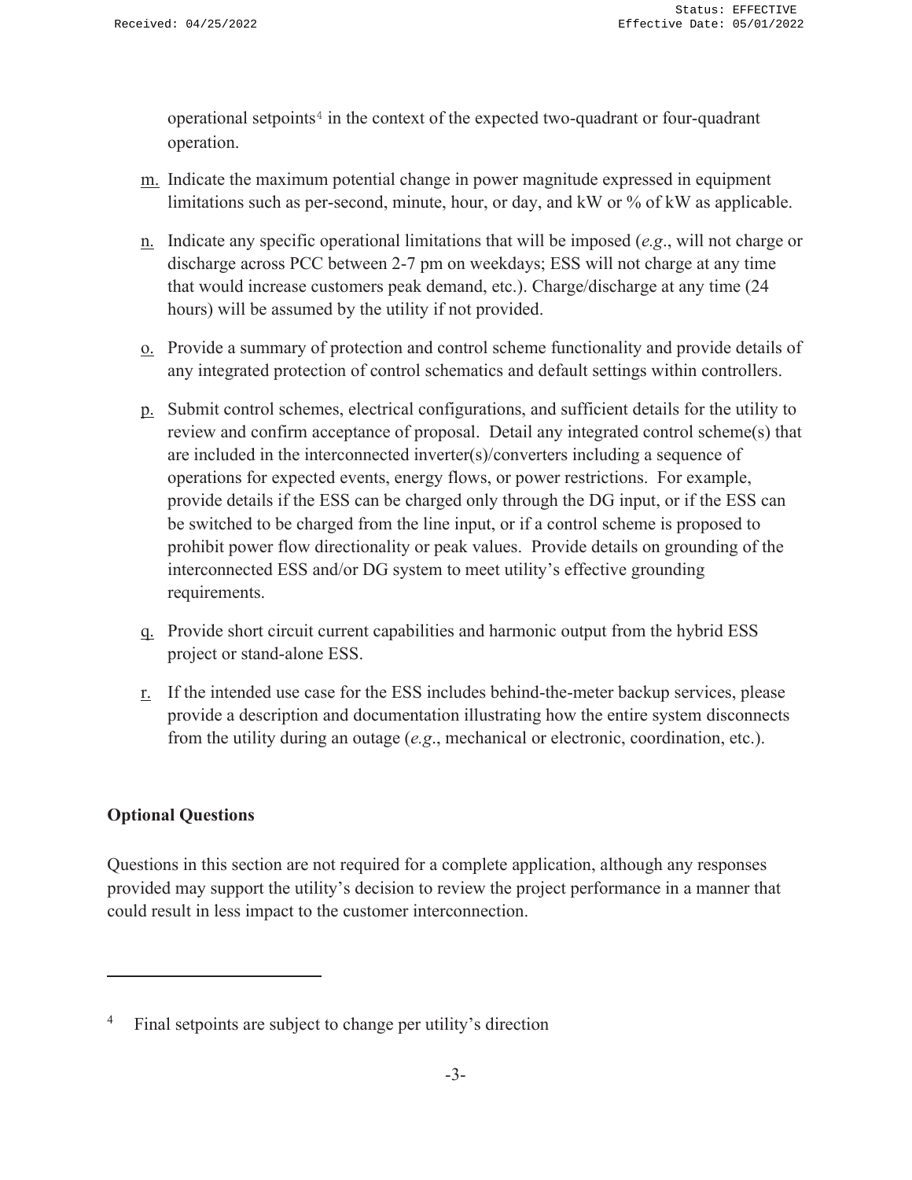operational setpoints[4] in the context of the expected two-quadrant or four-quadrant operation.

m. Indicate the maximum potential change in power magnitude expressed in equipment limitations such as per-second, minute, hour, or day, and kW or % of kW as applicable.

n. Indicate any specific operational limitations that will be imposed (*e.g*., will not charge or discharge across PCC between 2-7 pm on weekdays; ESS will not charge at any time that would increase customers peak demand, etc.). Charge/discharge at any time (24 hours) will be assumed by the utility if not provided.

o. Provide a summary of protection and control scheme functionality and provide details of any integrated protection of control schematics and default settings within controllers.

p. Submit control schemes, electrical configurations, and sufficient details for the utility to review and confirm acceptance of proposal. Detail any integrated control scheme(s) that are included in the interconnected inverter(s)/converters including a sequence of operations for expected events, energy flows, or power restrictions. For example, provide details if the ESS can be charged only through the DG input, or if the ESS can be switched to be charged from the line input, or if a control scheme is proposed to prohibit power flow directionality or peak values. Provide details on grounding of the interconnected ESS and/or DG system to meet utility's effective grounding requirements.

q. Provide short circuit current capabilities and harmonic output from the hybrid ESS project or stand-alone ESS.

r. If the intended use case for the ESS includes behind-the-meter backup services, please provide a description and documentation illustrating how the entire system disconnects from the utility during an outage (*e.g*., mechanical or electronic, coordination, etc.).

**Optional Questions**

Questions in this section are not required for a complete application, although any responses provided may support the utility's decision to review the project performance in a manner that could result in less impact to the customer interconnection.

---

[4] Final setpoints are subject to change per utility's direction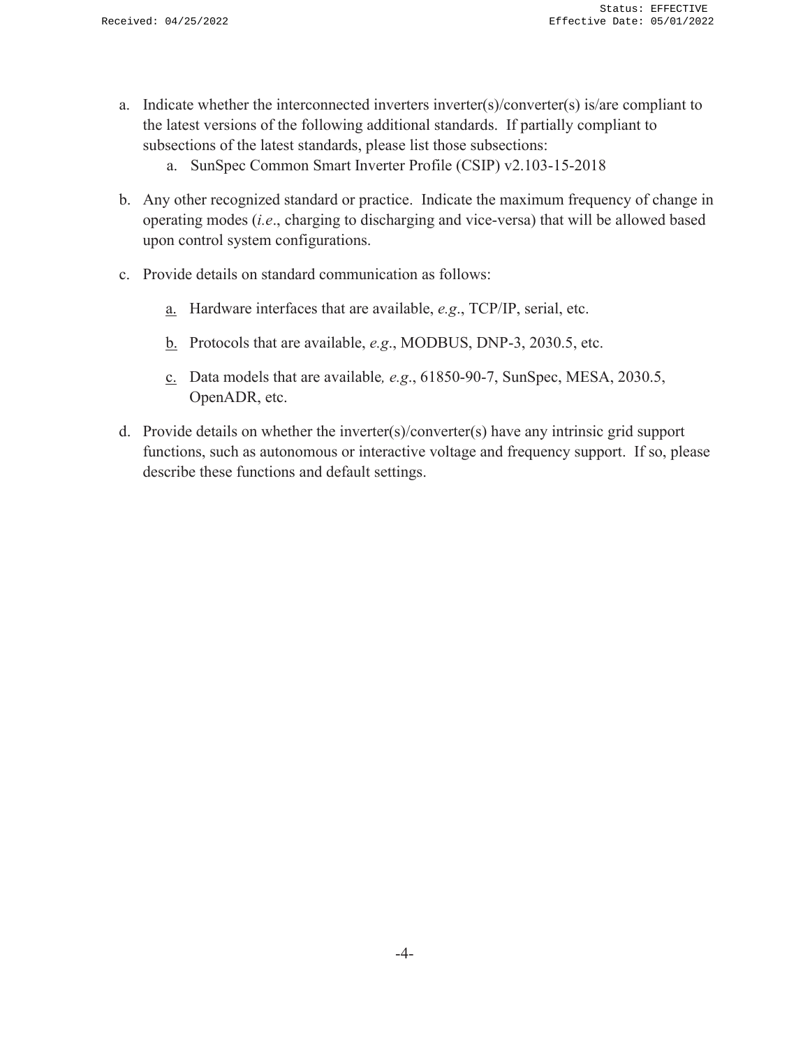a. Indicate whether the interconnected inverters inverter(s)/converter(s) is/are compliant to the latest versions of the following additional standards. If partially compliant to subsections of the latest standards, please list those subsections:

    a. SunSpec Common Smart Inverter Profile (CSIP) v2.103-15-2018

b. Any other recognized standard or practice. Indicate the maximum frequency of change in operating modes (*i.e*., charging to discharging and vice-versa) that will be allowed based upon control system configurations.

c. Provide details on standard communication as follows:

    a. Hardware interfaces that are available, *e.g*., TCP/IP, serial, etc.

    b. Protocols that are available, *e.g*., MODBUS, DNP-3, 2030.5, etc.

    c. Data models that are available*, e.g*., 61850-90-7, SunSpec, MESA, 2030.5, OpenADR, etc.

d. Provide details on whether the inverter(s)/converter(s) have any intrinsic grid support functions, such as autonomous or interactive voltage and frequency support. If so, please describe these functions and default settings.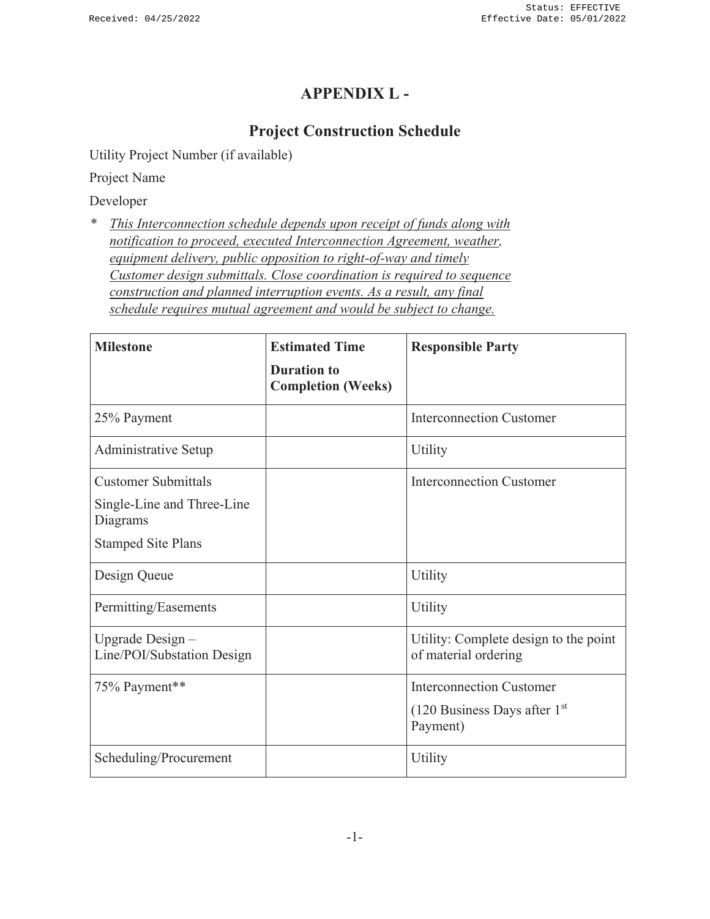# APPENDIX L -

## Project Construction Schedule

Utility Project Number (if available)

Project Name

Developer

\* *This Interconnection schedule depends upon receipt of funds along with notification to proceed, executed Interconnection Agreement, weather, equipment delivery, public opposition to right-of-way and timely Customer design submittals. Close coordination is required to sequence construction and planned interruption events. As a result, any final schedule requires mutual agreement and would be subject to change.*

| Milestone | Estimated Time Duration to Completion (Weeks) | Responsible Party |
|---|---|---|
| 25% Payment | | Interconnection Customer |
| Administrative Setup | | Utility |
| Customer Submittals<br>Single-Line and Three-Line Diagrams<br>Stamped Site Plans | | Interconnection Customer |
| Design Queue | | Utility |
| Permitting/Easements | | Utility |
| Upgrade Design – Line/POI/Substation Design | | Utility: Complete design to the point of material ordering |
| 75% Payment** | | Interconnection Customer<br>(120 Business Days after 1st Payment) |
| Scheduling/Procurement | | Utility |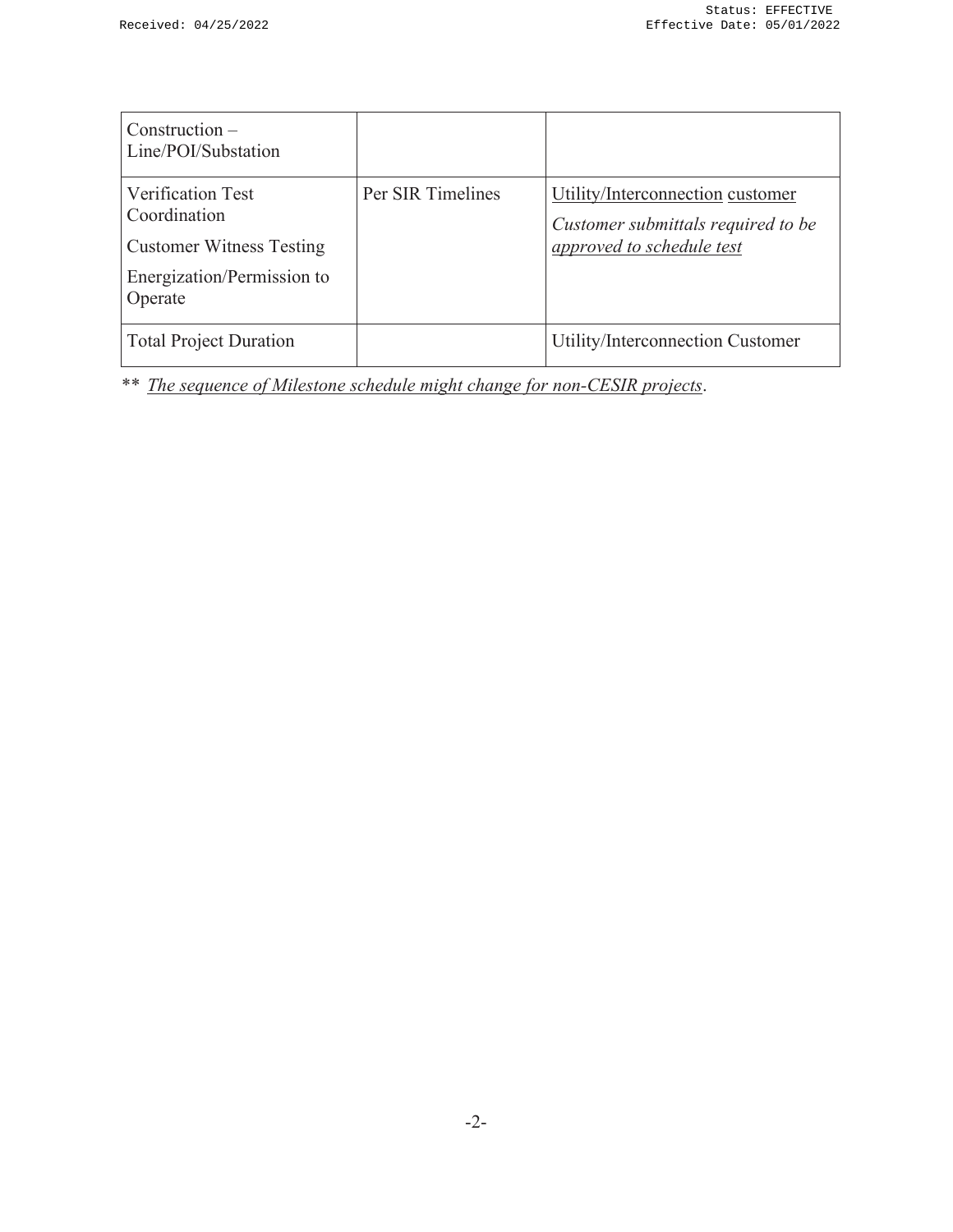| | | |
|---|---|---|
| Construction – Line/POI/Substation | | |
| Verification Test Coordination<br><br>Customer Witness Testing<br><br>Energization/Permission to Operate | Per SIR Timelines | Utility/Interconnection customer<br>*Customer submittals required to be approved to schedule test* |
| Total Project Duration | | Utility/Interconnection Customer |

\** *The sequence of Milestone schedule might change for non-CESIR projects*.